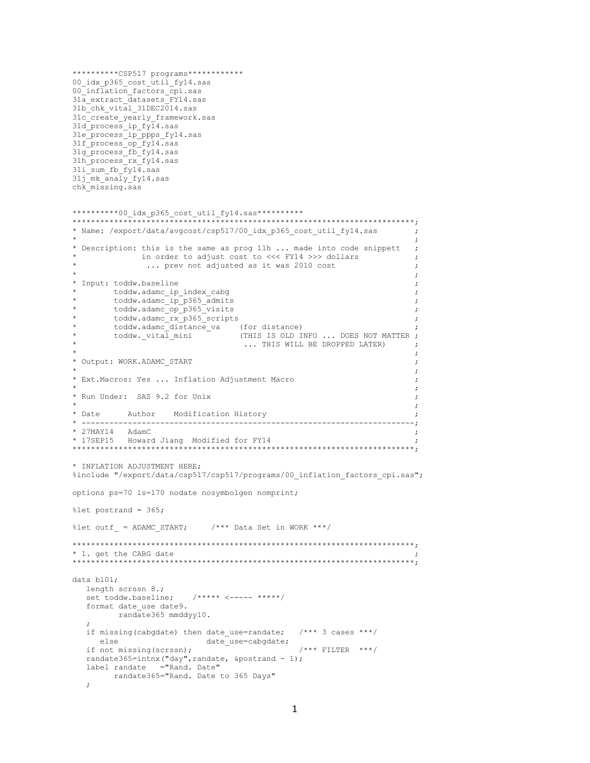```
**********CSP517 programs************
00_idx_p365_cost_util_fy14.sas
00_inflation_factors_cpi.sas
31a_extract_datasets_FY14.sas
31b_chk_vital_31DEC2014.sas
31c_create_yearly_framework.sas
31d_process_ip_fy14.sas
31e_process_ip_ppps_fy14.sas
31f_process_op_fy14.sas
31g_process_fb_fy14.sas
31h_process_rx_fy14.sas
31i_sum_fb_fy14.sas
31j_mk_analy_fy14.sas
chk_missing.sas
```

```
**********00_idx_p365_cost_util_fy14.sas**********
*************************************************************************;
* Name: /export/data/avgcost/csp517/00_idx_p365_cost_util_fy14.sas       ;
*                                                                        ;
* Description: this is the same as prog 11h ... made into code snippett  ;
*              in order to adjust cost to <<< FY14 >>> dollars           ;
*               ... prev not adjusted as it was 2010 cost                ;
*                                                                        ;
* Input: toddw.baseline                                                  ;
*        toddw.adamc_ip_index_cabg                                       ;
*        toddw.adamc_ip_p365_admits                                      ;
*        toddw.adamc_op_p365_visits                                      ;
*        toddw.adamc_rx_p365_scripts                                     ;
*        toddw.adamc_distance_va    (for distance)                       ;
*        toddw._vital_mini          (THIS IS OLD INFO ... DOES NOT MATTER ;
*                                    ... THIS WILL BE DROPPED LATER)     ;
*                                                                        ;
* Output: WORK.ADAMC_START                                               ;
*                                                                        ;
* Ext.Macros: Yes ... Inflation Adjustment Macro                         ;
*                                                                        ;
* Run Under:  SAS 9.2 for Unix                                           ;
*                                                                        ;
* Date      Author    Modification History                               ;
* -----------------------------------------------------------------------;
* 27MAY14   AdamC                                                        ;
* 17SEP15   Howard Jiang  Modified for FY14                              ;
*************************************************************************;

* INFLATION ADJUSTMENT HERE;
%include "/export/data/csp517/csp517/programs/00_inflation_factors_cpi.sas";

options ps=70 ls=170 nodate nosymbolgen nomprint;

%let postrand = 365;

%let outf_ = ADAMC_START;     /*** Data Set in WORK ***/

*************************************************************************;
* 1. get the CABG date                                                   ;
*************************************************************************;

data bl01;
   length scrssn 8.;
   set toddw.baseline;    /***** <----- *****/
   format date_use date9.
          randate365 mmddyy10.
   ;
   if missing(cabgdate) then date_use=randate;   /*** 3 cases ***/
      else                   date_use=cabgdate;
   if not missing(scrssn);                        /*** FILTER  ***/
   randate365=intnx("day",randate, &postrand - 1);
   label randate   ="Rand. Date"
         randate365="Rand. Date to 365 Days"
   ;
```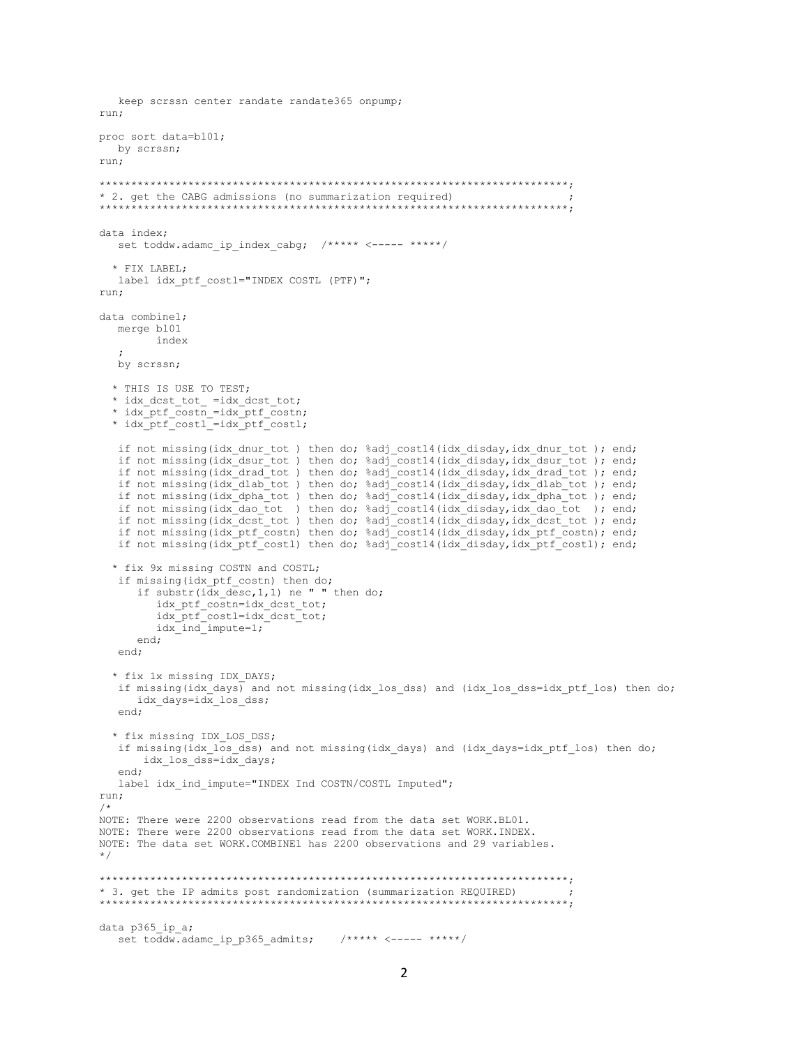```
   keep scrssn center randate randate365 onpump;
run;

proc sort data=bl01;
   by scrssn;
run;

*************************************************************************;
* 2. get the CABG admissions (no summarization required)                ;
*************************************************************************;

data index;
   set toddw.adamc_ip_index_cabg;  /***** <----- *****/

  * FIX LABEL;
   label idx_ptf_costl="INDEX COSTL (PTF)";
run;

data combine1;
   merge bl01
         index
   ;
   by scrssn;

  * THIS IS USE TO TEST;
  * idx_dcst_tot_ =idx_dcst_tot;
  * idx_ptf_costn_=idx_ptf_costn;
  * idx_ptf_costl_=idx_ptf_costl;

   if not missing(idx_dnur_tot ) then do; %adj_cost14(idx_disday,idx_dnur_tot ); end;
   if not missing(idx_dsur_tot ) then do; %adj_cost14(idx_disday,idx_dsur_tot ); end;
   if not missing(idx_drad_tot ) then do; %adj_cost14(idx_disday,idx_drad_tot ); end;
   if not missing(idx_dlab_tot ) then do; %adj_cost14(idx_disday,idx_dlab_tot ); end;
   if not missing(idx_dpha_tot ) then do; %adj_cost14(idx_disday,idx_dpha_tot ); end;
   if not missing(idx_dao_tot  ) then do; %adj_cost14(idx_disday,idx_dao_tot  ); end;
   if not missing(idx_dcst_tot ) then do; %adj_cost14(idx_disday,idx_dcst_tot ); end;
   if not missing(idx_ptf_costn) then do; %adj_cost14(idx_disday,idx_ptf_costn); end;
   if not missing(idx_ptf_costl) then do; %adj_cost14(idx_disday,idx_ptf_costl); end;

  * fix 9x missing COSTN and COSTL;
   if missing(idx_ptf_costn) then do;
      if substr(idx_desc,1,1) ne " " then do;
         idx_ptf_costn=idx_dcst_tot;
         idx_ptf_costl=idx_dcst_tot;
         idx_ind_impute=1;
      end;
   end;

  * fix 1x missing IDX_DAYS;
   if missing(idx_days) and not missing(idx_los_dss) and (idx_los_dss=idx_ptf_los) then do;
      idx_days=idx_los_dss;
   end;

  * fix missing IDX_LOS_DSS;
   if missing(idx_los_dss) and not missing(idx_days) and (idx_days=idx_ptf_los) then do;
       idx_los_dss=idx_days;
   end;
   label idx_ind_impute="INDEX Ind COSTN/COSTL Imputed";
run;
/*
NOTE: There were 2200 observations read from the data set WORK.BL01.
NOTE: There were 2200 observations read from the data set WORK.INDEX.
NOTE: The data set WORK.COMBINE1 has 2200 observations and 29 variables.
*/

*************************************************************************;
* 3. get the IP admits post randomization (summarization REQUIRED)      ;
*************************************************************************;

data p365_ip_a;
   set toddw.adamc_ip_p365_admits;    /***** <----- *****/
```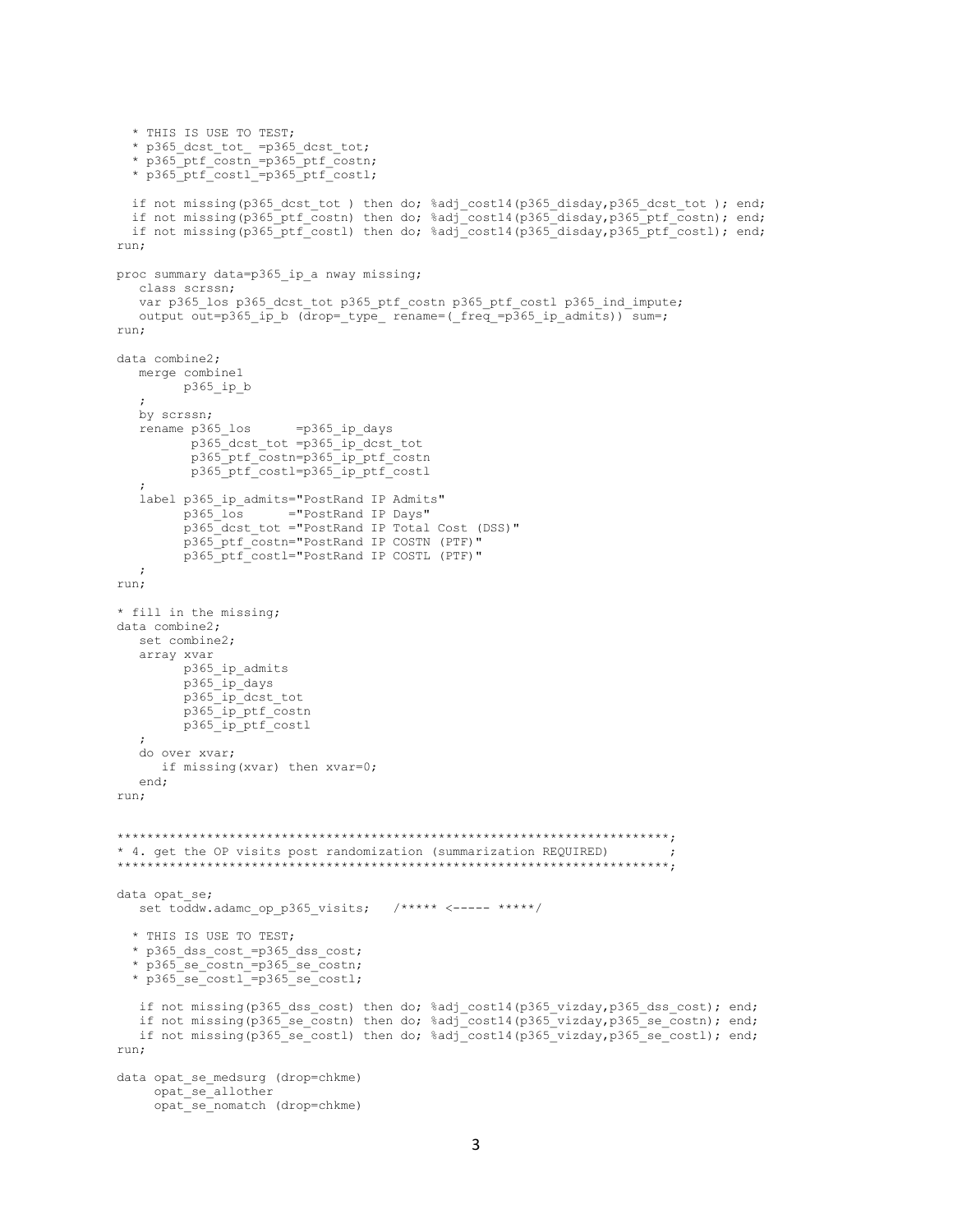```
  * THIS IS USE TO TEST;
  * p365_dcst_tot_ =p365_dcst_tot;
  * p365_ptf_costn_=p365_ptf_costn;
  * p365_ptf_costl_=p365_ptf_costl;

  if not missing(p365_dcst_tot ) then do; %adj_cost14(p365_disday,p365_dcst_tot ); end;
  if not missing(p365_ptf_costn) then do; %adj_cost14(p365_disday,p365_ptf_costn); end;
  if not missing(p365_ptf_costl) then do; %adj_cost14(p365_disday,p365_ptf_costl); end;
run;

proc summary data=p365_ip_a nway missing;
   class scrssn;
   var p365_los p365_dcst_tot p365_ptf_costn p365_ptf_costl p365_ind_impute;
   output out=p365_ip_b (drop=_type_ rename=(_freq_=p365_ip_admits)) sum=;
run;

data combine2;
   merge combine1
         p365_ip_b
   ;
   by scrssn;
   rename p365_los      =p365_ip_days
          p365_dcst_tot =p365_ip_dcst_tot
          p365_ptf_costn=p365_ip_ptf_costn
          p365_ptf_costl=p365_ip_ptf_costl
   ;
   label p365_ip_admits="PostRand IP Admits"
         p365_los      ="PostRand IP Days"
         p365_dcst_tot ="PostRand IP Total Cost (DSS)"
         p365_ptf_costn="PostRand IP COSTN (PTF)"
         p365_ptf_costl="PostRand IP COSTL (PTF)"
   ;
run;

* fill in the missing;
data combine2;
   set combine2;
   array xvar
         p365_ip_admits
         p365_ip_days
         p365_ip_dcst_tot
         p365_ip_ptf_costn
         p365_ip_ptf_costl
   ;
   do over xvar;
      if missing(xvar) then xvar=0;
   end;
run;


*************************************************************************;
* 4. get the OP visits post randomization (summarization REQUIRED)       ;
*************************************************************************;

data opat_se;
   set toddw.adamc_op_p365_visits;   /***** <----- *****/

  * THIS IS USE TO TEST;
  * p365_dss_cost_=p365_dss_cost;
  * p365_se_costn_=p365_se_costn;
  * p365_se_costl_=p365_se_costl;

   if not missing(p365_dss_cost) then do; %adj_cost14(p365_vizday,p365_dss_cost); end;
   if not missing(p365_se_costn) then do; %adj_cost14(p365_vizday,p365_se_costn); end;
   if not missing(p365_se_costl) then do; %adj_cost14(p365_vizday,p365_se_costl); end;
run;

data opat_se_medsurg (drop=chkme)
     opat_se_allother
     opat_se_nomatch (drop=chkme)
```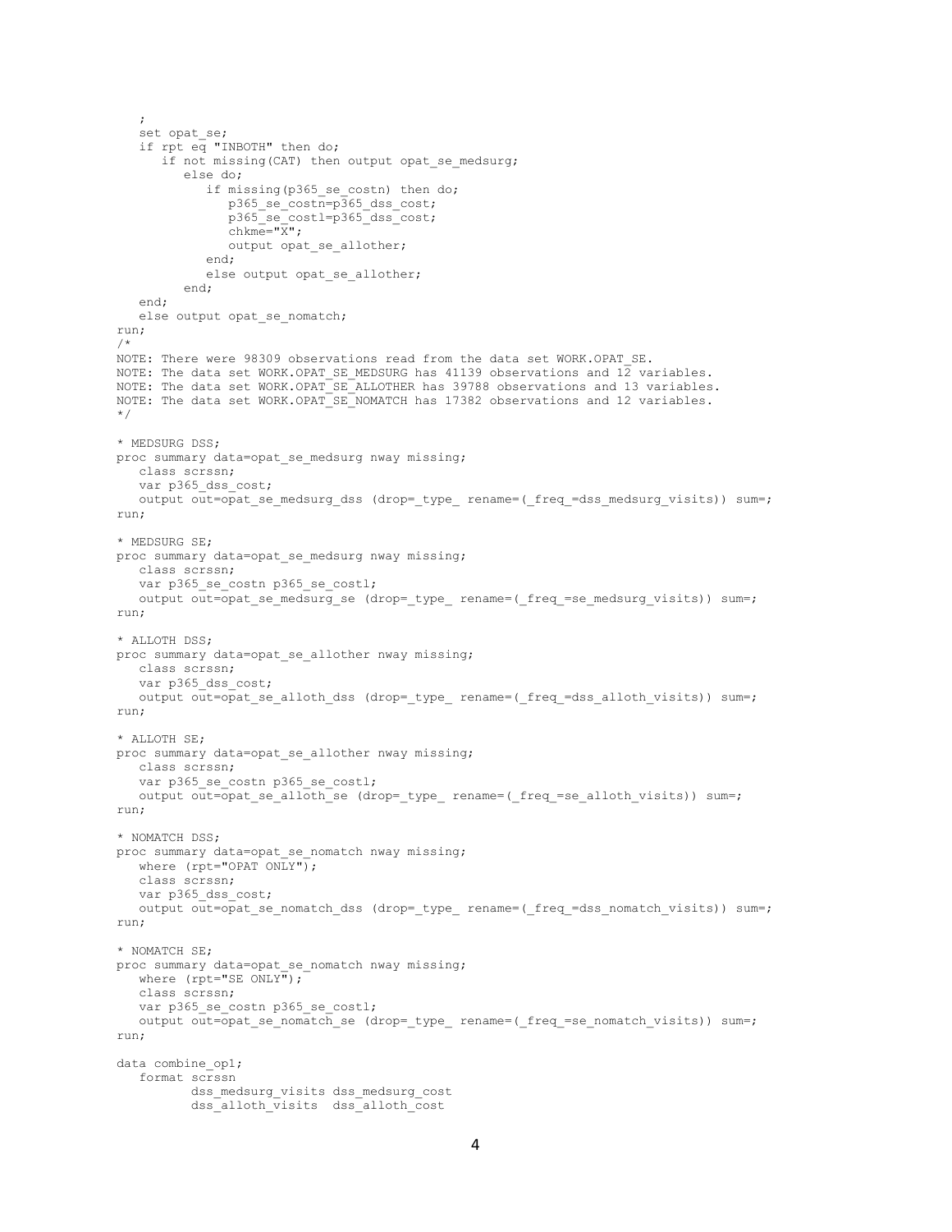```
   ;
   set opat_se;
   if rpt eq "INBOTH" then do;
      if not missing(CAT) then output opat_se_medsurg;
         else do;
            if missing(p365_se_costn) then do;
               p365_se_costn=p365_dss_cost;
               p365_se_costl=p365_dss_cost;
               chkme="X";
               output opat_se_allother;
            end;
            else output opat_se_allother;
         end;
   end;
   else output opat_se_nomatch;
run;
/*
NOTE: There were 98309 observations read from the data set WORK.OPAT_SE.
NOTE: The data set WORK.OPAT_SE_MEDSURG has 41139 observations and 12 variables.
NOTE: The data set WORK.OPAT_SE_ALLOTHER has 39788 observations and 13 variables.
NOTE: The data set WORK.OPAT_SE_NOMATCH has 17382 observations and 12 variables.
*/

* MEDSURG DSS;
proc summary data=opat_se_medsurg nway missing;
   class scrssn;
   var p365_dss_cost;
   output out=opat_se_medsurg_dss (drop=_type_ rename=(_freq_=dss_medsurg_visits)) sum=;
run;

* MEDSURG SE;
proc summary data=opat_se_medsurg nway missing;
   class scrssn;
   var p365_se_costn p365_se_costl;
   output out=opat_se_medsurg_se (drop=_type_ rename=(_freq_=se_medsurg_visits)) sum=;
run;

* ALLOTH DSS;
proc summary data=opat_se_allother nway missing;
   class scrssn;
   var p365_dss_cost;
   output out=opat_se_alloth_dss (drop=_type_ rename=(_freq_=dss_alloth_visits)) sum=;
run;

* ALLOTH SE;
proc summary data=opat_se_allother nway missing;
   class scrssn;
   var p365_se_costn p365_se_costl;
   output out=opat_se_alloth_se (drop=_type_ rename=(_freq_=se_alloth_visits)) sum=;
run;

* NOMATCH DSS;
proc summary data=opat_se_nomatch nway missing;
   where (rpt="OPAT ONLY");
   class scrssn;
   var p365_dss_cost;
   output out=opat_se_nomatch_dss (drop=_type_ rename=(_freq_=dss_nomatch_visits)) sum=;
run;

* NOMATCH SE;
proc summary data=opat_se_nomatch nway missing;
   where (rpt="SE ONLY");
   class scrssn;
   var p365_se_costn p365_se_costl;
   output out=opat_se_nomatch_se (drop=_type_ rename=(_freq_=se_nomatch_visits)) sum=;
run;

data combine_op1;
   format scrssn
          dss_medsurg_visits dss_medsurg_cost
          dss_alloth_visits  dss_alloth_cost
```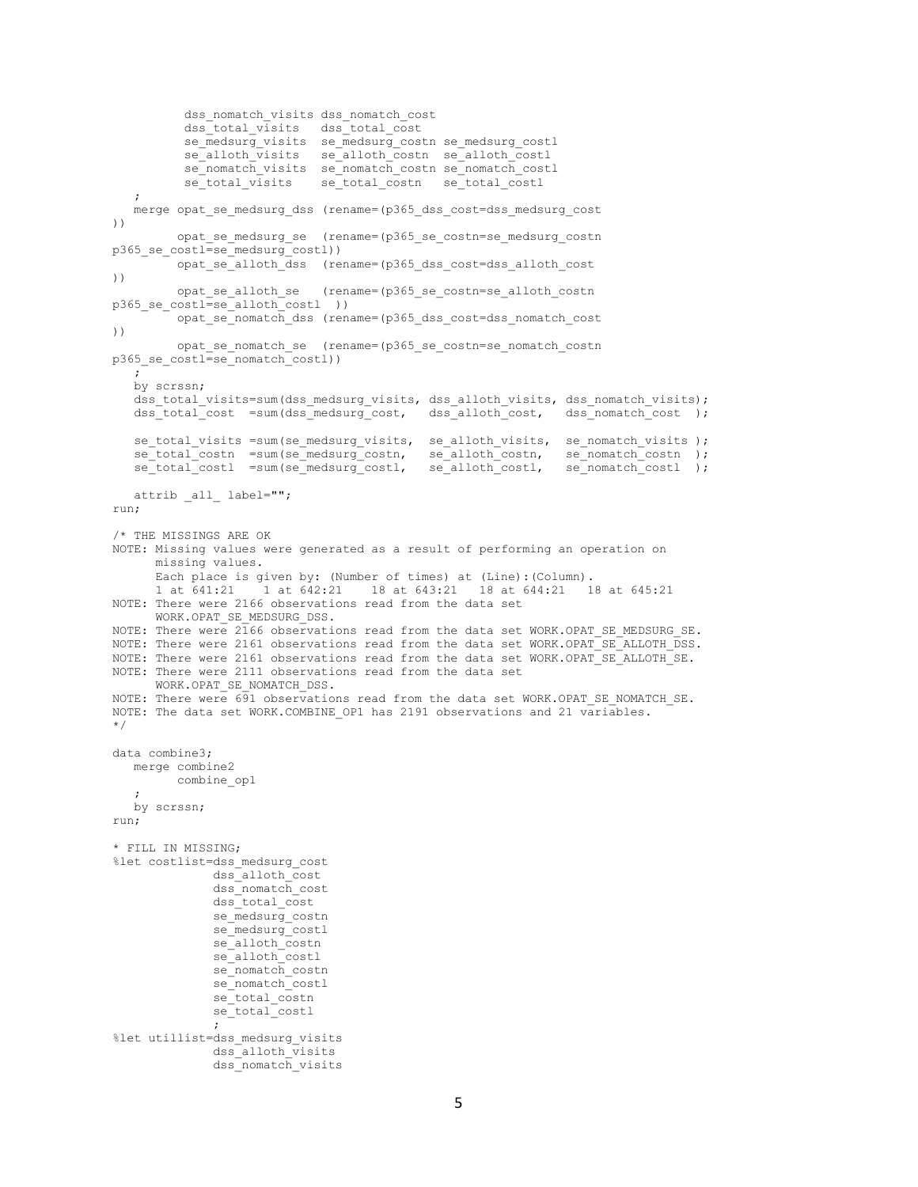```
         dss_nomatch_visits dss_nomatch_cost
         dss_total_visits   dss_total_cost
         se_medsurg_visits  se_medsurg_costn se_medsurg_costl
         se_alloth_visits   se_alloth_costn  se_alloth_costl
         se_nomatch_visits  se_nomatch_costn se_nomatch_costl
         se_total_visits    se_total_costn   se_total_costl
   ;
   merge opat_se_medsurg_dss (rename=(p365_dss_cost=dss_medsurg_cost
))
        opat_se_medsurg_se  (rename=(p365_se_costn=se_medsurg_costn
p365_se_costl=se_medsurg_costl))
        opat_se_alloth_dss  (rename=(p365_dss_cost=dss_alloth_cost
))
        opat_se_alloth_se   (rename=(p365_se_costn=se_alloth_costn
p365_se_costl=se_alloth_costl  ))
        opat_se_nomatch_dss (rename=(p365_dss_cost=dss_nomatch_cost
))
        opat_se_nomatch_se  (rename=(p365_se_costn=se_nomatch_costn
p365_se_costl=se_nomatch_costl))
   ;
   by scrssn;
   dss_total_visits=sum(dss_medsurg_visits, dss_alloth_visits, dss_nomatch_visits);
   dss_total_cost  =sum(dss_medsurg_cost,   dss_alloth_cost,   dss_nomatch_cost  );

   se_total_visits =sum(se_medsurg_visits,  se_alloth_visits,  se_nomatch_visits );
   se_total_costn  =sum(se_medsurg_costn,   se_alloth_costn,   se_nomatch_costn  );
   se_total_costl  =sum(se_medsurg_costl,   se_alloth_costl,   se_nomatch_costl  );

   attrib _all_ label="";
run;

/* THE MISSINGS ARE OK
NOTE: Missing values were generated as a result of performing an operation on
      missing values.
      Each place is given by: (Number of times) at (Line):(Column).
      1 at 641:21   1 at 642:21   18 at 643:21   18 at 644:21   18 at 645:21
NOTE: There were 2166 observations read from the data set
      WORK.OPAT_SE_MEDSURG_DSS.
NOTE: There were 2166 observations read from the data set WORK.OPAT_SE_MEDSURG_SE.
NOTE: There were 2161 observations read from the data set WORK.OPAT_SE_ALLOTH_DSS.
NOTE: There were 2161 observations read from the data set WORK.OPAT_SE_ALLOTH_SE.
NOTE: There were 2111 observations read from the data set
      WORK.OPAT_SE_NOMATCH_DSS.
NOTE: There were 691 observations read from the data set WORK.OPAT_SE_NOMATCH_SE.
NOTE: The data set WORK.COMBINE_OP1 has 2191 observations and 21 variables.
*/

data combine3;
   merge combine2
        combine_op1
   ;
   by scrssn;
run;

* FILL IN MISSING;
%let costlist=dss_medsurg_cost
             dss_alloth_cost
             dss_nomatch_cost
             dss_total_cost
             se_medsurg_costn
             se_medsurg_costl
             se_alloth_costn
             se_alloth_costl
             se_nomatch_costn
             se_nomatch_costl
             se_total_costn
             se_total_costl
             ;
%let utillist=dss_medsurg_visits
             dss_alloth_visits
             dss_nomatch_visits
```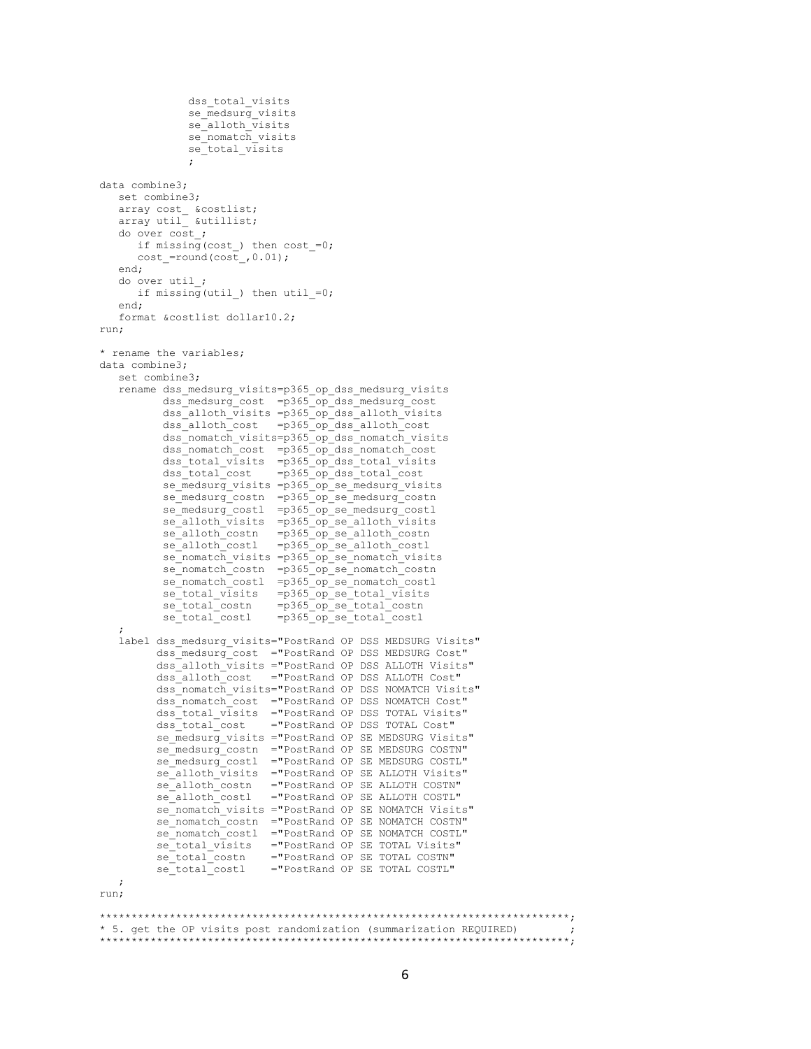```
              dss_total_visits
              se_medsurg_visits
              se_alloth_visits
              se_nomatch_visits
              se_total_visits
              ;

data combine3;
   set combine3;
   array cost_ &costlist;
   array util_ &utillist;
   do over cost_;
      if missing(cost_) then cost_=0;
      cost_=round(cost_,0.01);
   end;
   do over util_;
      if missing(util_) then util_=0;
   end;
   format &costlist dollar10.2;
run;

* rename the variables;
data combine3;
   set combine3;
   rename dss_medsurg_visits=p365_op_dss_medsurg_visits
          dss_medsurg_cost  =p365_op_dss_medsurg_cost
          dss_alloth_visits =p365_op_dss_alloth_visits
          dss_alloth_cost   =p365_op_dss_alloth_cost
          dss_nomatch_visits=p365_op_dss_nomatch_visits
          dss_nomatch_cost  =p365_op_dss_nomatch_cost
          dss_total_visits  =p365_op_dss_total_visits
          dss_total_cost    =p365_op_dss_total_cost
          se_medsurg_visits =p365_op_se_medsurg_visits
          se_medsurg_costn  =p365_op_se_medsurg_costn
          se_medsurg_costl  =p365_op_se_medsurg_costl
          se_alloth_visits  =p365_op_se_alloth_visits
          se_alloth_costn   =p365_op_se_alloth_costn
          se_alloth_costl   =p365_op_se_alloth_costl
          se_nomatch_visits =p365_op_se_nomatch_visits
          se_nomatch_costn  =p365_op_se_nomatch_costn
          se_nomatch_costl  =p365_op_se_nomatch_costl
          se_total_visits   =p365_op_se_total_visits
          se_total_costn    =p365_op_se_total_costn
          se_total_costl    =p365_op_se_total_costl
   ;
   label dss_medsurg_visits="PostRand OP DSS MEDSURG Visits"
         dss_medsurg_cost  ="PostRand OP DSS MEDSURG Cost"
         dss_alloth_visits ="PostRand OP DSS ALLOTH Visits"
         dss_alloth_cost   ="PostRand OP DSS ALLOTH Cost"
         dss_nomatch_visits="PostRand OP DSS NOMATCH Visits"
         dss_nomatch_cost  ="PostRand OP DSS NOMATCH Cost"
         dss_total_visits  ="PostRand OP DSS TOTAL Visits"
         dss_total_cost    ="PostRand OP DSS TOTAL Cost"
         se_medsurg_visits ="PostRand OP SE MEDSURG Visits"
         se_medsurg_costn  ="PostRand OP SE MEDSURG COSTN"
         se_medsurg_costl  ="PostRand OP SE MEDSURG COSTL"
         se_alloth_visits  ="PostRand OP SE ALLOTH Visits"
         se_alloth_costn   ="PostRand OP SE ALLOTH COSTN"
         se_alloth_costl   ="PostRand OP SE ALLOTH COSTL"
         se_nomatch_visits ="PostRand OP SE NOMATCH Visits"
         se_nomatch_costn  ="PostRand OP SE NOMATCH COSTN"
         se_nomatch_costl  ="PostRand OP SE NOMATCH COSTL"
         se_total_visits   ="PostRand OP SE TOTAL Visits"
         se_total_costn    ="PostRand OP SE TOTAL COSTN"
         se_total_costl    ="PostRand OP SE TOTAL COSTL"
   ;
run;

*************************************************************************;
* 5. get the OP visits post randomization (summarization REQUIRED)       ;
*************************************************************************;
```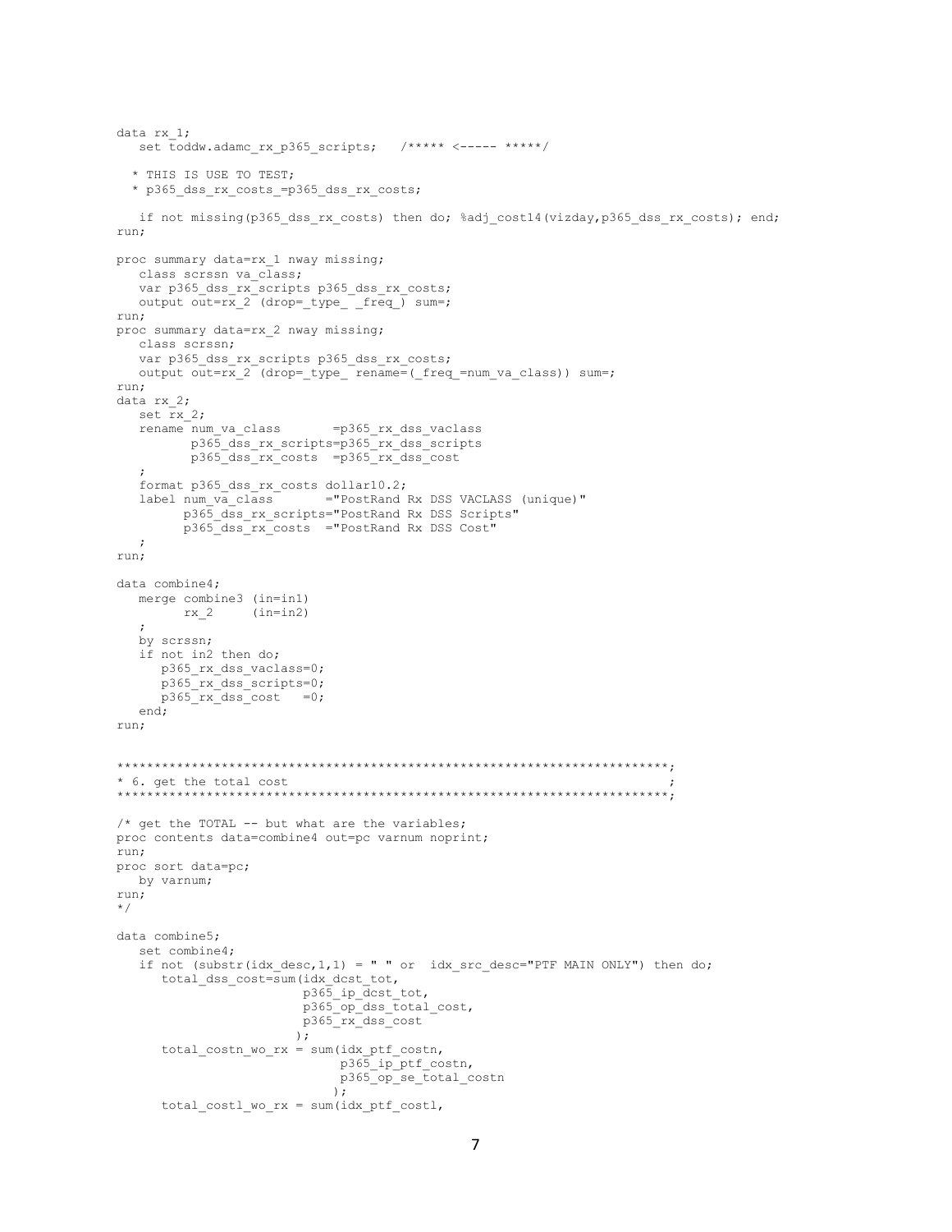```
data rx_1;
   set toddw.adamc_rx_p365_scripts;   /***** <----- *****/

  * THIS IS USE TO TEST;
  * p365_dss_rx_costs_=p365_dss_rx_costs;

   if not missing(p365_dss_rx_costs) then do; %adj_cost14(vizday,p365_dss_rx_costs); end;
run;

proc summary data=rx_1 nway missing;
   class scrssn va_class;
   var p365_dss_rx_scripts p365_dss_rx_costs;
   output out=rx_2 (drop=_type_ _freq_) sum=;
run;
proc summary data=rx_2 nway missing;
   class scrssn;
   var p365_dss_rx_scripts p365_dss_rx_costs;
   output out=rx_2 (drop=_type_ rename=(_freq_=num_va_class)) sum=;
run;
data rx_2;
   set rx_2;
   rename num_va_class       =p365_rx_dss_vaclass
          p365_dss_rx_scripts=p365_rx_dss_scripts
          p365_dss_rx_costs  =p365_rx_dss_cost
   ;
   format p365_dss_rx_costs dollar10.2;
   label num_va_class       ="PostRand Rx DSS VACLASS (unique)"
         p365_dss_rx_scripts="PostRand Rx DSS Scripts"
         p365_dss_rx_costs  ="PostRand Rx DSS Cost"
   ;
run;

data combine4;
   merge combine3 (in=in1)
         rx_2     (in=in2)
   ;
   by scrssn;
   if not in2 then do;
      p365_rx_dss_vaclass=0;
      p365_rx_dss_scripts=0;
      p365_rx_dss_cost   =0;
   end;
run;


*************************************************************************;
* 6. get the total cost                                                 ;
*************************************************************************;

/* get the TOTAL -- but what are the variables;
proc contents data=combine4 out=pc varnum noprint;
run;
proc sort data=pc;
   by varnum;
run;
*/

data combine5;
   set combine4;
   if not (substr(idx_desc,1,1) = " " or  idx_src_desc="PTF MAIN ONLY") then do;
      total_dss_cost=sum(idx_dcst_tot,
                         p365_ip_dcst_tot,
                         p365_op_dss_total_cost,
                         p365_rx_dss_cost
                        );
      total_costn_wo_rx = sum(idx_ptf_costn,
                              p365_ip_ptf_costn,
                              p365_op_se_total_costn
                             );
      total_costl_wo_rx = sum(idx_ptf_costl,
```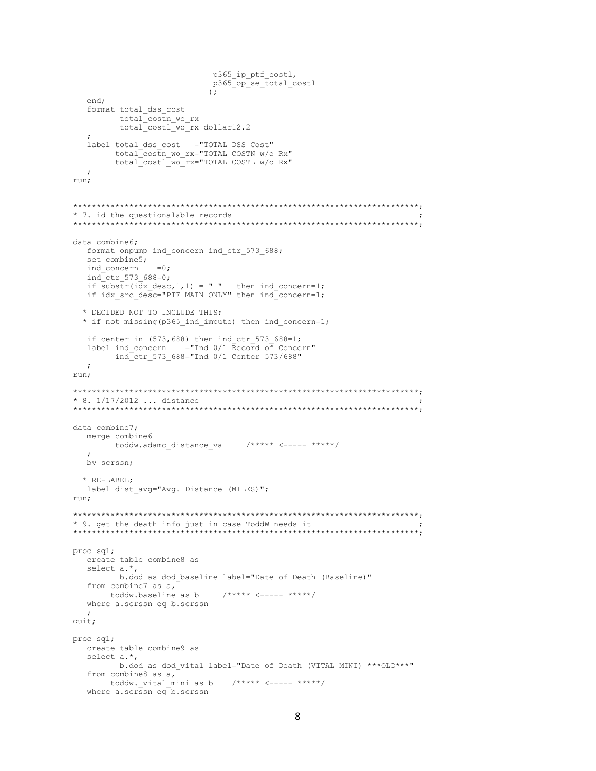```
                              p365_ip_ptf_costl,
                              p365_op_se_total_costl
                             );
   end;
   format total_dss_cost
          total_costn_wo_rx
          total_costl_wo_rx dollar12.2
   ;
   label total_dss_cost   ="TOTAL DSS Cost"
         total_costn_wo_rx="TOTAL COSTN w/o Rx"
         total_costl_wo_rx="TOTAL COSTL w/o Rx"
   ;
run;


*************************************************************************;
* 7. id the questionalable records                                     ;
*************************************************************************;

data combine6;
   format onpump ind_concern ind_ctr_573_688;
   set combine5;
   ind_concern    =0;
   ind_ctr_573_688=0;
   if substr(idx_desc,1,1) = " "   then ind_concern=1;
   if idx_src_desc="PTF MAIN ONLY" then ind_concern=1;

  * DECIDED NOT TO INCLUDE THIS;
  * if not missing(p365_ind_impute) then ind_concern=1;

   if center in (573,688) then ind_ctr_573_688=1;
   label ind_concern    ="Ind 0/1 Record of Concern"
         ind_ctr_573_688="Ind 0/1 Center 573/688"
   ;
run;

*************************************************************************;
* 8. 1/17/2012 ... distance                                            ;
*************************************************************************;

data combine7;
   merge combine6
         toddw.adamc_distance_va     /***** <----- *****/
   ;
   by scrssn;

  * RE-LABEL;
   label dist_avg="Avg. Distance (MILES)";
run;

*************************************************************************;
* 9. get the death info just in case ToddW needs it                    ;
*************************************************************************;

proc sql;
   create table combine8 as
   select a.*,
          b.dod as dod_baseline label="Date of Death (Baseline)"
   from combine7 as a,
        toddw.baseline as b     /***** <----- *****/
   where a.scrssn eq b.scrssn
   ;
quit;

proc sql;
   create table combine9 as
   select a.*,
          b.dod as dod_vital label="Date of Death (VITAL MINI) ***OLD***"
   from combine8 as a,
        toddw._vital_mini as b    /***** <----- *****/
   where a.scrssn eq b.scrssn
```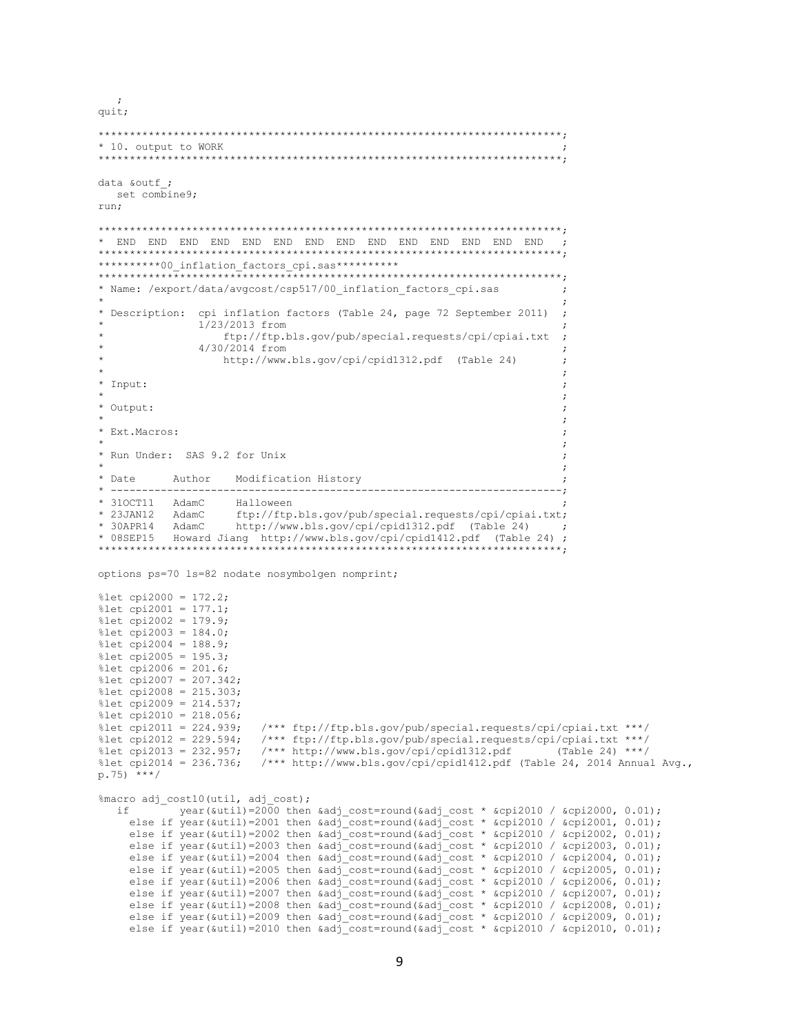```
   ;
quit;

*************************************************************************;
* 10. output to WORK                                                    ;
*************************************************************************;

data &outf_;
   set combine9;
run;

*************************************************************************;
*  END  END  END  END  END  END  END  END  END  END  END  END  END  END  ;
*************************************************************************;
**********00_inflation_factors_cpi.sas**********
*************************************************************************;
* Name: /export/data/avgcost/csp517/00_inflation_factors_cpi.sas        ;
*                                                                       ;
* Description:  cpi inflation factors (Table 24, page 72 September 2011) ;
*               1/23/2013 from                                          ;
*                   ftp://ftp.bls.gov/pub/special.requests/cpi/cpiai.txt ;
*               4/30/2014 from                                          ;
*                   http://www.bls.gov/cpi/cpid1312.pdf  (Table 24)     ;
*                                                                       ;
* Input:                                                                ;
*                                                                       ;
* Output:                                                               ;
*                                                                       ;
* Ext.Macros:                                                           ;
*                                                                       ;
* Run Under:  SAS 9.2 for Unix                                          ;
*                                                                       ;
* Date      Author    Modification History                              ;
* ----------------------------------------------------------------------;
* 31OCT11   AdamC     Halloween                                         ;
* 23JAN12   AdamC     ftp://ftp.bls.gov/pub/special.requests/cpi/cpiai.txt;
* 30APR14   AdamC     http://www.bls.gov/cpi/cpid1312.pdf  (Table 24)   ;
* 08SEP15   Howard Jiang  http://www.bls.gov/cpi/cpid1412.pdf  (Table 24) ;
*************************************************************************;

options ps=70 ls=82 nodate nosymbolgen nomprint;

%let cpi2000 = 172.2;
%let cpi2001 = 177.1;
%let cpi2002 = 179.9;
%let cpi2003 = 184.0;
%let cpi2004 = 188.9;
%let cpi2005 = 195.3;
%let cpi2006 = 201.6;
%let cpi2007 = 207.342;
%let cpi2008 = 215.303;
%let cpi2009 = 214.537;
%let cpi2010 = 218.056;
%let cpi2011 = 224.939;   /*** ftp://ftp.bls.gov/pub/special.requests/cpi/cpiai.txt ***/
%let cpi2012 = 229.594;   /*** ftp://ftp.bls.gov/pub/special.requests/cpi/cpiai.txt ***/
%let cpi2013 = 232.957;   /*** http://www.bls.gov/cpi/cpid1312.pdf       (Table 24) ***/
%let cpi2014 = 236.736;   /*** http://www.bls.gov/cpi/cpid1412.pdf (Table 24, 2014 Annual Avg.,
p.75) ***/

%macro adj_cost10(util, adj_cost);
   if        year(&util)=2000 then &adj_cost=round(&adj_cost * &cpi2010 / &cpi2000, 0.01);
     else if year(&util)=2001 then &adj_cost=round(&adj_cost * &cpi2010 / &cpi2001, 0.01);
     else if year(&util)=2002 then &adj_cost=round(&adj_cost * &cpi2010 / &cpi2002, 0.01);
     else if year(&util)=2003 then &adj_cost=round(&adj_cost * &cpi2010 / &cpi2003, 0.01);
     else if year(&util)=2004 then &adj_cost=round(&adj_cost * &cpi2010 / &cpi2004, 0.01);
     else if year(&util)=2005 then &adj_cost=round(&adj_cost * &cpi2010 / &cpi2005, 0.01);
     else if year(&util)=2006 then &adj_cost=round(&adj_cost * &cpi2010 / &cpi2006, 0.01);
     else if year(&util)=2007 then &adj_cost=round(&adj_cost * &cpi2010 / &cpi2007, 0.01);
     else if year(&util)=2008 then &adj_cost=round(&adj_cost * &cpi2010 / &cpi2008, 0.01);
     else if year(&util)=2009 then &adj_cost=round(&adj_cost * &cpi2010 / &cpi2009, 0.01);
     else if year(&util)=2010 then &adj_cost=round(&adj_cost * &cpi2010 / &cpi2010, 0.01);
```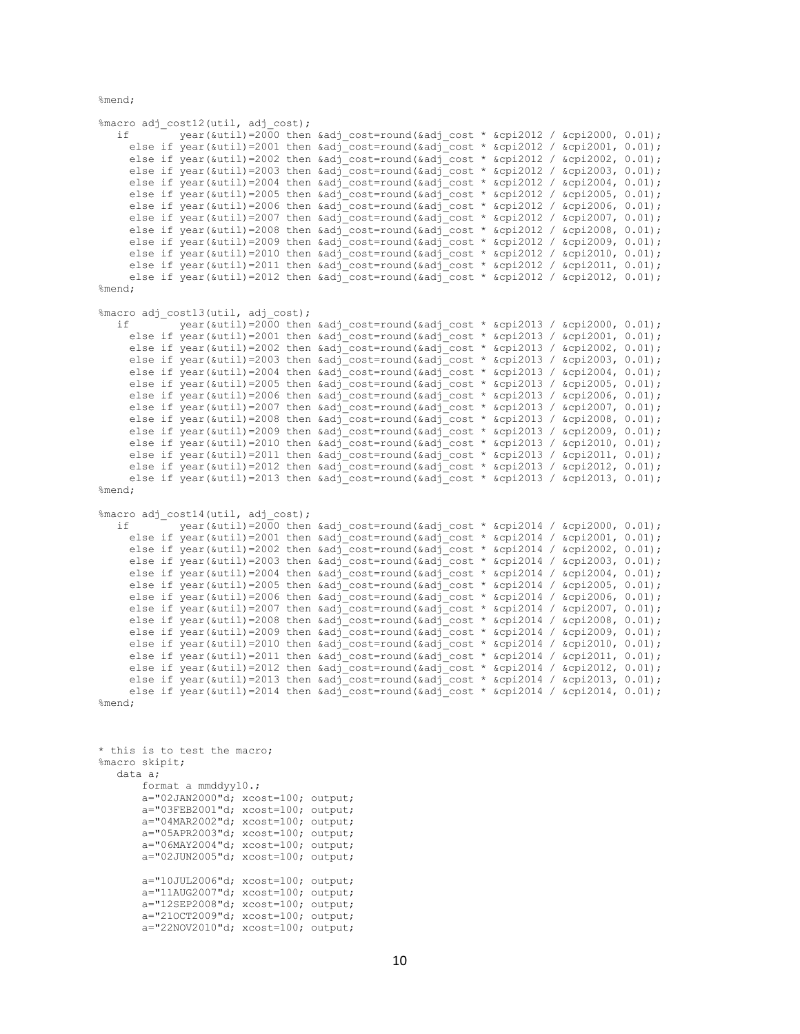```
%mend;

%macro adj_cost12(util, adj_cost);
   if        year(&util)=2000 then &adj_cost=round(&adj_cost * &cpi2012 / &cpi2000, 0.01);
     else if year(&util)=2001 then &adj_cost=round(&adj_cost * &cpi2012 / &cpi2001, 0.01);
     else if year(&util)=2002 then &adj_cost=round(&adj_cost * &cpi2012 / &cpi2002, 0.01);
     else if year(&util)=2003 then &adj_cost=round(&adj_cost * &cpi2012 / &cpi2003, 0.01);
     else if year(&util)=2004 then &adj_cost=round(&adj_cost * &cpi2012 / &cpi2004, 0.01);
     else if year(&util)=2005 then &adj_cost=round(&adj_cost * &cpi2012 / &cpi2005, 0.01);
     else if year(&util)=2006 then &adj_cost=round(&adj_cost * &cpi2012 / &cpi2006, 0.01);
     else if year(&util)=2007 then &adj_cost=round(&adj_cost * &cpi2012 / &cpi2007, 0.01);
     else if year(&util)=2008 then &adj_cost=round(&adj_cost * &cpi2012 / &cpi2008, 0.01);
     else if year(&util)=2009 then &adj_cost=round(&adj_cost * &cpi2012 / &cpi2009, 0.01);
     else if year(&util)=2010 then &adj_cost=round(&adj_cost * &cpi2012 / &cpi2010, 0.01);
     else if year(&util)=2011 then &adj_cost=round(&adj_cost * &cpi2012 / &cpi2011, 0.01);
     else if year(&util)=2012 then &adj_cost=round(&adj_cost * &cpi2012 / &cpi2012, 0.01);
%mend;

%macro adj_cost13(util, adj_cost);
   if        year(&util)=2000 then &adj_cost=round(&adj_cost * &cpi2013 / &cpi2000, 0.01);
     else if year(&util)=2001 then &adj_cost=round(&adj_cost * &cpi2013 / &cpi2001, 0.01);
     else if year(&util)=2002 then &adj_cost=round(&adj_cost * &cpi2013 / &cpi2002, 0.01);
     else if year(&util)=2003 then &adj_cost=round(&adj_cost * &cpi2013 / &cpi2003, 0.01);
     else if year(&util)=2004 then &adj_cost=round(&adj_cost * &cpi2013 / &cpi2004, 0.01);
     else if year(&util)=2005 then &adj_cost=round(&adj_cost * &cpi2013 / &cpi2005, 0.01);
     else if year(&util)=2006 then &adj_cost=round(&adj_cost * &cpi2013 / &cpi2006, 0.01);
     else if year(&util)=2007 then &adj_cost=round(&adj_cost * &cpi2013 / &cpi2007, 0.01);
     else if year(&util)=2008 then &adj_cost=round(&adj_cost * &cpi2013 / &cpi2008, 0.01);
     else if year(&util)=2009 then &adj_cost=round(&adj_cost * &cpi2013 / &cpi2009, 0.01);
     else if year(&util)=2010 then &adj_cost=round(&adj_cost * &cpi2013 / &cpi2010, 0.01);
     else if year(&util)=2011 then &adj_cost=round(&adj_cost * &cpi2013 / &cpi2011, 0.01);
     else if year(&util)=2012 then &adj_cost=round(&adj_cost * &cpi2013 / &cpi2012, 0.01);
     else if year(&util)=2013 then &adj_cost=round(&adj_cost * &cpi2013 / &cpi2013, 0.01);
%mend;

%macro adj_cost14(util, adj_cost);
   if        year(&util)=2000 then &adj_cost=round(&adj_cost * &cpi2014 / &cpi2000, 0.01);
     else if year(&util)=2001 then &adj_cost=round(&adj_cost * &cpi2014 / &cpi2001, 0.01);
     else if year(&util)=2002 then &adj_cost=round(&adj_cost * &cpi2014 / &cpi2002, 0.01);
     else if year(&util)=2003 then &adj_cost=round(&adj_cost * &cpi2014 / &cpi2003, 0.01);
     else if year(&util)=2004 then &adj_cost=round(&adj_cost * &cpi2014 / &cpi2004, 0.01);
     else if year(&util)=2005 then &adj_cost=round(&adj_cost * &cpi2014 / &cpi2005, 0.01);
     else if year(&util)=2006 then &adj_cost=round(&adj_cost * &cpi2014 / &cpi2006, 0.01);
     else if year(&util)=2007 then &adj_cost=round(&adj_cost * &cpi2014 / &cpi2007, 0.01);
     else if year(&util)=2008 then &adj_cost=round(&adj_cost * &cpi2014 / &cpi2008, 0.01);
     else if year(&util)=2009 then &adj_cost=round(&adj_cost * &cpi2014 / &cpi2009, 0.01);
     else if year(&util)=2010 then &adj_cost=round(&adj_cost * &cpi2014 / &cpi2010, 0.01);
     else if year(&util)=2011 then &adj_cost=round(&adj_cost * &cpi2014 / &cpi2011, 0.01);
     else if year(&util)=2012 then &adj_cost=round(&adj_cost * &cpi2014 / &cpi2012, 0.01);
     else if year(&util)=2013 then &adj_cost=round(&adj_cost * &cpi2014 / &cpi2013, 0.01);
     else if year(&util)=2014 then &adj_cost=round(&adj_cost * &cpi2014 / &cpi2014, 0.01);
%mend;



* this is to test the macro;
%macro skipit;
   data a;
      format a mmddyy10.;
      a="02JAN2000"d; xcost=100; output;
      a="03FEB2001"d; xcost=100; output;
      a="04MAR2002"d; xcost=100; output;
      a="05APR2003"d; xcost=100; output;
      a="06MAY2004"d; xcost=100; output;
      a="02JUN2005"d; xcost=100; output;

      a="10JUL2006"d; xcost=100; output;
      a="11AUG2007"d; xcost=100; output;
      a="12SEP2008"d; xcost=100; output;
      a="21OCT2009"d; xcost=100; output;
      a="22NOV2010"d; xcost=100; output;
```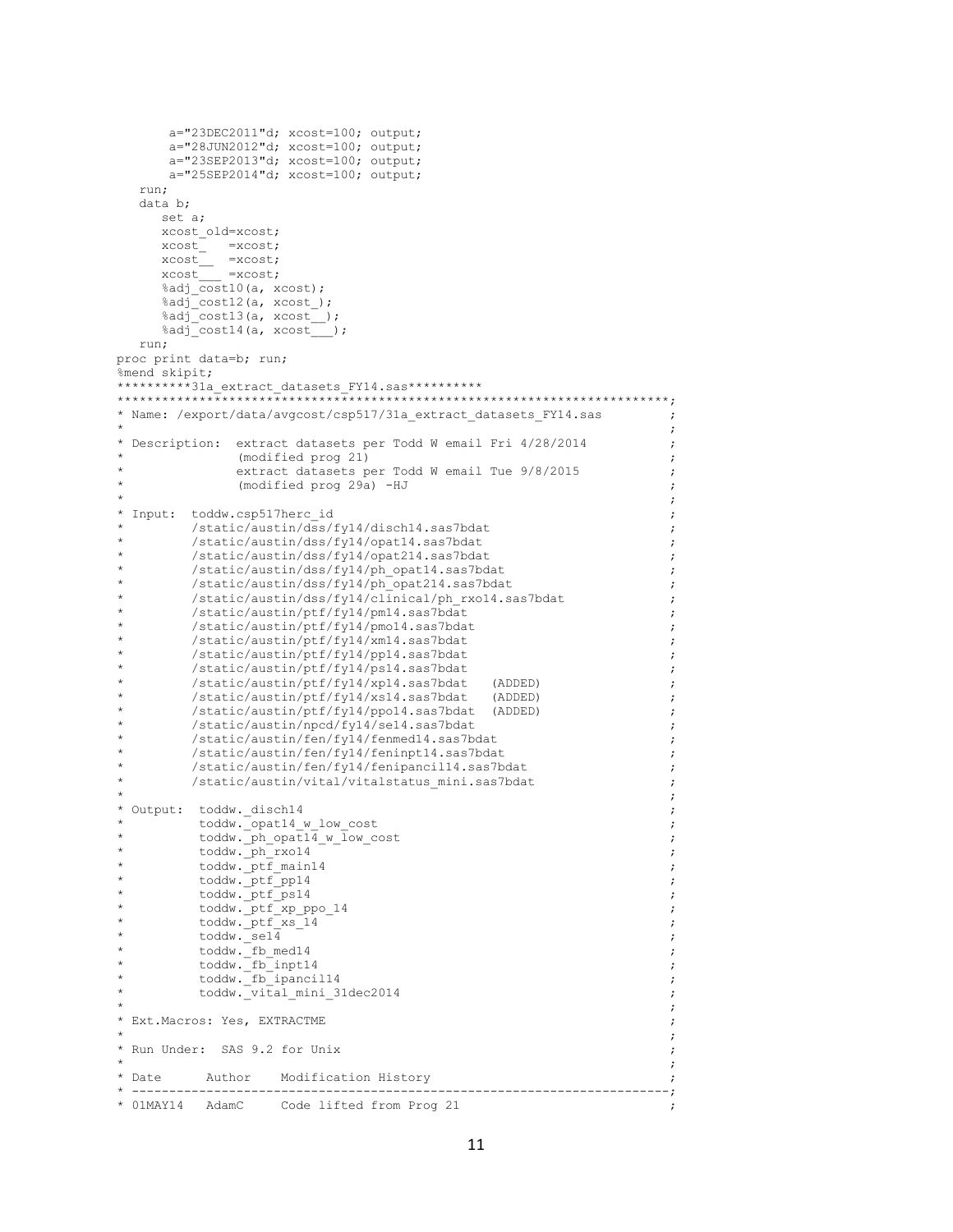```
       a="23DEC2011"d; xcost=100; output;
       a="28JUN2012"d; xcost=100; output;
       a="23SEP2013"d; xcost=100; output;
       a="25SEP2014"d; xcost=100; output;
   run;
   data b;
      set a;
      xcost_old=xcost;
      xcost_   =xcost;
      xcost__  =xcost;
      xcost___ =xcost;
      %adj_cost10(a, xcost);
      %adj_cost12(a, xcost_);
      %adj_cost13(a, xcost__);
      %adj_cost14(a, xcost___);
   run;
proc print data=b; run;
%mend skipit;
**********31a_extract_datasets_FY14.sas**********
***********************************************************************;
* Name: /export/data/avgcost/csp517/31a_extract_datasets_FY14.sas       ;
*                                                                       ;
* Description:  extract datasets per Todd W email Fri 4/28/2014         ;
*               (modified prog 21)                                      ;
*               extract datasets per Todd W email Tue 9/8/2015          ;
*               (modified prog 29a) -HJ                                 ;
*                                                                       ;
* Input:  toddw.csp517herc_id                                           ;
*         /static/austin/dss/fy14/disch14.sas7bdat                      ;
*         /static/austin/dss/fy14/opat14.sas7bdat                       ;
*         /static/austin/dss/fy14/opat214.sas7bdat                      ;
*         /static/austin/dss/fy14/ph_opat14.sas7bdat                    ;
*         /static/austin/dss/fy14/ph_opat214.sas7bdat                   ;
*         /static/austin/dss/fy14/clinical/ph_rxo14.sas7bdat            ;
*         /static/austin/ptf/fy14/pm14.sas7bdat                         ;
*         /static/austin/ptf/fy14/pmo14.sas7bdat                        ;
*         /static/austin/ptf/fy14/xm14.sas7bdat                         ;
*         /static/austin/ptf/fy14/pp14.sas7bdat                         ;
*         /static/austin/ptf/fy14/ps14.sas7bdat                         ;
*         /static/austin/ptf/fy14/xp14.sas7bdat   (ADDED)               ;
*         /static/austin/ptf/fy14/xs14.sas7bdat   (ADDED)               ;
*         /static/austin/ptf/fy14/ppo14.sas7bdat  (ADDED)               ;
*         /static/austin/npcd/fy14/se14.sas7bdat                        ;
*         /static/austin/fen/fy14/fenmed14.sas7bdat                     ;
*         /static/austin/fen/fy14/feninpt14.sas7bdat                    ;
*         /static/austin/fen/fy14/fenipancil14.sas7bdat                 ;
*         /static/austin/vital/vitalstatus_mini.sas7bdat                ;
*                                                                       ;
* Output:  toddw._disch14                                               ;
*          toddw._opat14_w_low_cost                                     ;
*          toddw._ph_opat14_w_low_cost                                  ;
*          toddw._ph_rxo14                                              ;
*          toddw._ptf_main14                                            ;
*          toddw._ptf_pp14                                              ;
*          toddw._ptf_ps14                                              ;
*          toddw._ptf_xp_ppo_14                                         ;
*          toddw._ptf_xs_14                                             ;
*          toddw._se14                                                  ;
*          toddw._fb_med14                                              ;
*          toddw._fb_inpt14                                             ;
*          toddw._fb_ipancil14                                          ;
*          toddw._vital_mini_31dec2014                                  ;
*                                                                       ;
* Ext.Macros: Yes, EXTRACTME                                            ;
*                                                                       ;
* Run Under:  SAS 9.2 for Unix                                          ;
*                                                                       ;
* Date      Author    Modification History                              ;
* ----------------------------------------------------------------------;
* 01MAY14   AdamC     Code lifted from Prog 21                          ;
```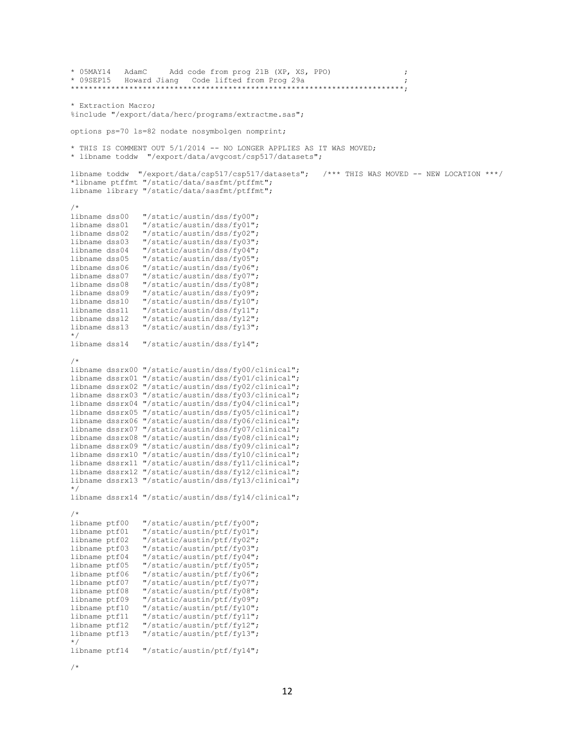```
* 05MAY14   AdamC     Add code from prog 21B (XP, XS, PPO)                ;
* 09SEP15   Howard Jiang   Code lifted from Prog 29a                      ;
*************************************************************************;

* Extraction Macro;
%include "/export/data/herc/programs/extractme.sas";

options ps=70 ls=82 nodate nosymbolgen nomprint;

* THIS IS COMMENT OUT 5/1/2014 -- NO LONGER APPLIES AS IT WAS MOVED;
* libname toddw  "/export/data/avgcost/csp517/datasets";

libname toddw  "/export/data/csp517/csp517/datasets";   /*** THIS WAS MOVED -- NEW LOCATION ***/
*libname ptffmt "/static/data/sasfmt/ptffmt";
libname library "/static/data/sasfmt/ptffmt";

/*
libname dss00   "/static/austin/dss/fy00";
libname dss01   "/static/austin/dss/fy01";
libname dss02   "/static/austin/dss/fy02";
libname dss03   "/static/austin/dss/fy03";
libname dss04   "/static/austin/dss/fy04";
libname dss05   "/static/austin/dss/fy05";
libname dss06   "/static/austin/dss/fy06";
libname dss07   "/static/austin/dss/fy07";
libname dss08   "/static/austin/dss/fy08";
libname dss09   "/static/austin/dss/fy09";
libname dss10   "/static/austin/dss/fy10";
libname dss11   "/static/austin/dss/fy11";
libname dss12   "/static/austin/dss/fy12";
libname dss13   "/static/austin/dss/fy13";
*/
libname dss14   "/static/austin/dss/fy14";

/*
libname dssrx00 "/static/austin/dss/fy00/clinical";
libname dssrx01 "/static/austin/dss/fy01/clinical";
libname dssrx02 "/static/austin/dss/fy02/clinical";
libname dssrx03 "/static/austin/dss/fy03/clinical";
libname dssrx04 "/static/austin/dss/fy04/clinical";
libname dssrx05 "/static/austin/dss/fy05/clinical";
libname dssrx06 "/static/austin/dss/fy06/clinical";
libname dssrx07 "/static/austin/dss/fy07/clinical";
libname dssrx08 "/static/austin/dss/fy08/clinical";
libname dssrx09 "/static/austin/dss/fy09/clinical";
libname dssrx10 "/static/austin/dss/fy10/clinical";
libname dssrx11 "/static/austin/dss/fy11/clinical";
libname dssrx12 "/static/austin/dss/fy12/clinical";
libname dssrx13 "/static/austin/dss/fy13/clinical";
*/
libname dssrx14 "/static/austin/dss/fy14/clinical";

/*
libname ptf00   "/static/austin/ptf/fy00";
libname ptf01   "/static/austin/ptf/fy01";
libname ptf02   "/static/austin/ptf/fy02";
libname ptf03   "/static/austin/ptf/fy03";
libname ptf04   "/static/austin/ptf/fy04";
libname ptf05   "/static/austin/ptf/fy05";
libname ptf06   "/static/austin/ptf/fy06";
libname ptf07   "/static/austin/ptf/fy07";
libname ptf08   "/static/austin/ptf/fy08";
libname ptf09   "/static/austin/ptf/fy09";
libname ptf10   "/static/austin/ptf/fy10";
libname ptf11   "/static/austin/ptf/fy11";
libname ptf12   "/static/austin/ptf/fy12";
libname ptf13   "/static/austin/ptf/fy13";
*/
libname ptf14   "/static/austin/ptf/fy14";

/*
```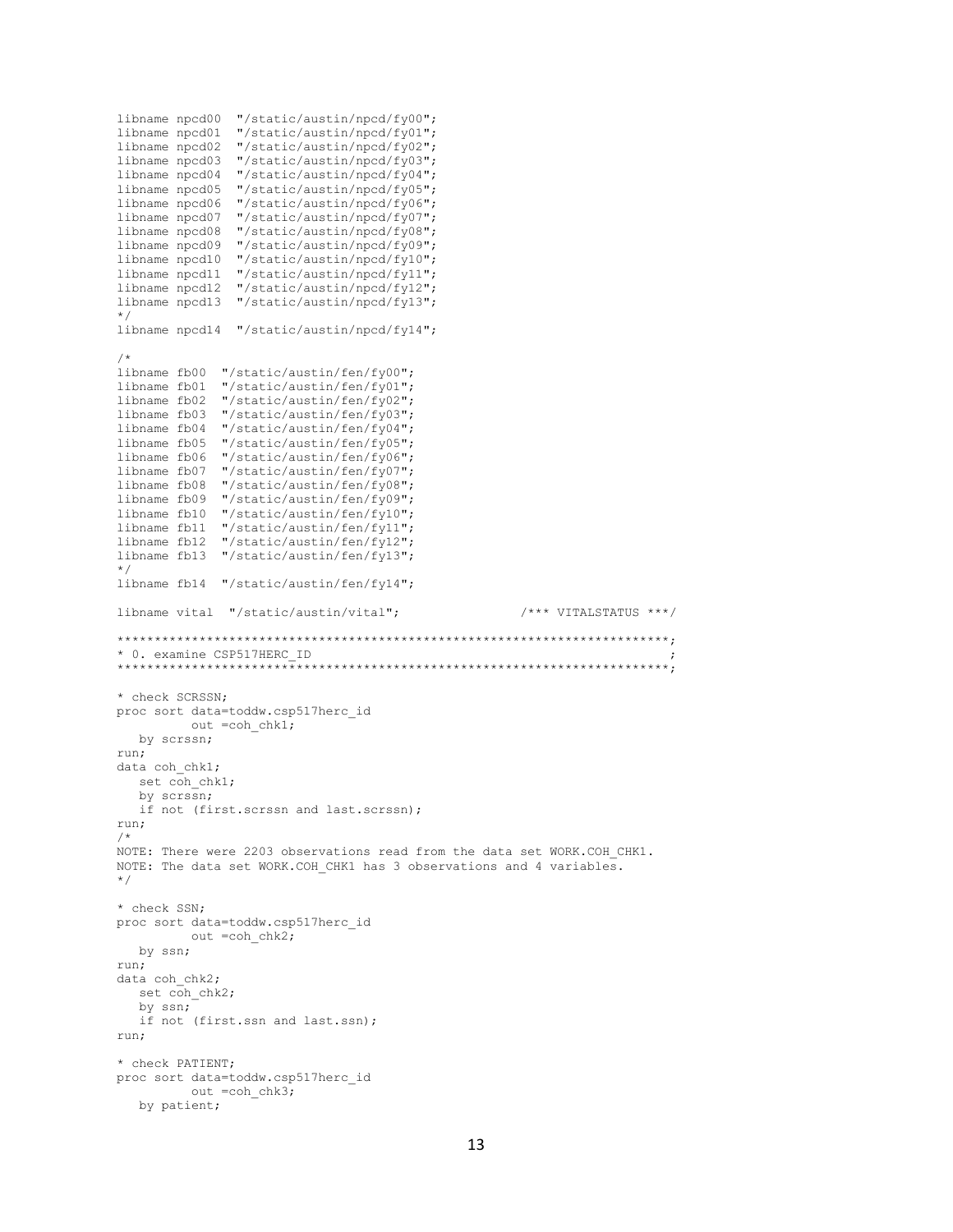```
libname npcd00  "/static/austin/npcd/fy00";
libname npcd01  "/static/austin/npcd/fy01";
libname npcd02  "/static/austin/npcd/fy02";
libname npcd03  "/static/austin/npcd/fy03";
libname npcd04  "/static/austin/npcd/fy04";
libname npcd05  "/static/austin/npcd/fy05";
libname npcd06  "/static/austin/npcd/fy06";
libname npcd07  "/static/austin/npcd/fy07";
libname npcd08  "/static/austin/npcd/fy08";
libname npcd09  "/static/austin/npcd/fy09";
libname npcd10  "/static/austin/npcd/fy10";
libname npcd11  "/static/austin/npcd/fy11";
libname npcd12  "/static/austin/npcd/fy12";
libname npcd13  "/static/austin/npcd/fy13";
*/
libname npcd14  "/static/austin/npcd/fy14";

/*
libname fb00  "/static/austin/fen/fy00";
libname fb01  "/static/austin/fen/fy01";
libname fb02  "/static/austin/fen/fy02";
libname fb03  "/static/austin/fen/fy03";
libname fb04  "/static/austin/fen/fy04";
libname fb05  "/static/austin/fen/fy05";
libname fb06  "/static/austin/fen/fy06";
libname fb07  "/static/austin/fen/fy07";
libname fb08  "/static/austin/fen/fy08";
libname fb09  "/static/austin/fen/fy09";
libname fb10  "/static/austin/fen/fy10";
libname fb11  "/static/austin/fen/fy11";
libname fb12  "/static/austin/fen/fy12";
libname fb13  "/static/austin/fen/fy13";
*/
libname fb14  "/static/austin/fen/fy14";

libname vital  "/static/austin/vital";                /*** VITALSTATUS ***/

**************************************************************************;
* 0. examine CSP517HERC_ID                                                ;
**************************************************************************;

* check SCRSSN;
proc sort data=toddw.csp517herc_id
          out =coh_chk1;
   by scrssn;
run;
data coh_chk1;
   set coh_chk1;
   by scrssn;
   if not (first.scrssn and last.scrssn);
run;
/*
NOTE: There were 2203 observations read from the data set WORK.COH_CHK1.
NOTE: The data set WORK.COH_CHK1 has 3 observations and 4 variables.
*/

* check SSN;
proc sort data=toddw.csp517herc_id
          out =coh_chk2;
   by ssn;
run;
data coh_chk2;
   set coh_chk2;
   by ssn;
   if not (first.ssn and last.ssn);
run;

* check PATIENT;
proc sort data=toddw.csp517herc_id
          out =coh_chk3;
   by patient;
```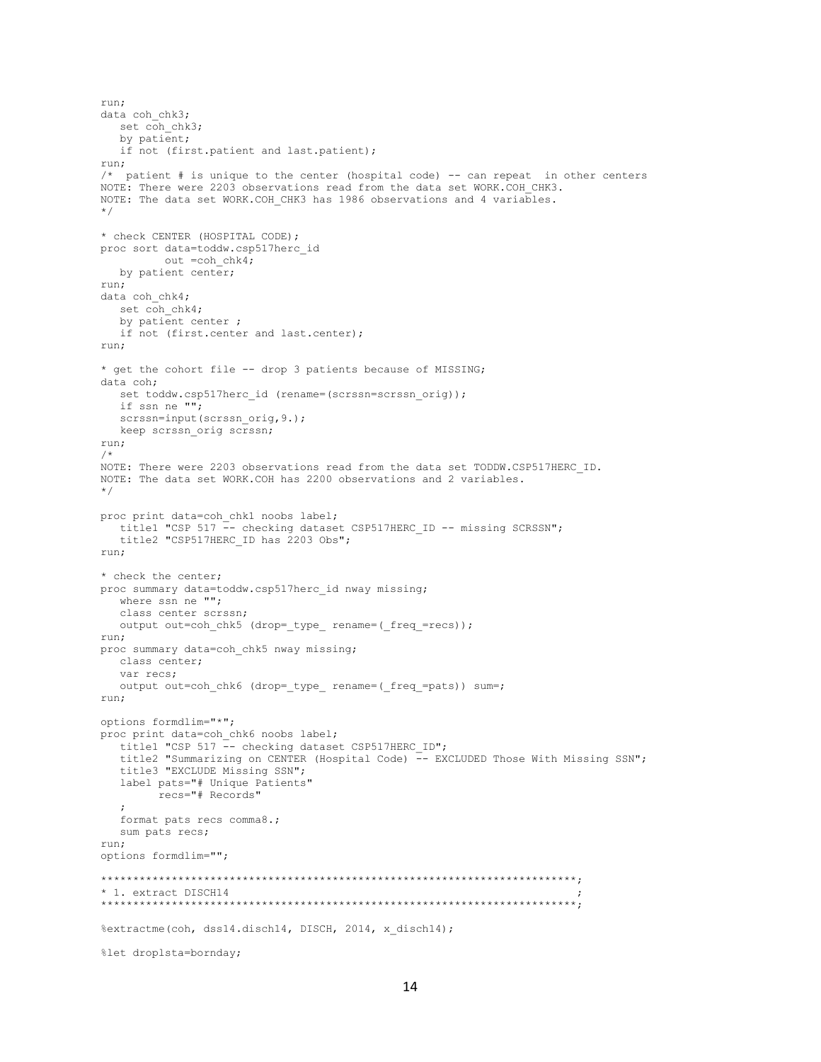```
run;
data coh_chk3;
   set coh_chk3;
   by patient;
   if not (first.patient and last.patient);
run;
/*  patient # is unique to the center (hospital code) -- can repeat  in other centers
NOTE: There were 2203 observations read from the data set WORK.COH_CHK3.
NOTE: The data set WORK.COH_CHK3 has 1986 observations and 4 variables.
*/

* check CENTER (HOSPITAL CODE);
proc sort data=toddw.csp517herc_id
          out =coh_chk4;
   by patient center;
run;
data coh_chk4;
   set coh_chk4;
   by patient center ;
   if not (first.center and last.center);
run;

* get the cohort file -- drop 3 patients because of MISSING;
data coh;
   set toddw.csp517herc_id (rename=(scrssn=scrssn_orig));
   if ssn ne "";
   scrssn=input(scrssn_orig,9.);
   keep scrssn_orig scrssn;
run;
/*
NOTE: There were 2203 observations read from the data set TODDW.CSP517HERC_ID.
NOTE: The data set WORK.COH has 2200 observations and 2 variables.
*/

proc print data=coh_chk1 noobs label;
   title1 "CSP 517 -- checking dataset CSP517HERC_ID -- missing SCRSSN";
   title2 "CSP517HERC_ID has 2203 Obs";
run;

* check the center;
proc summary data=toddw.csp517herc_id nway missing;
   where ssn ne "";
   class center scrssn;
   output out=coh_chk5 (drop=_type_ rename=(_freq_=recs));
run;
proc summary data=coh_chk5 nway missing;
   class center;
   var recs;
   output out=coh_chk6 (drop=_type_ rename=(_freq_=pats)) sum=;
run;

options formdlim="*";
proc print data=coh_chk6 noobs label;
   title1 "CSP 517 -- checking dataset CSP517HERC_ID";
   title2 "Summarizing on CENTER (Hospital Code) -- EXCLUDED Those With Missing SSN";
   title3 "EXCLUDE Missing SSN";
   label pats="# Unique Patients"
         recs="# Records"
   ;
   format pats recs comma8.;
   sum pats recs;
run;
options formdlim="";

*************************************************************************;
* 1. extract DISCH14                                                    ;
*************************************************************************;

%extractme(coh, dss14.disch14, DISCH, 2014, x_disch14);

%let droplsta=bornday;
```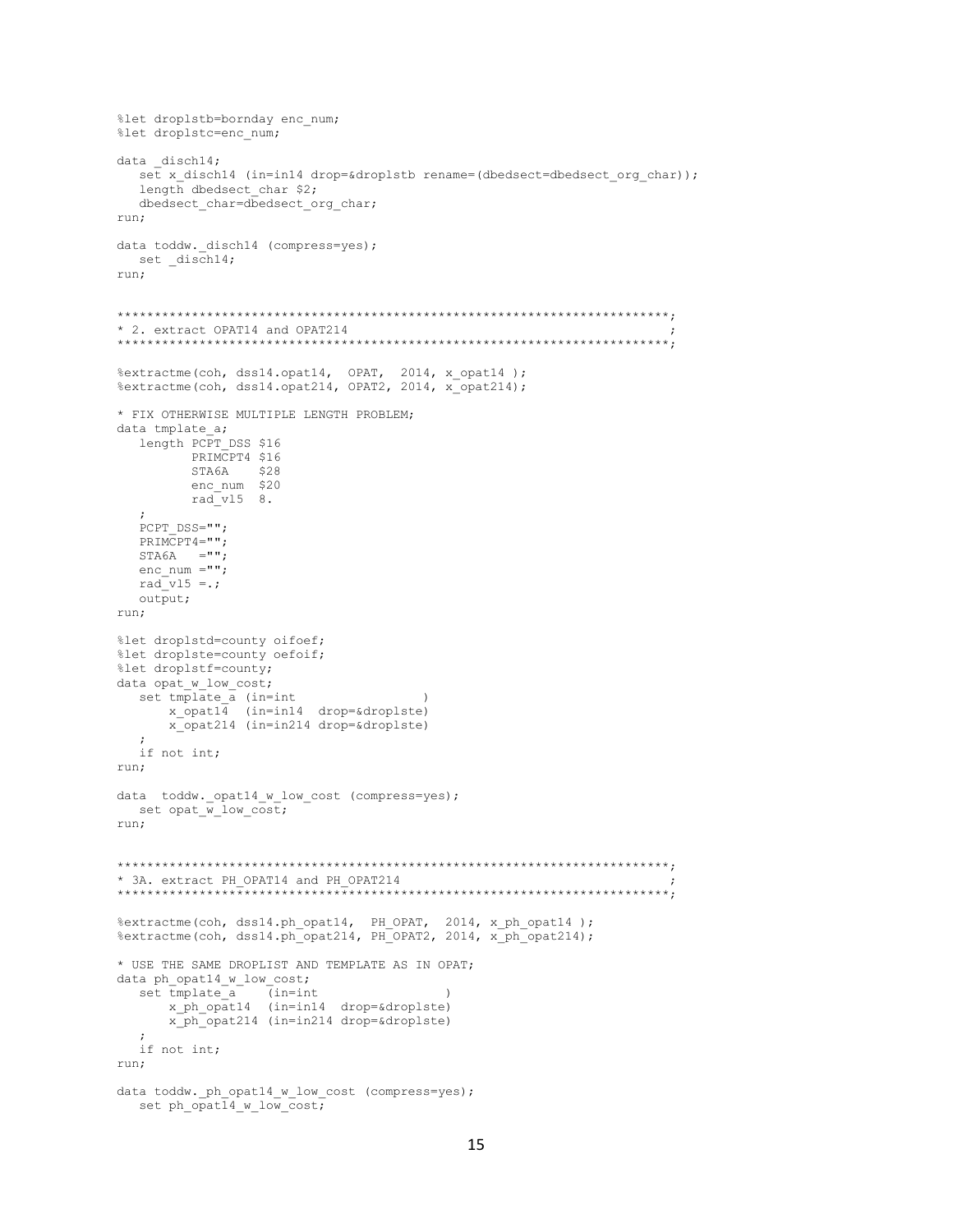```
%let droplstb=bornday enc_num;
%let droplstc=enc_num;

data _disch14;
   set x_disch14 (in=in14 drop=&droplstb rename=(dbedsect=dbedsect_org_char));
   length dbedsect_char $2;
   dbedsect_char=dbedsect_org_char;
run;

data toddw._disch14 (compress=yes);
   set _disch14;
run;


**************************************************************************;
* 2. extract OPAT14 and OPAT214                                          ;
**************************************************************************;

%extractme(coh, dss14.opat14,  OPAT,  2014, x_opat14 );
%extractme(coh, dss14.opat214, OPAT2, 2014, x_opat214);

* FIX OTHERWISE MULTIPLE LENGTH PROBLEM;
data tmplate_a;
   length PCPT_DSS $16
          PRIMCPT4 $16
          STA6A    $28
          enc_num  $20
          rad_v15  8.
   ;
   PCPT_DSS="";
   PRIMCPT4="";
   STA6A   ="";
   enc_num ="";
   rad_v15 =.;
   output;
run;

%let droplstd=county oifoef;
%let droplste=county oefoif;
%let droplstf=county;
data opat_w_low_cost;
   set tmplate_a (in=int                )
       x_opat14  (in=in14  drop=&droplste)
       x_opat214 (in=in214 drop=&droplste)
   ;
   if not int;
run;

data  toddw._opat14_w_low_cost (compress=yes);
   set opat_w_low_cost;
run;


**************************************************************************;
* 3A. extract PH_OPAT14 and PH_OPAT214                                   ;
**************************************************************************;

%extractme(coh, dss14.ph_opat14,  PH_OPAT,  2014, x_ph_opat14 );
%extractme(coh, dss14.ph_opat214, PH_OPAT2, 2014, x_ph_opat214);

* USE THE SAME DROPLIST AND TEMPLATE AS IN OPAT;
data ph_opat14_w_low_cost;
   set tmplate_a    (in=int                )
       x_ph_opat14  (in=in14  drop=&droplste)
       x_ph_opat214 (in=in214 drop=&droplste)
   ;
   if not int;
run;

data toddw._ph_opat14_w_low_cost (compress=yes);
   set ph_opat14_w_low_cost;
```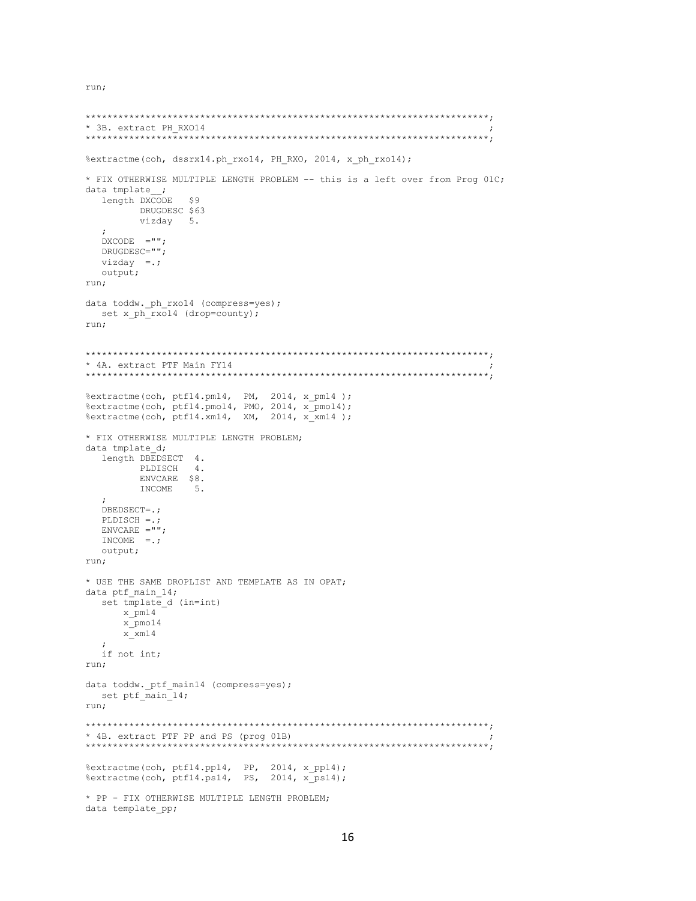```
run;


**************************************************************************;
* 3B. extract PH_RXO14                                                   ;
**************************************************************************;

%extractme(coh, dssrx14.ph_rxo14, PH_RXO, 2014, x_ph_rxo14);

* FIX OTHERWISE MULTIPLE LENGTH PROBLEM -- this is a left over from Prog 01C;
data tmplate__;
   length DXCODE   $9
          DRUGDESC $63
          vizday   5.
   ;
   DXCODE  ="";
   DRUGDESC="";
   vizday  =.;
   output;
run;

data toddw._ph_rxo14 (compress=yes);
   set x_ph_rxo14 (drop=county);
run;


**************************************************************************;
* 4A. extract PTF Main FY14                                              ;
**************************************************************************;

%extractme(coh, ptf14.pm14,  PM,  2014, x_pm14 );
%extractme(coh, ptf14.pmo14, PMO, 2014, x_pmo14);
%extractme(coh, ptf14.xm14,  XM,  2014, x_xm14 );

* FIX OTHERWISE MULTIPLE LENGTH PROBLEM;
data tmplate_d;
   length DBEDSECT  4.
          PLDISCH   4.
          ENVCARE  $8.
          INCOME    5.
   ;
   DBEDSECT=.;
   PLDISCH =.;
   ENVCARE ="";
   INCOME  =.;
   output;
run;

* USE THE SAME DROPLIST AND TEMPLATE AS IN OPAT;
data ptf_main_14;
   set tmplate_d (in=int)
       x_pm14
       x_pmo14
       x_xm14
   ;
   if not int;
run;

data toddw._ptf_main14 (compress=yes);
   set ptf_main_14;
run;

**************************************************************************;
* 4B. extract PTF PP and PS (prog 01B)                                   ;
**************************************************************************;

%extractme(coh, ptf14.pp14,  PP,  2014, x_pp14);
%extractme(coh, ptf14.ps14,  PS,  2014, x_ps14);

* PP - FIX OTHERWISE MULTIPLE LENGTH PROBLEM;
data template_pp;
```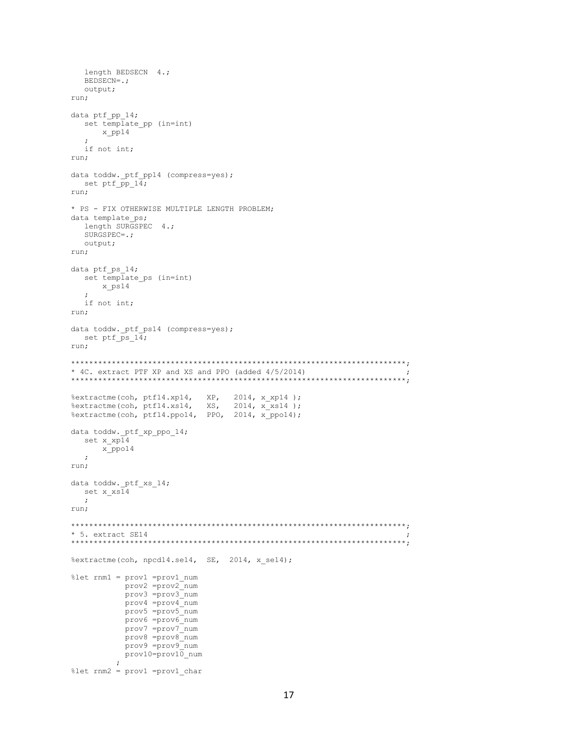```
   length BEDSECN  4.;
   BEDSECN=.;
   output;
run;

data ptf_pp_14;
   set template_pp (in=int)
       x_pp14
   ;
   if not int;
run;

data toddw._ptf_pp14 (compress=yes);
   set ptf_pp_14;
run;

* PS - FIX OTHERWISE MULTIPLE LENGTH PROBLEM;
data template_ps;
   length SURGSPEC  4.;
   SURGSPEC=.;
   output;
run;

data ptf_ps_14;
   set template_ps (in=int)
       x_ps14
   ;
   if not int;
run;

data toddw._ptf_ps14 (compress=yes);
   set ptf_ps_14;
run;

*************************************************************************;
* 4C. extract PTF XP and XS and PPO (added 4/5/2014)                    ;
*************************************************************************;

%extractme(coh, ptf14.xp14,   XP,   2014, x_xp14 );
%extractme(coh, ptf14.xs14,   XS,   2014, x_xs14 );
%extractme(coh, ptf14.ppo14,  PPO,  2014, x_ppo14);

data toddw._ptf_xp_ppo_14;
   set x_xp14
       x_ppo14
   ;
run;

data toddw._ptf_xs_14;
   set x_xs14
   ;
run;

*************************************************************************;
* 5. extract SE14                                                        ;
*************************************************************************;

%extractme(coh, npcd14.se14,  SE,  2014, x_se14);

%let rnm1 = prov1 =prov1_num
            prov2 =prov2_num
            prov3 =prov3_num
            prov4 =prov4_num
            prov5 =prov5_num
            prov6 =prov6_num
            prov7 =prov7_num
            prov8 =prov8_num
            prov9 =prov9_num
            prov10=prov10_num
          ;
%let rnm2 = prov1 =prov1_char
```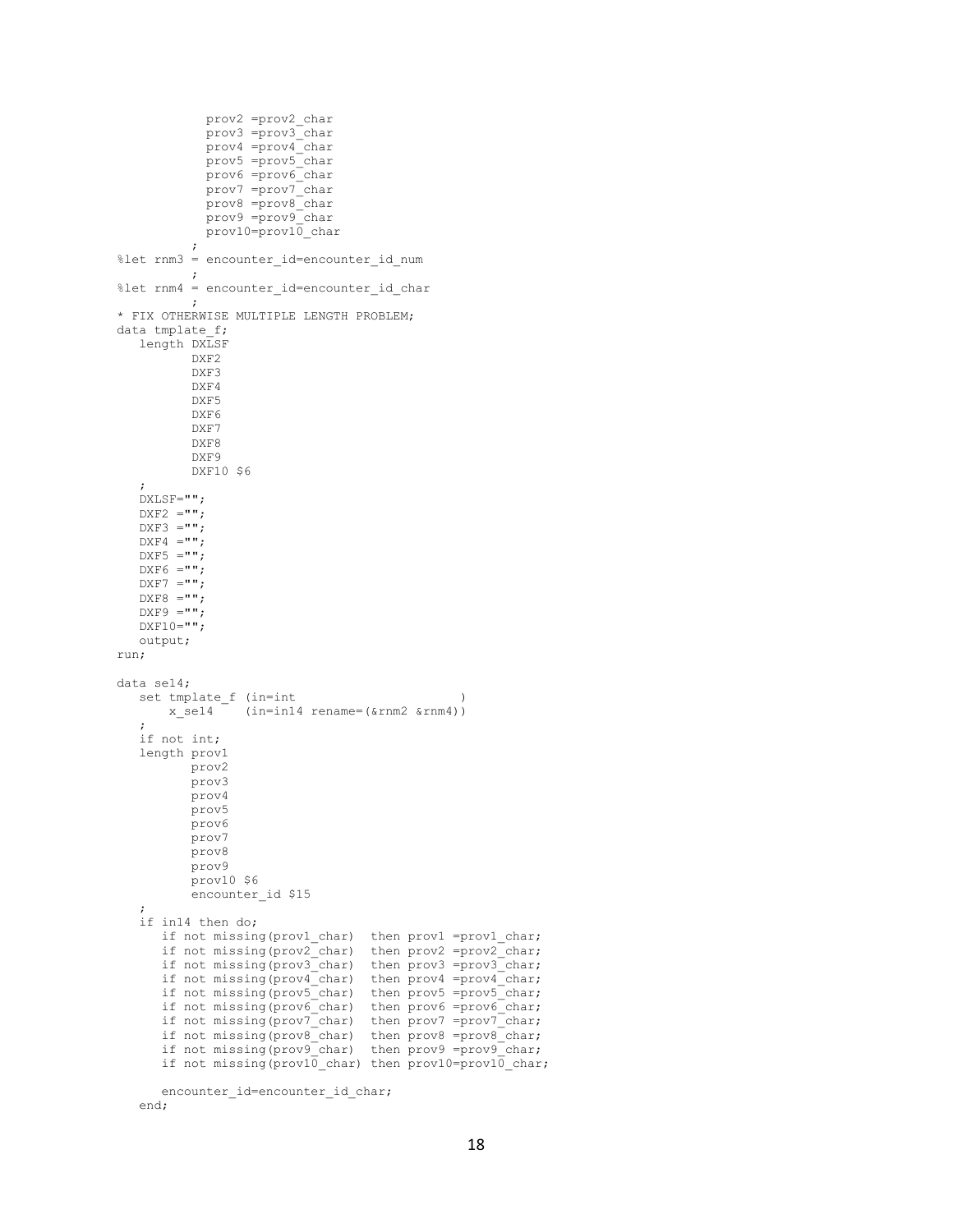```
            prov2 =prov2_char
            prov3 =prov3_char
            prov4 =prov4_char
            prov5 =prov5_char
            prov6 =prov6_char
            prov7 =prov7_char
            prov8 =prov8_char
            prov9 =prov9_char
            prov10=prov10_char
          ;
%let rnm3 = encounter_id=encounter_id_num
          ;
%let rnm4 = encounter_id=encounter_id_char
          ;
* FIX OTHERWISE MULTIPLE LENGTH PROBLEM;
data tmplate_f;
   length DXLSF
          DXF2
          DXF3
          DXF4
          DXF5
          DXF6
          DXF7
          DXF8
          DXF9
          DXF10 $6
   ;
   DXLSF="";
   DXF2 ="";
   DXF3 ="";
   DXF4 ="";
   DXF5 ="";
   DXF6 ="";
   DXF7 ="";
   DXF8 ="";
   DXF9 ="";
   DXF10="";
   output;
run;

data sel4;
   set tmplate_f (in=int                        )
       x_sel4    (in=in14 rename=(&rnm2 &rnm4))
   ;
   if not int;
   length prov1
          prov2
          prov3
          prov4
          prov5
          prov6
          prov7
          prov8
          prov9
          prov10 $6
          encounter_id $15
   ;
   if in14 then do;
      if not missing(prov1_char)  then prov1 =prov1_char;
      if not missing(prov2_char)  then prov2 =prov2_char;
      if not missing(prov3_char)  then prov3 =prov3_char;
      if not missing(prov4_char)  then prov4 =prov4_char;
      if not missing(prov5_char)  then prov5 =prov5_char;
      if not missing(prov6_char)  then prov6 =prov6_char;
      if not missing(prov7_char)  then prov7 =prov7_char;
      if not missing(prov8_char)  then prov8 =prov8_char;
      if not missing(prov9_char)  then prov9 =prov9_char;
      if not missing(prov10_char) then prov10=prov10_char;

      encounter_id=encounter_id_char;
   end;
```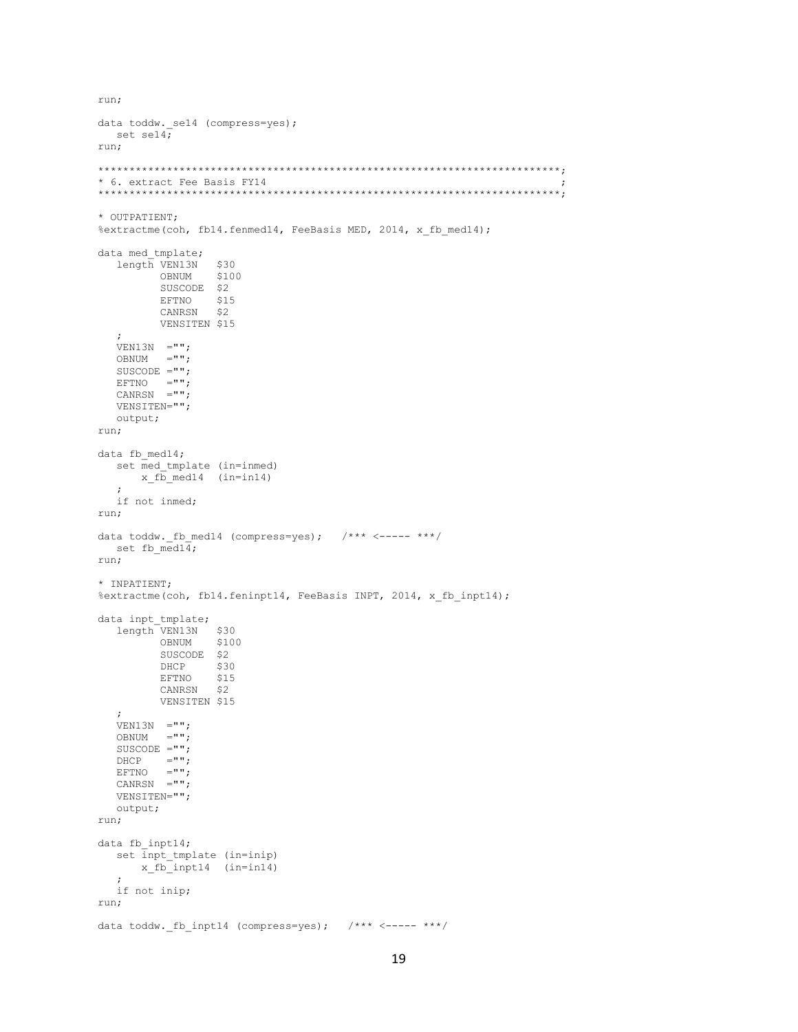```
run;

data toddw._se14 (compress=yes);
   set se14;
run;

**************************************************************************;
* 6. extract Fee Basis FY14                                              ;
**************************************************************************;

* OUTPATIENT;
%extractme(coh, fb14.fenmed14, FeeBasis MED, 2014, x_fb_med14);

data med_tmplate;
   length VEN13N   $30
          OBNUM    $100
          SUSCODE  $2
          EFTNO    $15
          CANRSN   $2
          VENSITEN $15
   ;
   VEN13N  ="";
   OBNUM   ="";
   SUSCODE ="";
   EFTNO   ="";
   CANRSN  ="";
   VENSITEN="";
   output;
run;

data fb_med14;
   set med_tmplate (in=inmed)
       x_fb_med14  (in=in14)
   ;
   if not inmed;
run;

data toddw._fb_med14 (compress=yes);   /*** <----- ***/
   set fb_med14;
run;

* INPATIENT;
%extractme(coh, fb14.feninpt14, FeeBasis INPT, 2014, x_fb_inpt14);

data inpt_tmplate;
   length VEN13N   $30
          OBNUM    $100
          SUSCODE  $2
          DHCP     $30
          EFTNO    $15
          CANRSN   $2
          VENSITEN $15
   ;
   VEN13N  ="";
   OBNUM   ="";
   SUSCODE ="";
   DHCP    ="";
   EFTNO   ="";
   CANRSN  ="";
   VENSITEN="";
   output;
run;

data fb_inpt14;
   set inpt_tmplate (in=inip)
       x_fb_inpt14  (in=in14)
   ;
   if not inip;
run;

data toddw._fb_inpt14 (compress=yes);   /*** <----- ***/
```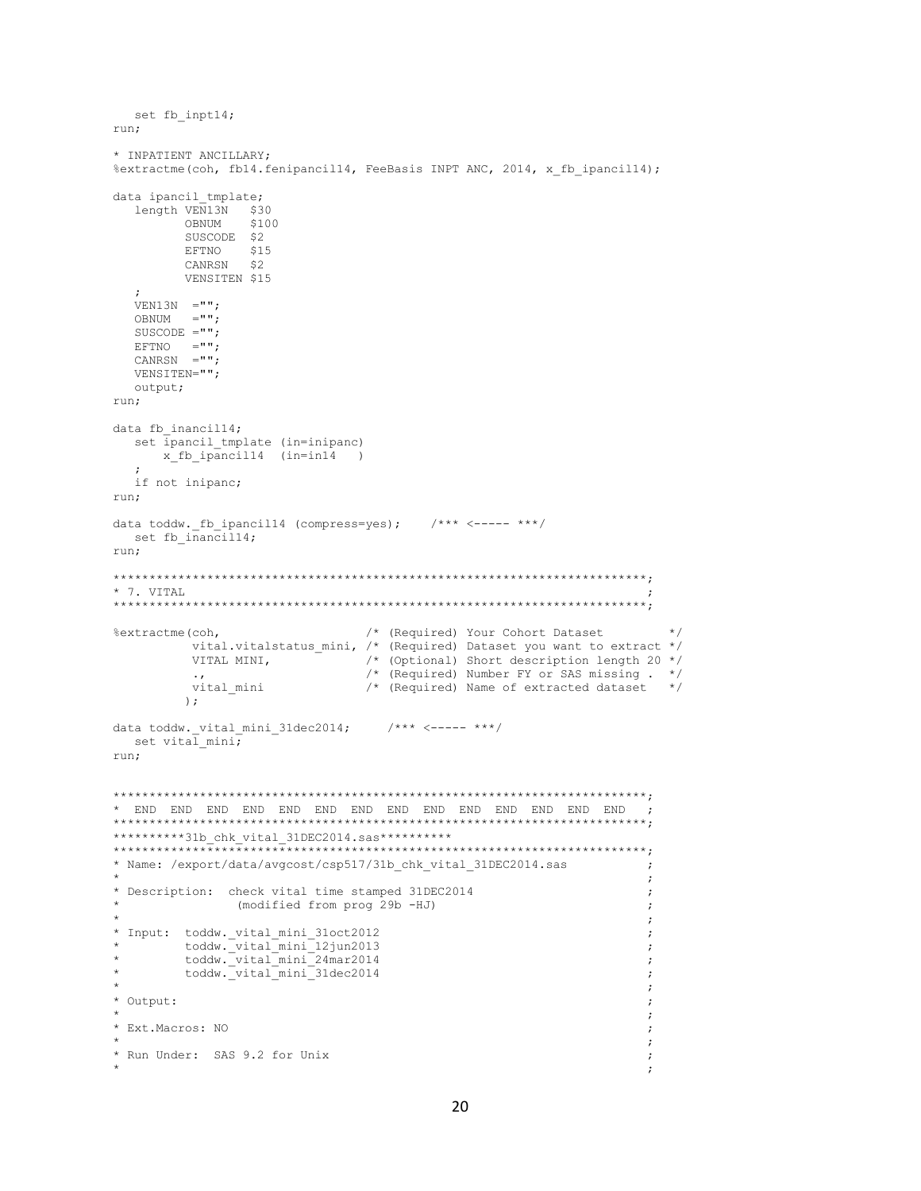```
   set fb_inpt14;
run;

* INPATIENT ANCILLARY;
%extractme(coh, fb14.fenipancil14, FeeBasis INPT ANC, 2014, x_fb_ipancil14);

data ipancil_tmplate;
   length VEN13N   $30
          OBNUM    $100
          SUSCODE  $2
          EFTNO    $15
          CANRSN   $2
          VENSITEN $15
   ;
   VEN13N  ="";
   OBNUM   ="";
   SUSCODE ="";
   EFTNO   ="";
   CANRSN  ="";
   VENSITEN="";
   output;
run;

data fb_inancil14;
   set ipancil_tmplate (in=inipanc)
       x_fb_ipancil14  (in=in14   )
   ;
   if not inipanc;
run;

data toddw._fb_ipancil14 (compress=yes);    /*** <----- ***/
   set fb_inancil14;
run;

**************************************************************************;
* 7. VITAL                                                               ;
**************************************************************************;

%extractme(coh,                    /* (Required) Your Cohort Dataset         */
           vital.vitalstatus_mini, /* (Required) Dataset you want to extract */
           VITAL MINI,             /* (Optional) Short description length 20 */
           .,                      /* (Required) Number FY or SAS missing .  */
           vital_mini              /* (Required) Name of extracted dataset   */
          );

data toddw._vital_mini_31dec2014;     /*** <----- ***/
   set vital_mini;
run;


**************************************************************************;
*  END  END  END  END  END  END  END  END  END  END  END  END  END  END   ;
**************************************************************************;
**********31b_chk_vital_31DEC2014.sas**********
**************************************************************************;
* Name: /export/data/avgcost/csp517/31b_chk_vital_31DEC2014.sas          ;
*                                                                        ;
* Description:  check vital time stamped 31DEC2014                       ;
*               (modified from prog 29b -HJ)                             ;
*                                                                        ;
* Input:  toddw._vital_mini_31oct2012                                    ;
*         toddw._vital_mini_12jun2013                                    ;
*         toddw._vital_mini_24mar2014                                    ;
*         toddw._vital_mini_31dec2014                                    ;
*                                                                        ;
* Output:                                                                ;
*                                                                        ;
* Ext.Macros: NO                                                         ;
*                                                                        ;
* Run Under:  SAS 9.2 for Unix                                           ;
*                                                                        ;
```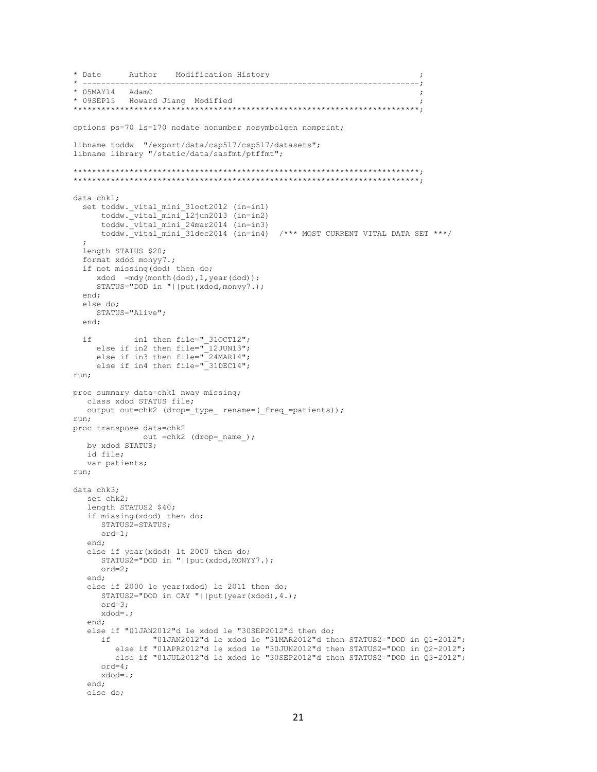```
* Date      Author    Modification History                                    ;
* ----------------------------------------------------------------------;
* 05MAY14   AdamC                                                             ;
* 09SEP15   Howard Jiang  Modified                                            ;
************************************************************************;

options ps=70 ls=170 nodate nonumber nosymbolgen nomprint;

libname toddw  "/export/data/csp517/csp517/datasets";
libname library "/static/data/sasfmt/ptffmt";

************************************************************************;
************************************************************************;

data chk1;
  set toddw._vital_mini_31oct2012 (in=in1)
      toddw._vital_mini_12jun2013 (in=in2)
      toddw._vital_mini_24mar2014 (in=in3)
      toddw._vital_mini_31dec2014 (in=in4)  /*** MOST CURRENT VITAL DATA SET ***/
  ;
  length STATUS $20;
  format xdod monyy7.;
  if not missing(dod) then do;
     xdod  =mdy(month(dod),1,year(dod));
     STATUS="DOD in "||put(xdod,monyy7.);
  end;
  else do;
     STATUS="Alive";
  end;

  if         in1 then file="_31OCT12";
     else if in2 then file="_12JUN13";
     else if in3 then file="_24MAR14";
     else if in4 then file="_31DEC14";
run;

proc summary data=chk1 nway missing;
   class xdod STATUS file;
   output out=chk2 (drop=_type_ rename=(_freq_=patients));
run;
proc transpose data=chk2
              out =chk2 (drop=_name_);
   by xdod STATUS;
   id file;
   var patients;
run;

data chk3;
   set chk2;
   length STATUS2 $40;
   if missing(xdod) then do;
      STATUS2=STATUS;
      ord=1;
   end;
   else if year(xdod) lt 2000 then do;
      STATUS2="DOD in "||put(xdod,MONYY7.);
      ord=2;
   end;
   else if 2000 le year(xdod) le 2011 then do;
      STATUS2="DOD in CAY "||put(year(xdod),4.);
      ord=3;
      xdod=.;
   end;
   else if "01JAN2012"d le xdod le "30SEP2012"d then do;
      if         "01JAN2012"d le xdod le "31MAR2012"d then STATUS2="DOD in Q1-2012";
         else if "01APR2012"d le xdod le "30JUN2012"d then STATUS2="DOD in Q2-2012";
         else if "01JUL2012"d le xdod le "30SEP2012"d then STATUS2="DOD in Q3-2012";
      ord=4;
      xdod=.;
   end;
   else do;
```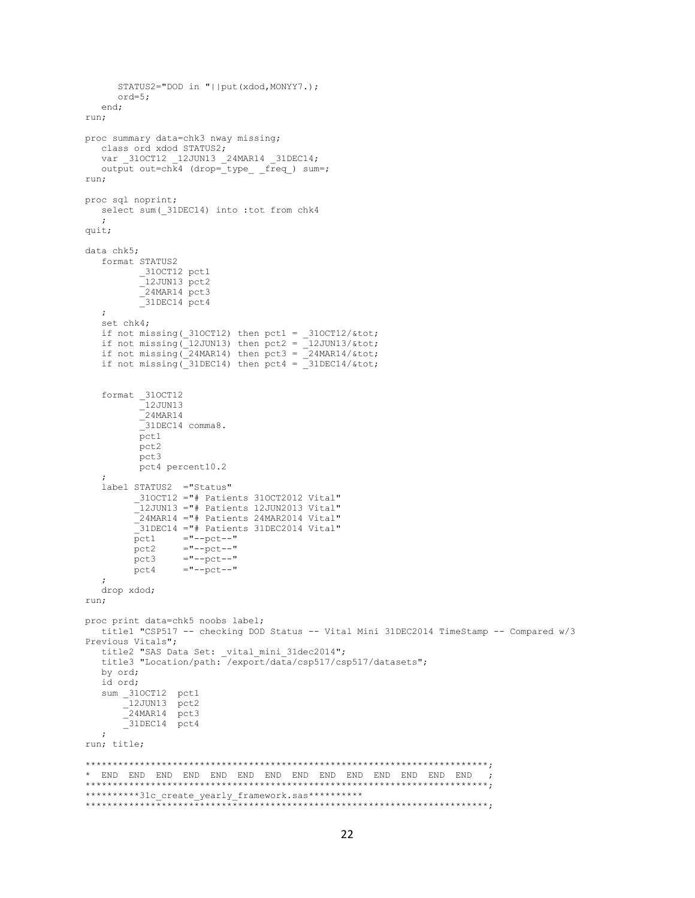```
      STATUS2="DOD in "||put(xdod,MONYY7.);
      ord=5;
   end;
run;

proc summary data=chk3 nway missing;
   class ord xdod STATUS2;
   var _31OCT12 _12JUN13 _24MAR14 _31DEC14;
   output out=chk4 (drop=_type_ _freq_) sum=;
run;

proc sql noprint;
   select sum(_31DEC14) into :tot from chk4
   ;
quit;

data chk5;
   format STATUS2
          _31OCT12 pct1
          _12JUN13 pct2
          _24MAR14 pct3
          _31DEC14 pct4
   ;
   set chk4;
   if not missing(_31OCT12) then pct1 = _31OCT12/&tot;
   if not missing(_12JUN13) then pct2 = _12JUN13/&tot;
   if not missing(_24MAR14) then pct3 = _24MAR14/&tot;
   if not missing(_31DEC14) then pct4 = _31DEC14/&tot;


   format _31OCT12
          _12JUN13
          _24MAR14
          _31DEC14 comma8.
          pct1
          pct2
          pct3
          pct4 percent10.2
   ;
   label STATUS2  ="Status"
         _31OCT12 ="# Patients 31OCT2012 Vital"
         _12JUN13 ="# Patients 12JUN2013 Vital"
         _24MAR14 ="# Patients 24MAR2014 Vital"
         _31DEC14 ="# Patients 31DEC2014 Vital"
         pct1     ="--pct--"
         pct2     ="--pct--"
         pct3     ="--pct--"
         pct4     ="--pct--"
   ;
   drop xdod;
run;

proc print data=chk5 noobs label;
   title1 "CSP517 -- checking DOD Status -- Vital Mini 31DEC2014 TimeStamp -- Compared w/3
Previous Vitals";
   title2 "SAS Data Set: _vital_mini_31dec2014";
   title3 "Location/path: /export/data/csp517/csp517/datasets";
   by ord;
   id ord;
   sum _31OCT12  pct1
       _12JUN13  pct2
       _24MAR14  pct3
       _31DEC14  pct4
   ;
run; title;

**************************************************************************;
*  END  END  END  END  END  END  END  END  END  END  END  END  END  END   ;
**************************************************************************;
**********31c_create_yearly_framework.sas**********
**************************************************************************;
```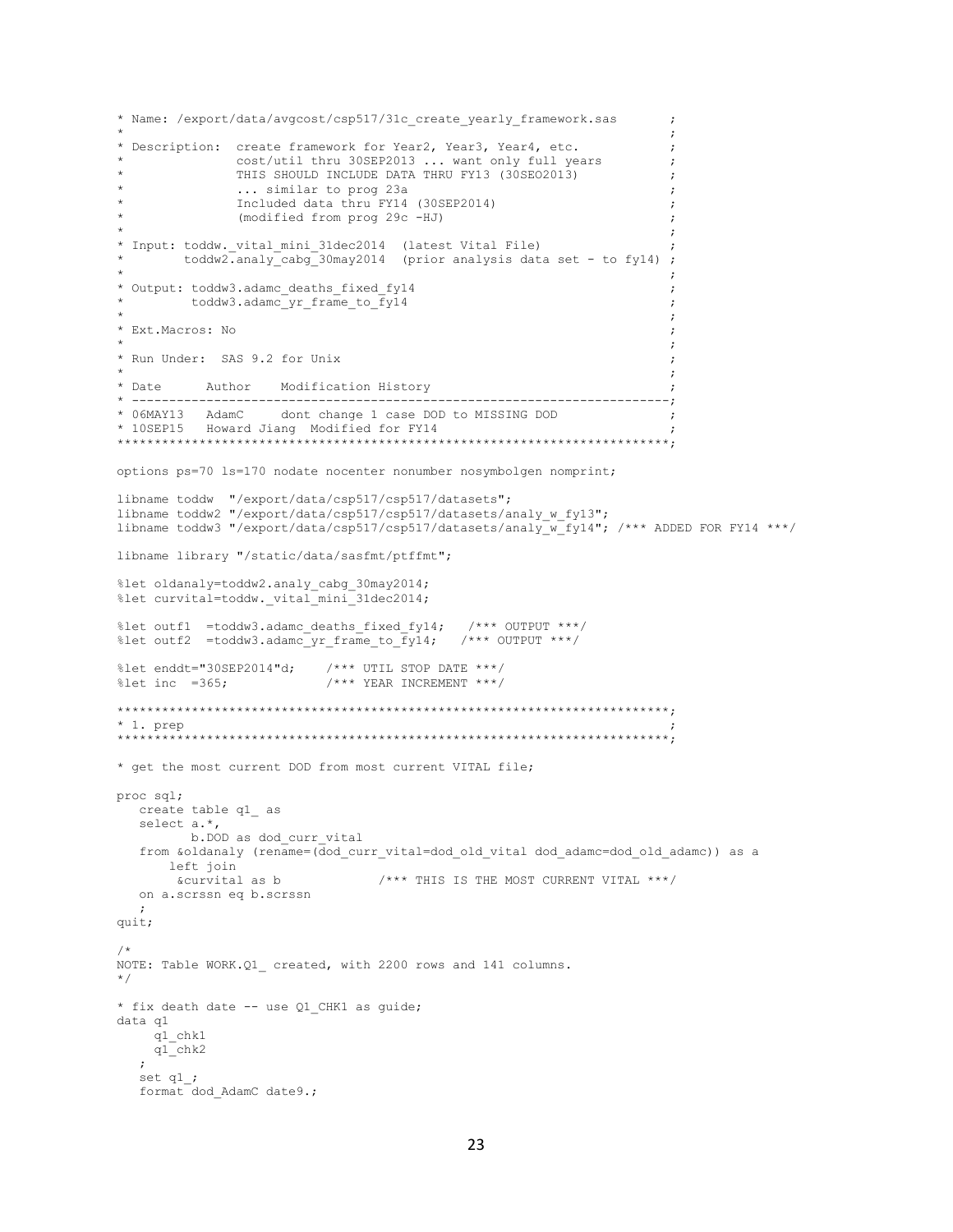```
* Name: /export/data/avgcost/csp517/31c_create_yearly_framework.sas       ;
*                                                                          ;
* Description:  create framework for Year2, Year3, Year4, etc.             ;
*               cost/util thru 30SEP2013 ... want only full years          ;
*               THIS SHOULD INCLUDE DATA THRU FY13 (30SEO2013)             ;
*               ... similar to prog 23a                                    ;
*               Included data thru FY14 (30SEP2014)                        ;
*               (modified from prog 29c -HJ)                               ;
*                                                                          ;
* Input: toddw._vital_mini_31dec2014  (latest Vital File)                  ;
*        toddw2.analy_cabg_30may2014  (prior analysis data set - to fy14) ;
*                                                                          ;
* Output: toddw3.adamc_deaths_fixed_fy14                                   ;
*         toddw3.adamc_yr_frame_to_fy14                                    ;
*                                                                          ;
* Ext.Macros: No                                                           ;
*                                                                          ;
* Run Under:  SAS 9.2 for Unix                                             ;
*                                                                          ;
* Date      Author    Modification History                                 ;
* -------------------------------------------------------------------------;
* 06MAY13   AdamC     dont change 1 case DOD to MISSING DOD                ;
* 10SEP15   Howard Jiang  Modified for FY14                                ;
***************************************************************************;

options ps=70 ls=170 nodate nocenter nonumber nosymbolgen nomprint;

libname toddw  "/export/data/csp517/csp517/datasets";
libname toddw2 "/export/data/csp517/csp517/datasets/analy_w_fy13";
libname toddw3 "/export/data/csp517/csp517/datasets/analy_w_fy14"; /*** ADDED FOR FY14 ***/

libname library "/static/data/sasfmt/ptffmt";

%let oldanaly=toddw2.analy_cabg_30may2014;
%let curvital=toddw._vital_mini_31dec2014;

%let outf1  =toddw3.adamc_deaths_fixed_fy14;   /*** OUTPUT ***/
%let outf2  =toddw3.adamc_yr_frame_to_fy14;   /*** OUTPUT ***/

%let enddt="30SEP2014"d;    /*** UTIL STOP DATE ***/
%let inc  =365;             /*** YEAR INCREMENT ***/

***************************************************************************;
* 1. prep                                                                  ;
***************************************************************************;

* get the most current DOD from most current VITAL file;

proc sql;
   create table q1_ as
   select a.*,
          b.DOD as dod_curr_vital
   from &oldanaly (rename=(dod_curr_vital=dod_old_vital dod_adamc=dod_old_adamc)) as a
       left join
        &curvital as b             /*** THIS IS THE MOST CURRENT VITAL ***/
   on a.scrssn eq b.scrssn
   ;
quit;

/*
NOTE: Table WORK.Q1_ created, with 2200 rows and 141 columns.
*/

* fix death date -- use Q1_CHK1 as guide;
data q1
     q1_chk1
     q1_chk2
   ;
   set q1_;
   format dod_AdamC date9.;
```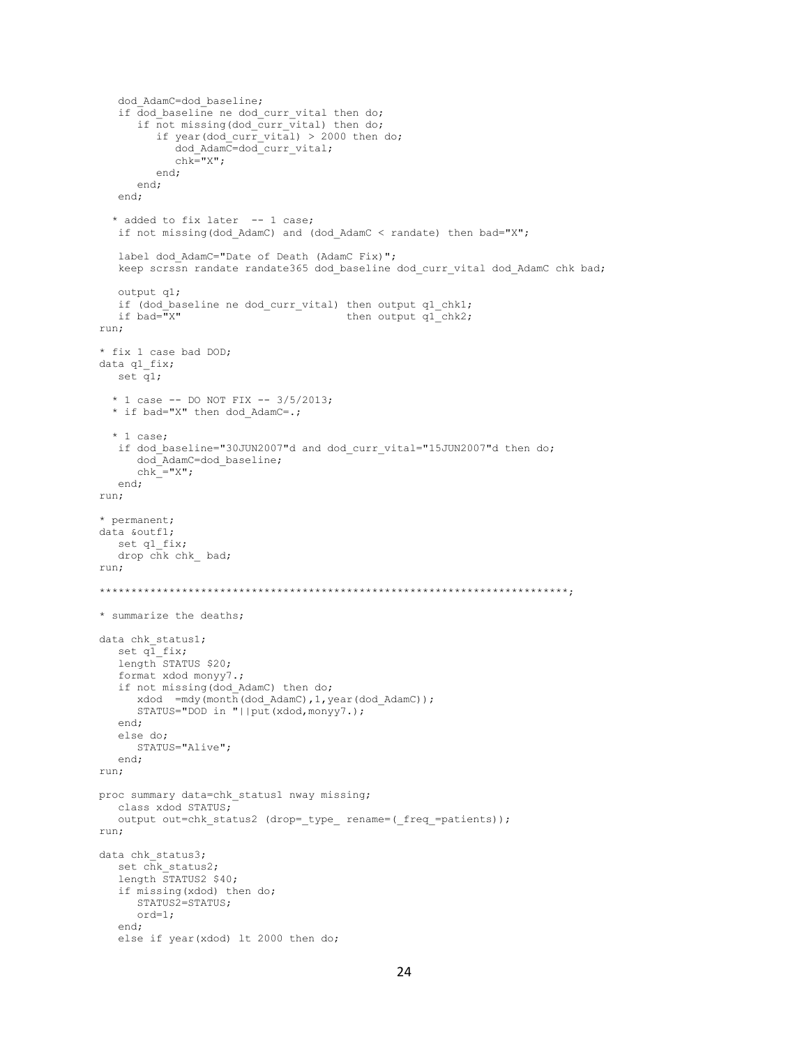```
   dod_AdamC=dod_baseline;
   if dod_baseline ne dod_curr_vital then do;
      if not missing(dod_curr_vital) then do;
         if year(dod_curr_vital) > 2000 then do;
            dod_AdamC=dod_curr_vital;
            chk="X";
         end;
      end;
   end;

  * added to fix later  -- 1 case;
   if not missing(dod_AdamC) and (dod_AdamC < randate) then bad="X";

   label dod_AdamC="Date of Death (AdamC Fix)";
   keep scrssn randate randate365 dod_baseline dod_curr_vital dod_AdamC chk bad;

   output q1;
   if (dod_baseline ne dod_curr_vital) then output q1_chk1;
   if bad="X"                          then output q1_chk2;
run;

* fix 1 case bad DOD;
data q1_fix;
   set q1;

  * 1 case -- DO NOT FIX -- 3/5/2013;
  * if bad="X" then dod_AdamC=.;

  * 1 case;
   if dod_baseline="30JUN2007"d and dod_curr_vital="15JUN2007"d then do;
      dod_AdamC=dod_baseline;
      chk_="X";
   end;
run;

* permanent;
data &outf1;
   set q1_fix;
   drop chk chk_ bad;
run;

*************************************************************************;

* summarize the deaths;

data chk_status1;
   set q1_fix;
   length STATUS $20;
   format xdod monyy7.;
   if not missing(dod_AdamC) then do;
      xdod  =mdy(month(dod_AdamC),1,year(dod_AdamC));
      STATUS="DOD in "||put(xdod,monyy7.);
   end;
   else do;
      STATUS="Alive";
   end;
run;

proc summary data=chk_status1 nway missing;
   class xdod STATUS;
   output out=chk_status2 (drop=_type_ rename=(_freq_=patients));
run;

data chk_status3;
   set chk_status2;
   length STATUS2 $40;
   if missing(xdod) then do;
      STATUS2=STATUS;
      ord=1;
   end;
   else if year(xdod) lt 2000 then do;
```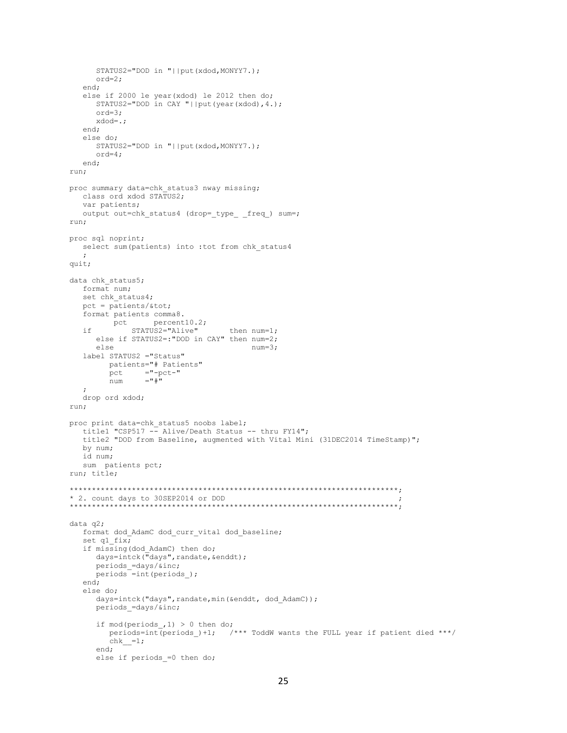```
      STATUS2="DOD in "||put(xdod,MONYY7.);
      ord=2;
   end;
   else if 2000 le year(xdod) le 2012 then do;
      STATUS2="DOD in CAY "||put(year(xdod),4.);
      ord=3;
      xdod=.;
   end;
   else do;
      STATUS2="DOD in "||put(xdod,MONYY7.);
      ord=4;
   end;
run;

proc summary data=chk_status3 nway missing;
   class ord xdod STATUS2;
   var patients;
   output out=chk_status4 (drop=_type_ _freq_) sum=;
run;

proc sql noprint;
   select sum(patients) into :tot from chk_status4
   ;
quit;

data chk_status5;
   format num;
   set chk_status4;
   pct = patients/&tot;
   format patients comma8.
          pct      percent10.2;
   if        STATUS2="Alive"       then num=1;
      else if STATUS2=:"DOD in CAY" then num=2;
      else                              num=3;
   label STATUS2 ="Status"
         patients="# Patients"
         pct     ="-pct-"
         num     ="#"
   ;
   drop ord xdod;
run;

proc print data=chk_status5 noobs label;
   title1 "CSP517 -- Alive/Death Status -- thru FY14";
   title2 "DOD from Baseline, augmented with Vital Mini (31DEC2014 TimeStamp)";
   by num;
   id num;
   sum  patients pct;
run; title;

*************************************************************************;
* 2. count days to 30SEP2014 or DOD                                     ;
*************************************************************************;

data q2;
   format dod_AdamC dod_curr_vital dod_baseline;
   set q1_fix;
   if missing(dod_AdamC) then do;
      days=intck("days",randate,&enddt);
      periods_=days/&inc;
      periods =int(periods_);
   end;
   else do;
      days=intck("days",randate,min(&enddt, dod_AdamC));
      periods_=days/&inc;

      if mod(periods_,1) > 0 then do;
         periods=int(periods_)+1;   /*** ToddW wants the FULL year if patient died ***/
         chk__=1;
      end;
      else if periods_=0 then do;
```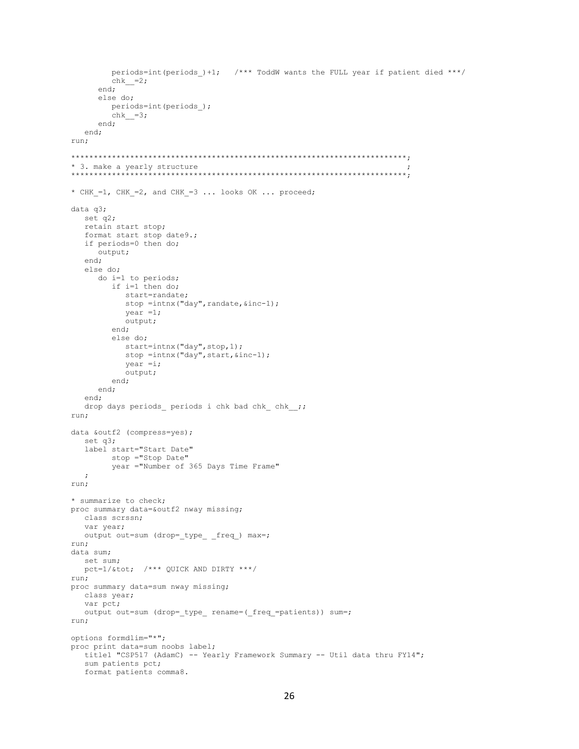```
         periods=int(periods_)+1;   /*** ToddW wants the FULL year if patient died ***/
         chk__=2;
      end;
      else do;
         periods=int(periods_);
         chk__=3;
      end;
   end;
run;

*************************************************************************;
* 3. make a yearly structure                                            ;
*************************************************************************;

* CHK_=1, CHK_=2, and CHK_=3 ... looks OK ... proceed;

data q3;
   set q2;
   retain start stop;
   format start stop date9.;
   if periods=0 then do;
      output;
   end;
   else do;
      do i=1 to periods;
         if i=1 then do;
            start=randate;
            stop =intnx("day",randate,&inc-1);
            year =1;
            output;
         end;
         else do;
            start=intnx("day",stop,1);
            stop =intnx("day",start,&inc-1);
            year =i;
            output;
         end;
      end;
   end;
   drop days periods_ periods i chk bad chk_ chk__;;
run;

data &outf2 (compress=yes);
   set q3;
   label start="Start Date"
         stop ="Stop Date"
         year ="Number of 365 Days Time Frame"
   ;
run;

* summarize to check;
proc summary data=&outf2 nway missing;
   class scrssn;
   var year;
   output out=sum (drop=_type_ _freq_) max=;
run;
data sum;
   set sum;
   pct=1/&tot;  /*** QUICK AND DIRTY ***/
run;
proc summary data=sum nway missing;
   class year;
   var pct;
   output out=sum (drop=_type_ rename=(_freq_=patients)) sum=;
run;

options formdlim="*";
proc print data=sum noobs label;
   title1 "CSP517 (AdamC) -- Yearly Framework Summary -- Util data thru FY14";
   sum patients pct;
   format patients comma8.
```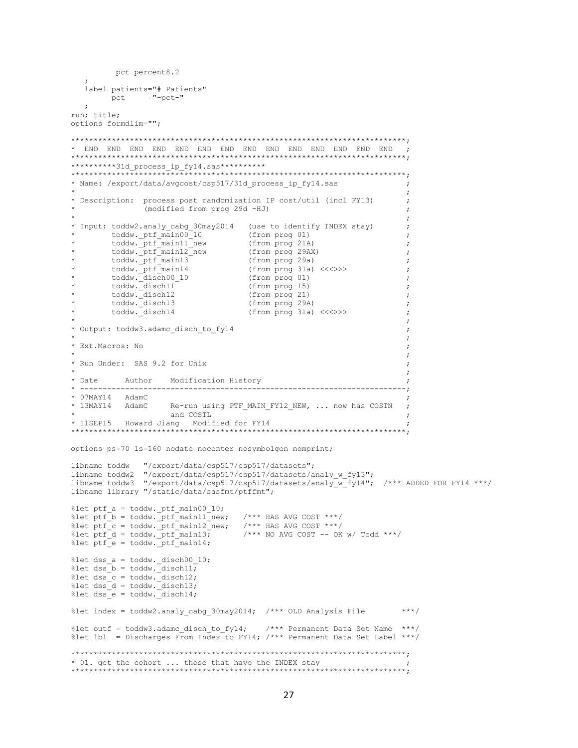```
         pct percent8.2
   ;
   label patients="# Patients"
         pct     ="-pct-"
   ;
run; title;
options formdlim="";

**************************************************************************;
*  END  END  END  END  END  END  END  END  END  END  END  END  END  END   ;
**************************************************************************;
**********31d_process_ip_fy14.sas**********
**************************************************************************;
* Name: /export/data/avgcost/csp517/31d_process_ip_fy14.sas              ;
*                                                                        ;
* Description:  process post randomization IP cost/util (incl FY13)      ;
*               (modified from prog 29d -HJ)                             ;
*                                                                        ;
* Input: toddw2.analy_cabg_30may2014   (use to identify INDEX stay)      ;
*        toddw._ptf_main00_10          (from prog 01)                    ;
*        toddw._ptf_main11_new         (from prog 21A)                   ;
*        toddw._ptf_main12_new         (from prog 29AX)                  ;
*        toddw._ptf_main13             (from prog 29a)                   ;
*        toddw._ptf_main14             (from prog 31a) <<<>>>            ;
*        toddw._disch00_10             (from prog 01)                    ;
*        toddw._disch11                (from prog 15)                    ;
*        toddw._disch12                (from prog 21)                    ;
*        toddw._disch13                (from prog 29A)                   ;
*        toddw._disch14                (from prog 31a) <<<>>>            ;
*                                                                        ;
* Output: toddw3.adamc_disch_to_fy14                                     ;
*                                                                        ;
* Ext.Macros: No                                                         ;
*                                                                        ;
* Run Under:  SAS 9.2 for Unix                                           ;
*                                                                        ;
* Date      Author    Modification History                               ;
* -----------------------------------------------------------------------;
* 07MAY14   AdamC                                                        ;
* 13MAY14   AdamC      Re-run using PTF_MAIN_FY12_NEW, ... now has COSTN  ;
*                      and COSTL                                         ;
* 11SEP15   Howard Jiang   Modified for FY14                             ;
**************************************************************************;

options ps=70 ls=160 nodate nocenter nosymbolgen nomprint;

libname toddw   "/export/data/csp517/csp517/datasets";
libname toddw2  "/export/data/csp517/csp517/datasets/analy_w_fy13";
libname toddw3  "/export/data/csp517/csp517/datasets/analy_w_fy14";  /*** ADDED FOR FY14 ***/
libname library "/static/data/sasfmt/ptffmt";

%let ptf_a = toddw._ptf_main00_10;
%let ptf_b = toddw._ptf_main11_new;   /*** HAS AVG COST ***/
%let ptf_c = toddw._ptf_main12_new;   /*** HAS AVG COST ***/
%let ptf_d = toddw._ptf_main13;       /*** NO AVG COST -- OK w/ Todd ***/
%let ptf_e = toddw._ptf_main14;

%let dss_a = toddw._disch00_10;
%let dss_b = toddw._disch11;
%let dss_c = toddw._disch12;
%let dss_d = toddw._disch13;
%let dss_e = toddw._disch14;

%let index = toddw2.analy_cabg_30may2014;  /*** OLD Analysis File        ***/

%let outf = toddw3.adamc_disch_to_fy14;    /*** Permanent Data Set Name  ***/
%let lbl  = Discharges From Index to FY14; /*** Permanent Data Set Label ***/

**************************************************************************;
* 01. get the cohort ... those that have the INDEX stay                  ;
**************************************************************************;
```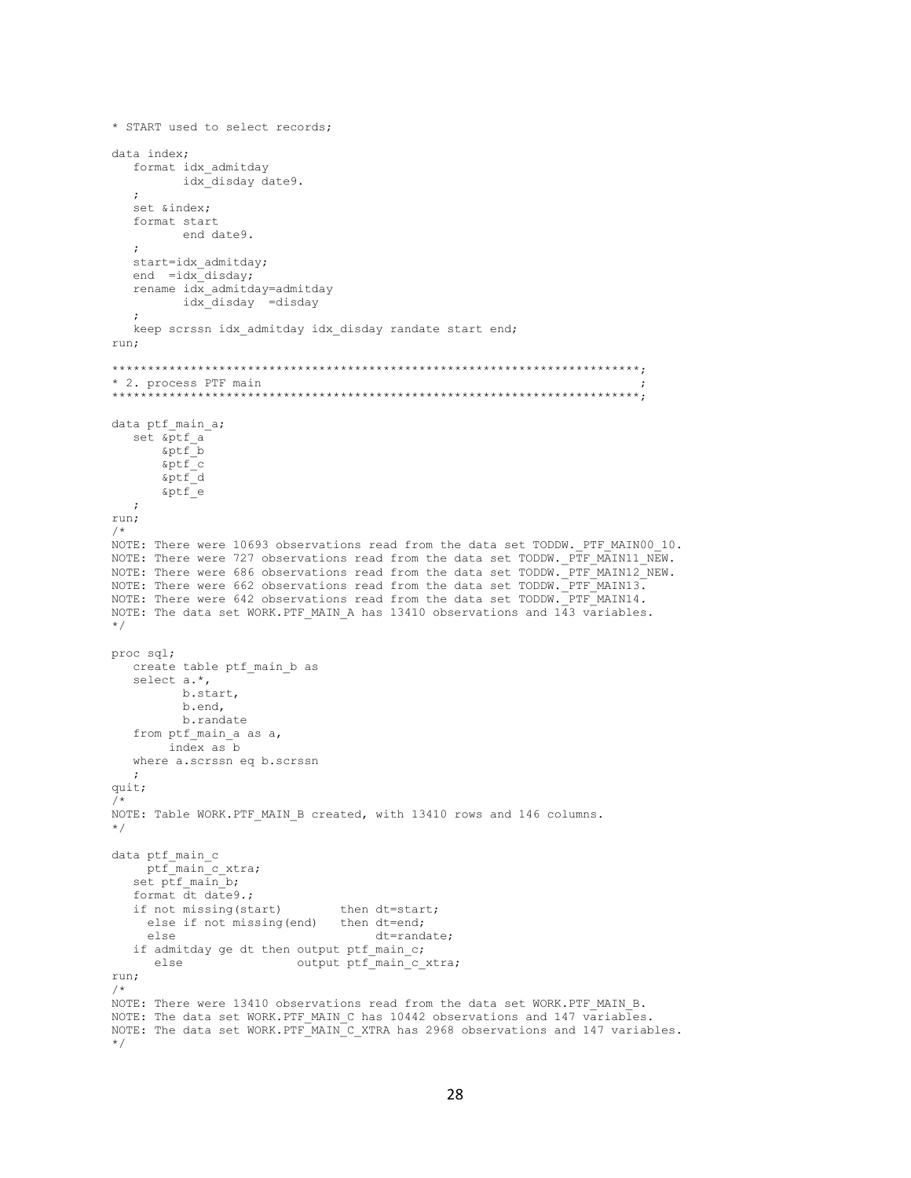```
* START used to select records;

data index;
   format idx_admitday
          idx_disday date9.
   ;
   set &index;
   format start
          end date9.
   ;
   start=idx_admitday;
   end  =idx_disday;
   rename idx_admitday=admitday
          idx_disday  =disday
   ;
   keep scrssn idx_admitday idx_disday randate start end;
run;

************************************************************************;
* 2. process PTF main                                                  ;
************************************************************************;

data ptf_main_a;
   set &ptf_a
       &ptf_b
       &ptf_c
       &ptf_d
       &ptf_e
   ;
run;
/*
NOTE: There were 10693 observations read from the data set TODDW._PTF_MAIN00_10.
NOTE: There were 727 observations read from the data set TODDW._PTF_MAIN11_NEW.
NOTE: There were 686 observations read from the data set TODDW._PTF_MAIN12_NEW.
NOTE: There were 662 observations read from the data set TODDW._PTF_MAIN13.
NOTE: There were 642 observations read from the data set TODDW._PTF_MAIN14.
NOTE: The data set WORK.PTF_MAIN_A has 13410 observations and 143 variables.
*/

proc sql;
   create table ptf_main_b as
   select a.*,
          b.start,
          b.end,
          b.randate
   from ptf_main_a as a,
        index as b
   where a.scrssn eq b.scrssn
   ;
quit;
/*
NOTE: Table WORK.PTF_MAIN_B created, with 13410 rows and 146 columns.
*/

data ptf_main_c
     ptf_main_c_xtra;
   set ptf_main_b;
   format dt date9.;
   if not missing(start)        then dt=start;
     else if not missing(end)   then dt=end;
     else                            dt=randate;
   if admitday ge dt then output ptf_main_c;
      else                output ptf_main_c_xtra;
run;
/*
NOTE: There were 13410 observations read from the data set WORK.PTF_MAIN_B.
NOTE: The data set WORK.PTF_MAIN_C has 10442 observations and 147 variables.
NOTE: The data set WORK.PTF_MAIN_C_XTRA has 2968 observations and 147 variables.
*/
```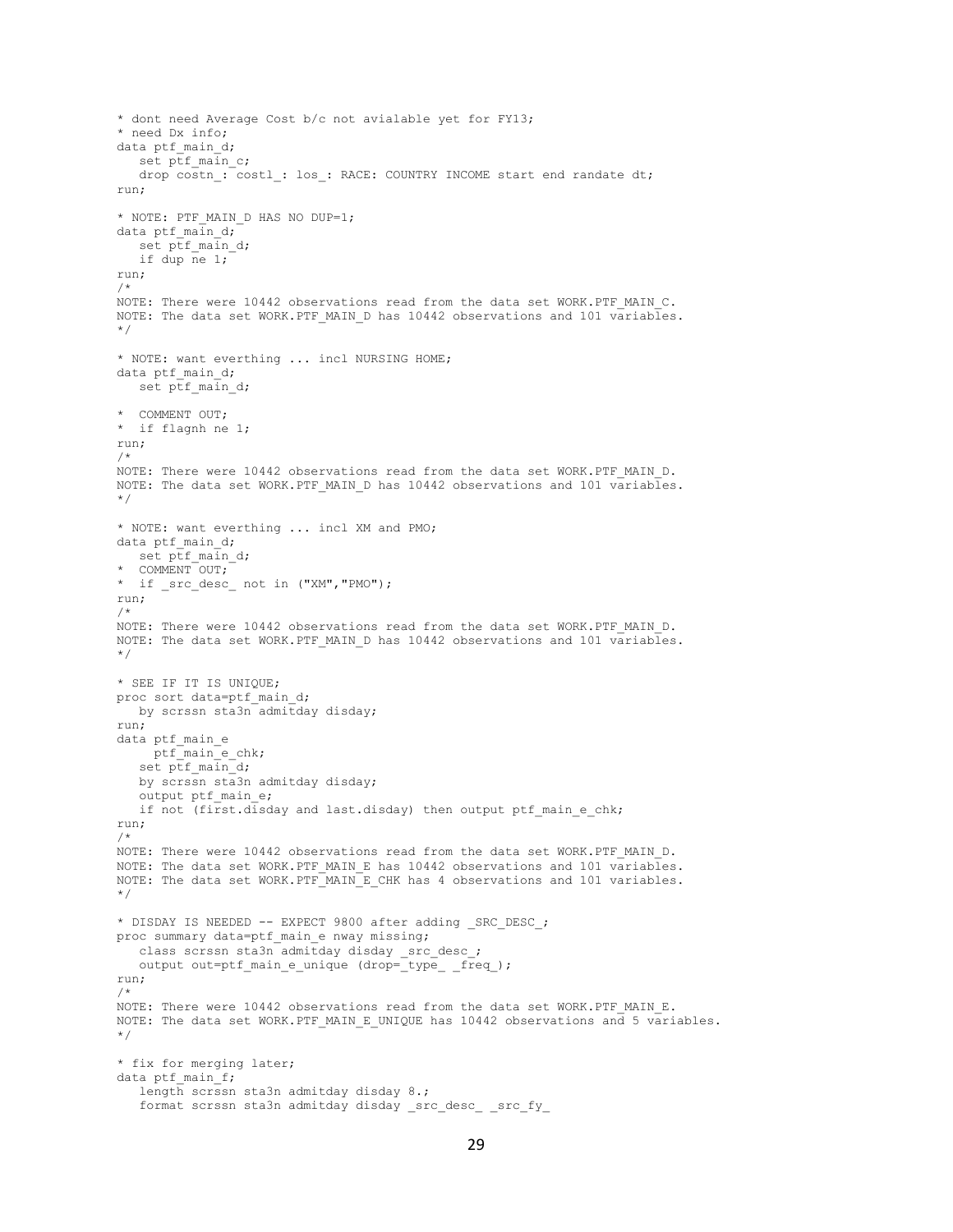```
* dont need Average Cost b/c not avialable yet for FY13;
* need Dx info;
data ptf_main_d;
   set ptf_main_c;
   drop costn_: costl_: los_: RACE: COUNTRY INCOME start end randate dt;
run;

* NOTE: PTF_MAIN_D HAS NO DUP=1;
data ptf_main_d;
   set ptf_main_d;
   if dup ne 1;
run;
/*
NOTE: There were 10442 observations read from the data set WORK.PTF_MAIN_C.
NOTE: The data set WORK.PTF_MAIN_D has 10442 observations and 101 variables.
*/

* NOTE: want everthing ... incl NURSING HOME;
data ptf_main_d;
   set ptf_main_d;

*  COMMENT OUT;
*  if flagnh ne 1;
run;
/*
NOTE: There were 10442 observations read from the data set WORK.PTF_MAIN_D.
NOTE: The data set WORK.PTF_MAIN_D has 10442 observations and 101 variables.
*/

* NOTE: want everthing ... incl XM and PMO;
data ptf_main_d;
   set ptf_main_d;
*  COMMENT OUT;
*  if _src_desc_ not in ("XM","PMO");
run;
/*
NOTE: There were 10442 observations read from the data set WORK.PTF_MAIN_D.
NOTE: The data set WORK.PTF_MAIN_D has 10442 observations and 101 variables.
*/

* SEE IF IT IS UNIQUE;
proc sort data=ptf_main_d;
   by scrssn sta3n admitday disday;
run;
data ptf_main_e
     ptf_main_e_chk;
   set ptf_main_d;
   by scrssn sta3n admitday disday;
   output ptf_main_e;
   if not (first.disday and last.disday) then output ptf_main_e_chk;
run;
/*
NOTE: There were 10442 observations read from the data set WORK.PTF_MAIN_D.
NOTE: The data set WORK.PTF_MAIN_E has 10442 observations and 101 variables.
NOTE: The data set WORK.PTF_MAIN_E_CHK has 4 observations and 101 variables.
*/

* DISDAY IS NEEDED -- EXPECT 9800 after adding _SRC_DESC_;
proc summary data=ptf_main_e nway missing;
   class scrssn sta3n admitday disday _src_desc_;
   output out=ptf_main_e_unique (drop=_type_ _freq_);
run;
/*
NOTE: There were 10442 observations read from the data set WORK.PTF_MAIN_E.
NOTE: The data set WORK.PTF_MAIN_E_UNIQUE has 10442 observations and 5 variables.
*/

* fix for merging later;
data ptf_main_f;
   length scrssn sta3n admitday disday 8.;
   format scrssn sta3n admitday disday _src_desc_ _src_fy_
```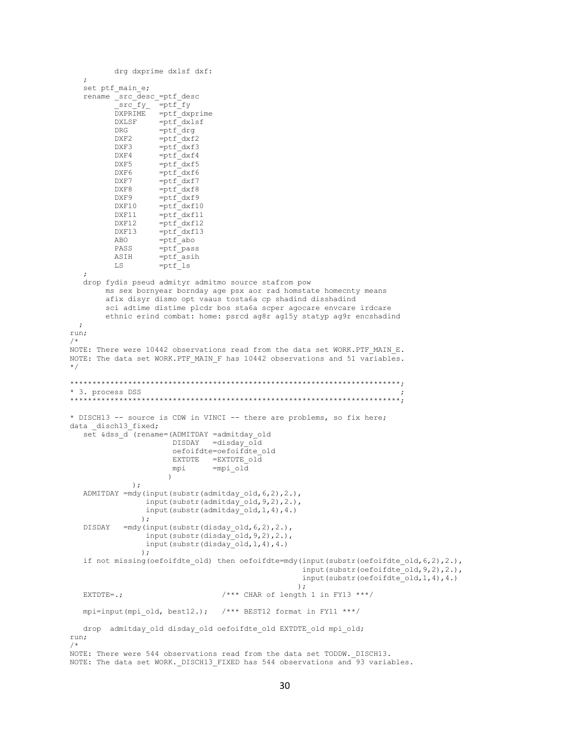```
          drg dxprime dxlsf dxf:
   ;
   set ptf_main_e;
   rename _src_desc_=ptf_desc
          _src_fy_  =ptf_fy
          DXPRIME   =ptf_dxprime
          DXLSF     =ptf_dxlsf
          DRG       =ptf_drg
          DXF2      =ptf_dxf2
          DXF3      =ptf_dxf3
          DXF4      =ptf_dxf4
          DXF5      =ptf_dxf5
          DXF6      =ptf_dxf6
          DXF7      =ptf_dxf7
          DXF8      =ptf_dxf8
          DXF9      =ptf_dxf9
          DXF10     =ptf_dxf10
          DXF11     =ptf_dxf11
          DXF12     =ptf_dxf12
          DXF13     =ptf_dxf13
          ABO       =ptf_abo
          PASS      =ptf_pass
          ASIH      =ptf_asih
          LS        =ptf_ls
   ;
   drop fydis pseud admityr admitmo source stafrom pow
        ms sex bornyear bornday age psx aor rad homstate homecnty means
        afix disyr dismo opt vaaus tosta6a cp shadind disshadind
        sci adtime distime plcdr bos sta6a scper agocare envcare irdcare
        ethnic erind combat: home: psrcd ag8r ag15y statyp ag9r encshadind
  ;
run;
/*
NOTE: There were 10442 observations read from the data set WORK.PTF_MAIN_E.
NOTE: The data set WORK.PTF_MAIN_F has 10442 observations and 51 variables.
*/

*************************************************************************;
* 3. process DSS                                                        ;
*************************************************************************;

* DISCH13 -- source is CDW in VINCI -- there are problems, so fix here;
data _disch13_fixed;
   set &dss_d (rename=(ADMITDAY =admitday_old
                       DISDAY   =disday_old
                       oefoifdte=oefoifdte_old
                       EXTDTE   =EXTDTE_old
                       mpi      =mpi_old
                      )
              );
   ADMITDAY =mdy(input(substr(admitday_old,6,2),2.),
                 input(substr(admitday_old,9,2),2.),
                 input(substr(admitday_old,1,4),4.)
                );
   DISDAY   =mdy(input(substr(disday_old,6,2),2.),
                 input(substr(disday_old,9,2),2.),
                 input(substr(disday_old,1,4),4.)
                );
   if not missing(oefoifdte_old) then oefoifdte=mdy(input(substr(oefoifdte_old,6,2),2.),
                                                    input(substr(oefoifdte_old,9,2),2.),
                                                    input(substr(oefoifdte_old,1,4),4.)
                                                   );
   EXTDTE=.;                        /*** CHAR of length 1 in FY13 ***/

   mpi=input(mpi_old, best12.);   /*** BEST12 format in FY11 ***/

   drop  admitday_old disday_old oefoifdte_old EXTDTE_old mpi_old;
run;
/*
NOTE: There were 544 observations read from the data set TODDW._DISCH13.
NOTE: The data set WORK._DISCH13_FIXED has 544 observations and 93 variables.
```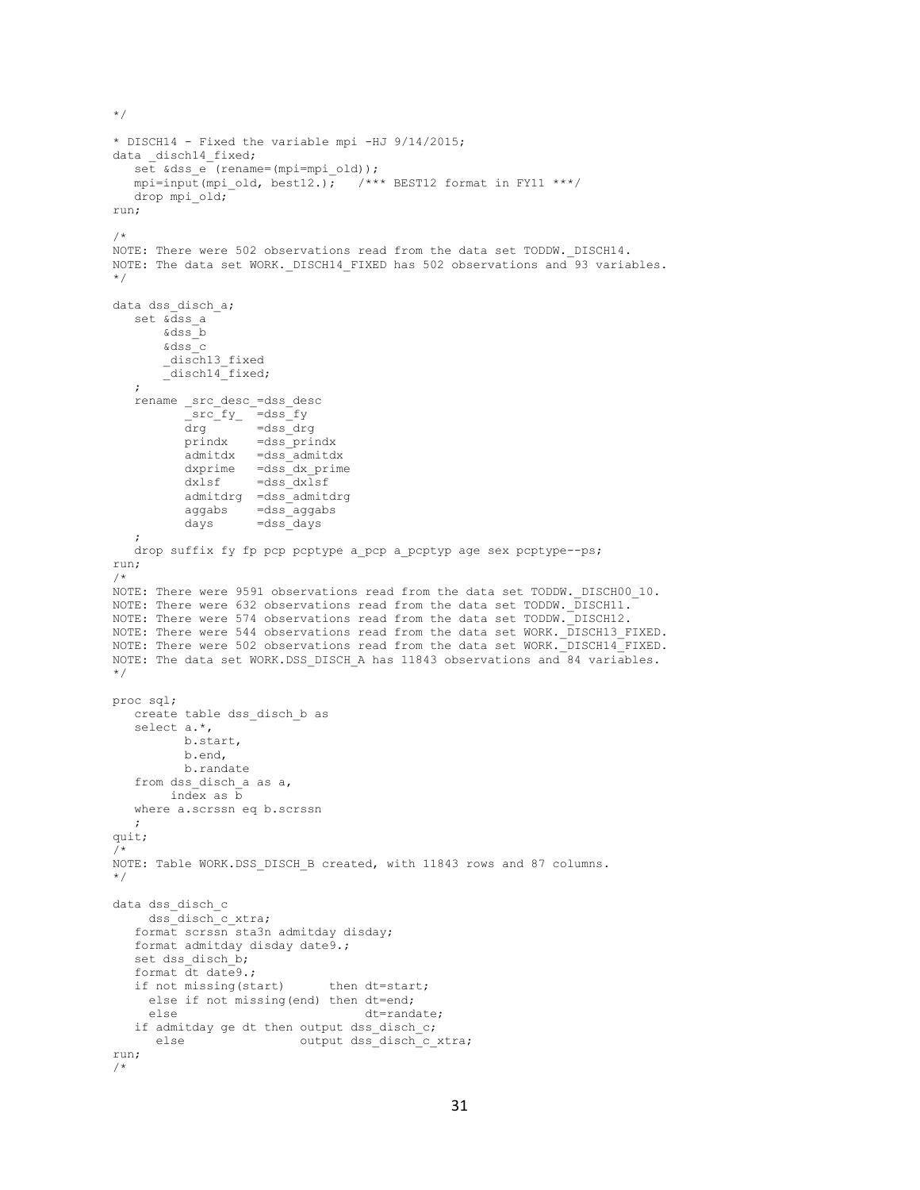```
*/

* DISCH14 - Fixed the variable mpi -HJ 9/14/2015;
data _disch14_fixed;
   set &dss_e (rename=(mpi=mpi_old));
   mpi=input(mpi_old, best12.);   /*** BEST12 format in FY11 ***/
   drop mpi_old;
run;

/*
NOTE: There were 502 observations read from the data set TODDW._DISCH14.
NOTE: The data set WORK._DISCH14_FIXED has 502 observations and 93 variables.
*/

data dss_disch_a;
   set &dss_a
       &dss_b
       &dss_c
       _disch13_fixed
       _disch14_fixed;
   ;
   rename _src_desc_=dss_desc
          _src_fy_  =dss_fy
          drg       =dss_drg
          prindx    =dss_prindx
          admitdx   =dss_admitdx
          dxprime   =dss_dx_prime
          dxlsf     =dss_dxlsf
          admitdrg  =dss_admitdrg
          aggabs    =dss_aggabs
          days      =dss_days
   ;
   drop suffix fy fp pcp pcptype a_pcp a_pcptyp age sex pcptype--ps;
run;
/*
NOTE: There were 9591 observations read from the data set TODDW._DISCH00_10.
NOTE: There were 632 observations read from the data set TODDW._DISCH11.
NOTE: There were 574 observations read from the data set TODDW._DISCH12.
NOTE: There were 544 observations read from the data set WORK._DISCH13_FIXED.
NOTE: There were 502 observations read from the data set WORK._DISCH14_FIXED.
NOTE: The data set WORK.DSS_DISCH_A has 11843 observations and 84 variables.
*/

proc sql;
   create table dss_disch_b as
   select a.*,
          b.start,
          b.end,
          b.randate
   from dss_disch_a as a,
        index as b
   where a.scrssn eq b.scrssn
   ;
quit;
/*
NOTE: Table WORK.DSS_DISCH_B created, with 11843 rows and 87 columns.
*/

data dss_disch_c
     dss_disch_c_xtra;
   format scrssn sta3n admitday disday;
   format admitday disday date9.;
   set dss_disch_b;
   format dt date9.;
   if not missing(start)      then dt=start;
     else if not missing(end) then dt=end;
     else                          dt=randate;
   if admitday ge dt then output dss_disch_c;
      else                output dss_disch_c_xtra;
run;
/*
```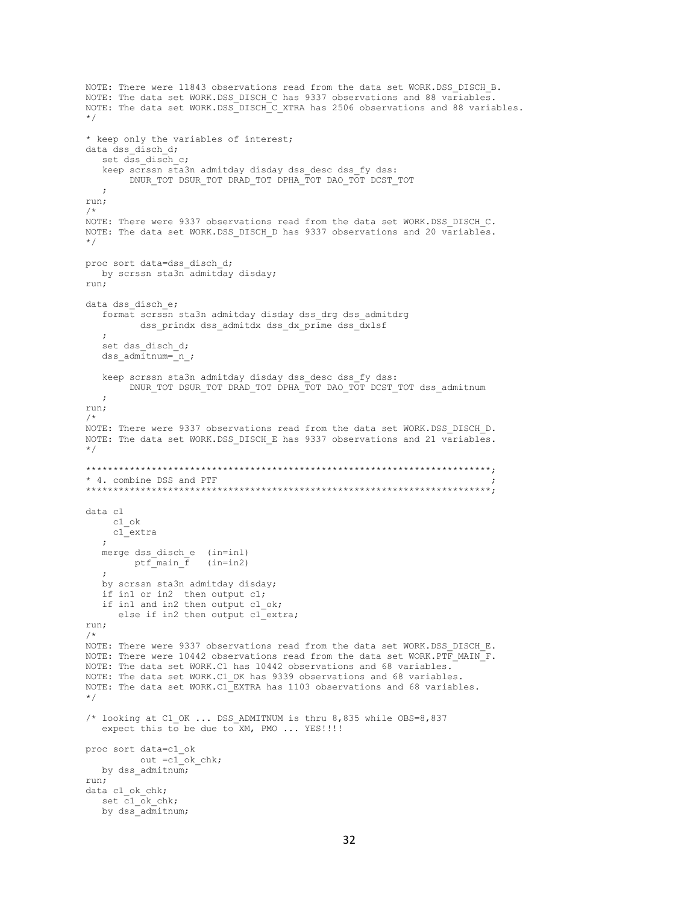```
NOTE: There were 11843 observations read from the data set WORK.DSS_DISCH_B.
NOTE: The data set WORK.DSS_DISCH_C has 9337 observations and 88 variables.
NOTE: The data set WORK.DSS_DISCH_C_XTRA has 2506 observations and 88 variables.
*/

* keep only the variables of interest;
data dss_disch_d;
   set dss_disch_c;
   keep scrssn sta3n admitday disday dss_desc dss_fy dss:
        DNUR_TOT DSUR_TOT DRAD_TOT DPHA_TOT DAO_TOT DCST_TOT
   ;
run;
/*
NOTE: There were 9337 observations read from the data set WORK.DSS_DISCH_C.
NOTE: The data set WORK.DSS_DISCH_D has 9337 observations and 20 variables.
*/

proc sort data=dss_disch_d;
   by scrssn sta3n admitday disday;
run;

data dss_disch_e;
   format scrssn sta3n admitday disday dss_drg dss_admitdrg
          dss_prindx dss_admitdx dss_dx_prime dss_dxlsf
   ;
   set dss_disch_d;
   dss_admitnum=_n_;

   keep scrssn sta3n admitday disday dss_desc dss_fy dss:
        DNUR_TOT DSUR_TOT DRAD_TOT DPHA_TOT DAO_TOT DCST_TOT dss_admitnum
   ;
run;
/*
NOTE: There were 9337 observations read from the data set WORK.DSS_DISCH_D.
NOTE: The data set WORK.DSS_DISCH_E has 9337 observations and 21 variables.
*/

*************************************************************************;
* 4. combine DSS and PTF                                                ;
*************************************************************************;

data c1
     c1_ok
     c1_extra
   ;
   merge dss_disch_e  (in=in1)
         ptf_main_f   (in=in2)
   ;
   by scrssn sta3n admitday disday;
   if in1 or in2  then output c1;
   if in1 and in2 then output c1_ok;
      else if in2 then output c1_extra;
run;
/*
NOTE: There were 9337 observations read from the data set WORK.DSS_DISCH_E.
NOTE: There were 10442 observations read from the data set WORK.PTF_MAIN_F.
NOTE: The data set WORK.C1 has 10442 observations and 68 variables.
NOTE: The data set WORK.C1_OK has 9339 observations and 68 variables.
NOTE: The data set WORK.C1_EXTRA has 1103 observations and 68 variables.
*/

/* looking at C1_OK ... DSS_ADMITNUM is thru 8,835 while OBS=8,837
   expect this to be due to XM, PMO ... YES!!!!

proc sort data=c1_ok
          out =c1_ok_chk;
   by dss_admitnum;
run;
data c1_ok_chk;
   set c1_ok_chk;
   by dss_admitnum;
```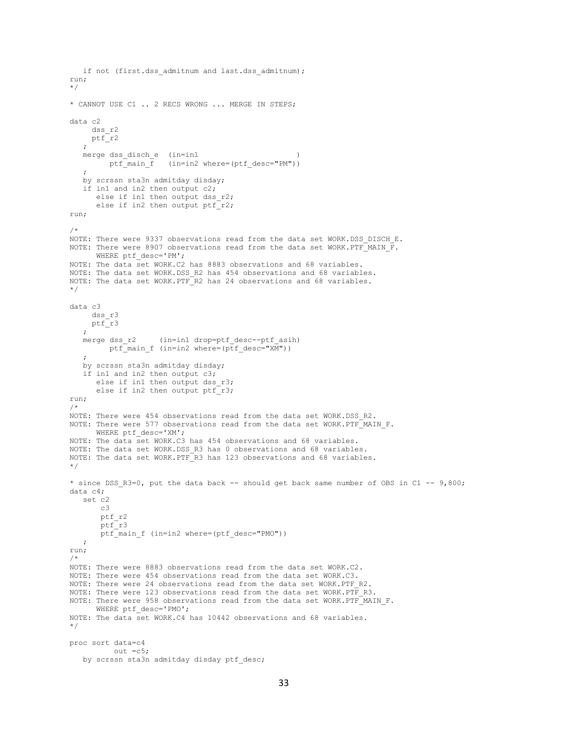```
   if not (first.dss_admitnum and last.dss_admitnum);
run;
*/

* CANNOT USE C1 .. 2 RECS WRONG ... MERGE IN STEPS;

data c2
     dss_r2
     ptf_r2
   ;
   merge dss_disch_e  (in=in1                      )
         ptf_main_f   (in=in2 where=(ptf_desc="PM"))
   ;
   by scrssn sta3n admitday disday;
   if in1 and in2 then output c2;
      else if in1 then output dss_r2;
      else if in2 then output ptf_r2;
run;

/*
NOTE: There were 9337 observations read from the data set WORK.DSS_DISCH_E.
NOTE: There were 8907 observations read from the data set WORK.PTF_MAIN_F.
      WHERE ptf_desc='PM';
NOTE: The data set WORK.C2 has 8883 observations and 68 variables.
NOTE: The data set WORK.DSS_R2 has 454 observations and 68 variables.
NOTE: The data set WORK.PTF_R2 has 24 observations and 68 variables.
*/

data c3
     dss_r3
     ptf_r3
   ;
   merge dss_r2     (in=in1 drop=ptf_desc--ptf_asih)
         ptf_main_f (in=in2 where=(ptf_desc="XM"))
   ;
   by scrssn sta3n admitday disday;
   if in1 and in2 then output c3;
      else if in1 then output dss_r3;
      else if in2 then output ptf_r3;
run;
/*
NOTE: There were 454 observations read from the data set WORK.DSS_R2.
NOTE: There were 577 observations read from the data set WORK.PTF_MAIN_F.
      WHERE ptf_desc='XM';
NOTE: The data set WORK.C3 has 454 observations and 68 variables.
NOTE: The data set WORK.DSS_R3 has 0 observations and 68 variables.
NOTE: The data set WORK.PTF_R3 has 123 observations and 68 variables.
*/

* since DSS_R3=0, put the data back -- should get back same number of OBS in C1 -- 9,800;
data c4;
   set c2
       c3
       ptf_r2
       ptf_r3
       ptf_main_f (in=in2 where=(ptf_desc="PMO"))
   ;
run;
/*
NOTE: There were 8883 observations read from the data set WORK.C2.
NOTE: There were 454 observations read from the data set WORK.C3.
NOTE: There were 24 observations read from the data set WORK.PTF_R2.
NOTE: There were 123 observations read from the data set WORK.PTF_R3.
NOTE: There were 958 observations read from the data set WORK.PTF_MAIN_F.
      WHERE ptf_desc='PMO';
NOTE: The data set WORK.C4 has 10442 observations and 68 variables.
*/

proc sort data=c4
          out =c5;
   by scrssn sta3n admitday disday ptf_desc;
```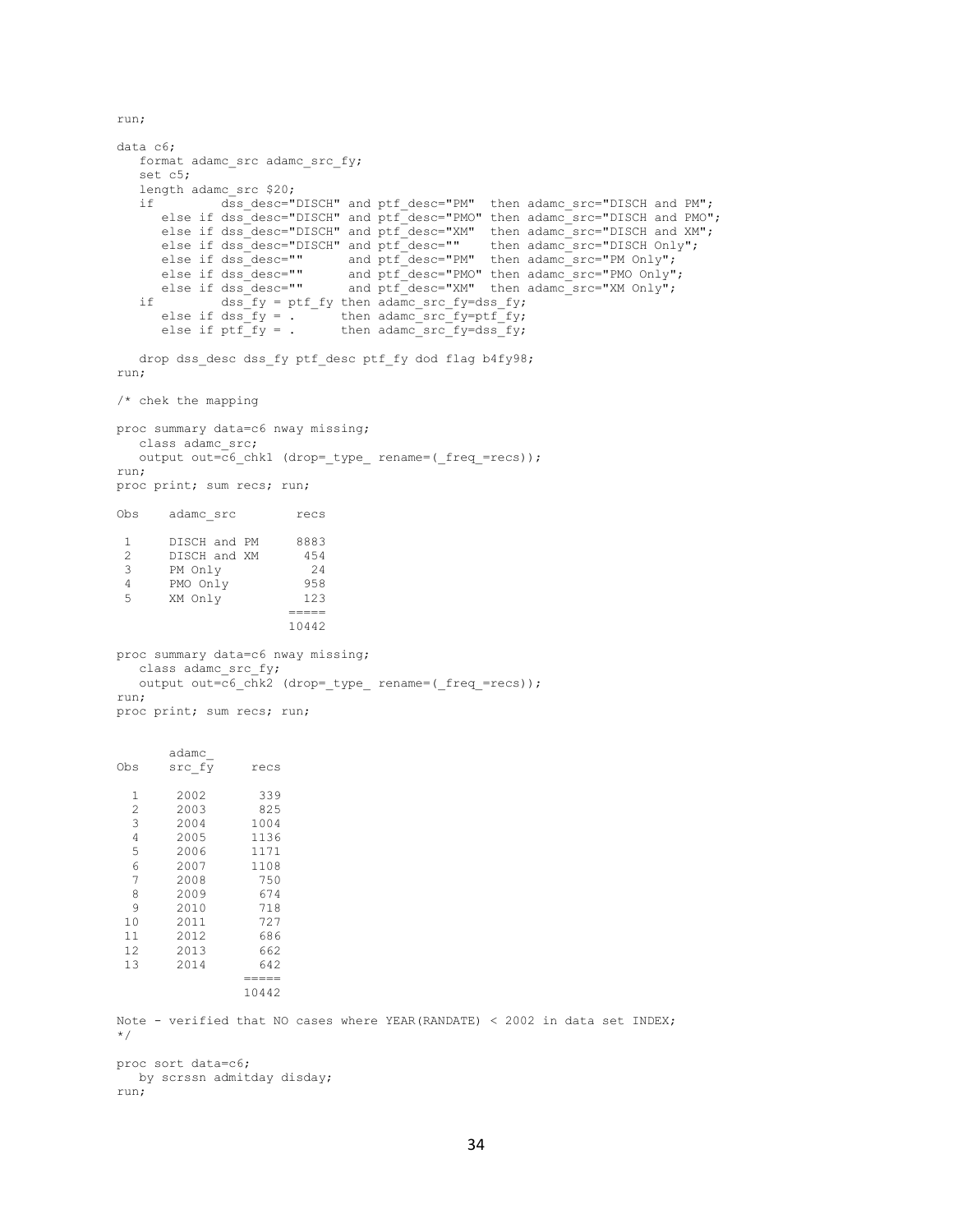```
run;

data c6;
   format adamc_src adamc_src_fy;
   set c5;
   length adamc_src $20;
   if         dss_desc="DISCH" and ptf_desc="PM"  then adamc_src="DISCH and PM";
      else if dss_desc="DISCH" and ptf_desc="PMO" then adamc_src="DISCH and PMO";
      else if dss_desc="DISCH" and ptf_desc="XM"  then adamc_src="DISCH and XM";
      else if dss_desc="DISCH" and ptf_desc=""    then adamc_src="DISCH Only";
      else if dss_desc=""      and ptf_desc="PM"  then adamc_src="PM Only";
      else if dss_desc=""      and ptf_desc="PMO" then adamc_src="PMO Only";
      else if dss_desc=""      and ptf_desc="XM"  then adamc_src="XM Only";
   if         dss_fy = ptf_fy then adamc_src_fy=dss_fy;
      else if dss_fy = .      then adamc_src_fy=ptf_fy;
      else if ptf_fy = .      then adamc_src_fy=dss_fy;

   drop dss_desc dss_fy ptf_desc ptf_fy dod flag b4fy98;
run;

/* chek the mapping

proc summary data=c6 nway missing;
   class adamc_src;
   output out=c6_chk1 (drop=_type_ rename=(_freq_=recs));
run;
proc print; sum recs; run;

Obs    adamc_src        recs

 1     DISCH and PM     8883
 2     DISCH and XM      454
 3     PM Only            24
 4     PMO Only          958
 5     XM Only           123
                       =====
                       10442

proc summary data=c6 nway missing;
   class adamc_src_fy;
   output out=c6_chk2 (drop=_type_ rename=(_freq_=recs));
run;
proc print; sum recs; run;


       adamc_
Obs    src_fy     recs

  1     2002       339
  2     2003       825
  3     2004      1004
  4     2005      1136
  5     2006      1171
  6     2007      1108
  7     2008       750
  8     2009       674
  9     2010       718
 10     2011       727
 11     2012       686
 12     2013       662
 13     2014       642
                 =====
                 10442

Note - verified that NO cases where YEAR(RANDATE) < 2002 in data set INDEX;
*/

proc sort data=c6;
   by scrssn admitday disday;
run;
```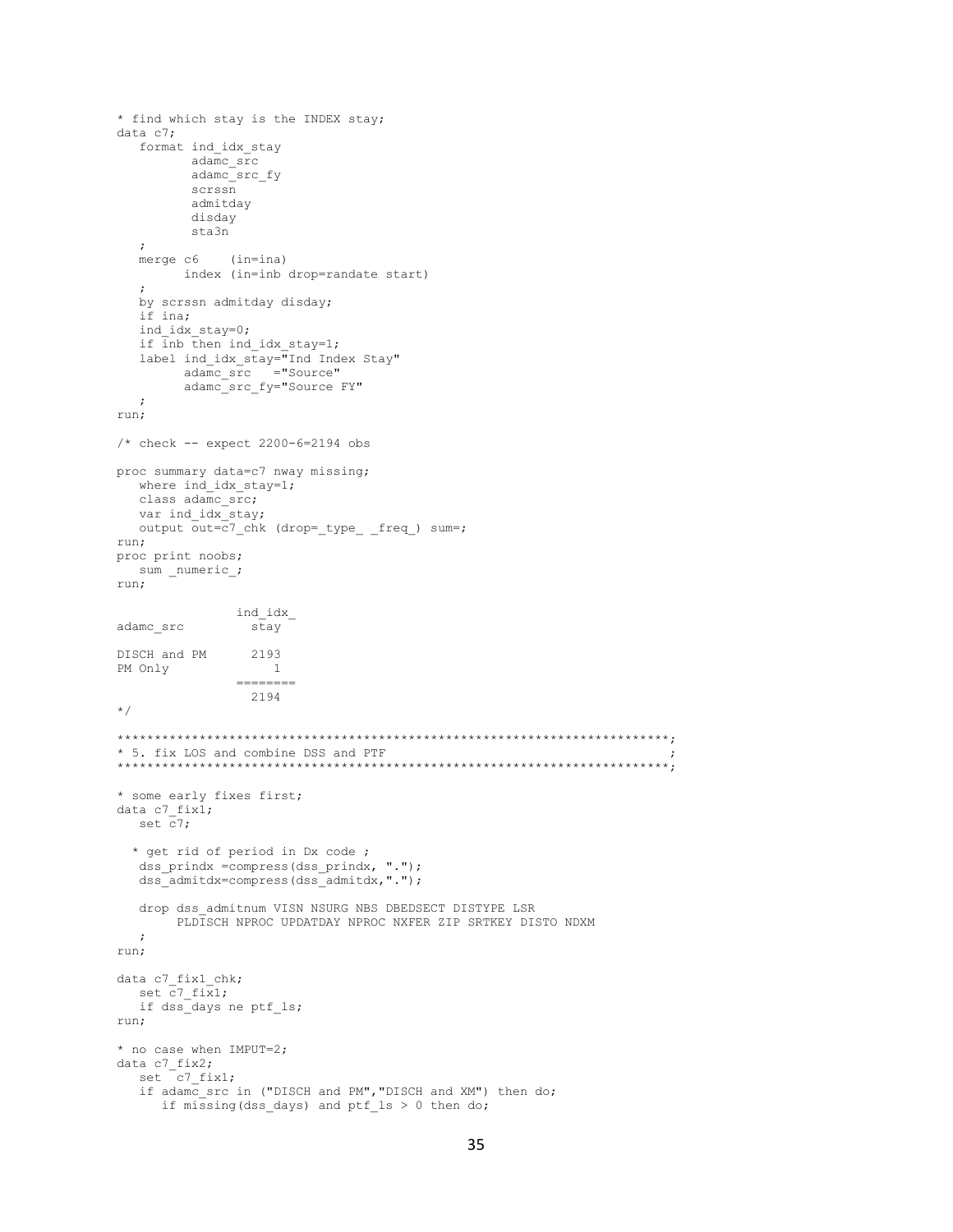```
* find which stay is the INDEX stay;
data c7;
   format ind_idx_stay
          adamc_src
          adamc_src_fy
          scrssn
          admitday
          disday
          sta3n
   ;
   merge c6    (in=ina)
         index (in=inb drop=randate start)
   ;
   by scrssn admitday disday;
   if ina;
   ind_idx_stay=0;
   if inb then ind_idx_stay=1;
   label ind_idx_stay="Ind Index Stay"
         adamc_src   ="Source"
         adamc_src_fy="Source FY"
   ;
run;

/* check -- expect 2200-6=2194 obs

proc summary data=c7 nway missing;
   where ind_idx_stay=1;
   class adamc_src;
   var ind_idx_stay;
   output out=c7_chk (drop=_type_ _freq_) sum=;
run;
proc print noobs;
   sum _numeric_;
run;

                 ind_idx_
adamc_src          stay

DISCH and PM       2193
PM Only               1
                 ========
                   2194
*/

*************************************************************************;
* 5. fix LOS and combine DSS and PTF                                    ;
*************************************************************************;

* some early fixes first;
data c7_fix1;
   set c7;

  * get rid of period in Dx code ;
   dss_prindx =compress(dss_prindx, ".");
   dss_admitdx=compress(dss_admitdx,".");

   drop dss_admitnum VISN NSURG NBS DBEDSECT DISTYPE LSR
        PLDISCH NPROC UPDATDAY NPROC NXFER ZIP SRTKEY DISTO NDXM
   ;
run;

data c7_fix1_chk;
   set c7_fix1;
   if dss_days ne ptf_ls;
run;

* no case when IMPUT=2;
data c7_fix2;
   set  c7_fix1;
   if adamc_src in ("DISCH and PM","DISCH and XM") then do;
      if missing(dss_days) and ptf_ls > 0 then do;
```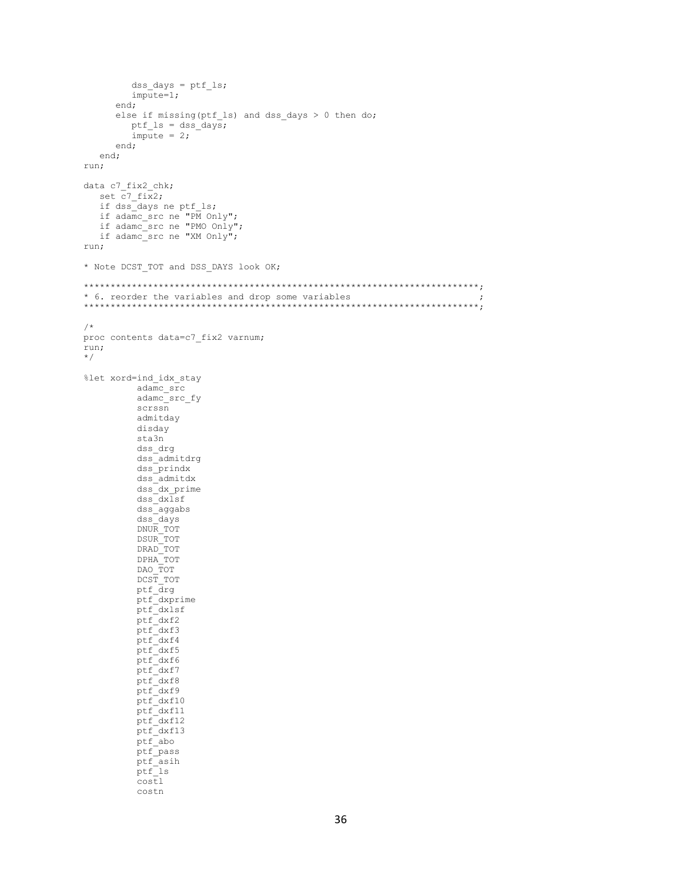```
         dss_days = ptf_ls;
         impute=1;
      end;
      else if missing(ptf_ls) and dss_days > 0 then do;
         ptf_ls = dss_days;
         impute = 2;
      end;
   end;
run;

data c7_fix2_chk;
   set c7_fix2;
   if dss_days ne ptf_ls;
   if adamc_src ne "PM Only";
   if adamc_src ne "PMO Only";
   if adamc_src ne "XM Only";
run;

* Note DCST_TOT and DSS_DAYS look OK;

***************************************************************************;
* 6. reorder the variables and drop some variables                        ;
***************************************************************************;

/*
proc contents data=c7_fix2 varnum;
run;
*/

%let xord=ind_idx_stay
          adamc_src
          adamc_src_fy
          scrssn
          admitday
          disday
          sta3n
          dss_drg
          dss_admitdrg
          dss_prindx
          dss_admitdx
          dss_dx_prime
          dss_dxlsf
          dss_aggabs
          dss_days
          DNUR_TOT
          DSUR_TOT
          DRAD_TOT
          DPHA_TOT
          DAO_TOT
          DCST_TOT
          ptf_drg
          ptf_dxprime
          ptf_dxlsf
          ptf_dxf2
          ptf_dxf3
          ptf_dxf4
          ptf_dxf5
          ptf_dxf6
          ptf_dxf7
          ptf_dxf8
          ptf_dxf9
          ptf_dxf10
          ptf_dxf11
          ptf_dxf12
          ptf_dxf13
          ptf_abo
          ptf_pass
          ptf_asih
          ptf_ls
          costl
          costn
```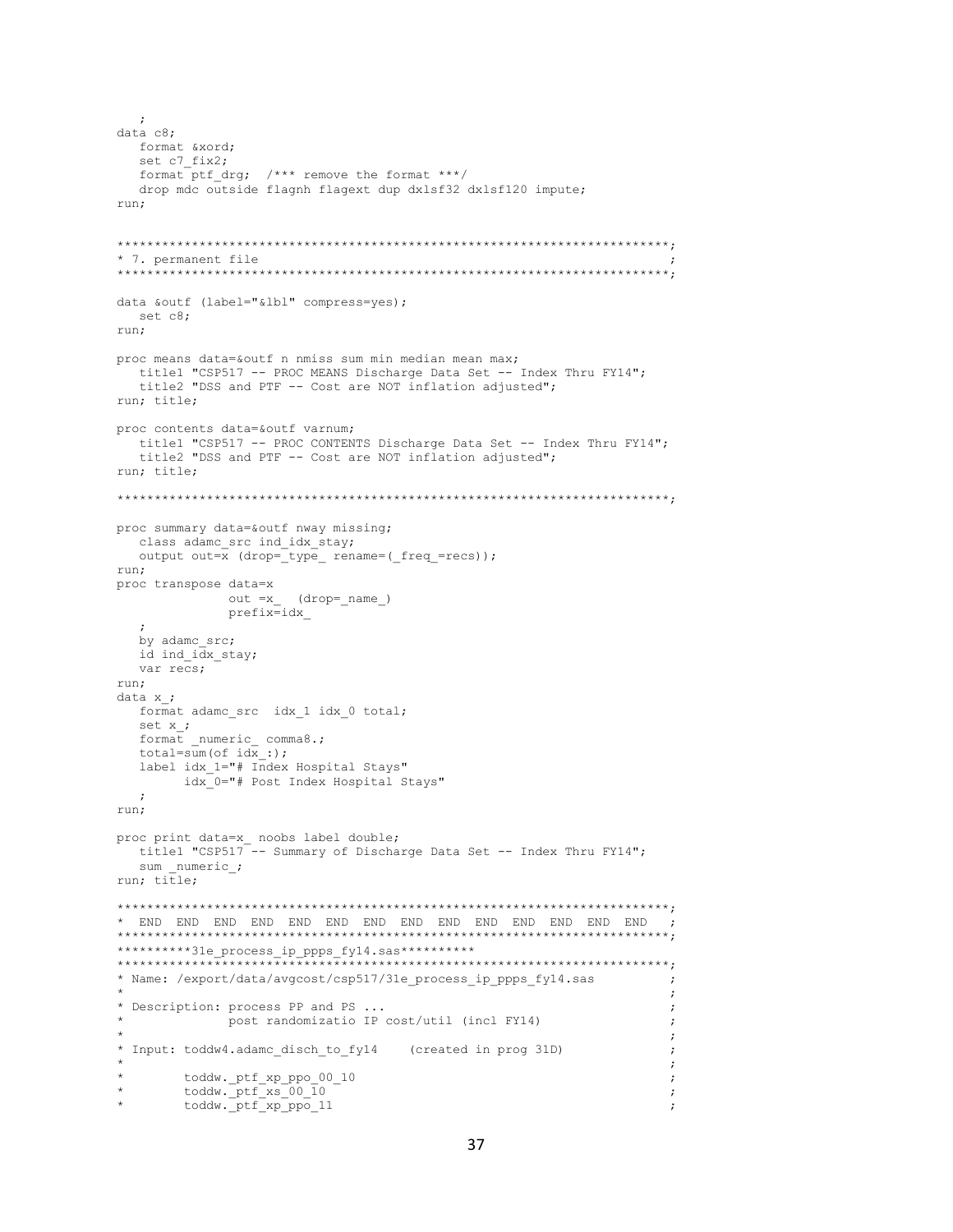```
   ;
data c8;
   format &xord;
   set c7_fix2;
   format ptf_drg;  /*** remove the format ***/
   drop mdc outside flagnh flagext dup dxlsf32 dxlsf120 impute;
run;


*************************************************************************;
* 7. permanent file                                                     ;
*************************************************************************;

data &outf (label="&lbl" compress=yes);
   set c8;
run;

proc means data=&outf n nmiss sum min median mean max;
   title1 "CSP517 -- PROC MEANS Discharge Data Set -- Index Thru FY14";
   title2 "DSS and PTF -- Cost are NOT inflation adjusted";
run; title;

proc contents data=&outf varnum;
   title1 "CSP517 -- PROC CONTENTS Discharge Data Set -- Index Thru FY14";
   title2 "DSS and PTF -- Cost are NOT inflation adjusted";
run; title;

*************************************************************************;

proc summary data=&outf nway missing;
   class adamc_src ind_idx_stay;
   output out=x (drop=_type_ rename=(_freq_=recs));
run;
proc transpose data=x
               out =x_  (drop=_name_)
               prefix=idx_
   ;
   by adamc_src;
   id ind_idx_stay;
   var recs;
run;
data x_;
   format adamc_src  idx_1 idx_0 total;
   set x_;
   format _numeric_ comma8.;
   total=sum(of idx_:);
   label idx_1="# Index Hospital Stays"
         idx_0="# Post Index Hospital Stays"
   ;
run;

proc print data=x_ noobs label double;
   title1 "CSP517 -- Summary of Discharge Data Set -- Index Thru FY14";
   sum _numeric_;
run; title;

*************************************************************************;
*  END  END  END  END  END  END  END  END  END  END  END  END  END  END  ;
*************************************************************************;
**********31e_process_ip_ppps_fy14.sas**********
*************************************************************************;
* Name: /export/data/avgcost/csp517/31e_process_ip_ppps_fy14.sas        ;
*                                                                       ;
* Description: process PP and PS ...                                    ;
*              post randomizatio IP cost/util (incl FY14)               ;
*                                                                       ;
* Input: toddw4.adamc_disch_to_fy14    (created in prog 31D)            ;
*                                                                       ;
*        toddw._ptf_xp_ppo_00_10                                        ;
*        toddw._ptf_xs_00_10                                            ;
*        toddw._ptf_xp_ppo_11                                           ;
```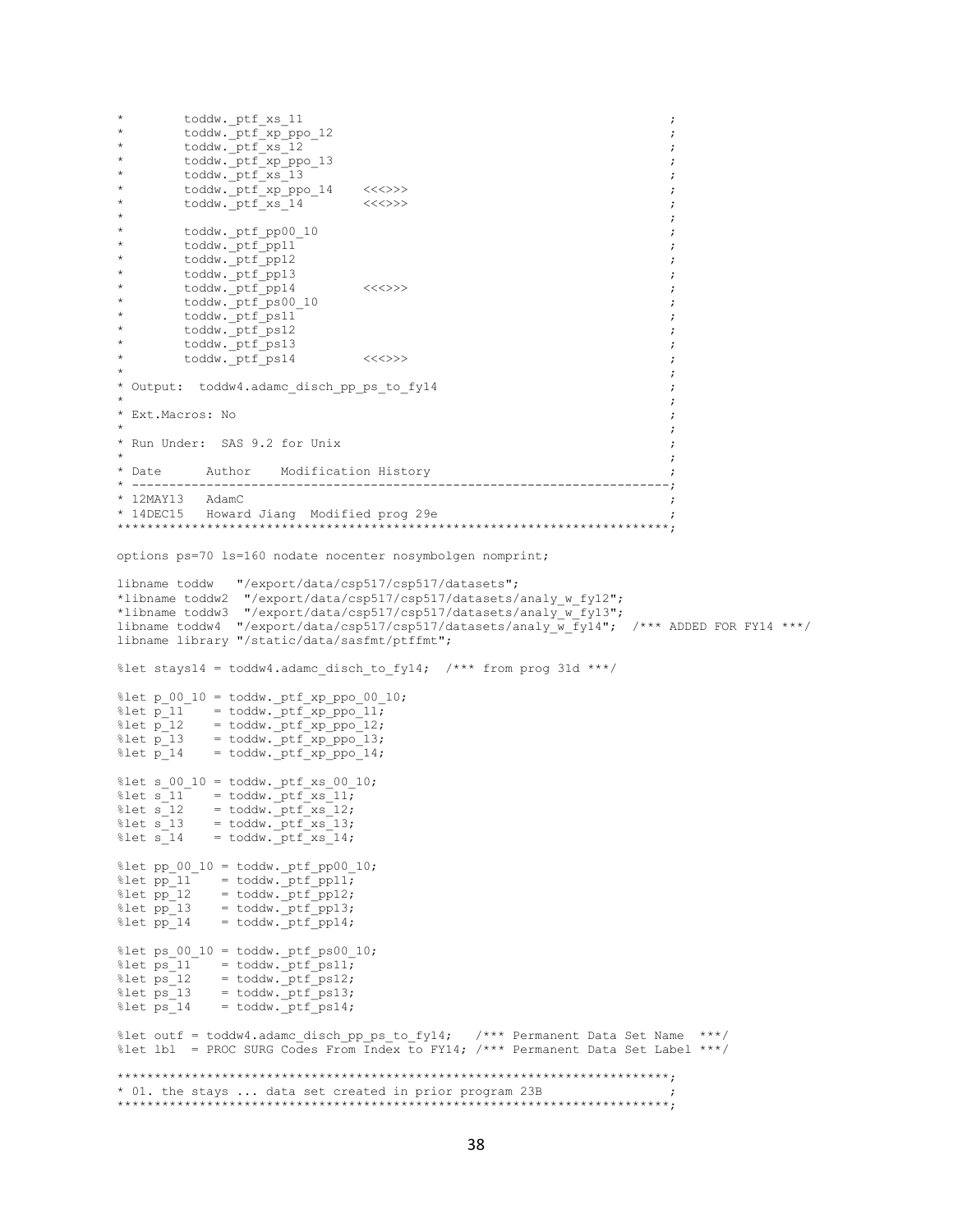```
*        toddw._ptf_xs_11                                                ;
*        toddw._ptf_xp_ppo_12                                            ;
*        toddw._ptf_xs_12                                                ;
*        toddw._ptf_xp_ppo_13                                            ;
*        toddw._ptf_xs_13                                                ;
*        toddw._ptf_xp_ppo_14    <<<>>>                                  ;
*        toddw._ptf_xs_14        <<<>>>                                  ;
*                                                                        ;
*        toddw._ptf_pp00_10                                              ;
*        toddw._ptf_pp11                                                 ;
*        toddw._ptf_pp12                                                 ;
*        toddw._ptf_pp13                                                 ;
*        toddw._ptf_pp14         <<<>>>                                  ;
*        toddw._ptf_ps00_10                                              ;
*        toddw._ptf_ps11                                                 ;
*        toddw._ptf_ps12                                                 ;
*        toddw._ptf_ps13                                                 ;
*        toddw._ptf_ps14         <<<>>>                                  ;
*                                                                        ;
* Output:  toddw4.adamc_disch_pp_ps_to_fy14                              ;
*                                                                        ;
* Ext.Macros: No                                                         ;
*                                                                        ;
* Run Under:  SAS 9.2 for Unix                                           ;
*                                                                        ;
* Date      Author    Modification History                               ;
* -----------------------------------------------------------------------;
* 12MAY13   AdamC                                                        ;
* 14DEC15   Howard Jiang  Modified prog 29e                              ;
*************************************************************************;

options ps=70 ls=160 nodate nocenter nosymbolgen nomprint;

libname toddw   "/export/data/csp517/csp517/datasets";
*libname toddw2  "/export/data/csp517/csp517/datasets/analy_w_fy12";
*libname toddw3  "/export/data/csp517/csp517/datasets/analy_w_fy13";
libname toddw4  "/export/data/csp517/csp517/datasets/analy_w_fy14";  /*** ADDED FOR FY14 ***/
libname library "/static/data/sasfmt/ptffmt";

%let stays14 = toddw4.adamc_disch_to_fy14;  /*** from prog 31d ***/

%let p_00_10 = toddw._ptf_xp_ppo_00_10;
%let p_11    = toddw._ptf_xp_ppo_11;
%let p_12    = toddw._ptf_xp_ppo_12;
%let p_13    = toddw._ptf_xp_ppo_13;
%let p_14    = toddw._ptf_xp_ppo_14;

%let s_00_10 = toddw._ptf_xs_00_10;
%let s_11    = toddw._ptf_xs_11;
%let s_12    = toddw._ptf_xs_12;
%let s_13    = toddw._ptf_xs_13;
%let s_14    = toddw._ptf_xs_14;

%let pp_00_10 = toddw._ptf_pp00_10;
%let pp_11    = toddw._ptf_pp11;
%let pp_12    = toddw._ptf_pp12;
%let pp_13    = toddw._ptf_pp13;
%let pp_14    = toddw._ptf_pp14;

%let ps_00_10 = toddw._ptf_ps00_10;
%let ps_11    = toddw._ptf_ps11;
%let ps_12    = toddw._ptf_ps12;
%let ps_13    = toddw._ptf_ps13;
%let ps_14    = toddw._ptf_ps14;

%let outf = toddw4.adamc_disch_pp_ps_to_fy14;   /*** Permanent Data Set Name  ***/
%let lbl  = PROC SURG Codes From Index to FY14; /*** Permanent Data Set Label ***/

*************************************************************************;
* 01. the stays ... data set created in prior program 23B                ;
*************************************************************************;
```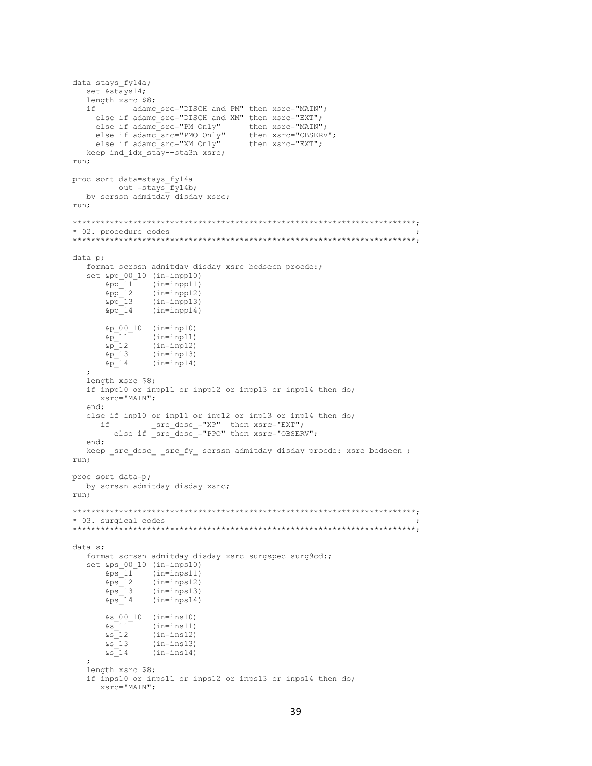```
data stays_fy14a;
   set &stays14;
   length xsrc $8;
   if       adamc_src="DISCH and PM" then xsrc="MAIN";
     else if adamc_src="DISCH and XM" then xsrc="EXT";
     else if adamc_src="PM Only"      then xsrc="MAIN";
     else if adamc_src="PMO Only"     then xsrc="OBSERV";
     else if adamc_src="XM Only"      then xsrc="EXT";
   keep ind_idx_stay--sta3n xsrc;
run;

proc sort data=stays_fy14a
         out =stays_fy14b;
   by scrssn admitday disday xsrc;
run;

*************************************************************************;
* 02. procedure codes                                                   ;
*************************************************************************;

data p;
   format scrssn admitday disday xsrc bedsecn procde:;
   set &pp_00_10 (in=inpp10)
       &pp_11    (in=inpp11)
       &pp_12    (in=inpp12)
       &pp_13    (in=inpp13)
       &pp_14    (in=inpp14)

       &p_00_10  (in=inp10)
       &p_11     (in=inp11)
       &p_12     (in=inp12)
       &p_13     (in=inp13)
       &p_14     (in=inp14)
   ;
   length xsrc $8;
   if inpp10 or inpp11 or inpp12 or inpp13 or inpp14 then do;
      xsrc="MAIN";
   end;
   else if inp10 or inp11 or inp12 or inp13 or inp14 then do;
      if         _src_desc_="XP"  then xsrc="EXT";
        else if _src_desc_="PPO" then xsrc="OBSERV";
   end;
   keep _src_desc_ _src_fy_ scrssn admitday disday procde: xsrc bedsecn ;
run;

proc sort data=p;
   by scrssn admitday disday xsrc;
run;

*************************************************************************;
* 03. surgical codes                                                    ;
*************************************************************************;

data s;
   format scrssn admitday disday xsrc surgspec surg9cd:;
   set &ps_00_10 (in=inps10)
       &ps_11    (in=inps11)
       &ps_12    (in=inps12)
       &ps_13    (in=inps13)
       &ps_14    (in=inps14)

       &s_00_10  (in=ins10)
       &s_11     (in=ins11)
       &s_12     (in=ins12)
       &s_13     (in=ins13)
       &s_14     (in=ins14)
   ;
   length xsrc $8;
   if inps10 or inps11 or inps12 or inps13 or inps14 then do;
      xsrc="MAIN";
```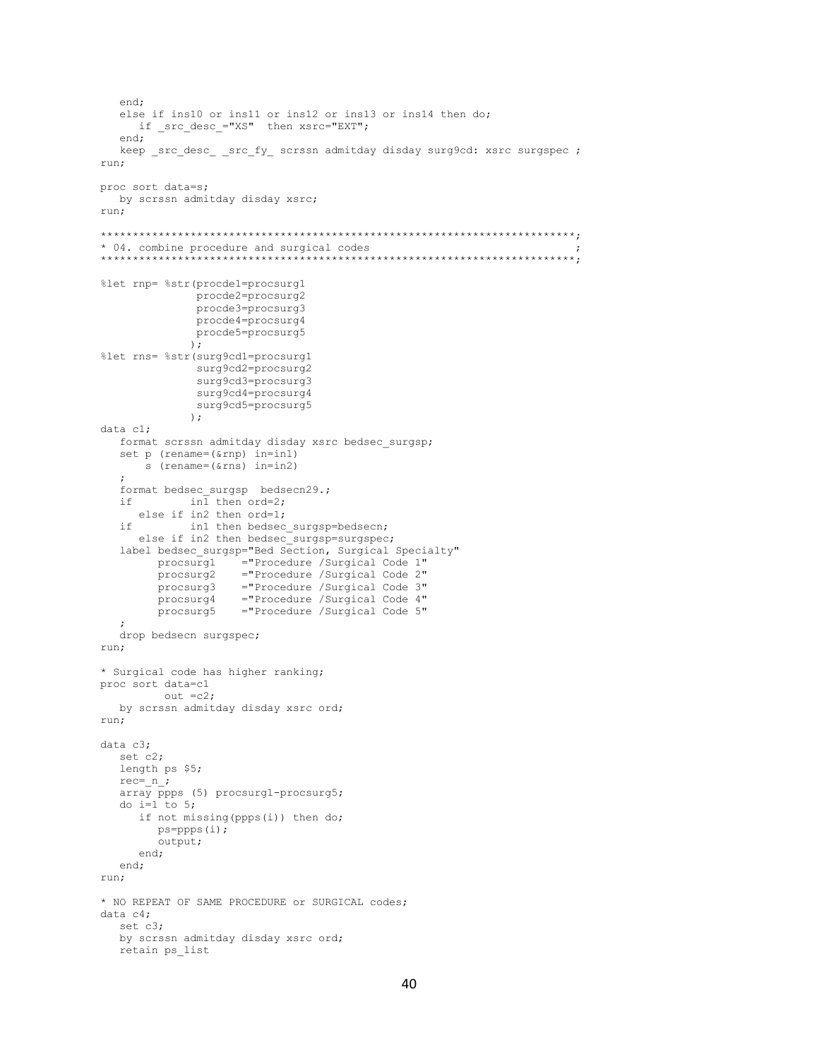```
   end;
   else if ins10 or ins11 or ins12 or ins13 or ins14 then do;
      if _src_desc_="XS"  then xsrc="EXT";
   end;
   keep _src_desc_ _src_fy_ scrssn admitday disday surg9cd: xsrc surgspec ;
run;

proc sort data=s;
   by scrssn admitday disday xsrc;
run;

***********************************************************************;
* 04. combine procedure and surgical codes                            ;
***********************************************************************;

%let rnp= %str(procde1=procsurg1
               procde2=procsurg2
               procde3=procsurg3
               procde4=procsurg4
               procde5=procsurg5
              );
%let rns= %str(surg9cd1=procsurg1
               surg9cd2=procsurg2
               surg9cd3=procsurg3
               surg9cd4=procsurg4
               surg9cd5=procsurg5
              );
data c1;
   format scrssn admitday disday xsrc bedsec_surgsp;
   set p (rename=(&rnp) in=in1)
       s (rename=(&rns) in=in2)
   ;
   format bedsec_surgsp  bedsecn29.;
   if         in1 then ord=2;
      else if in2 then ord=1;
   if         in1 then bedsec_surgsp=bedsecn;
      else if in2 then bedsec_surgsp=surgspec;
   label bedsec_surgsp="Bed Section, Surgical Specialty"
         procsurg1    ="Procedure /Surgical Code 1"
         procsurg2    ="Procedure /Surgical Code 2"
         procsurg3    ="Procedure /Surgical Code 3"
         procsurg4    ="Procedure /Surgical Code 4"
         procsurg5    ="Procedure /Surgical Code 5"
   ;
   drop bedsecn surgspec;
run;

* Surgical code has higher ranking;
proc sort data=c1
          out =c2;
   by scrssn admitday disday xsrc ord;
run;

data c3;
   set c2;
   length ps $5;
   rec=_n_;
   array ppps (5) procsurg1-procsurg5;
   do i=1 to 5;
      if not missing(ppps(i)) then do;
         ps=ppps(i);
         output;
      end;
   end;
run;

* NO REPEAT OF SAME PROCEDURE or SURGICAL codes;
data c4;
   set c3;
   by scrssn admitday disday xsrc ord;
   retain ps_list
```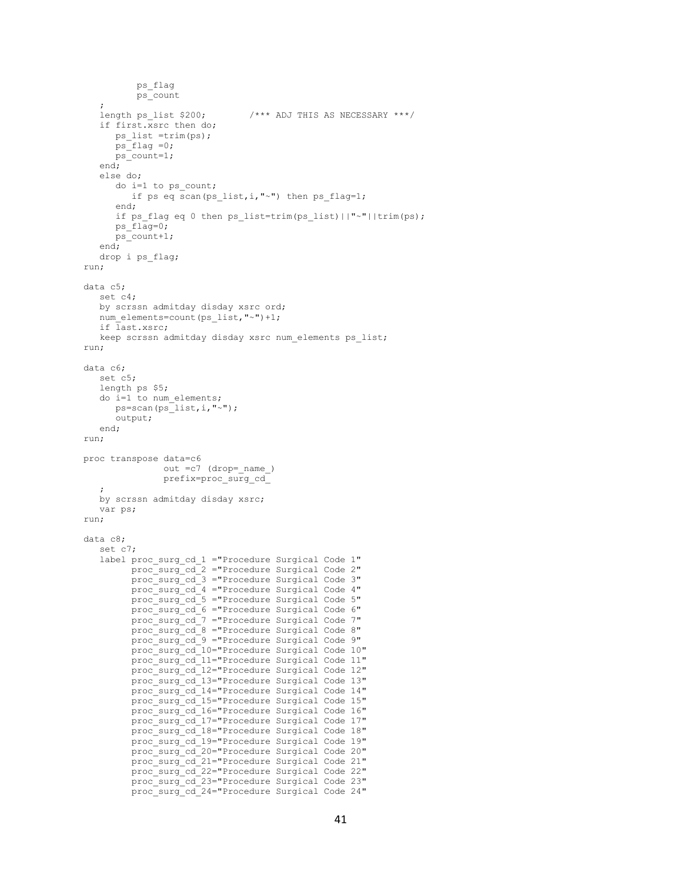```
         ps_flag
         ps_count
   ;
   length ps_list $200;        /*** ADJ THIS AS NECESSARY ***/
   if first.xsrc then do;
      ps_list =trim(ps);
      ps_flag =0;
      ps_count=1;
   end;
   else do;
      do i=1 to ps_count;
         if ps eq scan(ps_list,i,"~") then ps_flag=1;
      end;
      if ps_flag eq 0 then ps_list=trim(ps_list)||"~"||trim(ps);
      ps_flag=0;
      ps_count+1;
   end;
   drop i ps_flag;
run;

data c5;
   set c4;
   by scrssn admitday disday xsrc ord;
   num_elements=count(ps_list,"~")+1;
   if last.xsrc;
   keep scrssn admitday disday xsrc num_elements ps_list;
run;

data c6;
   set c5;
   length ps $5;
   do i=1 to num_elements;
      ps=scan(ps_list,i,"~");
      output;
   end;
run;

proc transpose data=c6
               out =c7 (drop=_name_)
               prefix=proc_surg_cd_
   ;
   by scrssn admitday disday xsrc;
   var ps;
run;

data c8;
   set c7;
   label proc_surg_cd_1 ="Procedure Surgical Code 1"
         proc_surg_cd_2 ="Procedure Surgical Code 2"
         proc_surg_cd_3 ="Procedure Surgical Code 3"
         proc_surg_cd_4 ="Procedure Surgical Code 4"
         proc_surg_cd_5 ="Procedure Surgical Code 5"
         proc_surg_cd_6 ="Procedure Surgical Code 6"
         proc_surg_cd_7 ="Procedure Surgical Code 7"
         proc_surg_cd_8 ="Procedure Surgical Code 8"
         proc_surg_cd_9 ="Procedure Surgical Code 9"
         proc_surg_cd_10="Procedure Surgical Code 10"
         proc_surg_cd_11="Procedure Surgical Code 11"
         proc_surg_cd_12="Procedure Surgical Code 12"
         proc_surg_cd_13="Procedure Surgical Code 13"
         proc_surg_cd_14="Procedure Surgical Code 14"
         proc_surg_cd_15="Procedure Surgical Code 15"
         proc_surg_cd_16="Procedure Surgical Code 16"
         proc_surg_cd_17="Procedure Surgical Code 17"
         proc_surg_cd_18="Procedure Surgical Code 18"
         proc_surg_cd_19="Procedure Surgical Code 19"
         proc_surg_cd_20="Procedure Surgical Code 20"
         proc_surg_cd_21="Procedure Surgical Code 21"
         proc_surg_cd_22="Procedure Surgical Code 22"
         proc_surg_cd_23="Procedure Surgical Code 23"
         proc_surg_cd_24="Procedure Surgical Code 24"
```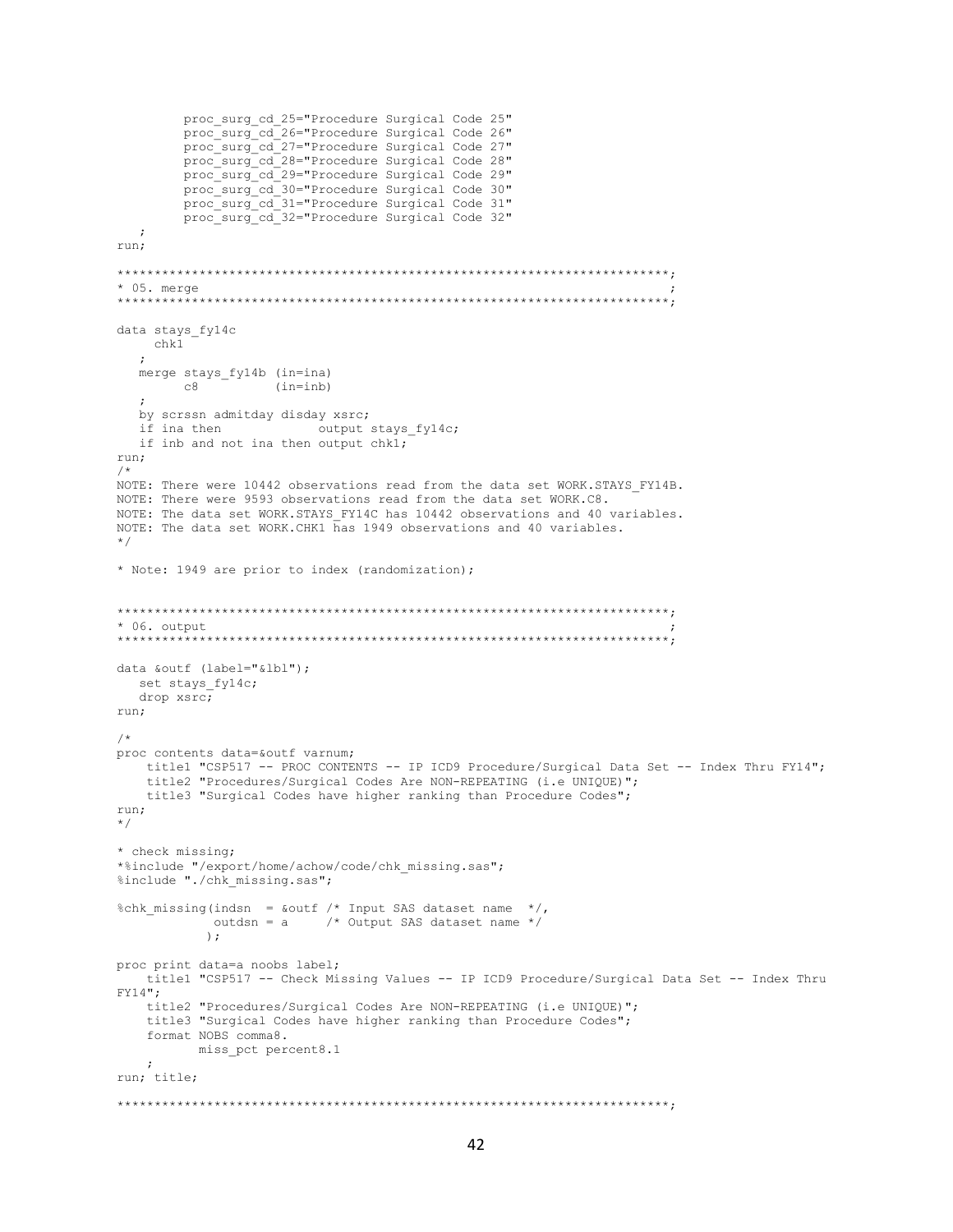```
        proc_surg_cd_25="Procedure Surgical Code 25"
        proc_surg_cd_26="Procedure Surgical Code 26"
        proc_surg_cd_27="Procedure Surgical Code 27"
        proc_surg_cd_28="Procedure Surgical Code 28"
        proc_surg_cd_29="Procedure Surgical Code 29"
        proc_surg_cd_30="Procedure Surgical Code 30"
        proc_surg_cd_31="Procedure Surgical Code 31"
        proc_surg_cd_32="Procedure Surgical Code 32"
   ;
run;

*************************************************************************;
* 05. merge                                                             ;
*************************************************************************;

data stays_fy14c
     chk1
   ;
   merge stays_fy14b (in=ina)
         c8          (in=inb)
   ;
   by scrssn admitday disday xsrc;
   if ina then             output stays_fy14c;
   if inb and not ina then output chk1;
run;
/*
NOTE: There were 10442 observations read from the data set WORK.STAYS_FY14B.
NOTE: There were 9593 observations read from the data set WORK.C8.
NOTE: The data set WORK.STAYS_FY14C has 10442 observations and 40 variables.
NOTE: The data set WORK.CHK1 has 1949 observations and 40 variables.
*/

* Note: 1949 are prior to index (randomization);


*************************************************************************;
* 06. output                                                            ;
*************************************************************************;

data &outf (label="&lbl");
   set stays_fy14c;
   drop xsrc;
run;

/*
proc contents data=&outf varnum;
    title1 "CSP517 -- PROC CONTENTS -- IP ICD9 Procedure/Surgical Data Set -- Index Thru FY14";
    title2 "Procedures/Surgical Codes Are NON-REPEATING (i.e UNIQUE)";
    title3 "Surgical Codes have higher ranking than Procedure Codes";
run;
*/

* check missing;
*%include "/export/home/achow/code/chk_missing.sas";
%include "./chk_missing.sas";

%chk_missing(indsn  = &outf /* Input SAS dataset name  */,
             outdsn = a     /* Output SAS dataset name */
            );

proc print data=a noobs label;
    title1 "CSP517 -- Check Missing Values -- IP ICD9 Procedure/Surgical Data Set -- Index Thru
FY14";
    title2 "Procedures/Surgical Codes Are NON-REPEATING (i.e UNIQUE)";
    title3 "Surgical Codes have higher ranking than Procedure Codes";
    format NOBS comma8.
           miss_pct percent8.1
    ;
run; title;

*************************************************************************;
```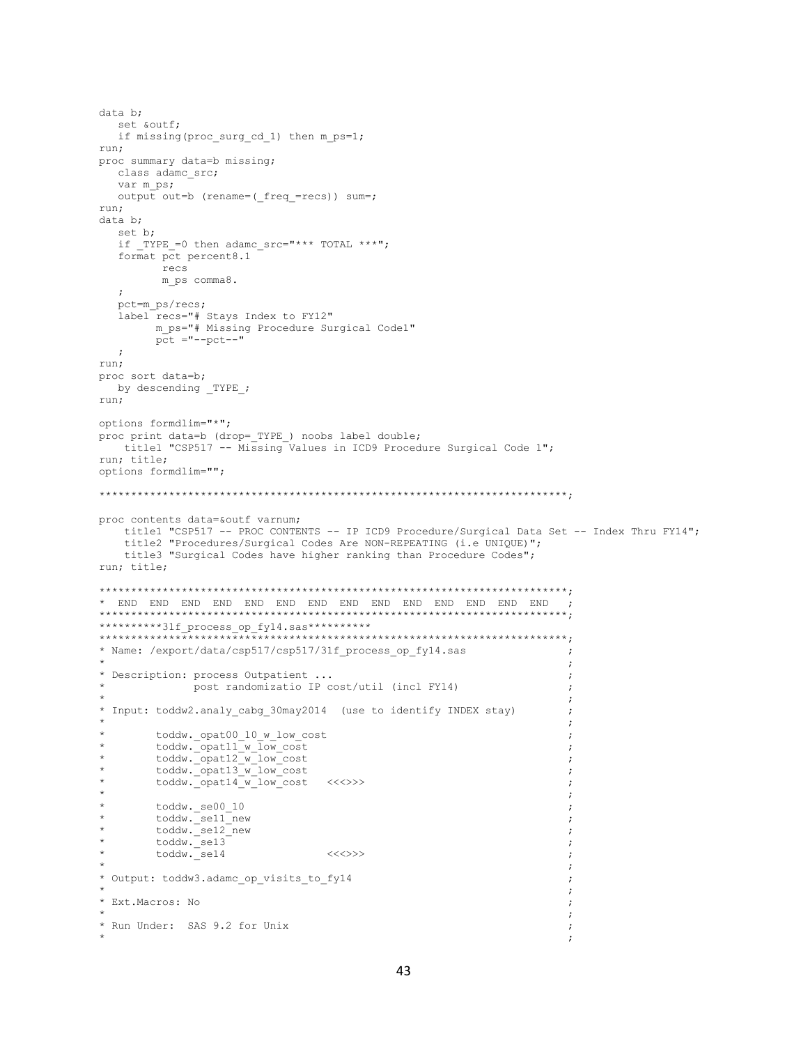```
data b;
   set &outf;
   if missing(proc_surg_cd_1) then m_ps=1;
run;
proc summary data=b missing;
   class adamc_src;
   var m_ps;
   output out=b (rename=(_freq_=recs)) sum=;
run;
data b;
   set b;
   if _TYPE_=0 then adamc_src="*** TOTAL ***";
   format pct percent8.1
          recs
          m_ps comma8.
   ;
   pct=m_ps/recs;
   label recs="# Stays Index to FY12"
         m_ps="# Missing Procedure Surgical Code1"
         pct ="--pct--"
   ;
run;
proc sort data=b;
   by descending _TYPE_;
run;

options formdlim="*";
proc print data=b (drop=_TYPE_) noobs label double;
    title1 "CSP517 -- Missing Values in ICD9 Procedure Surgical Code 1";
run; title;
options formdlim="";

*************************************************************************;

proc contents data=&outf varnum;
    title1 "CSP517 -- PROC CONTENTS -- IP ICD9 Procedure/Surgical Data Set -- Index Thru FY14";
    title2 "Procedures/Surgical Codes Are NON-REPEATING (i.e UNIQUE)";
    title3 "Surgical Codes have higher ranking than Procedure Codes";
run; title;

*************************************************************************;
*  END  END  END  END  END  END  END  END  END  END  END  END  END  END   ;
*************************************************************************;
**********31f_process_op_fy14.sas**********
*************************************************************************;
* Name: /export/data/csp517/csp517/31f_process_op_fy14.sas              ;
*                                                                       ;
* Description: process Outpatient ...                                   ;
*              post randomizatio IP cost/util (incl FY14)               ;
*                                                                       ;
* Input: toddw2.analy_cabg_30may2014  (use to identify INDEX stay)      ;
*                                                                       ;
*        toddw._opat00_10_w_low_cost                                    ;
*        toddw._opat11_w_low_cost                                       ;
*        toddw._opat12_w_low_cost                                       ;
*        toddw._opat13_w_low_cost                                       ;
*        toddw._opat14_w_low_cost   <<<>>>                              ;
*                                                                       ;
*        toddw._se00_10                                                 ;
*        toddw._se11_new                                                ;
*        toddw._se12_new                                                ;
*        toddw._se13                                                    ;
*        toddw._se14                <<<>>>                              ;
*                                                                       ;
* Output: toddw3.adamc_op_visits_to_fy14                                ;
*                                                                       ;
* Ext.Macros: No                                                        ;
*                                                                       ;
* Run Under:  SAS 9.2 for Unix                                          ;
*                                                                       ;
```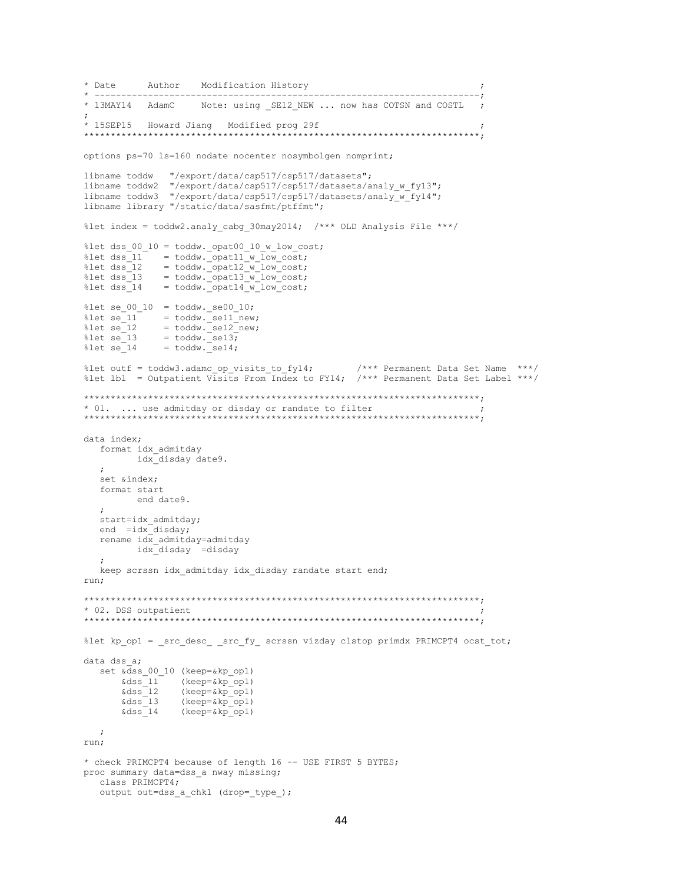```
* Date      Author    Modification History                                  ;
* ----------------------------------------------------------------------;
* 13MAY14   AdamC     Note: using _SE12_NEW ... now has COTSN and COSTL   ;
;
* 15SEP15   Howard Jiang   Modified prog 29f                                ;
*************************************************************************;

options ps=70 ls=160 nodate nocenter nosymbolgen nomprint;

libname toddw   "/export/data/csp517/csp517/datasets";
libname toddw2  "/export/data/csp517/csp517/datasets/analy_w_fy13";
libname toddw3  "/export/data/csp517/csp517/datasets/analy_w_fy14";
libname library "/static/data/sasfmt/ptffmt";

%let index = toddw2.analy_cabg_30may2014;  /*** OLD Analysis File ***/

%let dss_00_10 = toddw._opat00_10_w_low_cost;
%let dss_11    = toddw._opat11_w_low_cost;
%let dss_12    = toddw._opat12_w_low_cost;
%let dss_13    = toddw._opat13_w_low_cost;
%let dss_14    = toddw._opat14_w_low_cost;

%let se_00_10  = toddw._se00_10;
%let se_11     = toddw._se11_new;
%let se_12     = toddw._se12_new;
%let se_13     = toddw._se13;
%let se_14     = toddw._se14;

%let outf = toddw3.adamc_op_visits_to_fy14;        /*** Permanent Data Set Name  ***/
%let lbl  = Outpatient Visits From Index to FY14;  /*** Permanent Data Set Label ***/

*************************************************************************;
* 01.  ... use admitday or disday or randate to filter                  ;
*************************************************************************;

data index;
   format idx_admitday
          idx_disday date9.
   ;
   set &index;
   format start
          end date9.
   ;
   start=idx_admitday;
   end  =idx_disday;
   rename idx_admitday=admitday
          idx_disday  =disday
   ;
   keep scrssn idx_admitday idx_disday randate start end;
run;

*************************************************************************;
* 02. DSS outpatient                                                    ;
*************************************************************************;

%let kp_op1 = _src_desc_ _src_fy_ scrssn vizday clstop primdx PRIMCPT4 ocst_tot;

data dss_a;
   set &dss_00_10 (keep=&kp_op1)
       &dss_11    (keep=&kp_op1)
       &dss_12    (keep=&kp_op1)
       &dss_13    (keep=&kp_op1)
       &dss_14    (keep=&kp_op1)

   ;
run;

* check PRIMCPT4 because of length 16 -- USE FIRST 5 BYTES;
proc summary data=dss_a nway missing;
   class PRIMCPT4;
   output out=dss_a_chk1 (drop=_type_);
```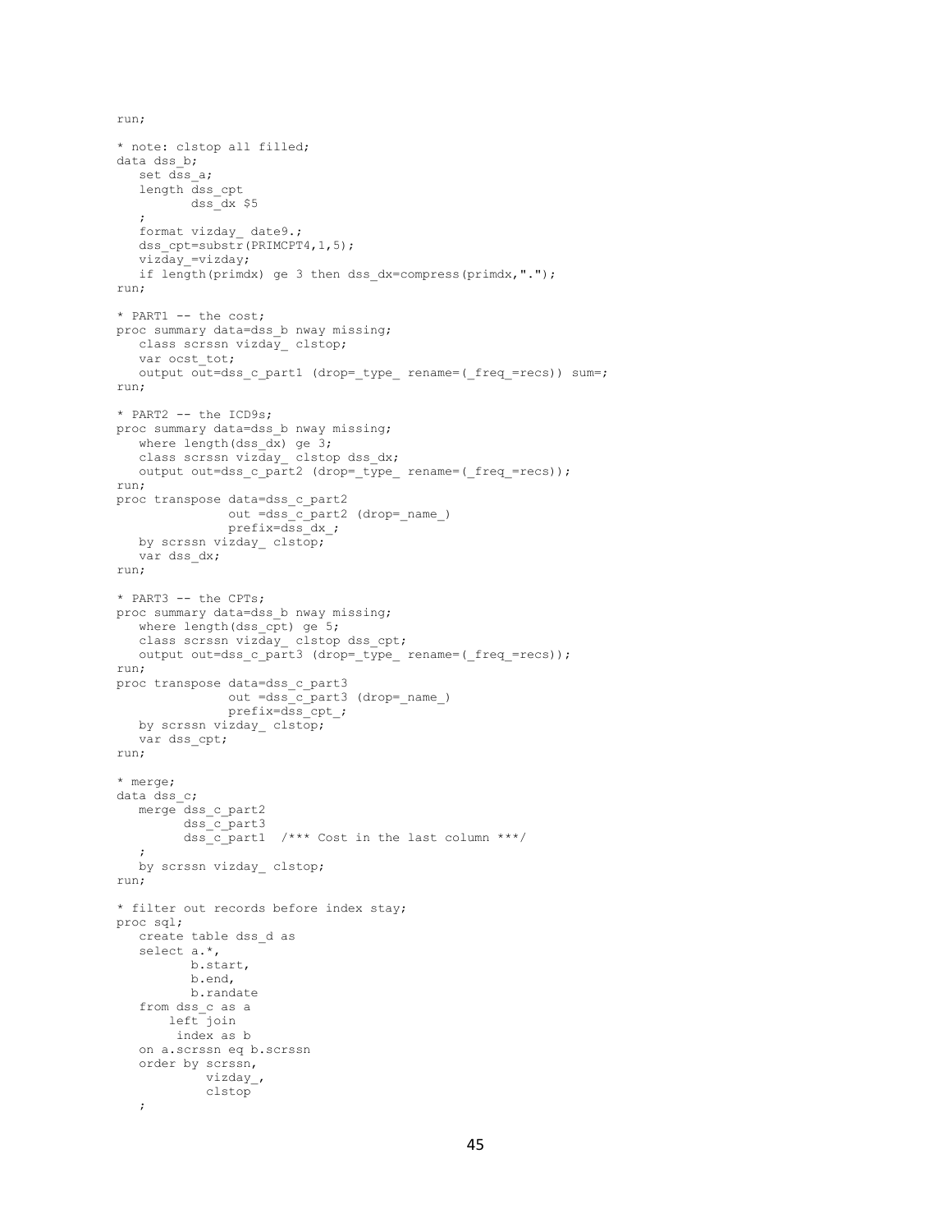```
run;

* note: clstop all filled;
data dss_b;
   set dss_a;
   length dss_cpt
          dss_dx $5
   ;
   format vizday_ date9.;
   dss_cpt=substr(PRIMCPT4,1,5);
   vizday_=vizday;
   if length(primdx) ge 3 then dss_dx=compress(primdx,".");
run;

* PART1 -- the cost;
proc summary data=dss_b nway missing;
   class scrssn vizday_ clstop;
   var ocst_tot;
   output out=dss_c_part1 (drop=_type_ rename=(_freq_=recs)) sum=;
run;

* PART2 -- the ICD9s;
proc summary data=dss_b nway missing;
   where length(dss_dx) ge 3;
   class scrssn vizday_ clstop dss_dx;
   output out=dss_c_part2 (drop=_type_ rename=(_freq_=recs));
run;
proc transpose data=dss_c_part2
               out =dss_c_part2 (drop=_name_)
               prefix=dss_dx_;
   by scrssn vizday_ clstop;
   var dss_dx;
run;

* PART3 -- the CPTs;
proc summary data=dss_b nway missing;
   where length(dss_cpt) ge 5;
   class scrssn vizday_ clstop dss_cpt;
   output out=dss_c_part3 (drop=_type_ rename=(_freq_=recs));
run;
proc transpose data=dss_c_part3
               out =dss_c_part3 (drop=_name_)
               prefix=dss_cpt_;
   by scrssn vizday_ clstop;
   var dss_cpt;
run;

* merge;
data dss_c;
   merge dss_c_part2
         dss_c_part3
         dss_c_part1  /*** Cost in the last column ***/
   ;
   by scrssn vizday_ clstop;
run;

* filter out records before index stay;
proc sql;
   create table dss_d as
   select a.*,
          b.start,
          b.end,
          b.randate
   from dss_c as a
       left join
        index as b
   on a.scrssn eq b.scrssn
   order by scrssn,
            vizday_,
            clstop
   ;
```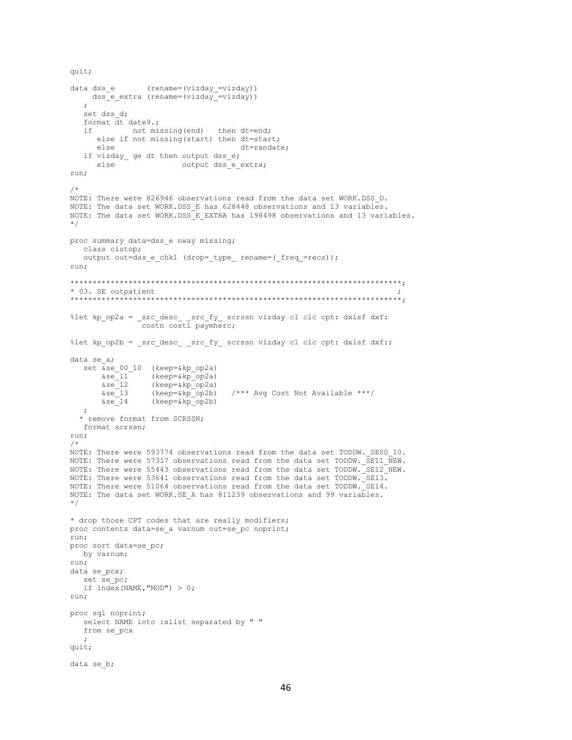```
quit;

data dss_e       (rename=(vizday_=vizday))
     dss_e_extra (rename=(vizday_=vizday))
   ;
   set dss_d;
   format dt date9.;
   if         not missing(end)   then dt=end;
      else if not missing(start) then dt=start;
      else                            dt=randate;
   if vizday_ ge dt then output dss_e;
      else               output dss_e_extra;
run;

/*
NOTE: There were 826946 observations read from the data set WORK.DSS_D.
NOTE: The data set WORK.DSS_E has 628448 observations and 13 variables.
NOTE: The data set WORK.DSS_E_EXTRA has 198498 observations and 13 variables.
*/

proc summary data=dss_e nway missing;
   class clstop;
   output out=dss_e_chk1 (drop=_type_ rename=(_freq_=recs));
run;

*************************************************************************;
* 03. SE outpatient                                                     ;
*************************************************************************;

%let kp_op2a = _src_desc_ _src_fy_ scrssn vizday cl clc cpt: dxlsf dxf:
               costn costl paymherc;

%let kp_op2b = _src_desc_ _src_fy_ scrssn vizday cl clc cpt: dxlsf dxf:;

data se_a;
   set &se_00_10  (keep=&kp_op2a)
       &se_11     (keep=&kp_op2a)
       &se_12     (keep=&kp_op2a)
       &se_13     (keep=&kp_op2b)   /*** Avg Cost Not Available ***/
       &se_14     (keep=&kp_op2b)
   ;
  * remove format from SCRSSN;
   format scrssn;
run;
/*
NOTE: There were 593774 observations read from the data set TODDW._SE00_10.
NOTE: There were 57317 observations read from the data set TODDW._SE11_NEW.
NOTE: There were 55443 observations read from the data set TODDW._SE12_NEW.
NOTE: There were 53641 observations read from the data set TODDW._SE13.
NOTE: There were 51064 observations read from the data set TODDW._SE14.
NOTE: The data set WORK.SE_A has 811239 observations and 99 variables.
*/

* drop those CPT codes that are really modifiers;
proc contents data=se_a varnum out=se_pc noprint;
run;
proc sort data=se_pc;
   by varnum;
run;
data se_pcx;
   set se_pc;
   if index(NAME,"MOD") > 0;
run;

proc sql noprint;
   select NAME into :xlist separated by " "
   from se_pcx
   ;
quit;

data se_b;
```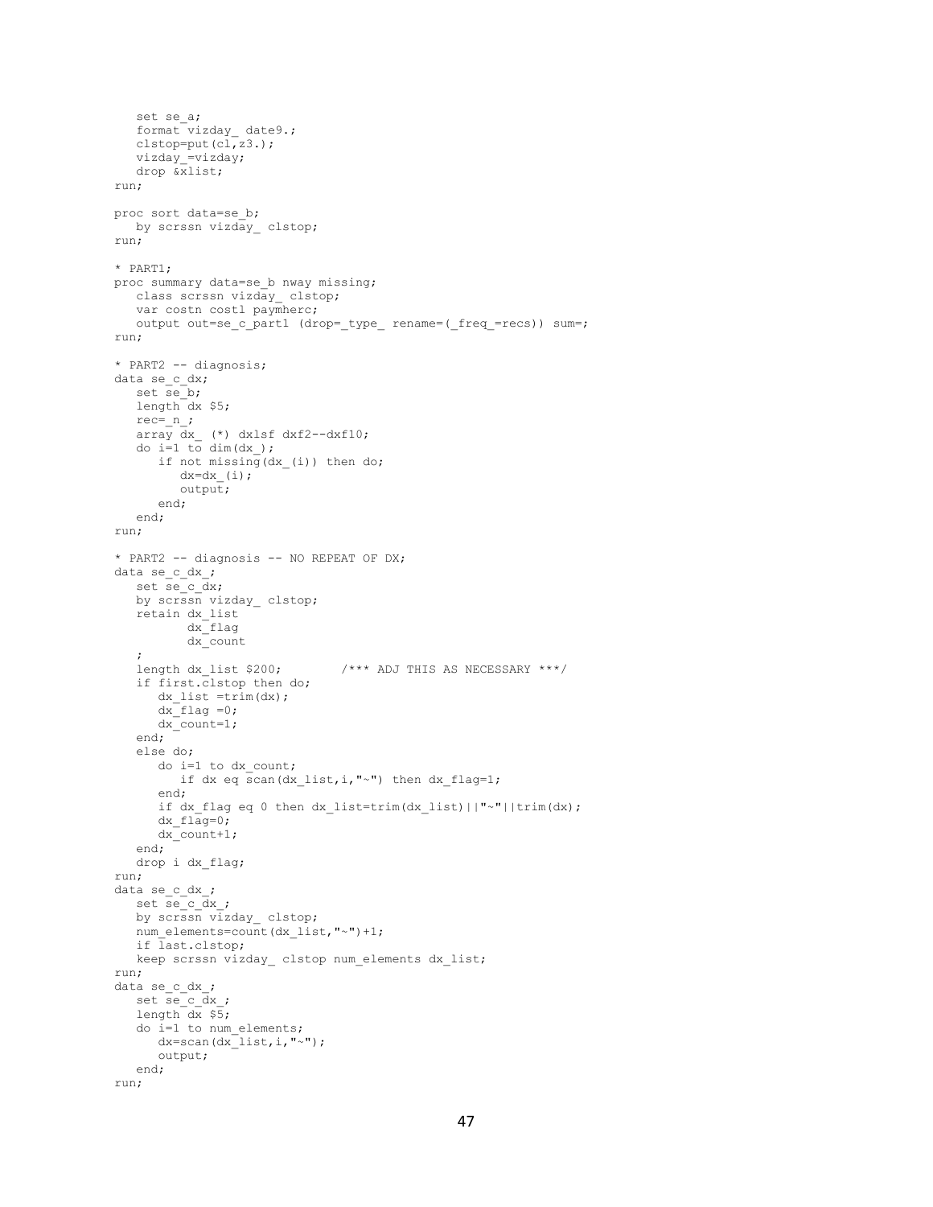```
   set se_a;
   format vizday_ date9.;
   clstop=put(cl,z3.);
   vizday_=vizday;
   drop &xlist;
run;

proc sort data=se_b;
   by scrssn vizday_ clstop;
run;

* PART1;
proc summary data=se_b nway missing;
   class scrssn vizday_ clstop;
   var costn costl paymherc;
   output out=se_c_part1 (drop=_type_ rename=(_freq_=recs)) sum=;
run;

* PART2 -- diagnosis;
data se_c_dx;
   set se_b;
   length dx $5;
   rec=_n_;
   array dx_ (*) dxlsf dxf2--dxf10;
   do i=1 to dim(dx_);
      if not missing(dx_(i)) then do;
         dx=dx_(i);
         output;
      end;
   end;
run;

* PART2 -- diagnosis -- NO REPEAT OF DX;
data se_c_dx_;
   set se_c_dx;
   by scrssn vizday_ clstop;
   retain dx_list
          dx_flag
          dx_count
   ;
   length dx_list $200;        /*** ADJ THIS AS NECESSARY ***/
   if first.clstop then do;
      dx_list =trim(dx);
      dx_flag =0;
      dx_count=1;
   end;
   else do;
      do i=1 to dx_count;
         if dx eq scan(dx_list,i,"~") then dx_flag=1;
      end;
      if dx_flag eq 0 then dx_list=trim(dx_list)||"~"||trim(dx);
      dx_flag=0;
      dx_count+1;
   end;
   drop i dx_flag;
run;
data se_c_dx_;
   set se_c_dx_;
   by scrssn vizday_ clstop;
   num_elements=count(dx_list,"~")+1;
   if last.clstop;
   keep scrssn vizday_ clstop num_elements dx_list;
run;
data se_c_dx_;
   set se_c_dx_;
   length dx $5;
   do i=1 to num_elements;
      dx=scan(dx_list,i,"~");
      output;
   end;
run;
```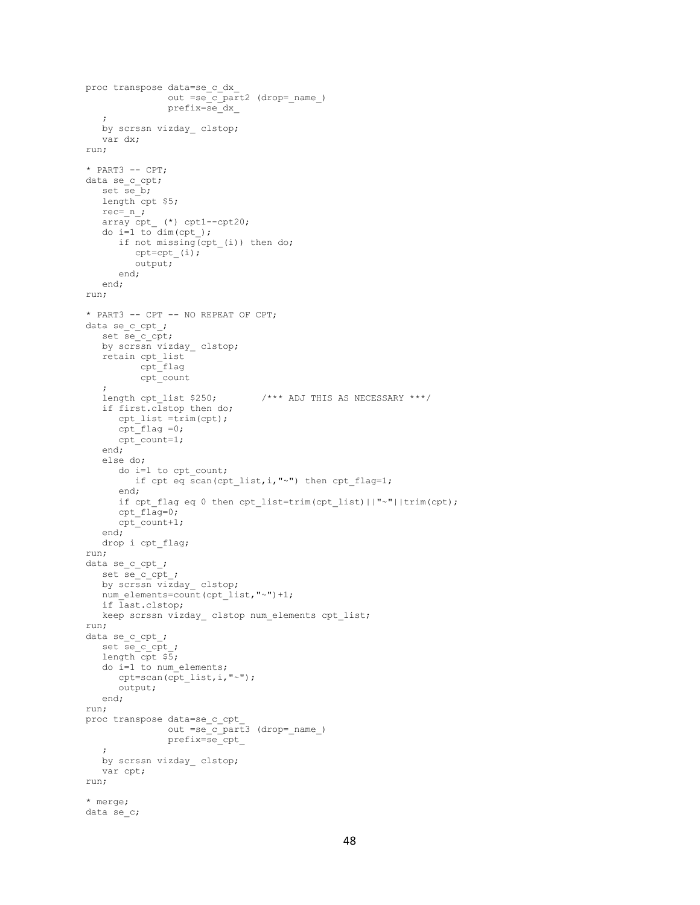```
proc transpose data=se_c_dx_
               out =se_c_part2 (drop=_name_)
               prefix=se_dx_
   ;
   by scrssn vizday_ clstop;
   var dx;
run;

* PART3 -- CPT;
data se_c_cpt;
   set se_b;
   length cpt $5;
   rec=_n_;
   array cpt_ (*) cpt1--cpt20;
   do i=1 to dim(cpt_);
      if not missing(cpt_(i)) then do;
         cpt=cpt_(i);
         output;
      end;
   end;
run;

* PART3 -- CPT -- NO REPEAT OF CPT;
data se_c_cpt_;
   set se_c_cpt;
   by scrssn vizday_ clstop;
   retain cpt_list
          cpt_flag
          cpt_count
   ;
   length cpt_list $250;        /*** ADJ THIS AS NECESSARY ***/
   if first.clstop then do;
      cpt_list =trim(cpt);
      cpt_flag =0;
      cpt_count=1;
   end;
   else do;
      do i=1 to cpt_count;
         if cpt eq scan(cpt_list,i,"~") then cpt_flag=1;
      end;
      if cpt_flag eq 0 then cpt_list=trim(cpt_list)||"~"||trim(cpt);
      cpt_flag=0;
      cpt_count+1;
   end;
   drop i cpt_flag;
run;
data se_c_cpt_;
   set se_c_cpt_;
   by scrssn vizday_ clstop;
   num_elements=count(cpt_list,"~")+1;
   if last.clstop;
   keep scrssn vizday_ clstop num_elements cpt_list;
run;
data se_c_cpt_;
   set se_c_cpt_;
   length cpt $5;
   do i=1 to num_elements;
      cpt=scan(cpt_list,i,"~");
      output;
   end;
run;
proc transpose data=se_c_cpt_
               out =se_c_part3 (drop=_name_)
               prefix=se_cpt_
   ;
   by scrssn vizday_ clstop;
   var cpt;
run;

* merge;
data se_c;
```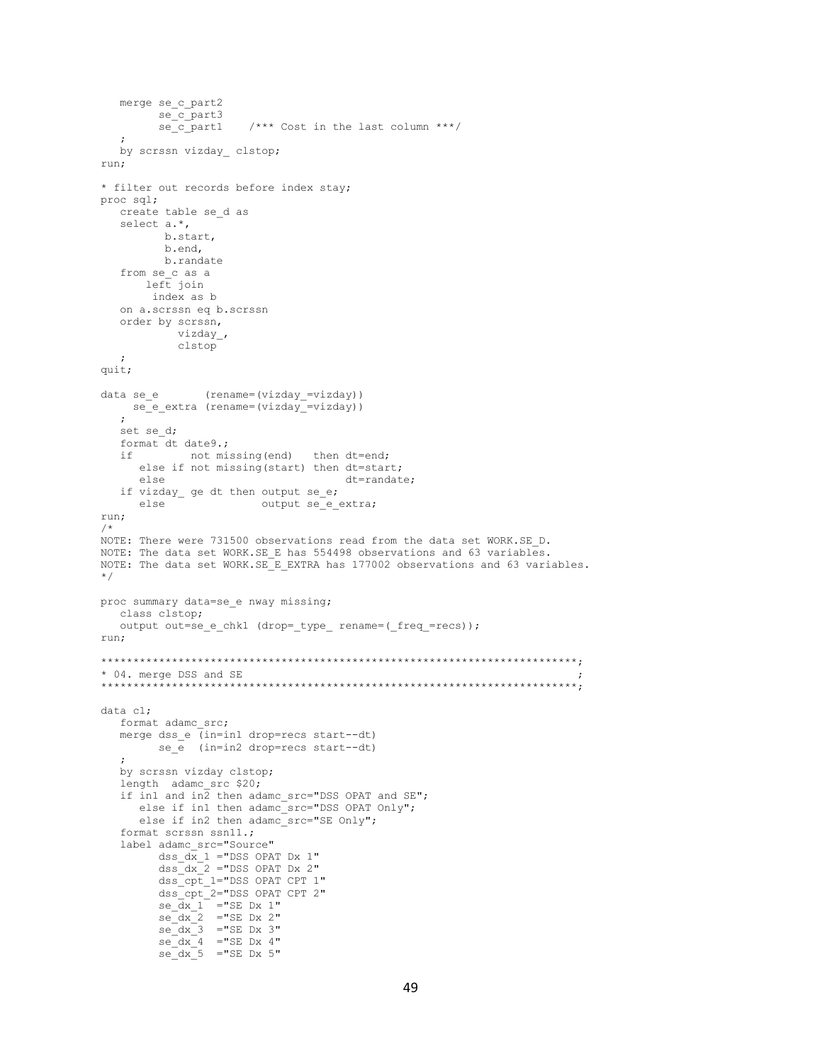```
   merge se_c_part2
         se_c_part3
         se_c_part1    /*** Cost in the last column ***/
   ;
   by scrssn vizday_ clstop;
run;

* filter out records before index stay;
proc sql;
   create table se_d as
   select a.*,
          b.start,
          b.end,
          b.randate
   from se_c as a
       left join
        index as b
   on a.scrssn eq b.scrssn
   order by scrssn,
            vizday_,
             clstop
   ;
quit;

data se_e       (rename=(vizday_=vizday))
     se_e_extra (rename=(vizday_=vizday))
   ;
   set se_d;
   format dt date9.;
   if         not missing(end)   then dt=end;
      else if not missing(start) then dt=start;
      else                            dt=randate;
   if vizday_ ge dt then output se_e;
      else               output se_e_extra;
run;
/*
NOTE: There were 731500 observations read from the data set WORK.SE_D.
NOTE: The data set WORK.SE_E has 554498 observations and 63 variables.
NOTE: The data set WORK.SE_E_EXTRA has 177002 observations and 63 variables.
*/

proc summary data=se_e nway missing;
   class clstop;
   output out=se_e_chk1 (drop=_type_ rename=(_freq_=recs));
run;

**************************************************************************;
* 04. merge DSS and SE                                                    ;
**************************************************************************;

data c1;
   format adamc_src;
   merge dss_e (in=in1 drop=recs start--dt)
         se_e  (in=in2 drop=recs start--dt)
   ;
   by scrssn vizday clstop;
   length  adamc_src $20;
   if in1 and in2 then adamc_src="DSS OPAT and SE";
      else if in1 then adamc_src="DSS OPAT Only";
      else if in2 then adamc_src="SE Only";
   format scrssn ssn11.;
   label adamc_src="Source"
         dss_dx_1 ="DSS OPAT Dx 1"
         dss_dx_2 ="DSS OPAT Dx 2"
         dss_cpt_1="DSS OPAT CPT 1"
         dss_cpt_2="DSS OPAT CPT 2"
         se_dx_1  ="SE Dx 1"
         se_dx_2  ="SE Dx 2"
         se_dx_3  ="SE Dx 3"
         se_dx_4  ="SE Dx 4"
         se_dx_5  ="SE Dx 5"
```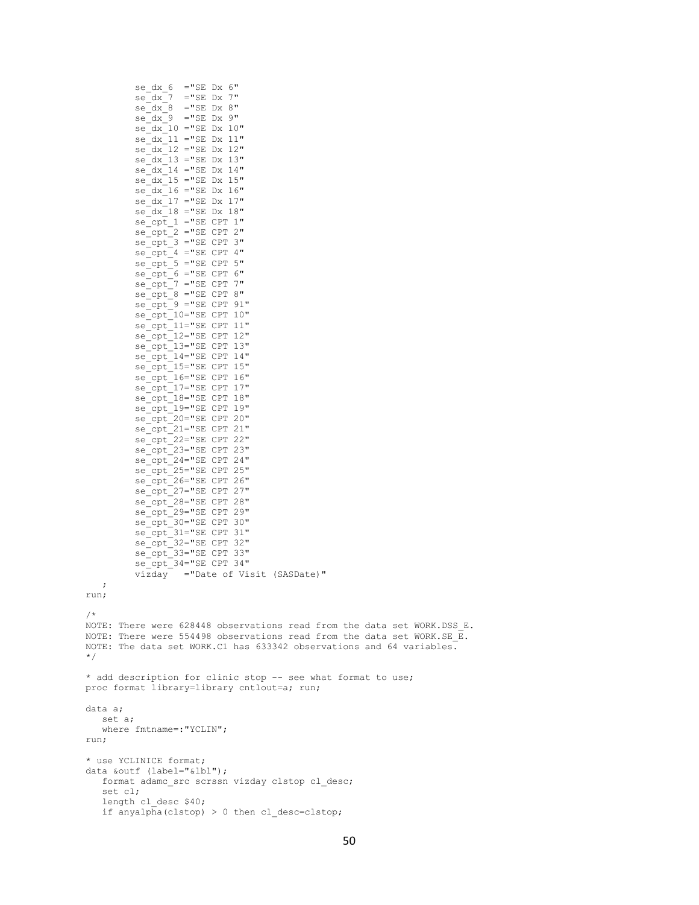```
         se_dx_6  ="SE Dx 6"
         se_dx_7  ="SE Dx 7"
         se_dx_8  ="SE Dx 8"
         se_dx_9  ="SE Dx 9"
         se_dx_10 ="SE Dx 10"
         se_dx_11 ="SE Dx 11"
         se_dx_12 ="SE Dx 12"
         se_dx_13 ="SE Dx 13"
         se_dx_14 ="SE Dx 14"
         se_dx_15 ="SE Dx 15"
         se_dx_16 ="SE Dx 16"
         se_dx_17 ="SE Dx 17"
         se_dx_18 ="SE Dx 18"
         se_cpt_1 ="SE CPT 1"
         se_cpt_2 ="SE CPT 2"
         se_cpt_3 ="SE CPT 3"
         se_cpt_4 ="SE CPT 4"
         se_cpt_5 ="SE CPT 5"
         se_cpt_6 ="SE CPT 6"
         se_cpt_7 ="SE CPT 7"
         se_cpt_8 ="SE CPT 8"
         se_cpt_9 ="SE CPT 91"
         se_cpt_10="SE CPT 10"
         se_cpt_11="SE CPT 11"
         se_cpt_12="SE CPT 12"
         se_cpt_13="SE CPT 13"
         se_cpt_14="SE CPT 14"
         se_cpt_15="SE CPT 15"
         se_cpt_16="SE CPT 16"
         se_cpt_17="SE CPT 17"
         se_cpt_18="SE CPT 18"
         se_cpt_19="SE CPT 19"
         se_cpt_20="SE CPT 20"
         se_cpt_21="SE CPT 21"
         se_cpt_22="SE CPT 22"
         se_cpt_23="SE CPT 23"
         se_cpt_24="SE CPT 24"
         se_cpt_25="SE CPT 25"
         se_cpt_26="SE CPT 26"
         se_cpt_27="SE CPT 27"
         se_cpt_28="SE CPT 28"
         se_cpt_29="SE CPT 29"
         se_cpt_30="SE CPT 30"
         se_cpt_31="SE CPT 31"
         se_cpt_32="SE CPT 32"
         se_cpt_33="SE CPT 33"
         se_cpt_34="SE CPT 34"
         vizday   ="Date of Visit (SASDate)"
   ;
run;

/*
NOTE: There were 628448 observations read from the data set WORK.DSS_E.
NOTE: There were 554498 observations read from the data set WORK.SE_E.
NOTE: The data set WORK.C1 has 633342 observations and 64 variables.
*/

* add description for clinic stop -- see what format to use;
proc format library=library cntlout=a; run;

data a;
   set a;
   where fmtname=:"YCLIN";
run;

* use YCLINICE format;
data &outf (label="&lbl");
   format adamc_src scrssn vizday clstop cl_desc;
   set c1;
   length cl_desc $40;
   if anyalpha(clstop) > 0 then cl_desc=clstop;
```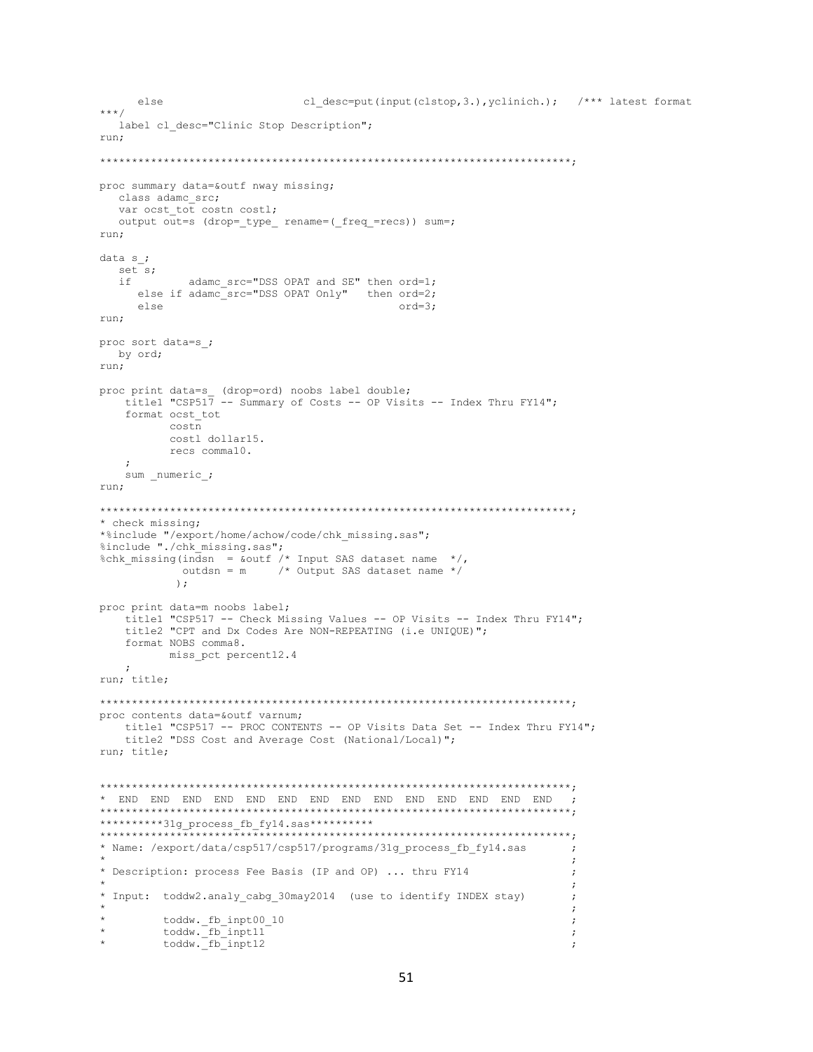```
      else                      cl_desc=put(input(clstop,3.),yclinich.);   /*** latest format
***/
   label cl_desc="Clinic Stop Description";
run;

**************************************************************************;

proc summary data=&outf nway missing;
   class adamc_src;
   var ocst_tot costn costl;
   output out=s (drop=_type_ rename=(_freq_=recs)) sum=;
run;

data s_;
   set s;
   if        adamc_src="DSS OPAT and SE" then ord=1;
      else if adamc_src="DSS OPAT Only"   then ord=2;
      else                                     ord=3;
run;

proc sort data=s_;
   by ord;
run;

proc print data=s_ (drop=ord) noobs label double;
    title1 "CSP517 -- Summary of Costs -- OP Visits -- Index Thru FY14";
    format ocst_tot
           costn
           costl dollar15.
           recs comma10.
    ;
    sum _numeric_;
run;

**************************************************************************;
* check missing;
*%include "/export/home/achow/code/chk_missing.sas";
%include "./chk_missing.sas";
%chk_missing(indsn  = &outf /* Input SAS dataset name  */,
             outdsn = m     /* Output SAS dataset name */
            );

proc print data=m noobs label;
    title1 "CSP517 -- Check Missing Values -- OP Visits -- Index Thru FY14";
    title2 "CPT and Dx Codes Are NON-REPEATING (i.e UNIQUE)";
    format NOBS comma8.
           miss_pct percent12.4
    ;
run; title;

**************************************************************************;
proc contents data=&outf varnum;
    title1 "CSP517 -- PROC CONTENTS -- OP Visits Data Set -- Index Thru FY14";
    title2 "DSS Cost and Average Cost (National/Local)";
run; title;


**************************************************************************;
*  END  END  END  END  END  END  END  END  END  END  END  END  END  END   ;
**************************************************************************;
**********31g_process_fb_fy14.sas**********
**************************************************************************;
* Name: /export/data/csp517/csp517/programs/31g_process_fb_fy14.sas       ;
*                                                                         ;
* Description: process Fee Basis (IP and OP) ... thru FY14               ;
*                                                                         ;
* Input:  toddw2.analy_cabg_30may2014  (use to identify INDEX stay)      ;
*                                                                         ;
*         toddw._fb_inpt00_10                                             ;
*         toddw._fb_inpt11                                                ;
*         toddw._fb_inpt12                                                ;
```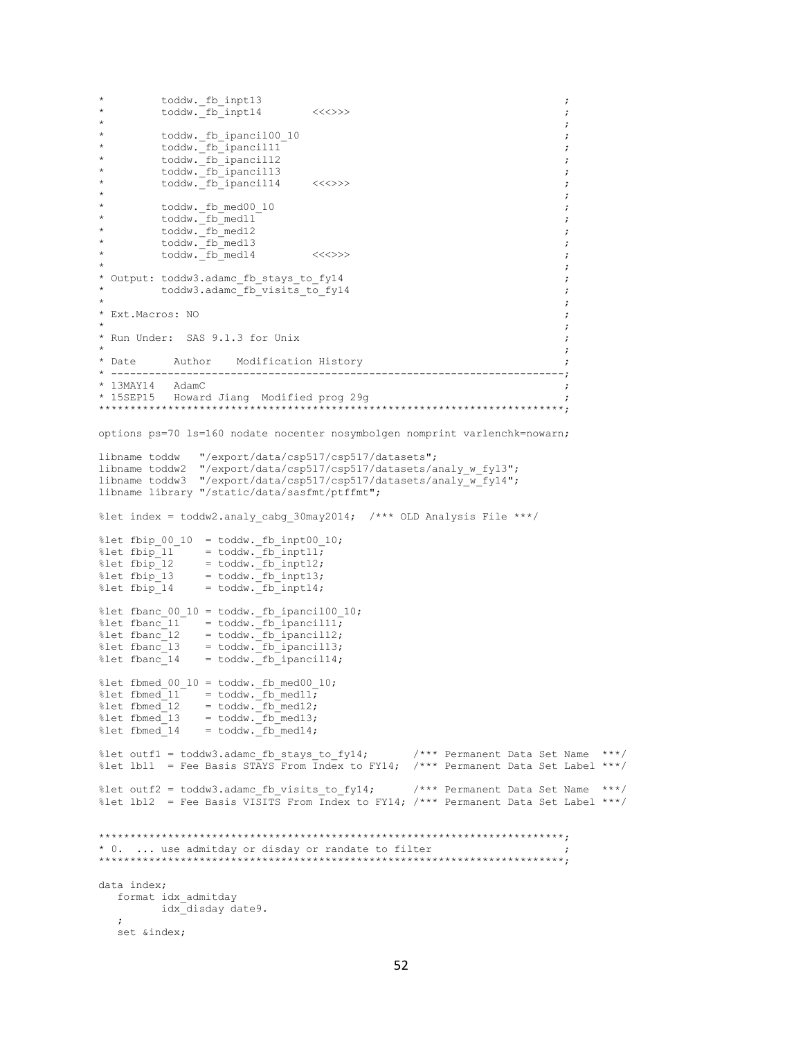```
*         toddw._fb_inpt13                                                   ;
*         toddw._fb_inpt14        <<<>>>                                     ;
*                                                                            ;
*         toddw._fb_ipancil00_10                                             ;
*         toddw._fb_ipancil11                                                ;
*         toddw._fb_ipancil12                                                ;
*         toddw._fb_ipancil13                                                ;
*         toddw._fb_ipancil14     <<<>>>                                     ;
*                                                                            ;
*         toddw._fb_med00_10                                                 ;
*         toddw._fb_med11                                                    ;
*         toddw._fb_med12                                                    ;
*         toddw._fb_med13                                                    ;
*         toddw._fb_med14         <<<>>>                                     ;
*                                                                            ;
* Output: toddw3.adamc_fb_stays_to_fy14                                      ;
*         toddw3.adamc_fb_visits_to_fy14                                     ;
*                                                                            ;
* Ext.Macros: NO                                                             ;
*                                                                            ;
* Run Under:  SAS 9.1.3 for Unix                                             ;
*                                                                            ;
* Date      Author    Modification History                                   ;
* ---------------------------------------------------------------------------;
* 13MAY14   AdamC                                                            ;
* 15SEP15   Howard Jiang  Modified prog 29g                                  ;
*****************************************************************************;

options ps=70 ls=160 nodate nocenter nosymbolgen nomprint varlenchk=nowarn;

libname toddw   "/export/data/csp517/csp517/datasets";
libname toddw2  "/export/data/csp517/csp517/datasets/analy_w_fy13";
libname toddw3  "/export/data/csp517/csp517/datasets/analy_w_fy14";
libname library "/static/data/sasfmt/ptffmt";

%let index = toddw2.analy_cabg_30may2014;  /*** OLD Analysis File ***/

%let fbip_00_10  = toddw._fb_inpt00_10;
%let fbip_11     = toddw._fb_inpt11;
%let fbip_12     = toddw._fb_inpt12;
%let fbip_13     = toddw._fb_inpt13;
%let fbip_14     = toddw._fb_inpt14;

%let fbanc_00_10 = toddw._fb_ipancil00_10;
%let fbanc_11    = toddw._fb_ipancil11;
%let fbanc_12    = toddw._fb_ipancil12;
%let fbanc_13    = toddw._fb_ipancil13;
%let fbanc_14    = toddw._fb_ipancil14;

%let fbmed_00_10 = toddw._fb_med00_10;
%let fbmed_11    = toddw._fb_med11;
%let fbmed_12    = toddw._fb_med12;
%let fbmed_13    = toddw._fb_med13;
%let fbmed_14    = toddw._fb_med14;

%let outf1 = toddw3.adamc_fb_stays_to_fy14;       /*** Permanent Data Set Name  ***/
%let lbl1  = Fee Basis STAYS From Index to FY14;  /*** Permanent Data Set Label ***/

%let outf2 = toddw3.adamc_fb_visits_to_fy14;      /*** Permanent Data Set Name  ***/
%let lbl2  = Fee Basis VISITS From Index to FY14; /*** Permanent Data Set Label ***/


*****************************************************************************;
* 0.  ... use admitday or disday or randate to filter                        ;
*****************************************************************************;

data index;
   format idx_admitday
          idx_disday date9.
   ;
   set &index;
```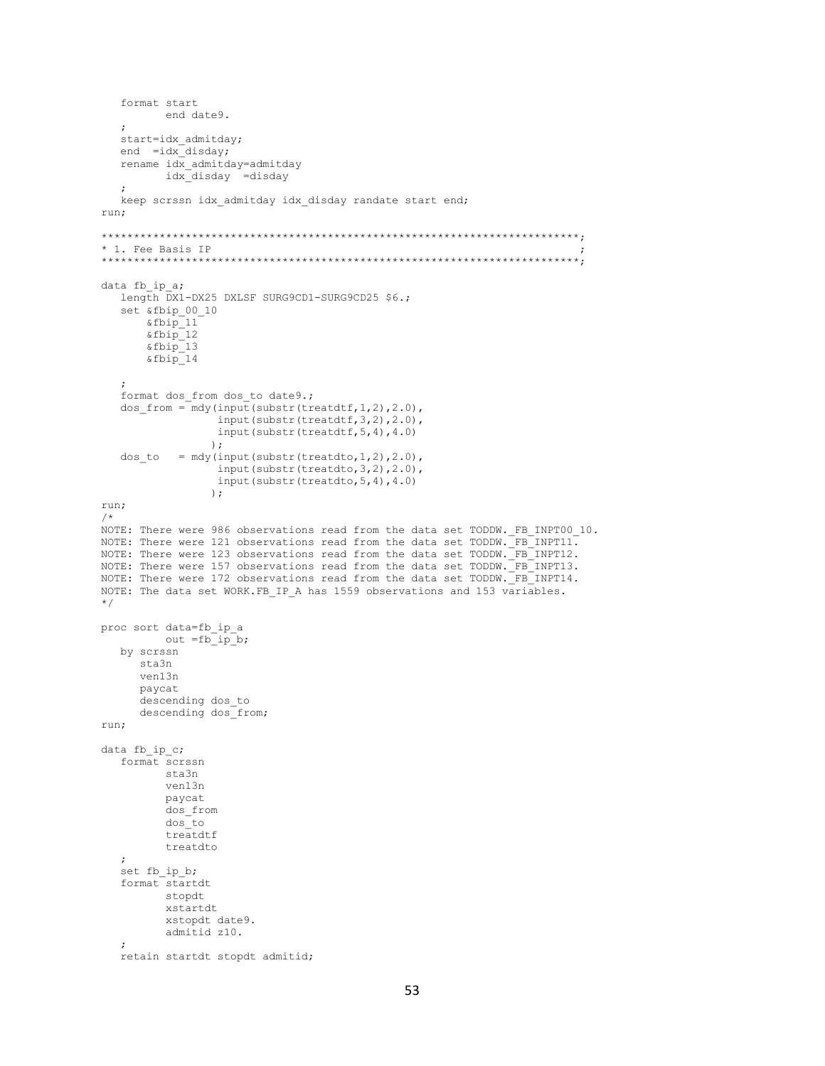```
   format start
          end date9.
   ;
   start=idx_admitday;
   end  =idx_disday;
   rename idx_admitday=admitday
          idx_disday  =disday
   ;
   keep scrssn idx_admitday idx_disday randate start end;
run;

**************************************************************************;
* 1. Fee Basis IP                                                        ;
**************************************************************************;

data fb_ip_a;
   length DX1-DX25 DXLSF SURG9CD1-SURG9CD25 $6.;
   set &fbip_00_10
       &fbip_11
       &fbip_12
       &fbip_13
       &fbip_14

   ;
   format dos_from dos_to date9.;
   dos_from = mdy(input(substr(treatdtf,1,2),2.0),
                  input(substr(treatdtf,3,2),2.0),
                  input(substr(treatdtf,5,4),4.0)
                 );
   dos_to   = mdy(input(substr(treatdto,1,2),2.0),
                  input(substr(treatdto,3,2),2.0),
                  input(substr(treatdto,5,4),4.0)
                 );
run;
/*
NOTE: There were 986 observations read from the data set TODDW._FB_INPT00_10.
NOTE: There were 121 observations read from the data set TODDW._FB_INPT11.
NOTE: There were 123 observations read from the data set TODDW._FB_INPT12.
NOTE: There were 157 observations read from the data set TODDW._FB_INPT13.
NOTE: There were 172 observations read from the data set TODDW._FB_INPT14.
NOTE: The data set WORK.FB_IP_A has 1559 observations and 153 variables.
*/

proc sort data=fb_ip_a
          out =fb_ip_b;
   by scrssn
      sta3n
      ven13n
      paycat
      descending dos_to
      descending dos_from;
run;

data fb_ip_c;
   format scrssn
          sta3n
          ven13n
          paycat
          dos_from
          dos_to
          treatdtf
          treatdto
   ;
   set fb_ip_b;
   format startdt
          stopdt
          xstartdt
          xstopdt date9.
          admitid z10.
   ;
   retain startdt stopdt admitid;
```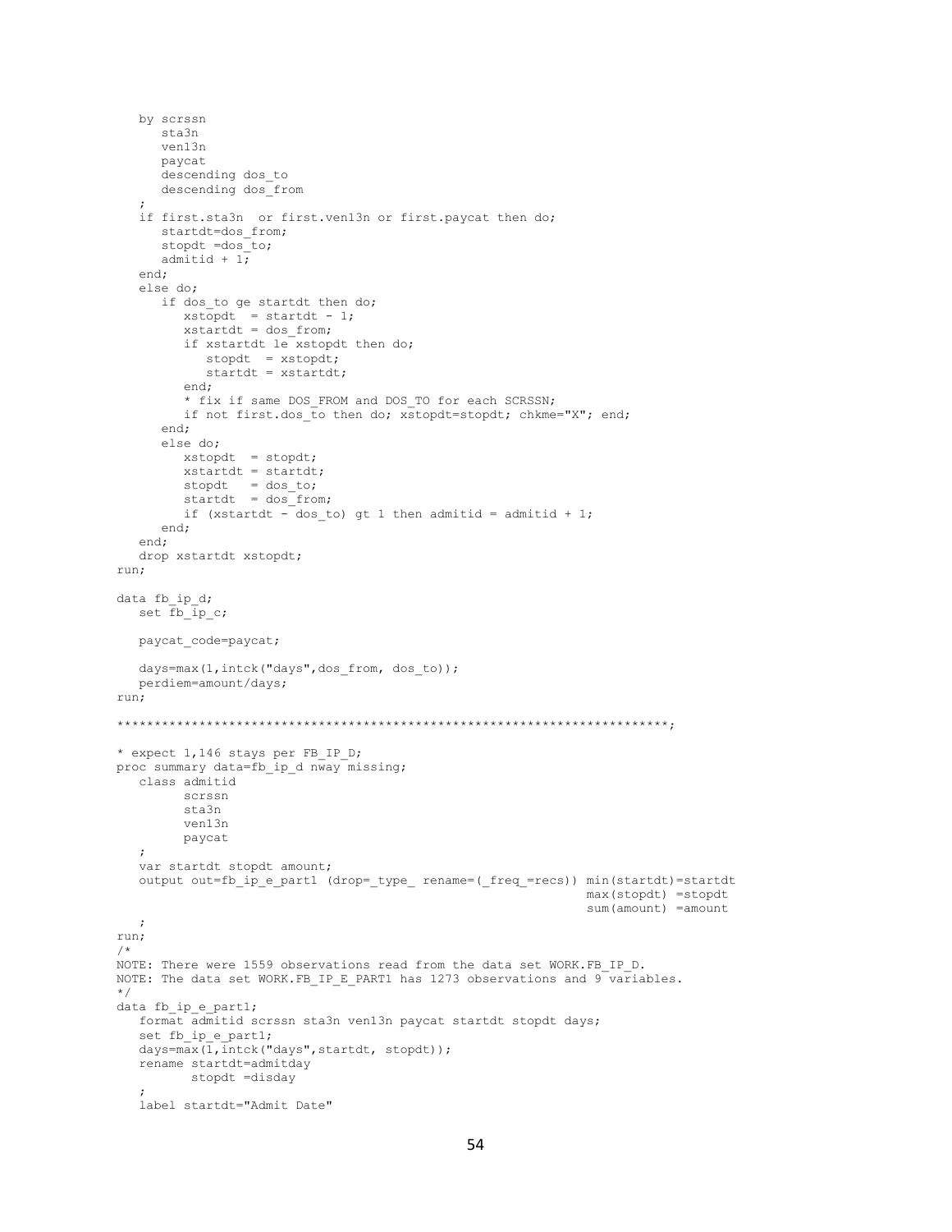```
   by scrssn
      sta3n
      ven13n
      paycat
      descending dos_to
      descending dos_from
   ;
   if first.sta3n  or first.ven13n or first.paycat then do;
      startdt=dos_from;
      stopdt =dos_to;
      admitid + 1;
   end;
   else do;
      if dos_to ge startdt then do;
         xstopdt  = startdt - 1;
         xstartdt = dos_from;
         if xstartdt le xstopdt then do;
            stopdt  = xstopdt;
            startdt = xstartdt;
         end;
         * fix if same DOS_FROM and DOS_TO for each SCRSSN;
         if not first.dos_to then do; xstopdt=stopdt; chkme="X"; end;
      end;
      else do;
         xstopdt  = stopdt;
         xstartdt = startdt;
         stopdt   = dos_to;
         startdt  = dos_from;
         if (xstartdt - dos_to) gt 1 then admitid = admitid + 1;
      end;
   end;
   drop xstartdt xstopdt;
run;

data fb_ip_d;
   set fb_ip_c;

   paycat_code=paycat;

   days=max(1,intck("days",dos_from, dos_to));
   perdiem=amount/days;
run;

**************************************************************************;

* expect 1,146 stays per FB_IP_D;
proc summary data=fb_ip_d nway missing;
   class admitid
         scrssn
         sta3n
         ven13n
         paycat
   ;
   var startdt stopdt amount;
   output out=fb_ip_e_part1 (drop=_type_ rename=(_freq_=recs)) min(startdt)=startdt
                                                               max(stopdt) =stopdt
                                                               sum(amount) =amount
   ;
run;
/*
NOTE: There were 1559 observations read from the data set WORK.FB_IP_D.
NOTE: The data set WORK.FB_IP_E_PART1 has 1273 observations and 9 variables.
*/
data fb_ip_e_part1;
   format admitid scrssn sta3n ven13n paycat startdt stopdt days;
   set fb_ip_e_part1;
   days=max(1,intck("days",startdt, stopdt));
   rename startdt=admitday
          stopdt =disday
   ;
   label startdt="Admit Date"
```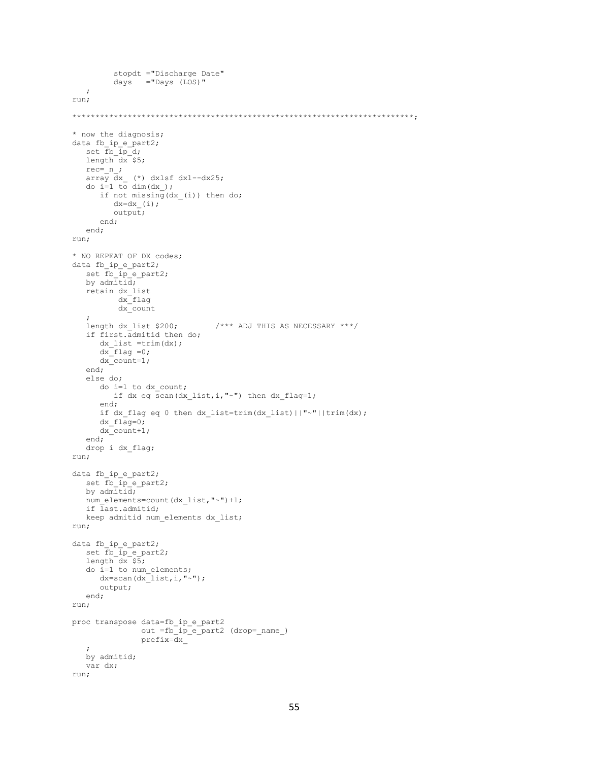```
         stopdt ="Discharge Date"
         days   ="Days (LOS)"
   ;
run;

*************************************************************************;

* now the diagnosis;
data fb_ip_e_part2;
   set fb_ip_d;
   length dx $5;
   rec=_n_;
   array dx_ (*) dx1sf dx1--dx25;
   do i=1 to dim(dx_);
      if not missing(dx_(i)) then do;
         dx=dx_(i);
         output;
      end;
   end;
run;

* NO REPEAT OF DX codes;
data fb_ip_e_part2;
   set fb_ip_e_part2;
   by admitid;
   retain dx_list
          dx_flag
          dx_count
   ;
   length dx_list $200;        /*** ADJ THIS AS NECESSARY ***/
   if first.admitid then do;
      dx_list =trim(dx);
      dx_flag =0;
      dx_count=1;
   end;
   else do;
      do i=1 to dx_count;
         if dx eq scan(dx_list,i,"~") then dx_flag=1;
      end;
      if dx_flag eq 0 then dx_list=trim(dx_list)||"~"||trim(dx);
      dx_flag=0;
      dx_count+1;
   end;
   drop i dx_flag;
run;

data fb_ip_e_part2;
   set fb_ip_e_part2;
   by admitid;
   num_elements=count(dx_list,"~")+1;
   if last.admitid;
   keep admitid num_elements dx_list;
run;

data fb_ip_e_part2;
   set fb_ip_e_part2;
   length dx $5;
   do i=1 to num_elements;
      dx=scan(dx_list,i,"~");
      output;
   end;
run;

proc transpose data=fb_ip_e_part2
               out =fb_ip_e_part2 (drop=_name_)
               prefix=dx_
   ;
   by admitid;
   var dx;
run;
```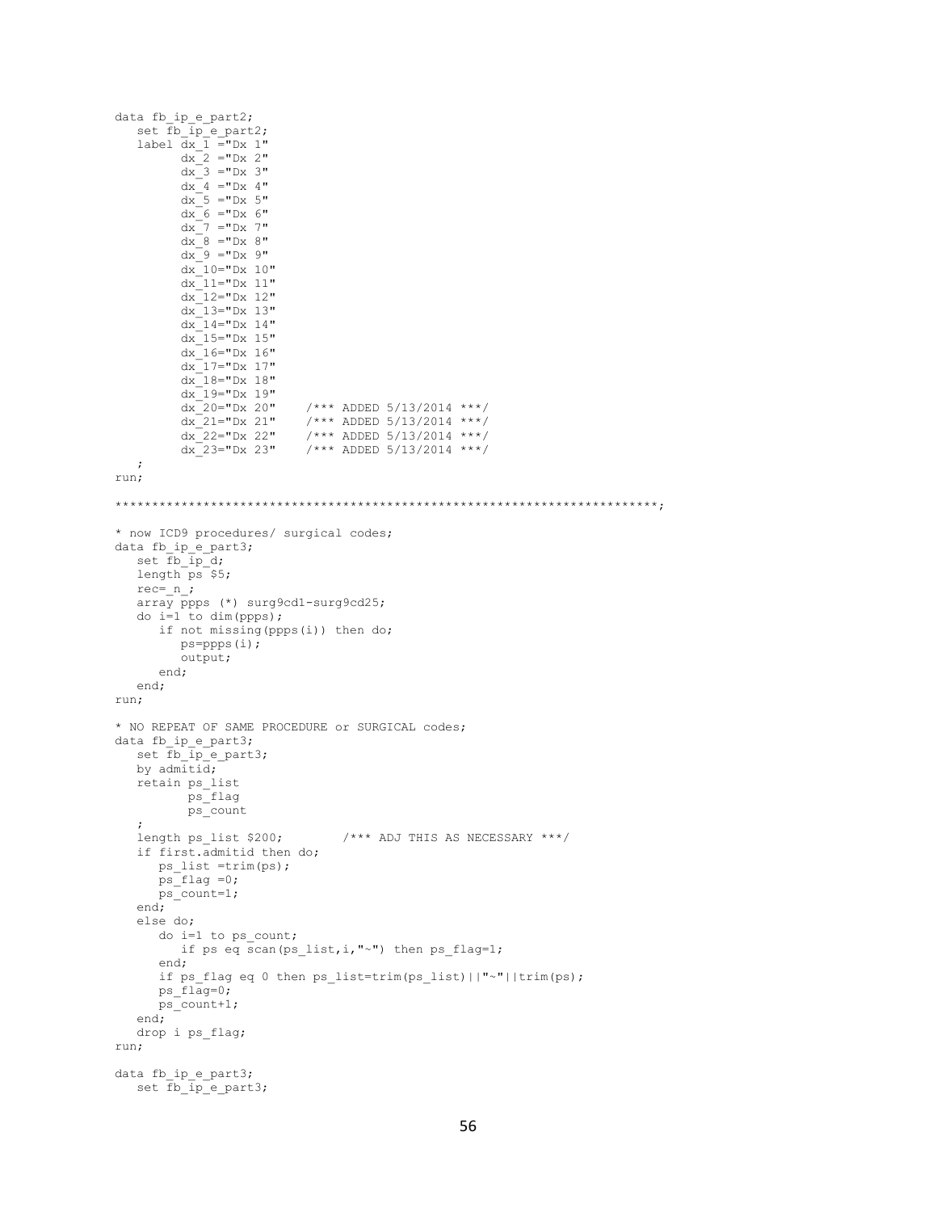```
data fb_ip_e_part2;
   set fb_ip_e_part2;
   label dx_1 ="Dx 1"
         dx_2 ="Dx 2"
         dx_3 ="Dx 3"
         dx_4 ="Dx 4"
         dx_5 ="Dx 5"
         dx_6 ="Dx 6"
         dx_7 ="Dx 7"
         dx_8 ="Dx 8"
         dx_9 ="Dx 9"
         dx_10="Dx 10"
         dx_11="Dx 11"
         dx_12="Dx 12"
         dx_13="Dx 13"
         dx_14="Dx 14"
         dx_15="Dx 15"
         dx_16="Dx 16"
         dx_17="Dx 17"
         dx_18="Dx 18"
         dx_19="Dx 19"
         dx_20="Dx 20"    /*** ADDED 5/13/2014 ***/
         dx_21="Dx 21"    /*** ADDED 5/13/2014 ***/
         dx_22="Dx 22"    /*** ADDED 5/13/2014 ***/
         dx_23="Dx 23"    /*** ADDED 5/13/2014 ***/
   ;
run;

**************************************************************************;

* now ICD9 procedures/ surgical codes;
data fb_ip_e_part3;
   set fb_ip_d;
   length ps $5;
   rec=_n_;
   array ppps (*) surg9cd1-surg9cd25;
   do i=1 to dim(ppps);
      if not missing(ppps(i)) then do;
         ps=ppps(i);
         output;
      end;
   end;
run;

* NO REPEAT OF SAME PROCEDURE or SURGICAL codes;
data fb_ip_e_part3;
   set fb_ip_e_part3;
   by admitid;
   retain ps_list
          ps_flag
          ps_count
   ;
   length ps_list $200;        /*** ADJ THIS AS NECESSARY ***/
   if first.admitid then do;
      ps_list =trim(ps);
      ps_flag =0;
      ps_count=1;
   end;
   else do;
      do i=1 to ps_count;
         if ps eq scan(ps_list,i,"~") then ps_flag=1;
      end;
      if ps_flag eq 0 then ps_list=trim(ps_list)||"~"||trim(ps);
      ps_flag=0;
      ps_count+1;
   end;
   drop i ps_flag;
run;

data fb_ip_e_part3;
   set fb_ip_e_part3;
```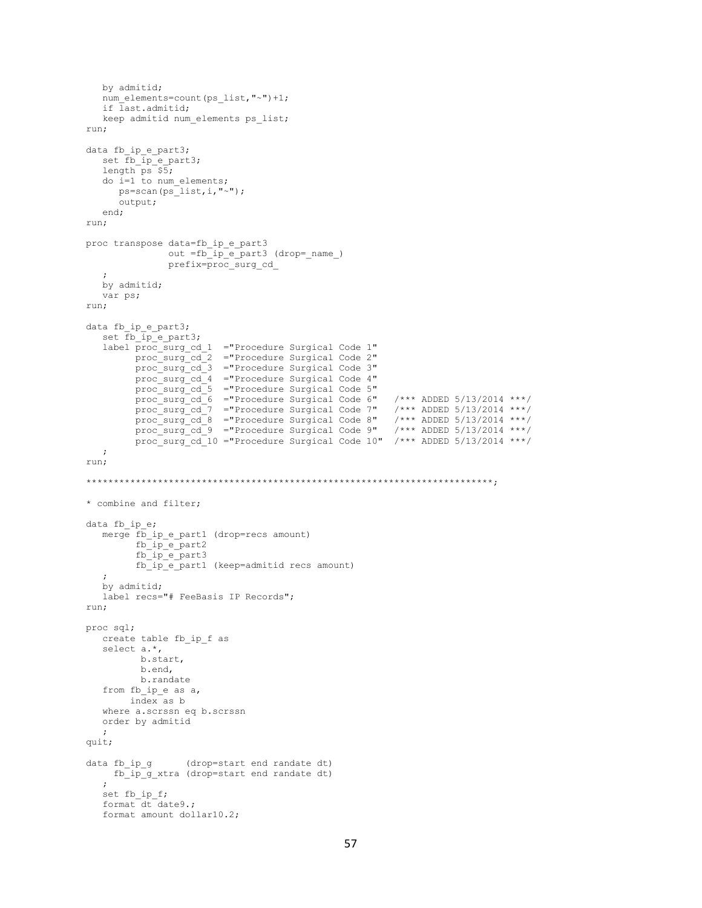```
   by admitid;
   num_elements=count(ps_list,"~")+1;
   if last.admitid;
   keep admitid num_elements ps_list;
run;

data fb_ip_e_part3;
   set fb_ip_e_part3;
   length ps $5;
   do i=1 to num_elements;
      ps=scan(ps_list,i,"~");
      output;
   end;
run;

proc transpose data=fb_ip_e_part3
               out =fb_ip_e_part3 (drop=_name_)
               prefix=proc_surg_cd_
   ;
   by admitid;
   var ps;
run;

data fb_ip_e_part3;
   set fb_ip_e_part3;
   label proc_surg_cd_1  ="Procedure Surgical Code 1"
         proc_surg_cd_2  ="Procedure Surgical Code 2"
         proc_surg_cd_3  ="Procedure Surgical Code 3"
         proc_surg_cd_4  ="Procedure Surgical Code 4"
         proc_surg_cd_5  ="Procedure Surgical Code 5"
         proc_surg_cd_6  ="Procedure Surgical Code 6"   /*** ADDED 5/13/2014 ***/
         proc_surg_cd_7  ="Procedure Surgical Code 7"   /*** ADDED 5/13/2014 ***/
         proc_surg_cd_8  ="Procedure Surgical Code 8"   /*** ADDED 5/13/2014 ***/
         proc_surg_cd_9  ="Procedure Surgical Code 9"   /*** ADDED 5/13/2014 ***/
         proc_surg_cd_10 ="Procedure Surgical Code 10"  /*** ADDED 5/13/2014 ***/
   ;
run;

**************************************************************************;

* combine and filter;

data fb_ip_e;
   merge fb_ip_e_part1 (drop=recs amount)
         fb_ip_e_part2
         fb_ip_e_part3
         fb_ip_e_part1 (keep=admitid recs amount)
   ;
   by admitid;
   label recs="# FeeBasis IP Records";
run;

proc sql;
   create table fb_ip_f as
   select a.*,
          b.start,
          b.end,
          b.randate
   from fb_ip_e as a,
        index as b
   where a.scrssn eq b.scrssn
   order by admitid
   ;
quit;

data fb_ip_g      (drop=start end randate dt)
     fb_ip_g_xtra (drop=start end randate dt)
   ;
   set fb_ip_f;
   format dt date9.;
   format amount dollar10.2;
```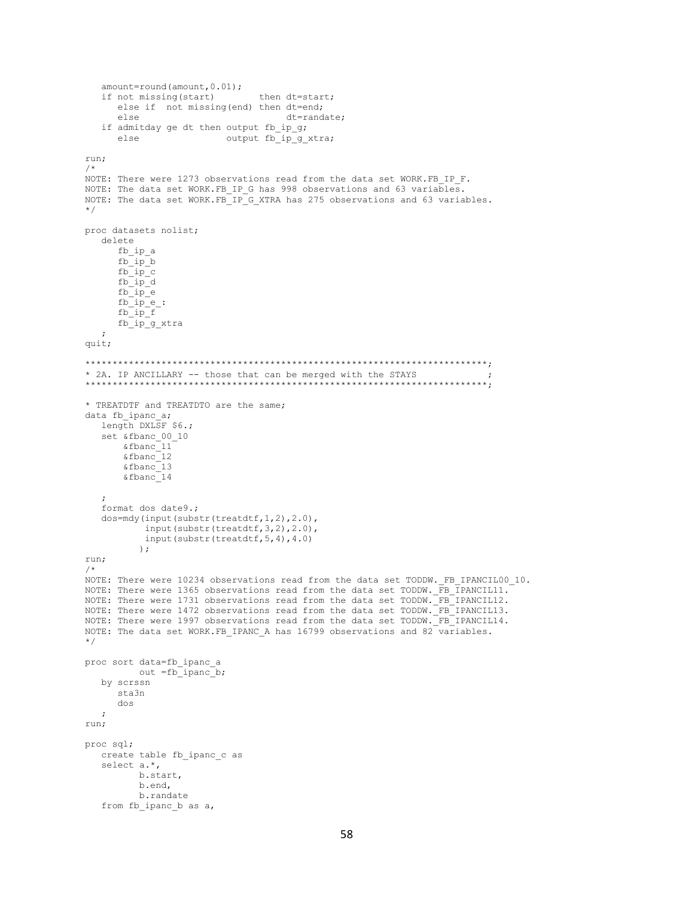```
   amount=round(amount,0.01);
   if not missing(start)        then dt=start;
      else if  not missing(end) then dt=end;
      else                           dt=randate;
   if admitday ge dt then output fb_ip_g;
      else                output fb_ip_g_xtra;

run;
/*
NOTE: There were 1273 observations read from the data set WORK.FB_IP_F.
NOTE: The data set WORK.FB_IP_G has 998 observations and 63 variables.
NOTE: The data set WORK.FB_IP_G_XTRA has 275 observations and 63 variables.
*/

proc datasets nolist;
   delete
      fb_ip_a
      fb_ip_b
      fb_ip_c
      fb_ip_d
      fb_ip_e
      fb_ip_e_:
      fb_ip_f
      fb_ip_g_xtra
   ;
quit;

**************************************************************************;
* 2A. IP ANCILLARY -- those that can be merged with the STAYS            ;
**************************************************************************;

* TREATDTF and TREATDTO are the same;
data fb_ipanc_a;
   length DXLSF $6.;
   set &fbanc_00_10
       &fbanc_11
       &fbanc_12
       &fbanc_13
       &fbanc_14

   ;
   format dos date9.;
   dos=mdy(input(substr(treatdtf,1,2),2.0),
           input(substr(treatdtf,3,2),2.0),
           input(substr(treatdtf,5,4),4.0)
          );
run;
/*
NOTE: There were 10234 observations read from the data set TODDW._FB_IPANCIL00_10.
NOTE: There were 1365 observations read from the data set TODDW._FB_IPANCIL11.
NOTE: There were 1731 observations read from the data set TODDW._FB_IPANCIL12.
NOTE: There were 1472 observations read from the data set TODDW._FB_IPANCIL13.
NOTE: There were 1997 observations read from the data set TODDW._FB_IPANCIL14.
NOTE: The data set WORK.FB_IPANC_A has 16799 observations and 82 variables.
*/

proc sort data=fb_ipanc_a
          out =fb_ipanc_b;
   by scrssn
      sta3n
      dos
   ;
run;

proc sql;
   create table fb_ipanc_c as
   select a.*,
          b.start,
          b.end,
          b.randate
   from fb_ipanc_b as a,
```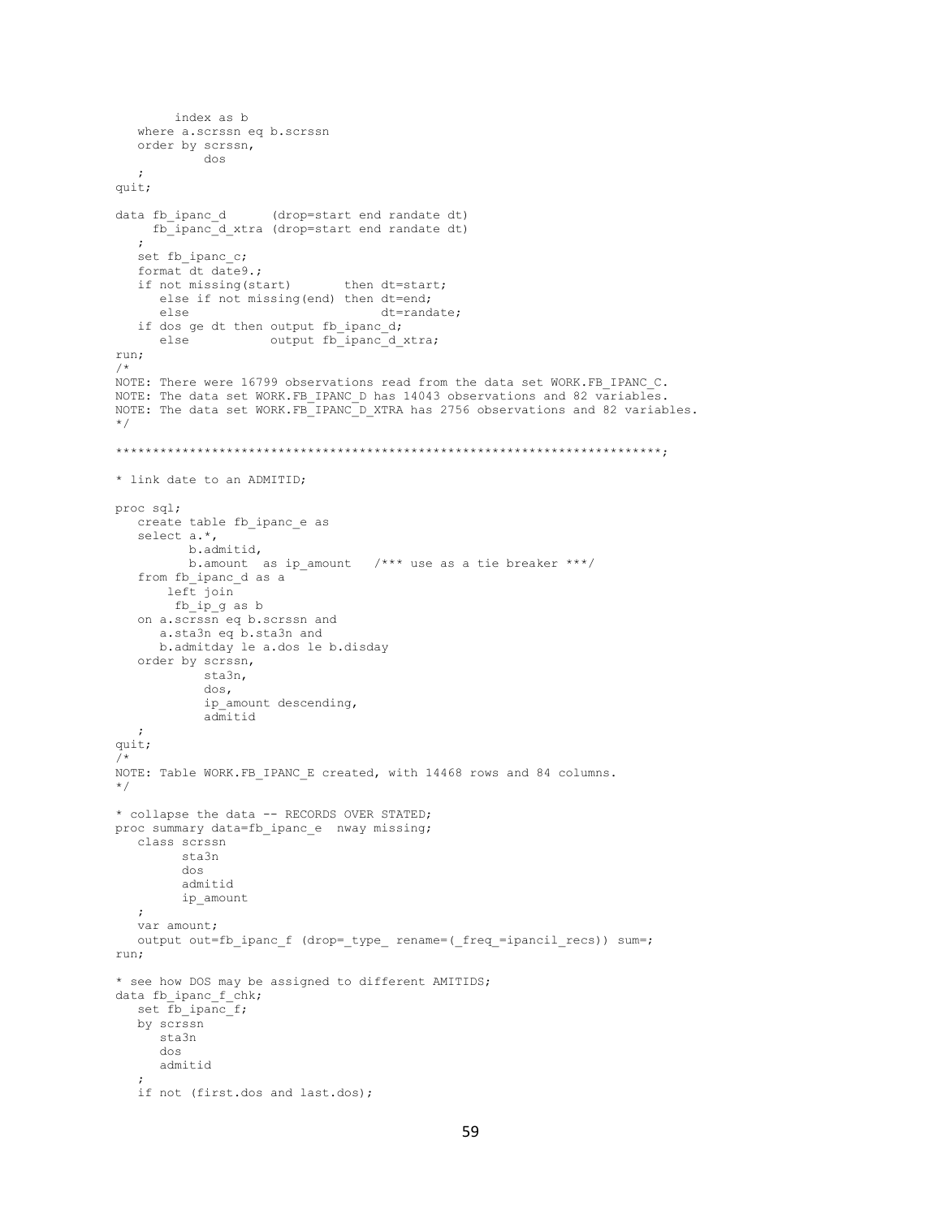```
        index as b
   where a.scrssn eq b.scrssn
   order by scrssn,
            dos
   ;
quit;

data fb_ipanc_d      (drop=start end randate dt)
     fb_ipanc_d_xtra (drop=start end randate dt)
   ;
   set fb_ipanc_c;
   format dt date9.;
   if not missing(start)       then dt=start;
      else if not missing(end) then dt=end;
      else                          dt=randate;
   if dos ge dt then output fb_ipanc_d;
      else           output fb_ipanc_d_xtra;
run;
/*
NOTE: There were 16799 observations read from the data set WORK.FB_IPANC_C.
NOTE: The data set WORK.FB_IPANC_D has 14043 observations and 82 variables.
NOTE: The data set WORK.FB_IPANC_D_XTRA has 2756 observations and 82 variables.
*/

*************************************************************************;

* link date to an ADMITID;

proc sql;
   create table fb_ipanc_e as
   select a.*,
          b.admitid,
          b.amount  as ip_amount   /*** use as a tie breaker ***/
   from fb_ipanc_d as a
       left join
        fb_ip_g as b
   on a.scrssn eq b.scrssn and
      a.sta3n eq b.sta3n and
      b.admitday le a.dos le b.disday
   order by scrssn,
            sta3n,
            dos,
            ip_amount descending,
            admitid
   ;
quit;
/*
NOTE: Table WORK.FB_IPANC_E created, with 14468 rows and 84 columns.
*/

* collapse the data -- RECORDS OVER STATED;
proc summary data=fb_ipanc_e  nway missing;
   class scrssn
         sta3n
         dos
         admitid
         ip_amount
   ;
   var amount;
   output out=fb_ipanc_f (drop=_type_ rename=(_freq_=ipancil_recs)) sum=;
run;

* see how DOS may be assigned to different AMITIDS;
data fb_ipanc_f_chk;
   set fb_ipanc_f;
   by scrssn
      sta3n
      dos
      admitid
   ;
   if not (first.dos and last.dos);
```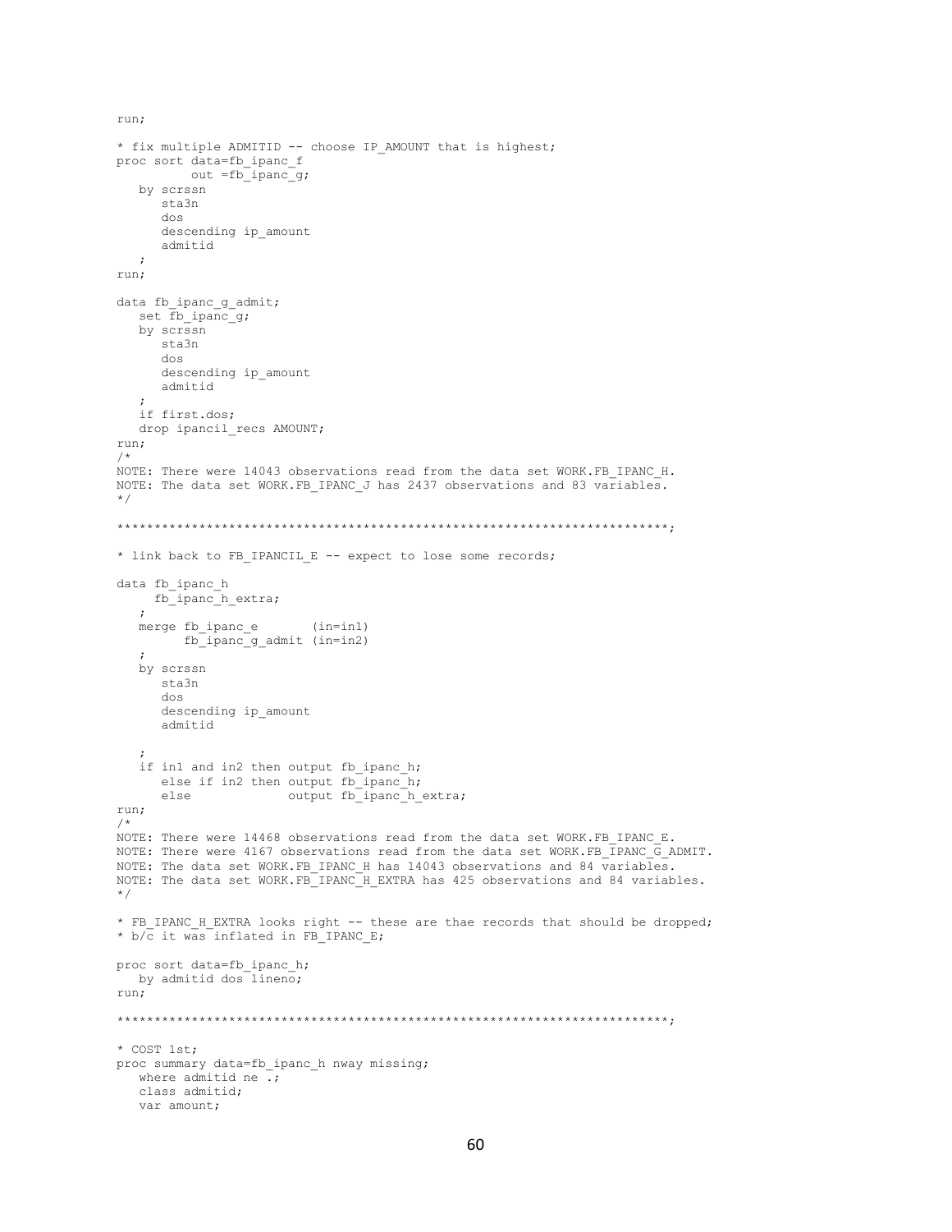```
run;

* fix multiple ADMITID -- choose IP_AMOUNT that is highest;
proc sort data=fb_ipanc_f
          out =fb_ipanc_g;
   by scrssn
      sta3n
      dos
      descending ip_amount
      admitid
   ;
run;

data fb_ipanc_g_admit;
   set fb_ipanc_g;
   by scrssn
      sta3n
      dos
      descending ip_amount
      admitid
   ;
   if first.dos;
   drop ipancil_recs AMOUNT;
run;
/*
NOTE: There were 14043 observations read from the data set WORK.FB_IPANC_H.
NOTE: The data set WORK.FB_IPANC_J has 2437 observations and 83 variables.
*/

*************************************************************************;

* link back to FB_IPANCIL_E -- expect to lose some records;

data fb_ipanc_h
     fb_ipanc_h_extra;
   ;
   merge fb_ipanc_e       (in=in1)
         fb_ipanc_g_admit (in=in2)
   ;
   by scrssn
      sta3n
      dos
      descending ip_amount
      admitid

   ;
   if in1 and in2 then output fb_ipanc_h;
      else if in2 then output fb_ipanc_h;
      else             output fb_ipanc_h_extra;
run;
/*
NOTE: There were 14468 observations read from the data set WORK.FB_IPANC_E.
NOTE: There were 4167 observations read from the data set WORK.FB_IPANC_G_ADMIT.
NOTE: The data set WORK.FB_IPANC_H has 14043 observations and 84 variables.
NOTE: The data set WORK.FB_IPANC_H_EXTRA has 425 observations and 84 variables.
*/

* FB_IPANC_H_EXTRA looks right -- these are thae records that should be dropped;
* b/c it was inflated in FB_IPANC_E;

proc sort data=fb_ipanc_h;
   by admitid dos lineno;
run;

*************************************************************************;

* COST 1st;
proc summary data=fb_ipanc_h nway missing;
   where admitid ne .;
   class admitid;
   var amount;
```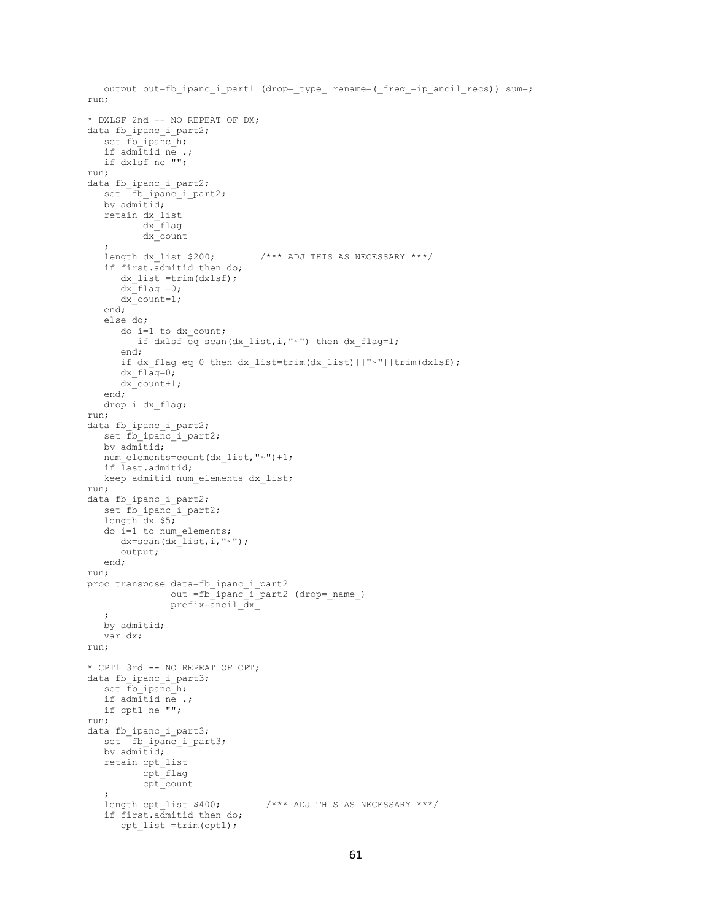```
   output out=fb_ipanc_i_part1 (drop=_type_ rename=(_freq_=ip_ancil_recs)) sum=;
run;

* DXLSF 2nd -- NO REPEAT OF DX;
data fb_ipanc_i_part2;
   set fb_ipanc_h;
   if admitid ne .;
   if dxlsf ne "";
run;
data fb_ipanc_i_part2;
   set  fb_ipanc_i_part2;
   by admitid;
   retain dx_list
          dx_flag
          dx_count
   ;
   length dx_list $200;        /*** ADJ THIS AS NECESSARY ***/
   if first.admitid then do;
      dx_list =trim(dxlsf);
      dx_flag =0;
      dx_count=1;
   end;
   else do;
      do i=1 to dx_count;
         if dxlsf eq scan(dx_list,i,"~") then dx_flag=1;
      end;
      if dx_flag eq 0 then dx_list=trim(dx_list)||"~"||trim(dxlsf);
      dx_flag=0;
      dx_count+1;
   end;
   drop i dx_flag;
run;
data fb_ipanc_i_part2;
   set fb_ipanc_i_part2;
   by admitid;
   num_elements=count(dx_list,"~")+1;
   if last.admitid;
   keep admitid num_elements dx_list;
run;
data fb_ipanc_i_part2;
   set fb_ipanc_i_part2;
   length dx $5;
   do i=1 to num_elements;
      dx=scan(dx_list,i,"~");
      output;
   end;
run;
proc transpose data=fb_ipanc_i_part2
               out =fb_ipanc_i_part2 (drop=_name_)
               prefix=ancil_dx_
   ;
   by admitid;
   var dx;
run;

* CPT1 3rd -- NO REPEAT OF CPT;
data fb_ipanc_i_part3;
   set fb_ipanc_h;
   if admitid ne .;
   if cpt1 ne "";
run;
data fb_ipanc_i_part3;
   set  fb_ipanc_i_part3;
   by admitid;
   retain cpt_list
          cpt_flag
          cpt_count
   ;
   length cpt_list $400;        /*** ADJ THIS AS NECESSARY ***/
   if first.admitid then do;
      cpt_list =trim(cpt1);
```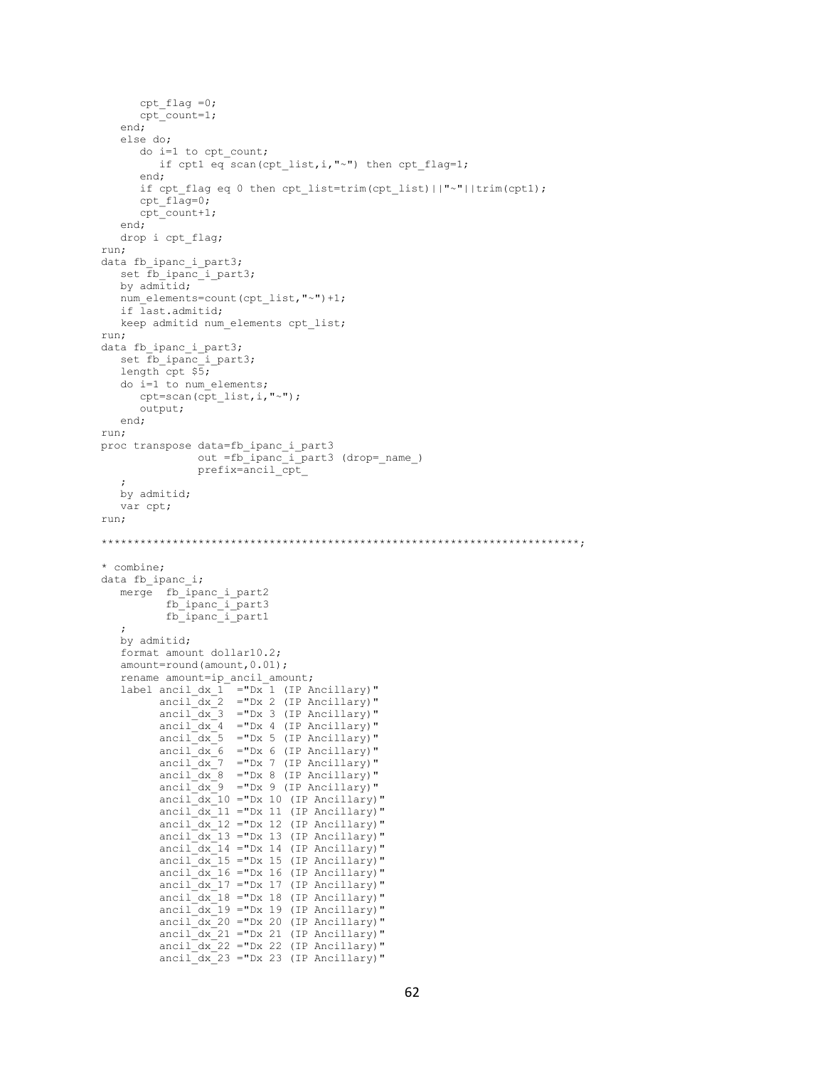```
      cpt_flag =0;
      cpt_count=1;
   end;
   else do;
      do i=1 to cpt_count;
         if cpt1 eq scan(cpt_list,i,"~") then cpt_flag=1;
      end;
      if cpt_flag eq 0 then cpt_list=trim(cpt_list)||"~"||trim(cpt1);
      cpt_flag=0;
      cpt_count+1;
   end;
   drop i cpt_flag;
run;
data fb_ipanc_i_part3;
   set fb_ipanc_i_part3;
   by admitid;
   num_elements=count(cpt_list,"~")+1;
   if last.admitid;
   keep admitid num_elements cpt_list;
run;
data fb_ipanc_i_part3;
   set fb_ipanc_i_part3;
   length cpt $5;
   do i=1 to num_elements;
      cpt=scan(cpt_list,i,"~");
      output;
   end;
run;
proc transpose data=fb_ipanc_i_part3
               out =fb_ipanc_i_part3 (drop=_name_)
               prefix=ancil_cpt_
   ;
   by admitid;
   var cpt;
run;

*************************************************************************;

* combine;
data fb_ipanc_i;
   merge  fb_ipanc_i_part2
          fb_ipanc_i_part3
          fb_ipanc_i_part1
   ;
   by admitid;
   format amount dollar10.2;
   amount=round(amount,0.01);
   rename amount=ip_ancil_amount;
   label ancil_dx_1  ="Dx 1 (IP Ancillary)"
         ancil_dx_2  ="Dx 2 (IP Ancillary)"
         ancil_dx_3  ="Dx 3 (IP Ancillary)"
         ancil_dx_4  ="Dx 4 (IP Ancillary)"
         ancil_dx_5  ="Dx 5 (IP Ancillary)"
         ancil_dx_6  ="Dx 6 (IP Ancillary)"
         ancil_dx_7  ="Dx 7 (IP Ancillary)"
         ancil_dx_8  ="Dx 8 (IP Ancillary)"
         ancil_dx_9  ="Dx 9 (IP Ancillary)"
         ancil_dx_10 ="Dx 10 (IP Ancillary)"
         ancil_dx_11 ="Dx 11 (IP Ancillary)"
         ancil_dx_12 ="Dx 12 (IP Ancillary)"
         ancil_dx_13 ="Dx 13 (IP Ancillary)"
         ancil_dx_14 ="Dx 14 (IP Ancillary)"
         ancil_dx_15 ="Dx 15 (IP Ancillary)"
         ancil_dx_16 ="Dx 16 (IP Ancillary)"
         ancil_dx_17 ="Dx 17 (IP Ancillary)"
         ancil_dx_18 ="Dx 18 (IP Ancillary)"
         ancil_dx_19 ="Dx 19 (IP Ancillary)"
         ancil_dx_20 ="Dx 20 (IP Ancillary)"
         ancil_dx_21 ="Dx 21 (IP Ancillary)"
         ancil_dx_22 ="Dx 22 (IP Ancillary)"
         ancil_dx_23 ="Dx 23 (IP Ancillary)"
```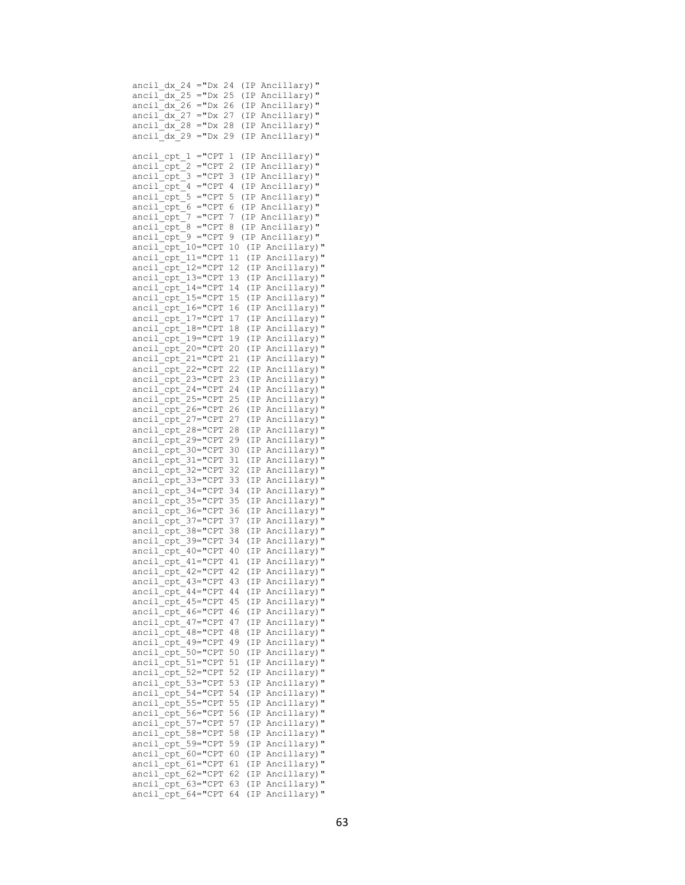```
ancil_dx_24 ="Dx 24 (IP Ancillary)"
ancil_dx_25 ="Dx 25 (IP Ancillary)"
ancil_dx_26 ="Dx 26 (IP Ancillary)"
ancil_dx_27 ="Dx 27 (IP Ancillary)"
ancil_dx_28 ="Dx 28 (IP Ancillary)"
ancil_dx_29 ="Dx 29 (IP Ancillary)"

ancil_cpt_1 ="CPT 1 (IP Ancillary)"
ancil_cpt_2 ="CPT 2 (IP Ancillary)"
ancil_cpt_3 ="CPT 3 (IP Ancillary)"
ancil_cpt_4 ="CPT 4 (IP Ancillary)"
ancil_cpt_5 ="CPT 5 (IP Ancillary)"
ancil_cpt_6 ="CPT 6 (IP Ancillary)"
ancil_cpt_7 ="CPT 7 (IP Ancillary)"
ancil_cpt_8 ="CPT 8 (IP Ancillary)"
ancil_cpt_9 ="CPT 9 (IP Ancillary)"
ancil_cpt_10="CPT 10 (IP Ancillary)"
ancil_cpt_11="CPT 11 (IP Ancillary)"
ancil_cpt_12="CPT 12 (IP Ancillary)"
ancil_cpt_13="CPT 13 (IP Ancillary)"
ancil_cpt_14="CPT 14 (IP Ancillary)"
ancil_cpt_15="CPT 15 (IP Ancillary)"
ancil_cpt_16="CPT 16 (IP Ancillary)"
ancil_cpt_17="CPT 17 (IP Ancillary)"
ancil_cpt_18="CPT 18 (IP Ancillary)"
ancil_cpt_19="CPT 19 (IP Ancillary)"
ancil_cpt_20="CPT 20 (IP Ancillary)"
ancil_cpt_21="CPT 21 (IP Ancillary)"
ancil_cpt_22="CPT 22 (IP Ancillary)"
ancil_cpt_23="CPT 23 (IP Ancillary)"
ancil_cpt_24="CPT 24 (IP Ancillary)"
ancil_cpt_25="CPT 25 (IP Ancillary)"
ancil_cpt_26="CPT 26 (IP Ancillary)"
ancil_cpt_27="CPT 27 (IP Ancillary)"
ancil_cpt_28="CPT 28 (IP Ancillary)"
ancil_cpt_29="CPT 29 (IP Ancillary)"
ancil_cpt_30="CPT 30 (IP Ancillary)"
ancil_cpt_31="CPT 31 (IP Ancillary)"
ancil_cpt_32="CPT 32 (IP Ancillary)"
ancil_cpt_33="CPT 33 (IP Ancillary)"
ancil_cpt_34="CPT 34 (IP Ancillary)"
ancil_cpt_35="CPT 35 (IP Ancillary)"
ancil_cpt_36="CPT 36 (IP Ancillary)"
ancil_cpt_37="CPT 37 (IP Ancillary)"
ancil_cpt_38="CPT 38 (IP Ancillary)"
ancil_cpt_39="CPT 34 (IP Ancillary)"
ancil_cpt_40="CPT 40 (IP Ancillary)"
ancil_cpt_41="CPT 41 (IP Ancillary)"
ancil_cpt_42="CPT 42 (IP Ancillary)"
ancil_cpt_43="CPT 43 (IP Ancillary)"
ancil_cpt_44="CPT 44 (IP Ancillary)"
ancil_cpt_45="CPT 45 (IP Ancillary)"
ancil_cpt_46="CPT 46 (IP Ancillary)"
ancil_cpt_47="CPT 47 (IP Ancillary)"
ancil_cpt_48="CPT 48 (IP Ancillary)"
ancil_cpt_49="CPT 49 (IP Ancillary)"
ancil_cpt_50="CPT 50 (IP Ancillary)"
ancil_cpt_51="CPT 51 (IP Ancillary)"
ancil_cpt_52="CPT 52 (IP Ancillary)"
ancil_cpt_53="CPT 53 (IP Ancillary)"
ancil_cpt_54="CPT 54 (IP Ancillary)"
ancil_cpt_55="CPT 55 (IP Ancillary)"
ancil_cpt_56="CPT 56 (IP Ancillary)"
ancil_cpt_57="CPT 57 (IP Ancillary)"
ancil_cpt_58="CPT 58 (IP Ancillary)"
ancil_cpt_59="CPT 59 (IP Ancillary)"
ancil_cpt_60="CPT 60 (IP Ancillary)"
ancil_cpt_61="CPT 61 (IP Ancillary)"
ancil_cpt_62="CPT 62 (IP Ancillary)"
ancil_cpt_63="CPT 63 (IP Ancillary)"
ancil_cpt_64="CPT 64 (IP Ancillary)"
```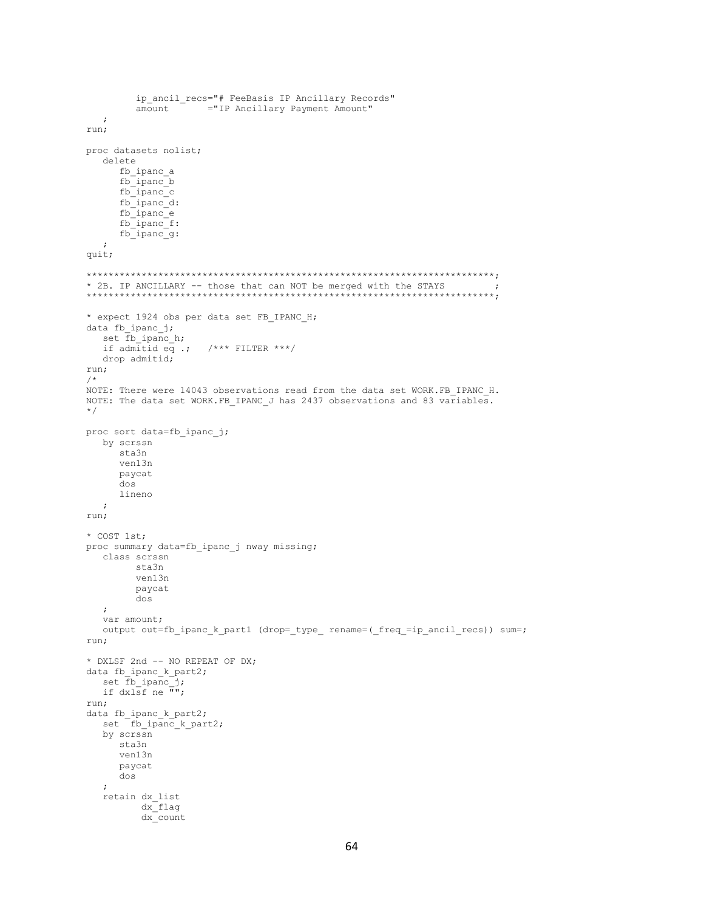```
         ip_ancil_recs="# FeeBasis IP Ancillary Records"
         amount       ="IP Ancillary Payment Amount"
   ;
run;

proc datasets nolist;
   delete
      fb_ipanc_a
      fb_ipanc_b
      fb_ipanc_c
      fb_ipanc_d:
      fb_ipanc_e
      fb_ipanc_f:
      fb_ipanc_g:
   ;
quit;

*************************************************************************;
* 2B. IP ANCILLARY -- those that can NOT be merged with the STAYS        ;
*************************************************************************;

* expect 1924 obs per data set FB_IPANC_H;
data fb_ipanc_j;
   set fb_ipanc_h;
   if admitid eq .;   /*** FILTER ***/
   drop admitid;
run;
/*
NOTE: There were 14043 observations read from the data set WORK.FB_IPANC_H.
NOTE: The data set WORK.FB_IPANC_J has 2437 observations and 83 variables.
*/

proc sort data=fb_ipanc_j;
   by scrssn
      sta3n
      ven13n
      paycat
      dos
      lineno
   ;
run;

* COST 1st;
proc summary data=fb_ipanc_j nway missing;
   class scrssn
         sta3n
         ven13n
         paycat
         dos
   ;
   var amount;
   output out=fb_ipanc_k_part1 (drop=_type_ rename=(_freq_=ip_ancil_recs)) sum=;
run;

* DXLSF 2nd -- NO REPEAT OF DX;
data fb_ipanc_k_part2;
   set fb_ipanc_j;
   if dxlsf ne "";
run;
data fb_ipanc_k_part2;
   set  fb_ipanc_k_part2;
   by scrssn
      sta3n
      ven13n
      paycat
      dos
   ;
   retain dx_list
          dx_flag
          dx_count
```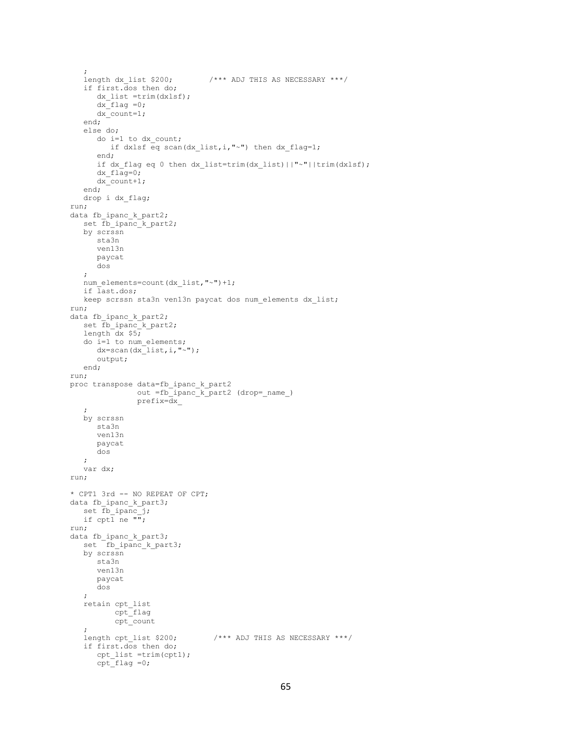```
   ;
   length dx_list $200;        /*** ADJ THIS AS NECESSARY ***/
   if first.dos then do;
      dx_list =trim(dxlsf);
      dx_flag =0;
      dx_count=1;
   end;
   else do;
      do i=1 to dx_count;
         if dxlsf eq scan(dx_list,i,"~") then dx_flag=1;
      end;
      if dx_flag eq 0 then dx_list=trim(dx_list)||"~"||trim(dxlsf);
      dx_flag=0;
      dx_count+1;
   end;
   drop i dx_flag;
run;
data fb_ipanc_k_part2;
   set fb_ipanc_k_part2;
   by scrssn
      sta3n
      ven13n
      paycat
      dos
   ;
   num_elements=count(dx_list,"~")+1;
   if last.dos;
   keep scrssn sta3n ven13n paycat dos num_elements dx_list;
run;
data fb_ipanc_k_part2;
   set fb_ipanc_k_part2;
   length dx $5;
   do i=1 to num_elements;
      dx=scan(dx_list,i,"~");
      output;
   end;
run;
proc transpose data=fb_ipanc_k_part2
              out =fb_ipanc_k_part2 (drop=_name_)
              prefix=dx_
   ;
   by scrssn
      sta3n
      ven13n
      paycat
      dos
   ;
   var dx;
run;

* CPT1 3rd -- NO REPEAT OF CPT;
data fb_ipanc_k_part3;
   set fb_ipanc_j;
   if cpt1 ne "";
run;
data fb_ipanc_k_part3;
   set  fb_ipanc_k_part3;
   by scrssn
      sta3n
      ven13n
      paycat
      dos
   ;
   retain cpt_list
          cpt_flag
          cpt_count
   ;
   length cpt_list $200;        /*** ADJ THIS AS NECESSARY ***/
   if first.dos then do;
      cpt_list =trim(cpt1);
      cpt_flag =0;
```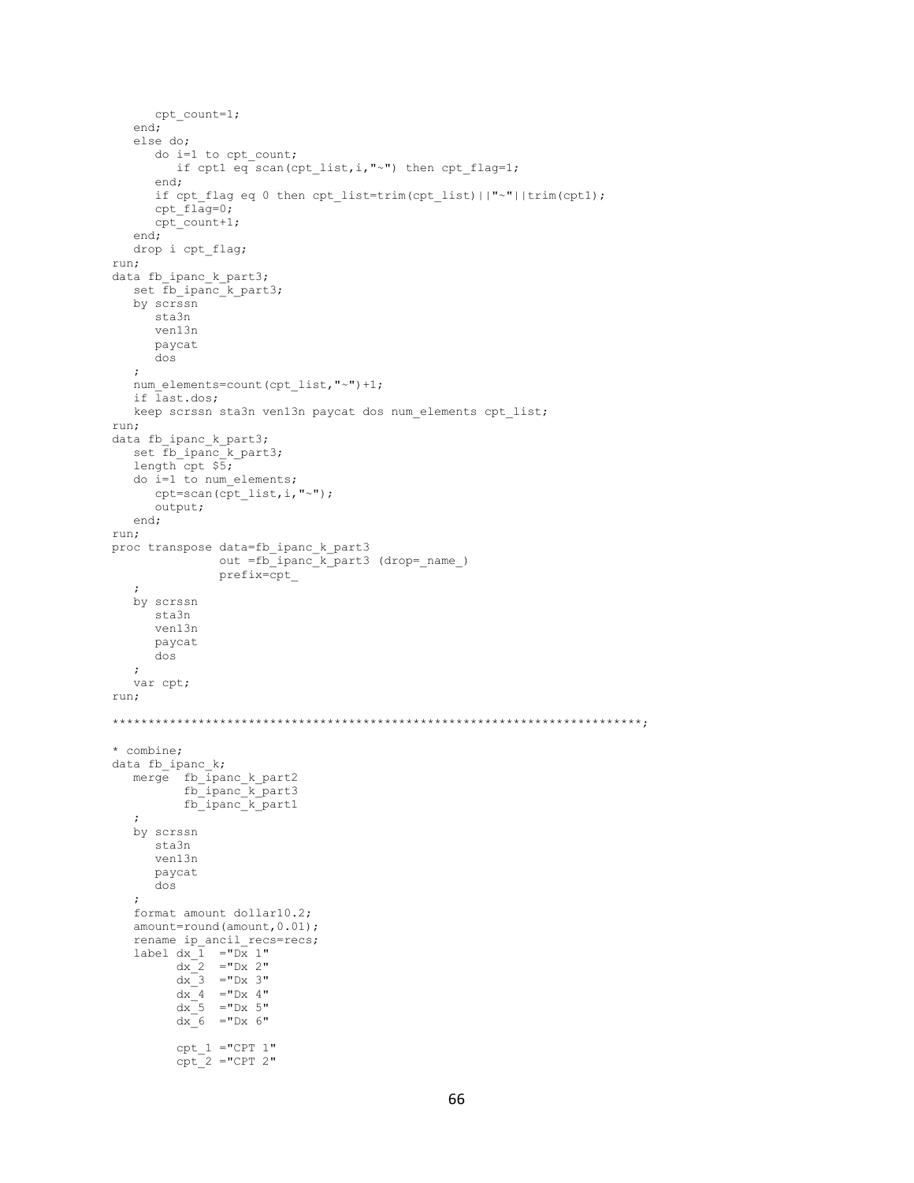```
      cpt_count=1;
   end;
   else do;
      do i=1 to cpt_count;
         if cpt1 eq scan(cpt_list,i,"~") then cpt_flag=1;
      end;
      if cpt_flag eq 0 then cpt_list=trim(cpt_list)||"~"||trim(cpt1);
      cpt_flag=0;
      cpt_count+1;
   end;
   drop i cpt_flag;
run;
data fb_ipanc_k_part3;
   set fb_ipanc_k_part3;
   by scrssn
      sta3n
      ven13n
      paycat
      dos
   ;
   num_elements=count(cpt_list,"~")+1;
   if last.dos;
   keep scrssn sta3n ven13n paycat dos num_elements cpt_list;
run;
data fb_ipanc_k_part3;
   set fb_ipanc_k_part3;
   length cpt $5;
   do i=1 to num_elements;
      cpt=scan(cpt_list,i,"~");
      output;
   end;
run;
proc transpose data=fb_ipanc_k_part3
               out =fb_ipanc_k_part3 (drop=_name_)
               prefix=cpt_
   ;
   by scrssn
      sta3n
      ven13n
      paycat
      dos
   ;
   var cpt;
run;

*************************************************************************;

* combine;
data fb_ipanc_k;
   merge  fb_ipanc_k_part2
          fb_ipanc_k_part3
          fb_ipanc_k_part1
   ;
   by scrssn
      sta3n
      ven13n
      paycat
      dos
   ;
   format amount dollar10.2;
   amount=round(amount,0.01);
   rename ip_ancil_recs=recs;
   label dx_1  ="Dx 1"
         dx_2  ="Dx 2"
         dx_3  ="Dx 3"
         dx_4  ="Dx 4"
         dx_5  ="Dx 5"
         dx_6  ="Dx 6"

         cpt_1 ="CPT 1"
         cpt_2 ="CPT 2"
```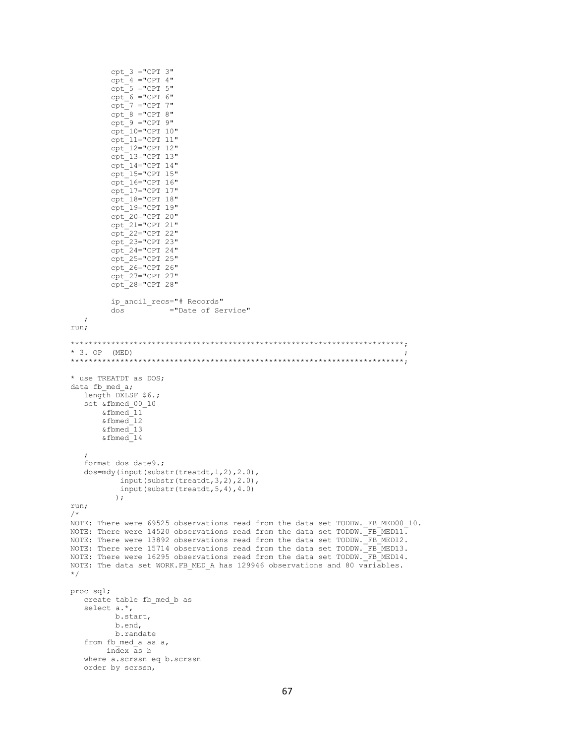```
         cpt_3 ="CPT 3"
         cpt_4 ="CPT 4"
         cpt_5 ="CPT 5"
         cpt_6 ="CPT 6"
         cpt_7 ="CPT 7"
         cpt_8 ="CPT 8"
         cpt_9 ="CPT 9"
         cpt_10="CPT 10"
         cpt_11="CPT 11"
         cpt_12="CPT 12"
         cpt_13="CPT 13"
         cpt_14="CPT 14"
         cpt_15="CPT 15"
         cpt_16="CPT 16"
         cpt_17="CPT 17"
         cpt_18="CPT 18"
         cpt_19="CPT 19"
         cpt_20="CPT 20"
         cpt_21="CPT 21"
         cpt_22="CPT 22"
         cpt_23="CPT 23"
         cpt_24="CPT 24"
         cpt_25="CPT 25"
         cpt_26="CPT 26"
         cpt_27="CPT 27"
         cpt_28="CPT 28"

         ip_ancil_recs="# Records"
         dos          ="Date of Service"
   ;
run;

**************************************************************************;
* 3. OP  (MED)                                                           ;
**************************************************************************;

* use TREATDT as DOS;
data fb_med_a;
   length DXLSF $6.;
   set &fbmed_00_10
       &fbmed_11
       &fbmed_12
       &fbmed_13
       &fbmed_14

   ;
   format dos date9.;
   dos=mdy(input(substr(treatdt,1,2),2.0),
           input(substr(treatdt,3,2),2.0),
           input(substr(treatdt,5,4),4.0)
          );
run;
/*
NOTE: There were 69525 observations read from the data set TODDW._FB_MED00_10.
NOTE: There were 14520 observations read from the data set TODDW._FB_MED11.
NOTE: There were 13892 observations read from the data set TODDW._FB_MED12.
NOTE: There were 15714 observations read from the data set TODDW._FB_MED13.
NOTE: There were 16295 observations read from the data set TODDW._FB_MED14.
NOTE: The data set WORK.FB_MED_A has 129946 observations and 80 variables.
*/

proc sql;
   create table fb_med_b as
   select a.*,
          b.start,
          b.end,
          b.randate
   from fb_med_a as a,
        index as b
   where a.scrssn eq b.scrssn
   order by scrssn,
```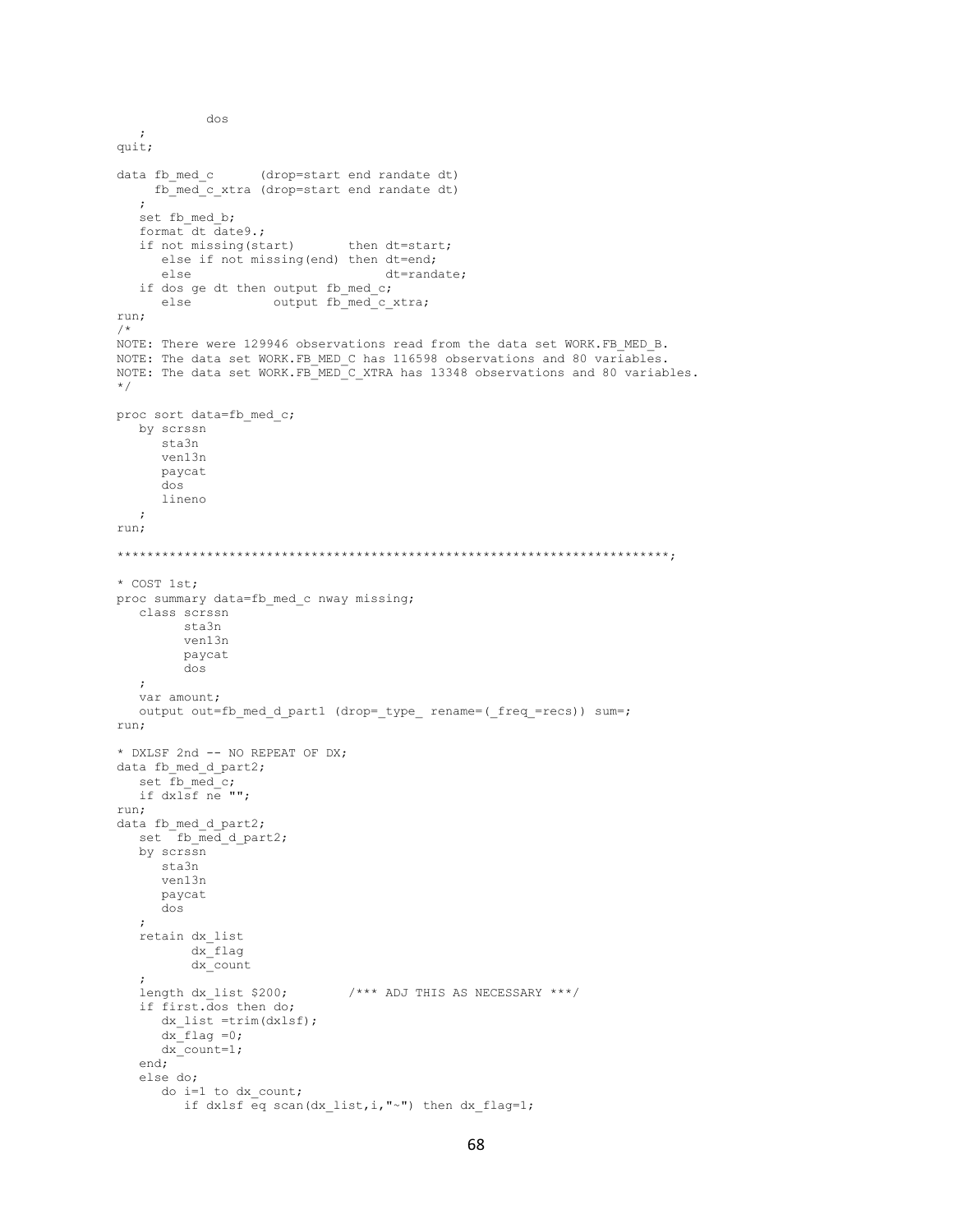```
            dos
   ;
quit;

data fb_med_c      (drop=start end randate dt)
     fb_med_c_xtra (drop=start end randate dt)
   ;
   set fb_med_b;
   format dt date9.;
   if not missing(start)       then dt=start;
      else if not missing(end) then dt=end;
      else                          dt=randate;
   if dos ge dt then output fb_med_c;
      else           output fb_med_c_xtra;
run;
/*
NOTE: There were 129946 observations read from the data set WORK.FB_MED_B.
NOTE: The data set WORK.FB_MED_C has 116598 observations and 80 variables.
NOTE: The data set WORK.FB_MED_C_XTRA has 13348 observations and 80 variables.
*/

proc sort data=fb_med_c;
   by scrssn
      sta3n
      ven13n
      paycat
      dos
      lineno
   ;
run;

**************************************************************************;

* COST 1st;
proc summary data=fb_med_c nway missing;
   class scrssn
         sta3n
         ven13n
         paycat
         dos
   ;
   var amount;
   output out=fb_med_d_part1 (drop=_type_ rename=(_freq_=recs)) sum=;
run;

* DXLSF 2nd -- NO REPEAT OF DX;
data fb_med_d_part2;
   set fb_med_c;
   if dxlsf ne "";
run;
data fb_med_d_part2;
   set  fb_med_d_part2;
   by scrssn
      sta3n
      ven13n
      paycat
      dos
   ;
   retain dx_list
          dx_flag
          dx_count
   ;
   length dx_list $200;        /*** ADJ THIS AS NECESSARY ***/
   if first.dos then do;
      dx_list =trim(dxlsf);
      dx_flag =0;
      dx_count=1;
   end;
   else do;
      do i=1 to dx_count;
         if dxlsf eq scan(dx_list,i,"~") then dx_flag=1;
```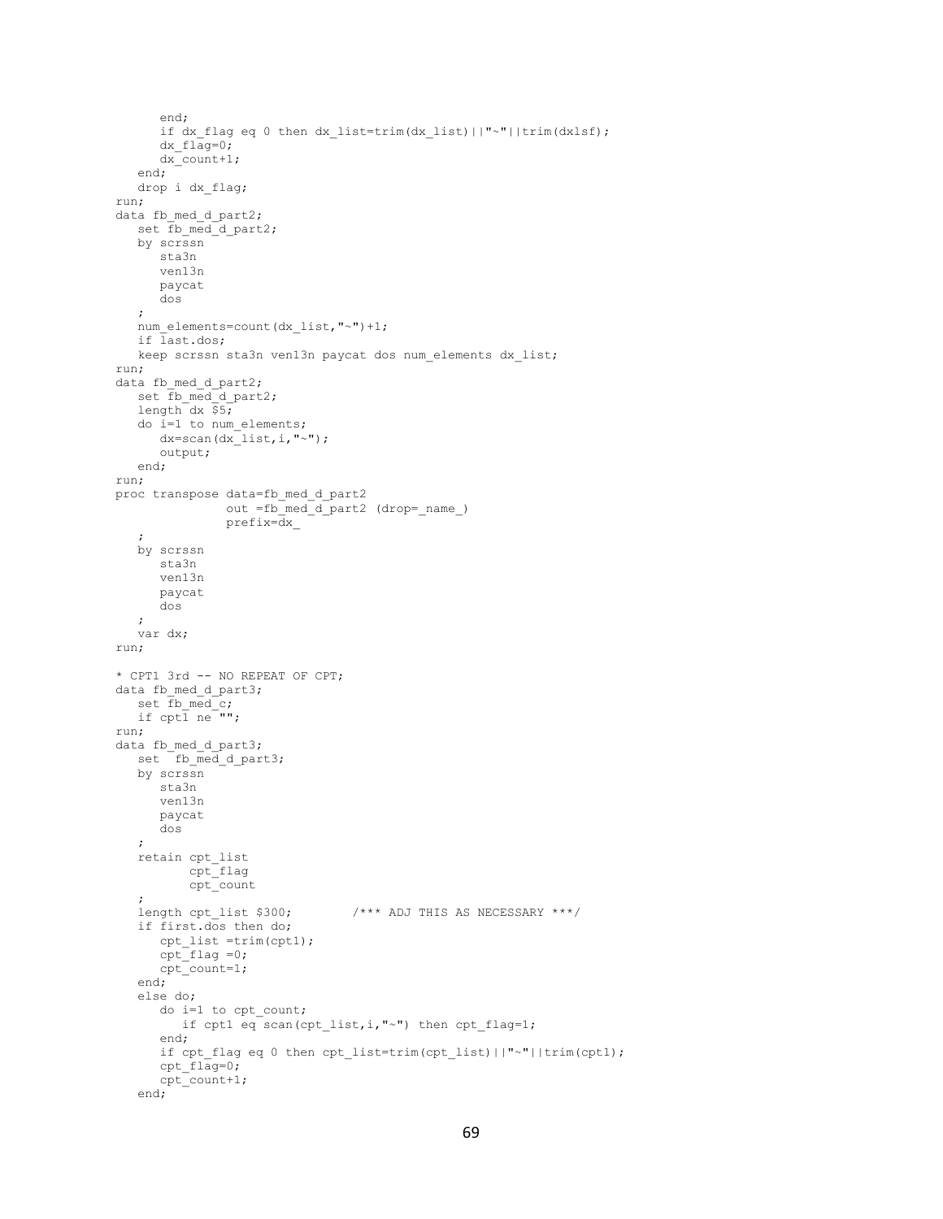```
      end;
      if dx_flag eq 0 then dx_list=trim(dx_list)||"~"||trim(dxlsf);
      dx_flag=0;
      dx_count+1;
   end;
   drop i dx_flag;
run;
data fb_med_d_part2;
   set fb_med_d_part2;
   by scrssn
      sta3n
      ven13n
      paycat
      dos
   ;
   num_elements=count(dx_list,"~")+1;
   if last.dos;
   keep scrssn sta3n ven13n paycat dos num_elements dx_list;
run;
data fb_med_d_part2;
   set fb_med_d_part2;
   length dx $5;
   do i=1 to num_elements;
      dx=scan(dx_list,i,"~");
      output;
   end;
run;
proc transpose data=fb_med_d_part2
               out =fb_med_d_part2 (drop=_name_)
               prefix=dx_
   ;
   by scrssn
      sta3n
      ven13n
      paycat
      dos
   ;
   var dx;
run;

* CPT1 3rd -- NO REPEAT OF CPT;
data fb_med_d_part3;
   set fb_med_c;
   if cpt1 ne "";
run;
data fb_med_d_part3;
   set  fb_med_d_part3;
   by scrssn
      sta3n
      ven13n
      paycat
      dos
   ;
   retain cpt_list
          cpt_flag
          cpt_count
   ;
   length cpt_list $300;        /*** ADJ THIS AS NECESSARY ***/
   if first.dos then do;
      cpt_list =trim(cpt1);
      cpt_flag =0;
      cpt_count=1;
   end;
   else do;
      do i=1 to cpt_count;
         if cpt1 eq scan(cpt_list,i,"~") then cpt_flag=1;
      end;
      if cpt_flag eq 0 then cpt_list=trim(cpt_list)||"~"||trim(cpt1);
      cpt_flag=0;
      cpt_count+1;
   end;
```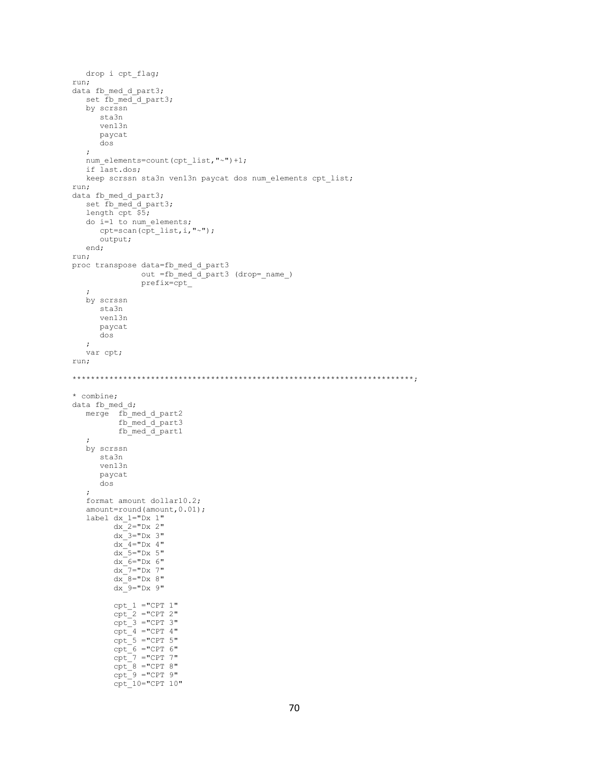```
   drop i cpt_flag;
run;
data fb_med_d_part3;
   set fb_med_d_part3;
   by scrssn
      sta3n
      ven13n
      paycat
      dos
   ;
   num_elements=count(cpt_list,"~")+1;
   if last.dos;
   keep scrssn sta3n ven13n paycat dos num_elements cpt_list;
run;
data fb_med_d_part3;
   set fb_med_d_part3;
   length cpt $5;
   do i=1 to num_elements;
      cpt=scan(cpt_list,i,"~");
      output;
   end;
run;
proc transpose data=fb_med_d_part3
               out =fb_med_d_part3 (drop=_name_)
               prefix=cpt_
   ;
   by scrssn
      sta3n
      ven13n
      paycat
      dos
   ;
   var cpt;
run;

************************************************************************;

* combine;
data fb_med_d;
   merge  fb_med_d_part2
          fb_med_d_part3
          fb_med_d_part1
   ;
   by scrssn
      sta3n
      ven13n
      paycat
      dos
   ;
   format amount dollar10.2;
   amount=round(amount,0.01);
   label dx_1="Dx 1"
         dx_2="Dx 2"
         dx_3="Dx 3"
         dx_4="Dx 4"
         dx_5="Dx 5"
         dx_6="Dx 6"
         dx_7="Dx 7"
         dx_8="Dx 8"
         dx_9="Dx 9"

         cpt_1 ="CPT 1"
         cpt_2 ="CPT 2"
         cpt_3 ="CPT 3"
         cpt_4 ="CPT 4"
         cpt_5 ="CPT 5"
         cpt_6 ="CPT 6"
         cpt_7 ="CPT 7"
         cpt_8 ="CPT 8"
         cpt_9 ="CPT 9"
         cpt_10="CPT 10"
```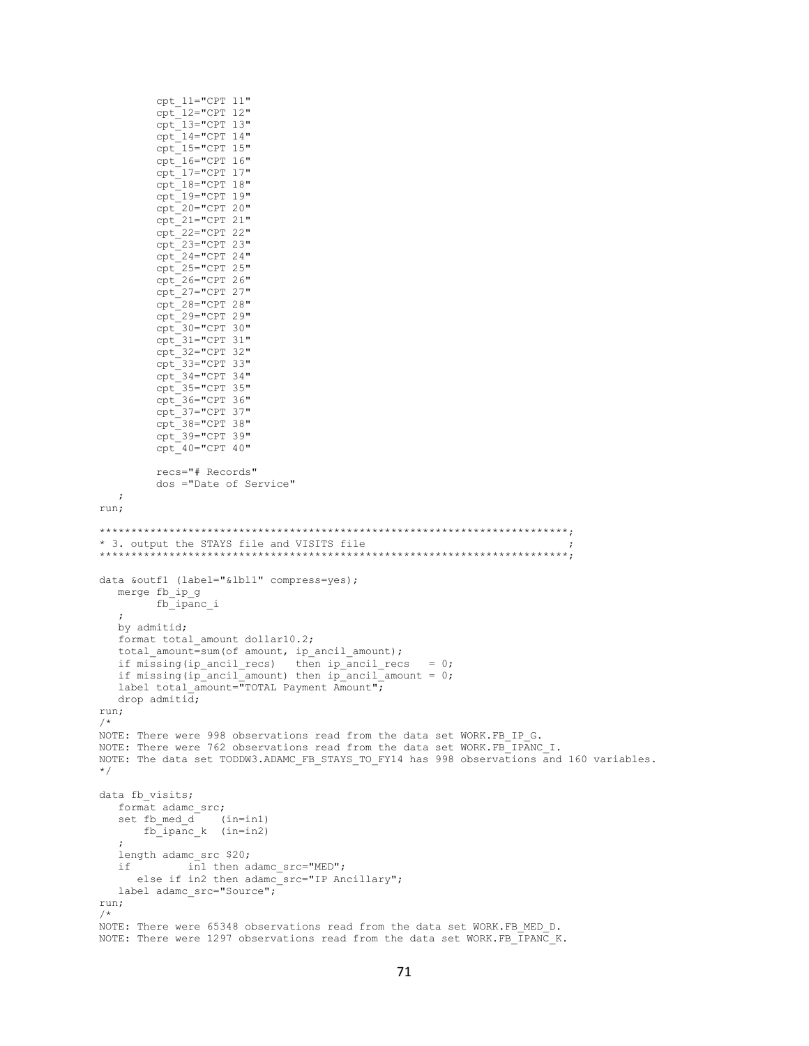```
         cpt_11="CPT 11"
         cpt_12="CPT 12"
         cpt_13="CPT 13"
         cpt_14="CPT 14"
         cpt_15="CPT 15"
         cpt_16="CPT 16"
         cpt_17="CPT 17"
         cpt_18="CPT 18"
         cpt_19="CPT 19"
         cpt_20="CPT 20"
         cpt_21="CPT 21"
         cpt_22="CPT 22"
         cpt_23="CPT 23"
         cpt_24="CPT 24"
         cpt_25="CPT 25"
         cpt_26="CPT 26"
         cpt_27="CPT 27"
         cpt_28="CPT 28"
         cpt_29="CPT 29"
         cpt_30="CPT 30"
         cpt_31="CPT 31"
         cpt_32="CPT 32"
         cpt_33="CPT 33"
         cpt_34="CPT 34"
         cpt_35="CPT 35"
         cpt_36="CPT 36"
         cpt_37="CPT 37"
         cpt_38="CPT 38"
         cpt_39="CPT 39"
         cpt_40="CPT 40"

         recs="# Records"
         dos ="Date of Service"
   ;
run;

***************************************************************************;
* 3. output the STAYS file and VISITS file                                ;
***************************************************************************;

data &outf1 (label="&lbl1" compress=yes);
   merge fb_ip_g
         fb_ipanc_i
   ;
   by admitid;
   format total_amount dollar10.2;
   total_amount=sum(of amount, ip_ancil_amount);
   if missing(ip_ancil_recs)   then ip_ancil_recs   = 0;
   if missing(ip_ancil_amount) then ip_ancil_amount = 0;
   label total_amount="TOTAL Payment Amount";
   drop admitid;
run;
/*
NOTE: There were 998 observations read from the data set WORK.FB_IP_G.
NOTE: There were 762 observations read from the data set WORK.FB_IPANC_I.
NOTE: The data set TODDW3.ADAMC_FB_STAYS_TO_FY14 has 998 observations and 160 variables.
*/

data fb_visits;
   format adamc_src;
   set fb_med_d    (in=in1)
       fb_ipanc_k  (in=in2)
   ;
   length adamc_src $20;
   if         in1 then adamc_src="MED";
      else if in2 then adamc_src="IP Ancillary";
   label adamc_src="Source";
run;
/*
NOTE: There were 65348 observations read from the data set WORK.FB_MED_D.
NOTE: There were 1297 observations read from the data set WORK.FB_IPANC_K.
```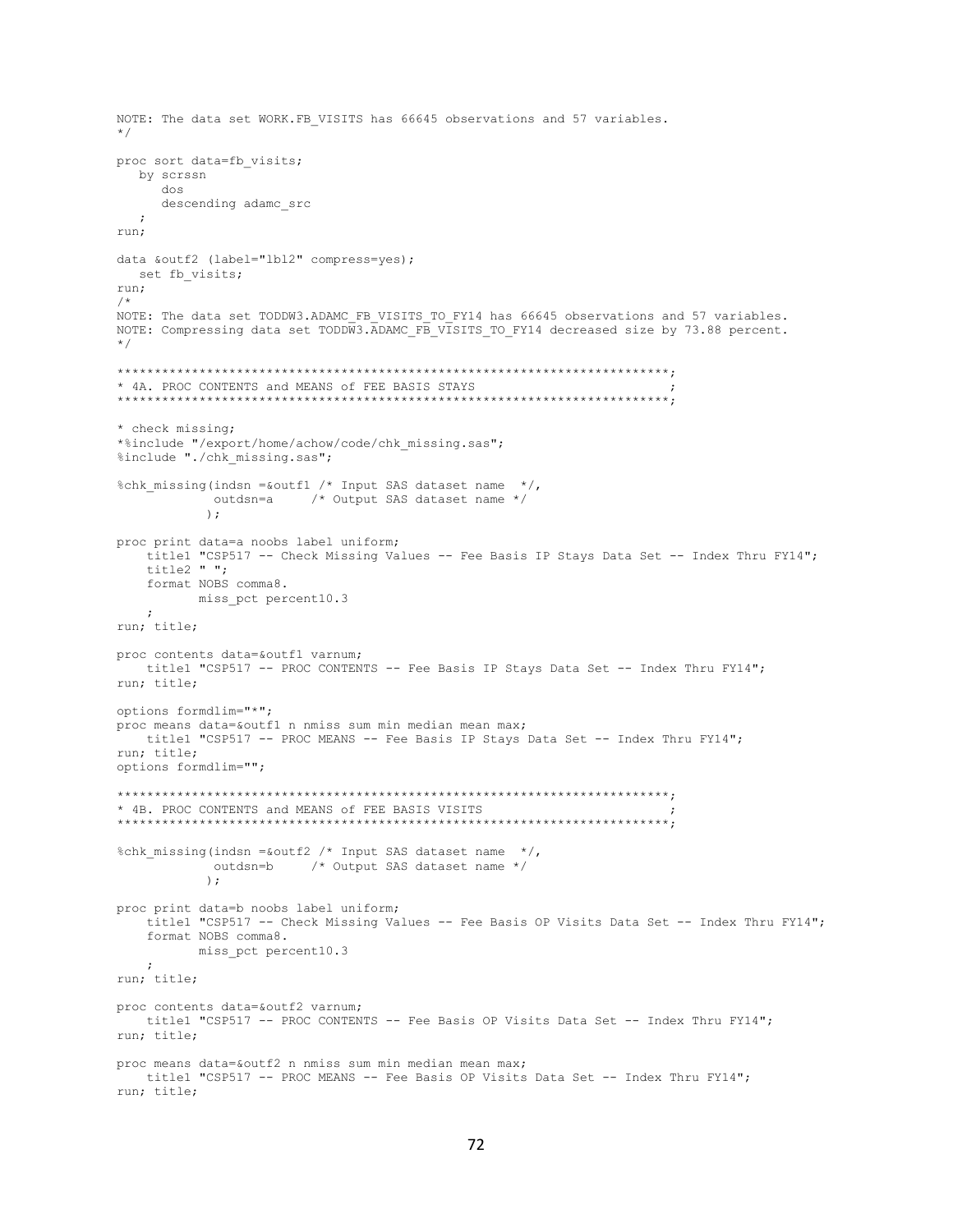```
NOTE: The data set WORK.FB_VISITS has 66645 observations and 57 variables.
*/

proc sort data=fb_visits;
   by scrssn
      dos
      descending adamc_src
   ;
run;

data &outf2 (label="lbl2" compress=yes);
   set fb_visits;
run;
/*
NOTE: The data set TODDW3.ADAMC_FB_VISITS_TO_FY14 has 66645 observations and 57 variables.
NOTE: Compressing data set TODDW3.ADAMC_FB_VISITS_TO_FY14 decreased size by 73.88 percent.
*/

***************************************************************************;
* 4A. PROC CONTENTS and MEANS of FEE BASIS STAYS                          ;
***************************************************************************;

* check missing;
*%include "/export/home/achow/code/chk_missing.sas";
%include "./chk_missing.sas";

%chk_missing(indsn =&outf1 /* Input SAS dataset name  */,
             outdsn=a     /* Output SAS dataset name */
            );

proc print data=a noobs label uniform;
    title1 "CSP517 -- Check Missing Values -- Fee Basis IP Stays Data Set -- Index Thru FY14";
    title2 " ";
    format NOBS comma8.
           miss_pct percent10.3
    ;
run; title;

proc contents data=&outf1 varnum;
    title1 "CSP517 -- PROC CONTENTS -- Fee Basis IP Stays Data Set -- Index Thru FY14";
run; title;

options formdlim="*";
proc means data=&outf1 n nmiss sum min median mean max;
    title1 "CSP517 -- PROC MEANS -- Fee Basis IP Stays Data Set -- Index Thru FY14";
run; title;
options formdlim="";

***************************************************************************;
* 4B. PROC CONTENTS and MEANS of FEE BASIS VISITS                         ;
***************************************************************************;

%chk_missing(indsn =&outf2 /* Input SAS dataset name  */,
             outdsn=b     /* Output SAS dataset name */
            );

proc print data=b noobs label uniform;
    title1 "CSP517 -- Check Missing Values -- Fee Basis OP Visits Data Set -- Index Thru FY14";
    format NOBS comma8.
           miss_pct percent10.3
    ;
run; title;

proc contents data=&outf2 varnum;
    title1 "CSP517 -- PROC CONTENTS -- Fee Basis OP Visits Data Set -- Index Thru FY14";
run; title;

proc means data=&outf2 n nmiss sum min median mean max;
    title1 "CSP517 -- PROC MEANS -- Fee Basis OP Visits Data Set -- Index Thru FY14";
run; title;
```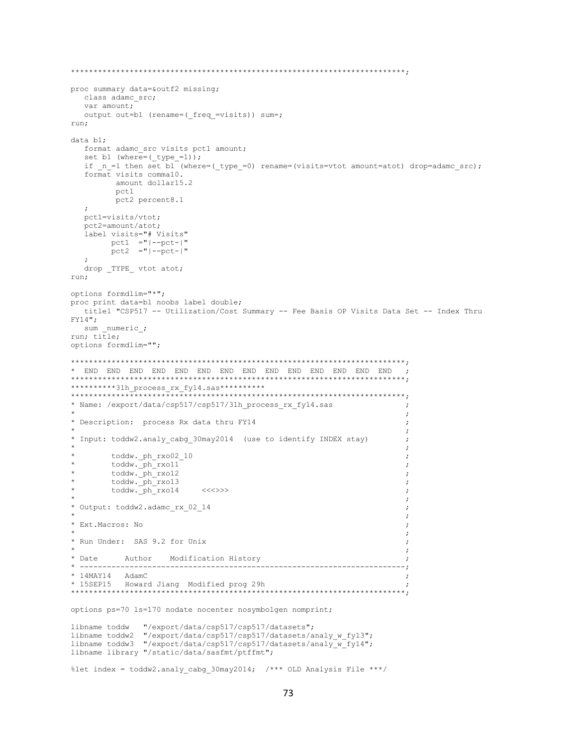```
*************************************************************************;

proc summary data=&outf2 missing;
   class adamc_src;
   var amount;
   output out=b1 (rename=(_freq_=visits)) sum=;
run;

data b1;
   format adamc_src visits pct1 amount;
   set b1 (where=(_type_=1));
   if _n_=1 then set b1 (where=(_type_=0) rename=(visits=vtot amount=atot) drop=adamc_src);
   format visits comma10.
          amount dollar15.2
          pct1
          pct2 percent8.1
   ;
   pct1=visits/vtot;
   pct2=amount/atot;
   label visits="# Visits"
         pct1  ="|--pct-|"
         pct2  ="|--pct-|"
   ;
   drop _TYPE_ vtot atot;
run;

options formdlim="*";
proc print data=b1 noobs label double;
   title1 "CSP517 -- Utilization/Cost Summary -- Fee Basis OP Visits Data Set -- Index Thru
FY14";
   sum _numeric_;
run; title;
options formdlim="";

*************************************************************************;
*  END  END  END  END  END  END  END  END  END  END  END  END  END  END   ;
*************************************************************************;
**********31h_process_rx_fy14.sas**********
*************************************************************************;
* Name: /export/data/csp517/csp517/31h_process_rx_fy14.sas               ;
*                                                                        ;
* Description:  process Rx data thru FY14                                ;
*                                                                        ;
* Input: toddw2.analy_cabg_30may2014  (use to identify INDEX stay)       ;
*                                                                        ;
*        toddw._ph_rxo02_10                                              ;
*        toddw._ph_rxo11                                                 ;
*        toddw._ph_rxo12                                                 ;
*        toddw._ph_rxo13                                                 ;
*        toddw._ph_rxo14     <<<>>>                                      ;
*                                                                        ;
* Output: toddw2.adamc_rx_02_14                                          ;
*                                                                        ;
* Ext.Macros: No                                                         ;
*                                                                        ;
* Run Under:  SAS 9.2 for Unix                                           ;
*                                                                        ;
* Date      Author    Modification History                               ;
* -----------------------------------------------------------------------;
* 14MAY14   AdamC                                                        ;
* 15SEP15   Howard Jiang  Modified prog 29h                              ;
*************************************************************************;

options ps=70 ls=170 nodate nocenter nosymbolgen nomprint;

libname toddw   "/export/data/csp517/csp517/datasets";
libname toddw2  "/export/data/csp517/csp517/datasets/analy_w_fy13";
libname toddw3  "/export/data/csp517/csp517/datasets/analy_w_fy14";
libname library "/static/data/sasfmt/ptffmt";

%let index = toddw2.analy_cabg_30may2014;  /*** OLD Analysis File ***/
```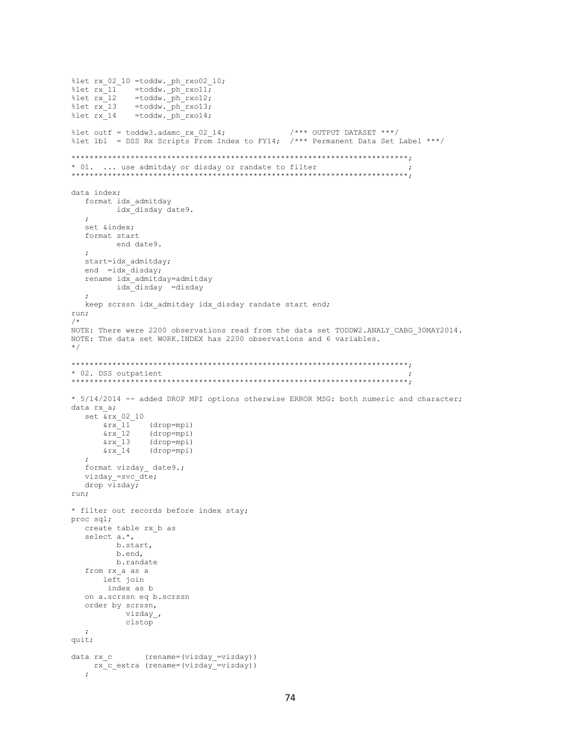```
%let rx_02_10 =toddw._ph_rxo02_10;
%let rx_11    =toddw._ph_rxo11;
%let rx_12    =toddw._ph_rxo12;
%let rx_13    =toddw._ph_rxo13;
%let rx_14    =toddw._ph_rxo14;

%let outf = toddw3.adamc_rx_02_14;             /*** OUTPUT DATASET ***/
%let lbl  = DSS Rx Scripts From Index to FY14;  /*** Permanent Data Set Label ***/

**************************************************************************;
* 01.  ... use admitday or disday or randate to filter                   ;
**************************************************************************;

data index;
   format idx_admitday
          idx_disday date9.
   ;
   set &index;
   format start
          end date9.
   ;
   start=idx_admitday;
   end  =idx_disday;
   rename idx_admitday=admitday
          idx_disday  =disday
   ;
   keep scrssn idx_admitday idx_disday randate start end;
run;
/*
NOTE: There were 2200 observations read from the data set TODDW2.ANALY_CABG_30MAY2014.
NOTE: The data set WORK.INDEX has 2200 observations and 6 variables.
*/

**************************************************************************;
* 02. DSS outpatient                                                      ;
**************************************************************************;

* 5/14/2014 -- added DROP MPI options otherwise ERROR MSG: both numeric and character;
data rx_a;
   set &rx_02_10
       &rx_11    (drop=mpi)
       &rx_12    (drop=mpi)
       &rx_13    (drop=mpi)
       &rx_14    (drop=mpi)
   ;
   format vizday_ date9.;
   vizday_=svc_dte;
   drop vizday;
run;

* filter out records before index stay;
proc sql;
   create table rx_b as
   select a.*,
          b.start,
          b.end,
          b.randate
   from rx_a as a
       left join
        index as b
   on a.scrssn eq b.scrssn
   order by scrssn,
            vizday_,
            clstop
   ;
quit;

data rx_c       (rename=(vizday_=vizday))
     rx_c_extra (rename=(vizday_=vizday))
   ;
```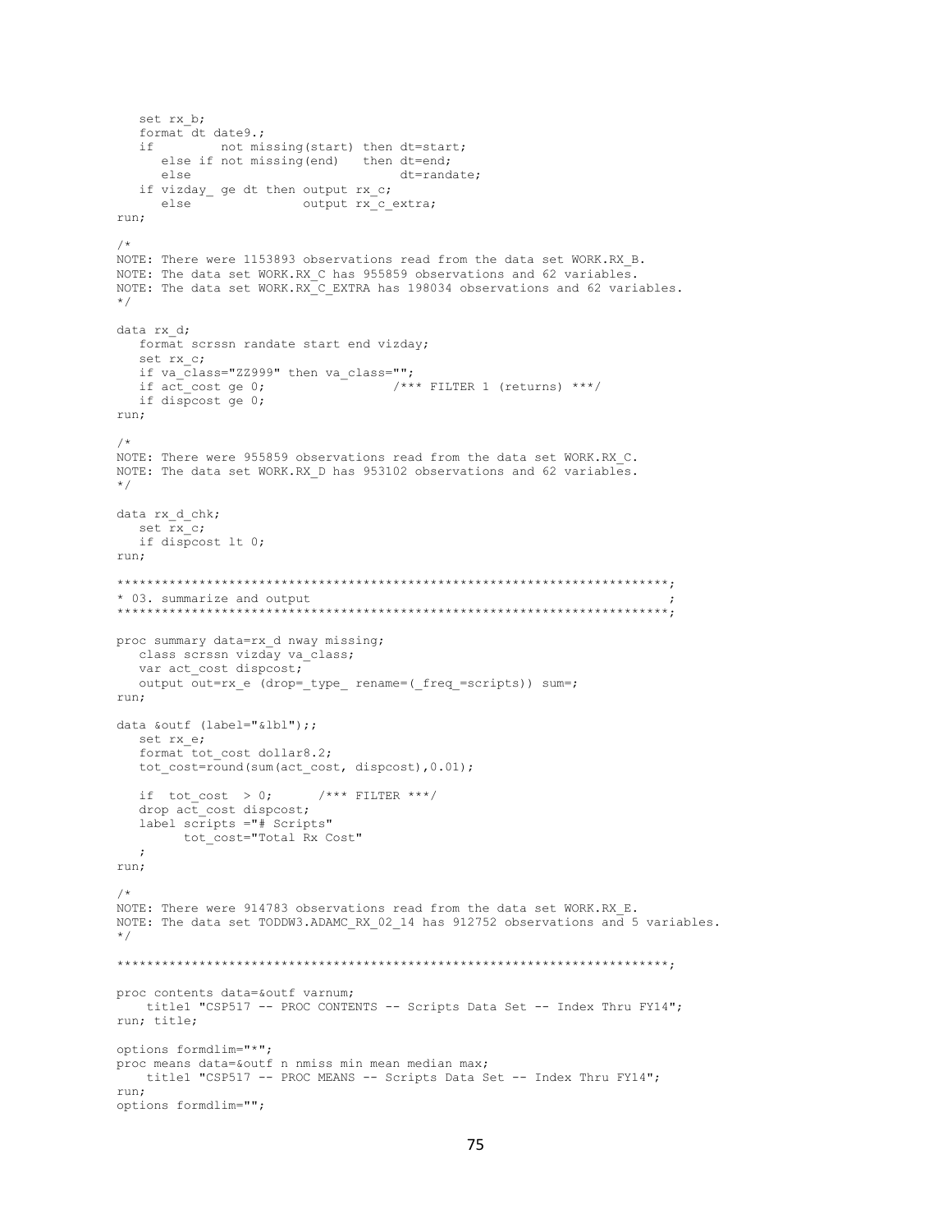```
   set rx_b;
   format dt date9.;
   if         not missing(start) then dt=start;
      else if not missing(end)   then dt=end;
      else                            dt=randate;
   if vizday_ ge dt then output rx_c;
      else              output rx_c_extra;
run;

/*
NOTE: There were 1153893 observations read from the data set WORK.RX_B.
NOTE: The data set WORK.RX_C has 955859 observations and 62 variables.
NOTE: The data set WORK.RX_C_EXTRA has 198034 observations and 62 variables.
*/

data rx_d;
   format scrssn randate start end vizday;
   set rx_c;
   if va_class="ZZ999" then va_class="";
   if act_cost ge 0;                 /*** FILTER 1 (returns) ***/
   if dispcost ge 0;
run;

/*
NOTE: There were 955859 observations read from the data set WORK.RX_C.
NOTE: The data set WORK.RX_D has 953102 observations and 62 variables.
*/

data rx_d_chk;
   set rx_c;
   if dispcost lt 0;
run;

*************************************************************************;
* 03. summarize and output                                              ;
*************************************************************************;

proc summary data=rx_d nway missing;
   class scrssn vizday va_class;
   var act_cost dispcost;
   output out=rx_e (drop=_type_ rename=(_freq_=scripts)) sum=;
run;

data &outf (label="&lbl");;
   set rx_e;
   format tot_cost dollar8.2;
   tot_cost=round(sum(act_cost, dispcost),0.01);

   if  tot_cost  > 0;      /*** FILTER ***/
   drop act_cost dispcost;
   label scripts ="# Scripts"
         tot_cost="Total Rx Cost"
   ;
run;

/*
NOTE: There were 914783 observations read from the data set WORK.RX_E.
NOTE: The data set TODDW3.ADAMC_RX_02_14 has 912752 observations and 5 variables.
*/

*************************************************************************;

proc contents data=&outf varnum;
    title1 "CSP517 -- PROC CONTENTS -- Scripts Data Set -- Index Thru FY14";
run; title;

options formdlim="*";
proc means data=&outf n nmiss min mean median max;
    title1 "CSP517 -- PROC MEANS -- Scripts Data Set -- Index Thru FY14";
run;
options formdlim="";
```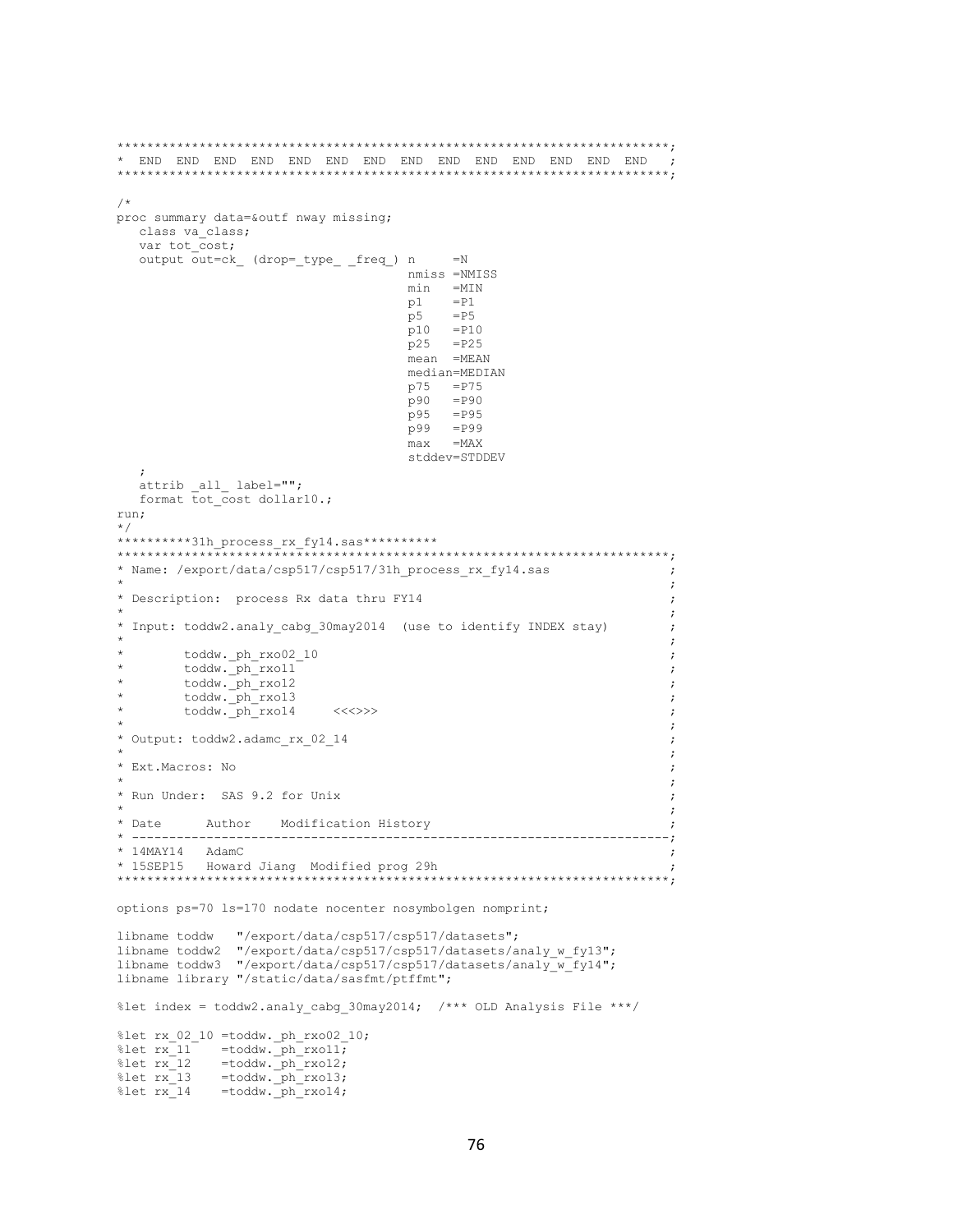```
************************************************************************;
*  END  END  END  END  END  END  END  END  END  END  END  END  END  END   ;
************************************************************************;

/*
proc summary data=&outf nway missing;
   class va_class;
   var tot_cost;
   output out=ck_ (drop=_type_ _freq_) n     =N
                                       nmiss =NMISS
                                       min   =MIN
                                       p1    =P1
                                       p5    =P5
                                       p10   =P10
                                       p25   =P25
                                       mean  =MEAN
                                       median=MEDIAN
                                       p75   =P75
                                       p90   =P90
                                       p95   =P95
                                       p99   =P99
                                       max   =MAX
                                       stddev=STDDEV
   ;
   attrib _all_ label="";
   format tot_cost dollar10.;
run;
*/
**********31h_process_rx_fy14.sas**********
************************************************************************;
* Name: /export/data/csp517/csp517/31h_process_rx_fy14.sas              ;
*                                                                       ;
* Description:  process Rx data thru FY14                               ;
*                                                                       ;
* Input: toddw2.analy_cabg_30may2014  (use to identify INDEX stay)      ;
*                                                                       ;
*        toddw._ph_rxo02_10                                             ;
*        toddw._ph_rxo11                                                ;
*        toddw._ph_rxo12                                                ;
*        toddw._ph_rxo13                                                ;
*        toddw._ph_rxo14     <<<>>>                                     ;
*                                                                       ;
* Output: toddw2.adamc_rx_02_14                                         ;
*                                                                       ;
* Ext.Macros: No                                                        ;
*                                                                       ;
* Run Under:  SAS 9.2 for Unix                                          ;
*                                                                       ;
* Date      Author    Modification History                              ;
* ----------------------------------------------------------------------;
* 14MAY14   AdamC                                                       ;
* 15SEP15   Howard Jiang  Modified prog 29h                             ;
************************************************************************;

options ps=70 ls=170 nodate nocenter nosymbolgen nomprint;

libname toddw   "/export/data/csp517/csp517/datasets";
libname toddw2  "/export/data/csp517/csp517/datasets/analy_w_fy13";
libname toddw3  "/export/data/csp517/csp517/datasets/analy_w_fy14";
libname library "/static/data/sasfmt/ptffmt";

%let index = toddw2.analy_cabg_30may2014;  /*** OLD Analysis File ***/

%let rx_02_10 =toddw._ph_rxo02_10;
%let rx_11    =toddw._ph_rxo11;
%let rx_12    =toddw._ph_rxo12;
%let rx_13    =toddw._ph_rxo13;
%let rx_14    =toddw._ph_rxo14;
```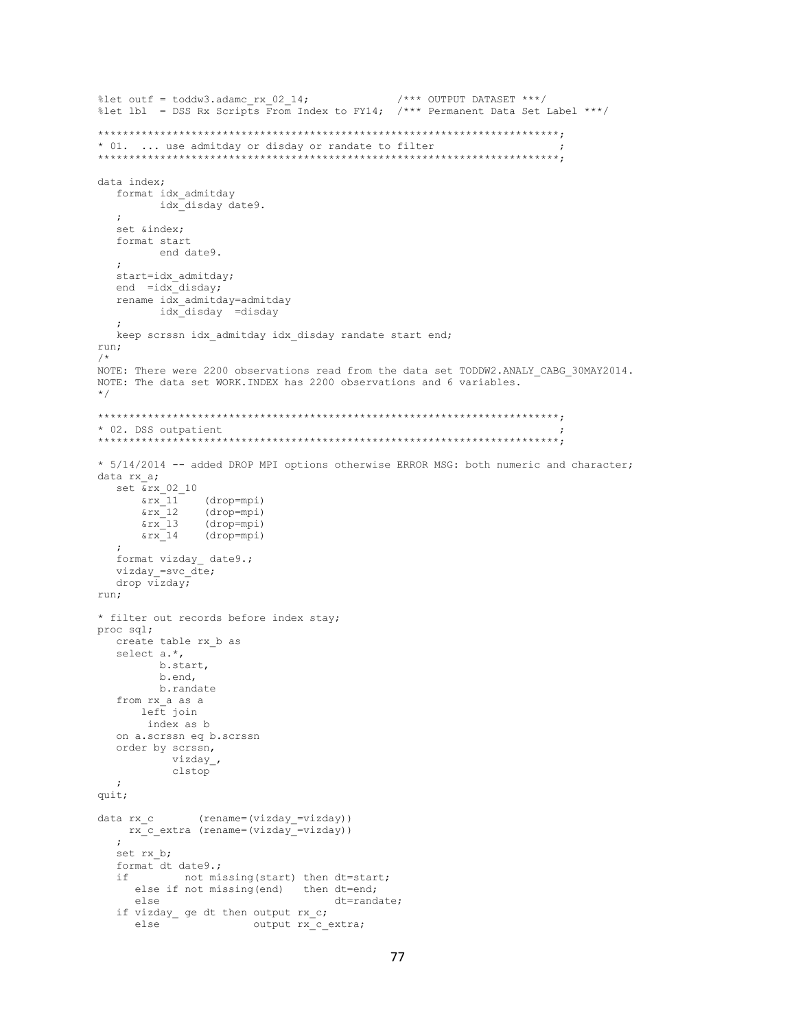```
%let outf = toddw3.adamc_rx_02_14;             /*** OUTPUT DATASET ***/
%let lbl  = DSS Rx Scripts From Index to FY14;  /*** Permanent Data Set Label ***/

*************************************************************************;
* 01.  ... use admitday or disday or randate to filter                  ;
*************************************************************************;

data index;
   format idx_admitday
          idx_disday date9.
   ;
   set &index;
   format start
          end date9.
   ;
   start=idx_admitday;
   end  =idx_disday;
   rename idx_admitday=admitday
          idx_disday  =disday
   ;
   keep scrssn idx_admitday idx_disday randate start end;
run;
/*
NOTE: There were 2200 observations read from the data set TODDW2.ANALY_CABG_30MAY2014.
NOTE: The data set WORK.INDEX has 2200 observations and 6 variables.
*/

*************************************************************************;
* 02. DSS outpatient                                                    ;
*************************************************************************;

* 5/14/2014 -- added DROP MPI options otherwise ERROR MSG: both numeric and character;
data rx_a;
   set &rx_02_10
       &rx_11    (drop=mpi)
       &rx_12    (drop=mpi)
       &rx_13    (drop=mpi)
       &rx_14    (drop=mpi)
   ;
   format vizday_ date9.;
   vizday_=svc_dte;
   drop vizday;
run;

* filter out records before index stay;
proc sql;
   create table rx_b as
   select a.*,
          b.start,
          b.end,
          b.randate
   from rx_a as a
       left join
        index as b
   on a.scrssn eq b.scrssn
   order by scrssn,
            vizday_,
            clstop
   ;
quit;

data rx_c       (rename=(vizday_=vizday))
     rx_c_extra (rename=(vizday_=vizday))
   ;
   set rx_b;
   format dt date9.;
   if         not missing(start) then dt=start;
      else if not missing(end)   then dt=end;
      else                            dt=randate;
   if vizday_ ge dt then output rx_c;
      else               output rx_c_extra;
```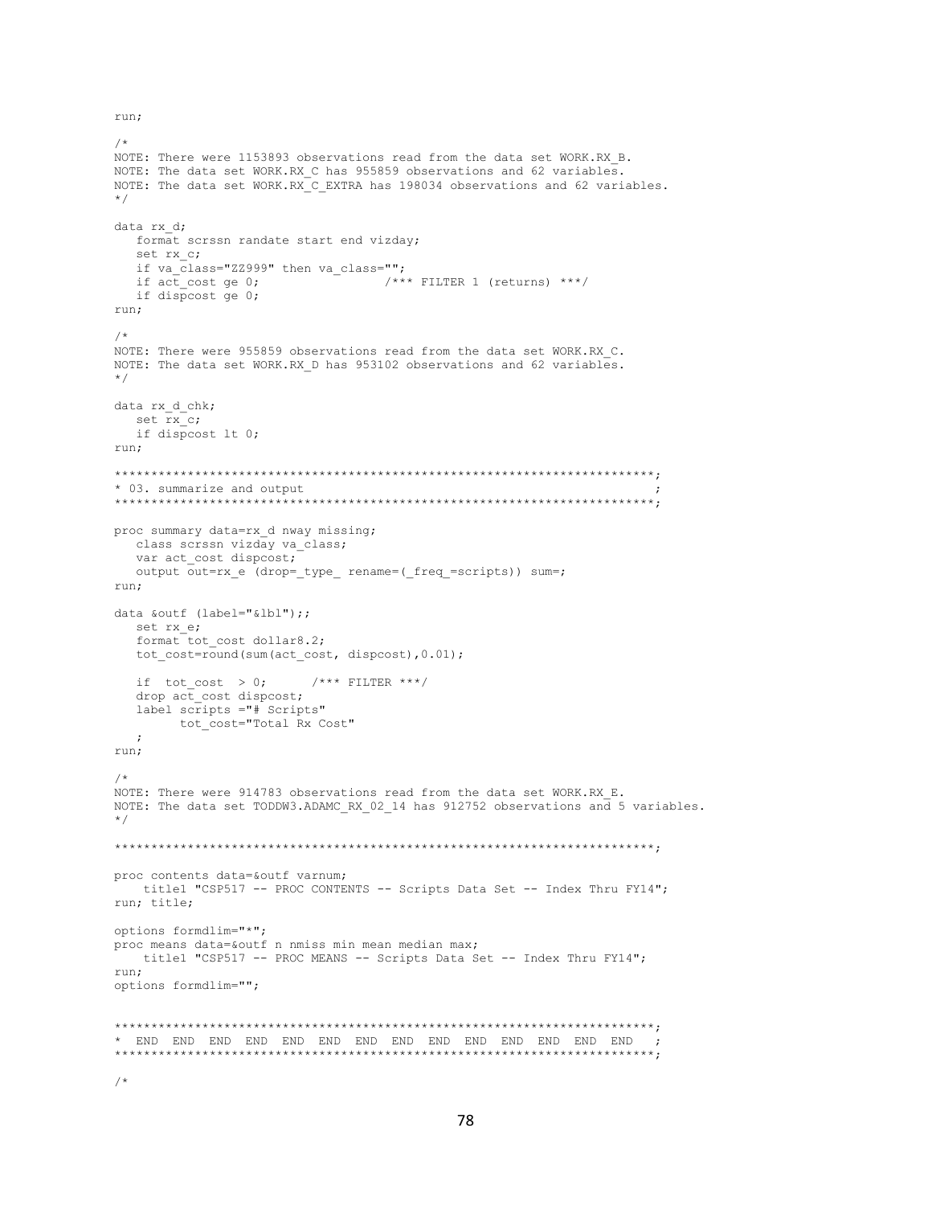```
run;

/*
NOTE: There were 1153893 observations read from the data set WORK.RX_B.
NOTE: The data set WORK.RX_C has 955859 observations and 62 variables.
NOTE: The data set WORK.RX_C_EXTRA has 198034 observations and 62 variables.
*/

data rx_d;
   format scrssn randate start end vizday;
   set rx_c;
   if va_class="ZZ999" then va_class="";
   if act_cost ge 0;                /*** FILTER 1 (returns) ***/
   if dispcost ge 0;
run;

/*
NOTE: There were 955859 observations read from the data set WORK.RX_C.
NOTE: The data set WORK.RX_D has 953102 observations and 62 variables.
*/

data rx_d_chk;
   set rx_c;
   if dispcost lt 0;
run;

***************************************************************************;
* 03. summarize and output                                                ;
***************************************************************************;

proc summary data=rx_d nway missing;
   class scrssn vizday va_class;
   var act_cost dispcost;
   output out=rx_e (drop=_type_ rename=(_freq_=scripts)) sum=;
run;

data &outf (label="&lbl");;
   set rx_e;
   format tot_cost dollar8.2;
   tot_cost=round(sum(act_cost, dispcost),0.01);

   if  tot_cost  > 0;      /*** FILTER ***/
   drop act_cost dispcost;
   label scripts ="# Scripts"
         tot_cost="Total Rx Cost"
   ;
run;

/*
NOTE: There were 914783 observations read from the data set WORK.RX_E.
NOTE: The data set TODDW3.ADAMC_RX_02_14 has 912752 observations and 5 variables.
*/

***************************************************************************;

proc contents data=&outf varnum;
    title1 "CSP517 -- PROC CONTENTS -- Scripts Data Set -- Index Thru FY14";
run; title;

options formdlim="*";
proc means data=&outf n nmiss min mean median max;
    title1 "CSP517 -- PROC MEANS -- Scripts Data Set -- Index Thru FY14";
run;
options formdlim="";


***************************************************************************;
*  END  END  END  END  END  END  END  END  END  END  END  END  END  END   ;
***************************************************************************;

/*
```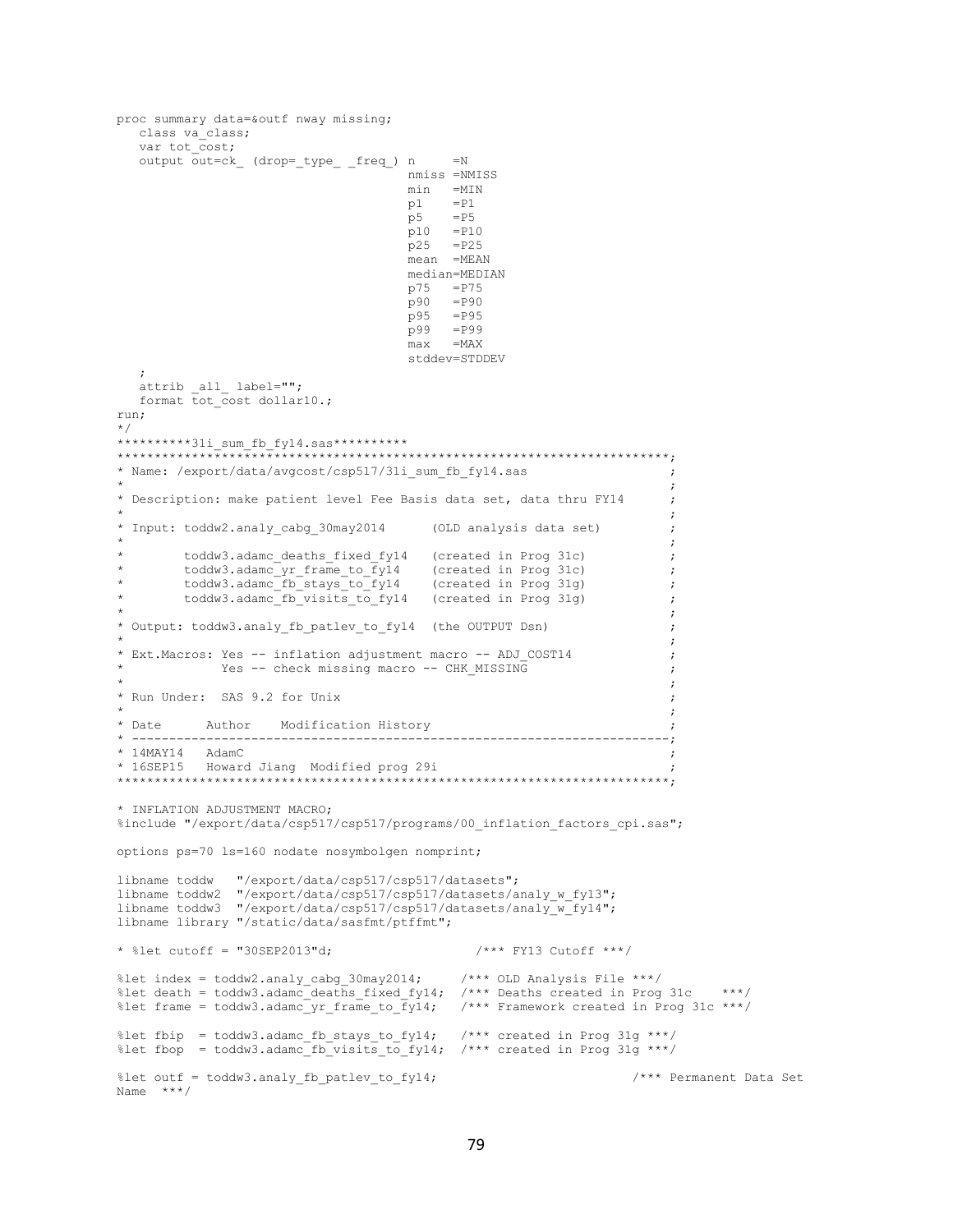```
proc summary data=&outf nway missing;
   class va_class;
   var tot_cost;
   output out=ck_ (drop=_type_ _freq_) n     =N
                                      nmiss =NMISS
                                      min   =MIN
                                      p1    =P1
                                      p5    =P5
                                      p10   =P10
                                      p25   =P25
                                      mean  =MEAN
                                      median=MEDIAN
                                      p75   =P75
                                      p90   =P90
                                      p95   =P95
                                      p99   =P99
                                      max   =MAX
                                      stddev=STDDEV
   ;
   attrib _all_ label="";
   format tot_cost dollar10.;
run;
*/
**********31i_sum_fb_fy14.sas**********
************************************************************************;
* Name: /export/data/avgcost/csp517/31i_sum_fb_fy14.sas                ;
*                                                                      ;
* Description: make patient level Fee Basis data set, data thru FY14   ;
*                                                                      ;
* Input: toddw2.analy_cabg_30may2014      (OLD analysis data set)      ;
*                                                                      ;
*        toddw3.adamc_deaths_fixed_fy14   (created in Prog 31c)        ;
*        toddw3.adamc_yr_frame_to_fy14    (created in Prog 31c)        ;
*        toddw3.adamc_fb_stays_to_fy14    (created in Prog 31g)        ;
*        toddw3.adamc_fb_visits_to_fy14   (created in Prog 31g)        ;
*                                                                      ;
* Output: toddw3.analy_fb_patlev_to_fy14  (the OUTPUT Dsn)             ;
*                                                                      ;
* Ext.Macros: Yes -- inflation adjustment macro -- ADJ_COST14          ;
*             Yes -- check missing macro -- CHK_MISSING                ;
*                                                                      ;
* Run Under:  SAS 9.2 for Unix                                         ;
*                                                                      ;
* Date      Author    Modification History                             ;
* ---------------------------------------------------------------------;
* 14MAY14   AdamC                                                      ;
* 16SEP15   Howard Jiang  Modified prog 29i                            ;
************************************************************************;

* INFLATION ADJUSTMENT MACRO;
%include "/export/data/csp517/csp517/programs/00_inflation_factors_cpi.sas";

options ps=70 ls=160 nodate nosymbolgen nomprint;

libname toddw   "/export/data/csp517/csp517/datasets";
libname toddw2  "/export/data/csp517/csp517/datasets/analy_w_fy13";
libname toddw3  "/export/data/csp517/csp517/datasets/analy_w_fy14";
libname library "/static/data/sasfmt/ptffmt";

* %let cutoff = "30SEP2013"d;                   /*** FY13 Cutoff ***/

%let index = toddw2.analy_cabg_30may2014;     /*** OLD Analysis File ***/
%let death = toddw3.adamc_deaths_fixed_fy14;  /*** Deaths created in Prog 31c    ***/
%let frame = toddw3.adamc_yr_frame_to_fy14;   /*** Framework created in Prog 31c ***/

%let fbip  = toddw3.adamc_fb_stays_to_fy14;   /*** created in Prog 31g ***/
%let fbop  = toddw3.adamc_fb_visits_to_fy14;  /*** created in Prog 31g ***/

%let outf = toddw3.analy_fb_patlev_to_fy14;                          /*** Permanent Data Set
Name  ***/
```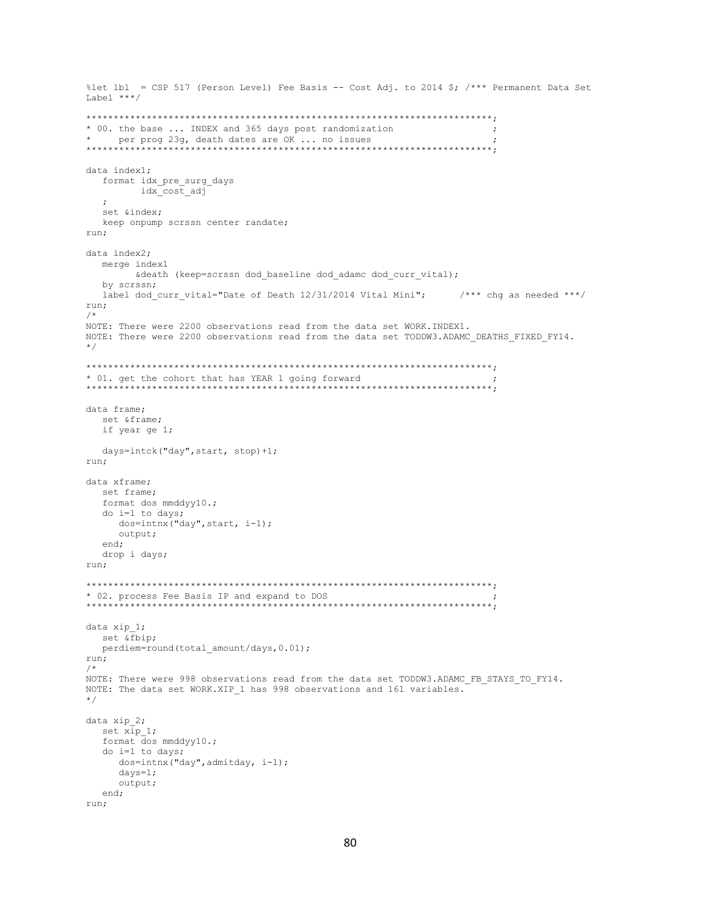```
%let lbl  = CSP 517 (Person Level) Fee Basis -- Cost Adj. to 2014 $; /*** Permanent Data Set
Label ***/

**************************************************************************;
* 00. the base ... INDEX and 365 days post randomization                  ;
*     per prog 23g, death dates are OK ... no issues                      ;
**************************************************************************;

data index1;
   format idx_pre_surg_days
          idx_cost_adj
   ;
   set &index;
   keep onpump scrssn center randate;
run;

data index2;
   merge index1
         &death (keep=scrssn dod_baseline dod_adamc dod_curr_vital);
   by scrssn;
   label dod_curr_vital="Date of Death 12/31/2014 Vital Mini";      /*** chg as needed ***/
run;
/*
NOTE: There were 2200 observations read from the data set WORK.INDEX1.
NOTE: There were 2200 observations read from the data set TODDW3.ADAMC_DEATHS_FIXED_FY14.
*/

**************************************************************************;
* 01. get the cohort that has YEAR 1 going forward                        ;
**************************************************************************;

data frame;
   set &frame;
   if year ge 1;

   days=intck("day",start, stop)+1;
run;

data xframe;
   set frame;
   format dos mmddyy10.;
   do i=1 to days;
      dos=intnx("day",start, i-1);
      output;
   end;
   drop i days;
run;

**************************************************************************;
* 02. process Fee Basis IP and expand to DOS                              ;
**************************************************************************;

data xip_1;
   set &fbip;
   perdiem=round(total_amount/days,0.01);
run;
/*
NOTE: There were 998 observations read from the data set TODDW3.ADAMC_FB_STAYS_TO_FY14.
NOTE: The data set WORK.XIP_1 has 998 observations and 161 variables.
*/

data xip_2;
   set xip_1;
   format dos mmddyy10.;
   do i=1 to days;
      dos=intnx("day",admitday, i-1);
      days=1;
      output;
   end;
run;
```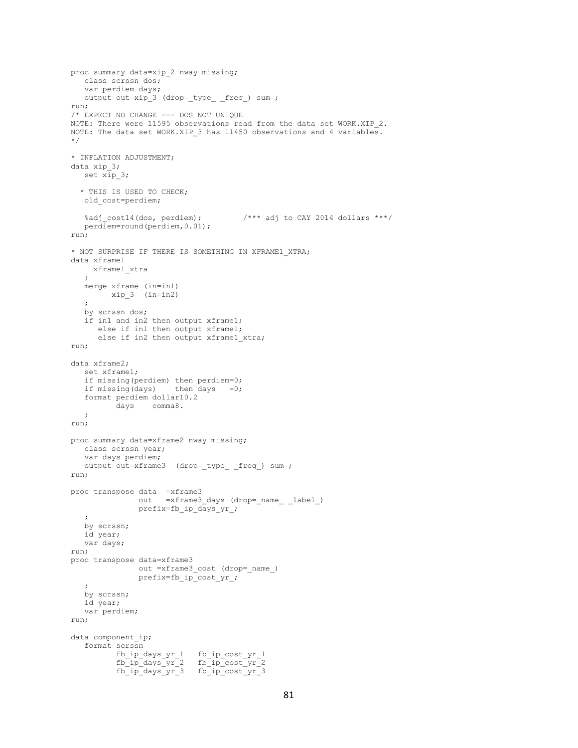```
proc summary data=xip_2 nway missing;
   class scrssn dos;
   var perdiem days;
   output out=xip_3 (drop=_type_ _freq_) sum=;
run;
/* EXPECT NO CHANGE --- DOS NOT UNIQUE
NOTE: There were 11595 observations read from the data set WORK.XIP_2.
NOTE: The data set WORK.XIP_3 has 11450 observations and 4 variables.
*/

* INFLATION ADJUSTMENT;
data xip_3;
   set xip_3;

  * THIS IS USED TO CHECK;
   old_cost=perdiem;

   %adj_cost14(dos, perdiem);         /*** adj to CAY 2014 dollars ***/
   perdiem=round(perdiem,0.01);
run;

* NOT SURPRISE IF THERE IS SOMETHING IN XFRAME1_XTRA;
data xframe1
     xframe1_xtra
   ;
   merge xframe (in=in1)
         xip_3  (in=in2)
   ;
   by scrssn dos;
   if in1 and in2 then output xframe1;
      else if in1 then output xframe1;
      else if in2 then output xframe1_xtra;
run;

data xframe2;
   set xframe1;
   if missing(perdiem) then perdiem=0;
   if missing(days)    then days   =0;
   format perdiem dollar10.2
          days    comma8.
   ;
run;

proc summary data=xframe2 nway missing;
   class scrssn year;
   var days perdiem;
   output out=xframe3  (drop=_type_ _freq_) sum=;
run;

proc transpose data  =xframe3
               out   =xframe3_days (drop=_name_ _label_)
               prefix=fb_ip_days_yr_;
   ;
   by scrssn;
   id year;
   var days;
run;
proc transpose data=xframe3
               out =xframe3_cost (drop=_name_)
               prefix=fb_ip_cost_yr_;
   ;
   by scrssn;
   id year;
   var perdiem;
run;

data component_ip;
   format scrssn
          fb_ip_days_yr_1   fb_ip_cost_yr_1
          fb_ip_days_yr_2   fb_ip_cost_yr_2
          fb_ip_days_yr_3   fb_ip_cost_yr_3
```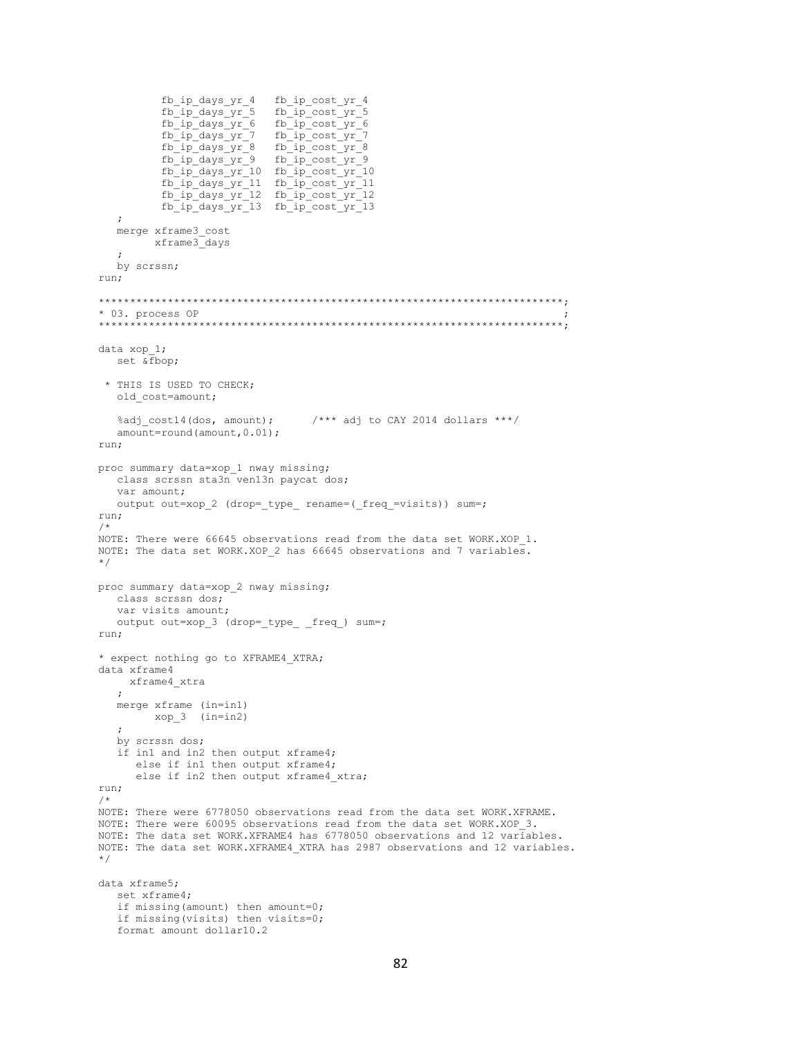```
         fb_ip_days_yr_4   fb_ip_cost_yr_4
         fb_ip_days_yr_5   fb_ip_cost_yr_5
         fb_ip_days_yr_6   fb_ip_cost_yr_6
         fb_ip_days_yr_7   fb_ip_cost_yr_7
         fb_ip_days_yr_8   fb_ip_cost_yr_8
         fb_ip_days_yr_9   fb_ip_cost_yr_9
         fb_ip_days_yr_10  fb_ip_cost_yr_10
         fb_ip_days_yr_11  fb_ip_cost_yr_11
         fb_ip_days_yr_12  fb_ip_cost_yr_12
         fb_ip_days_yr_13  fb_ip_cost_yr_13
   ;
   merge xframe3_cost
         xframe3_days
   ;
   by scrssn;
run;

************************************************************************;
* 03. process OP                                                       ;
************************************************************************;

data xop_1;
   set &fbop;

 * THIS IS USED TO CHECK;
   old_cost=amount;

   %adj_cost14(dos, amount);      /*** adj to CAY 2014 dollars ***/
   amount=round(amount,0.01);
run;

proc summary data=xop_1 nway missing;
   class scrssn sta3n ven13n paycat dos;
   var amount;
   output out=xop_2 (drop=_type_ rename=(_freq_=visits)) sum=;
run;
/*
NOTE: There were 66645 observations read from the data set WORK.XOP_1.
NOTE: The data set WORK.XOP_2 has 66645 observations and 7 variables.
*/

proc summary data=xop_2 nway missing;
   class scrssn dos;
   var visits amount;
   output out=xop_3 (drop=_type_ _freq_) sum=;
run;

* expect nothing go to XFRAME4_XTRA;
data xframe4
     xframe4_xtra
   ;
   merge xframe (in=in1)
         xop_3  (in=in2)
   ;
   by scrssn dos;
   if in1 and in2 then output xframe4;
      else if in1 then output xframe4;
      else if in2 then output xframe4_xtra;
run;
/*
NOTE: There were 6778050 observations read from the data set WORK.XFRAME.
NOTE: There were 60095 observations read from the data set WORK.XOP_3.
NOTE: The data set WORK.XFRAME4 has 6778050 observations and 12 variables.
NOTE: The data set WORK.XFRAME4_XTRA has 2987 observations and 12 variables.
*/

data xframe5;
   set xframe4;
   if missing(amount) then amount=0;
   if missing(visits) then visits=0;
   format amount dollar10.2
```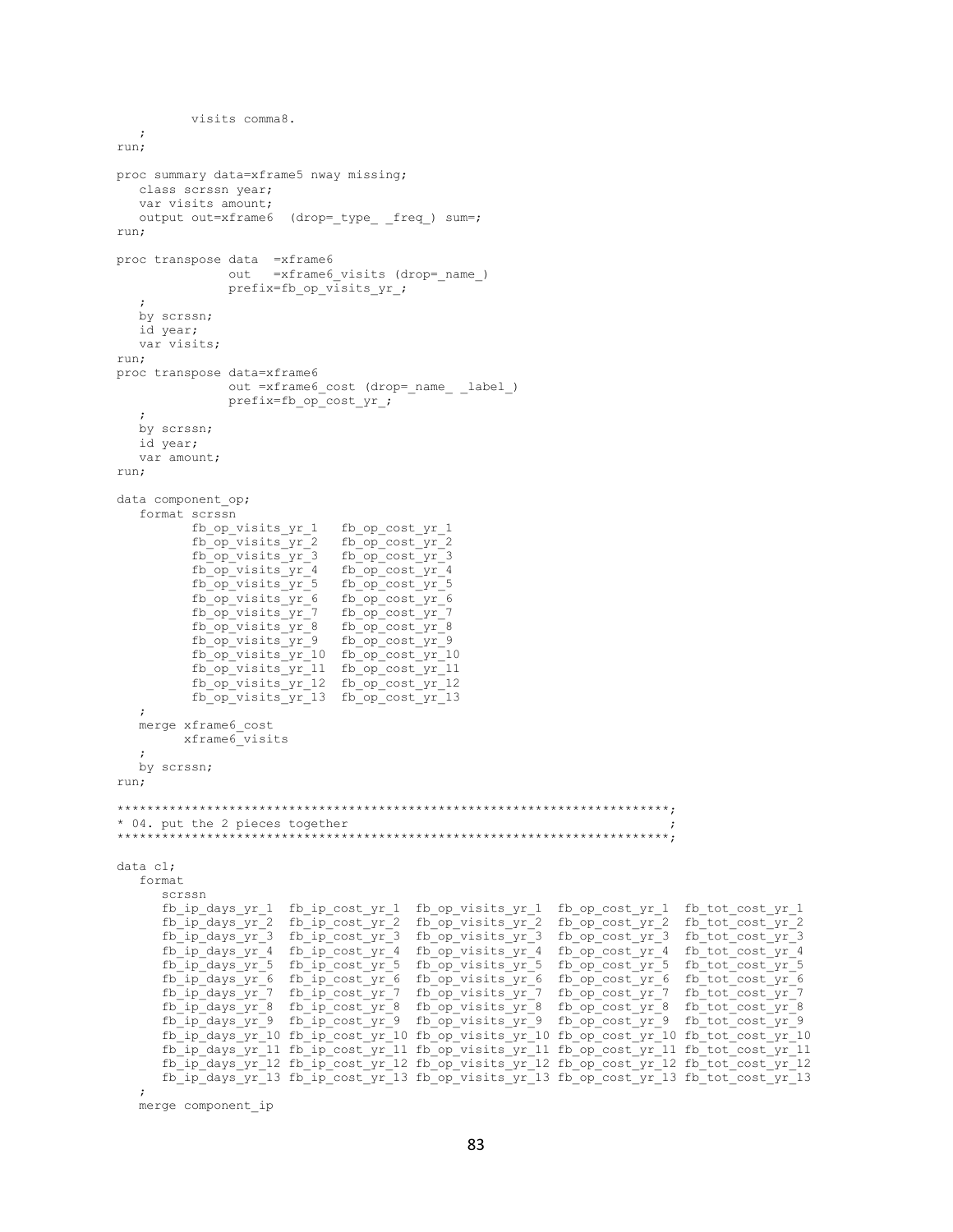```
          visits comma8.
   ;
run;

proc summary data=xframe5 nway missing;
   class scrssn year;
   var visits amount;
   output out=xframe6  (drop=_type_ _freq_) sum=;
run;

proc transpose data  =xframe6
               out   =xframe6_visits (drop=_name_)
               prefix=fb_op_visits_yr_;
   ;
   by scrssn;
   id year;
   var visits;
run;
proc transpose data=xframe6
               out =xframe6_cost (drop=_name_ _label_)
               prefix=fb_op_cost_yr_;
   ;
   by scrssn;
   id year;
   var amount;
run;

data component_op;
   format scrssn
          fb_op_visits_yr_1   fb_op_cost_yr_1
          fb_op_visits_yr_2   fb_op_cost_yr_2
          fb_op_visits_yr_3   fb_op_cost_yr_3
          fb_op_visits_yr_4   fb_op_cost_yr_4
          fb_op_visits_yr_5   fb_op_cost_yr_5
          fb_op_visits_yr_6   fb_op_cost_yr_6
          fb_op_visits_yr_7   fb_op_cost_yr_7
          fb_op_visits_yr_8   fb_op_cost_yr_8
          fb_op_visits_yr_9   fb_op_cost_yr_9
          fb_op_visits_yr_10  fb_op_cost_yr_10
          fb_op_visits_yr_11  fb_op_cost_yr_11
          fb_op_visits_yr_12  fb_op_cost_yr_12
          fb_op_visits_yr_13  fb_op_cost_yr_13
   ;
   merge xframe6_cost
         xframe6_visits
   ;
   by scrssn;
run;

**************************************************************************;
* 04. put the 2 pieces together                                          ;
**************************************************************************;

data c1;
   format
      scrssn
      fb_ip_days_yr_1  fb_ip_cost_yr_1  fb_op_visits_yr_1  fb_op_cost_yr_1  fb_tot_cost_yr_1
      fb_ip_days_yr_2  fb_ip_cost_yr_2  fb_op_visits_yr_2  fb_op_cost_yr_2  fb_tot_cost_yr_2
      fb_ip_days_yr_3  fb_ip_cost_yr_3  fb_op_visits_yr_3  fb_op_cost_yr_3  fb_tot_cost_yr_3
      fb_ip_days_yr_4  fb_ip_cost_yr_4  fb_op_visits_yr_4  fb_op_cost_yr_4  fb_tot_cost_yr_4
      fb_ip_days_yr_5  fb_ip_cost_yr_5  fb_op_visits_yr_5  fb_op_cost_yr_5  fb_tot_cost_yr_5
      fb_ip_days_yr_6  fb_ip_cost_yr_6  fb_op_visits_yr_6  fb_op_cost_yr_6  fb_tot_cost_yr_6
      fb_ip_days_yr_7  fb_ip_cost_yr_7  fb_op_visits_yr_7  fb_op_cost_yr_7  fb_tot_cost_yr_7
      fb_ip_days_yr_8  fb_ip_cost_yr_8  fb_op_visits_yr_8  fb_op_cost_yr_8  fb_tot_cost_yr_8
      fb_ip_days_yr_9  fb_ip_cost_yr_9  fb_op_visits_yr_9  fb_op_cost_yr_9  fb_tot_cost_yr_9
      fb_ip_days_yr_10 fb_ip_cost_yr_10 fb_op_visits_yr_10 fb_op_cost_yr_10 fb_tot_cost_yr_10
      fb_ip_days_yr_11 fb_ip_cost_yr_11 fb_op_visits_yr_11 fb_op_cost_yr_11 fb_tot_cost_yr_11
      fb_ip_days_yr_12 fb_ip_cost_yr_12 fb_op_visits_yr_12 fb_op_cost_yr_12 fb_tot_cost_yr_12
      fb_ip_days_yr_13 fb_ip_cost_yr_13 fb_op_visits_yr_13 fb_op_cost_yr_13 fb_tot_cost_yr_13
   ;
   merge component_ip
```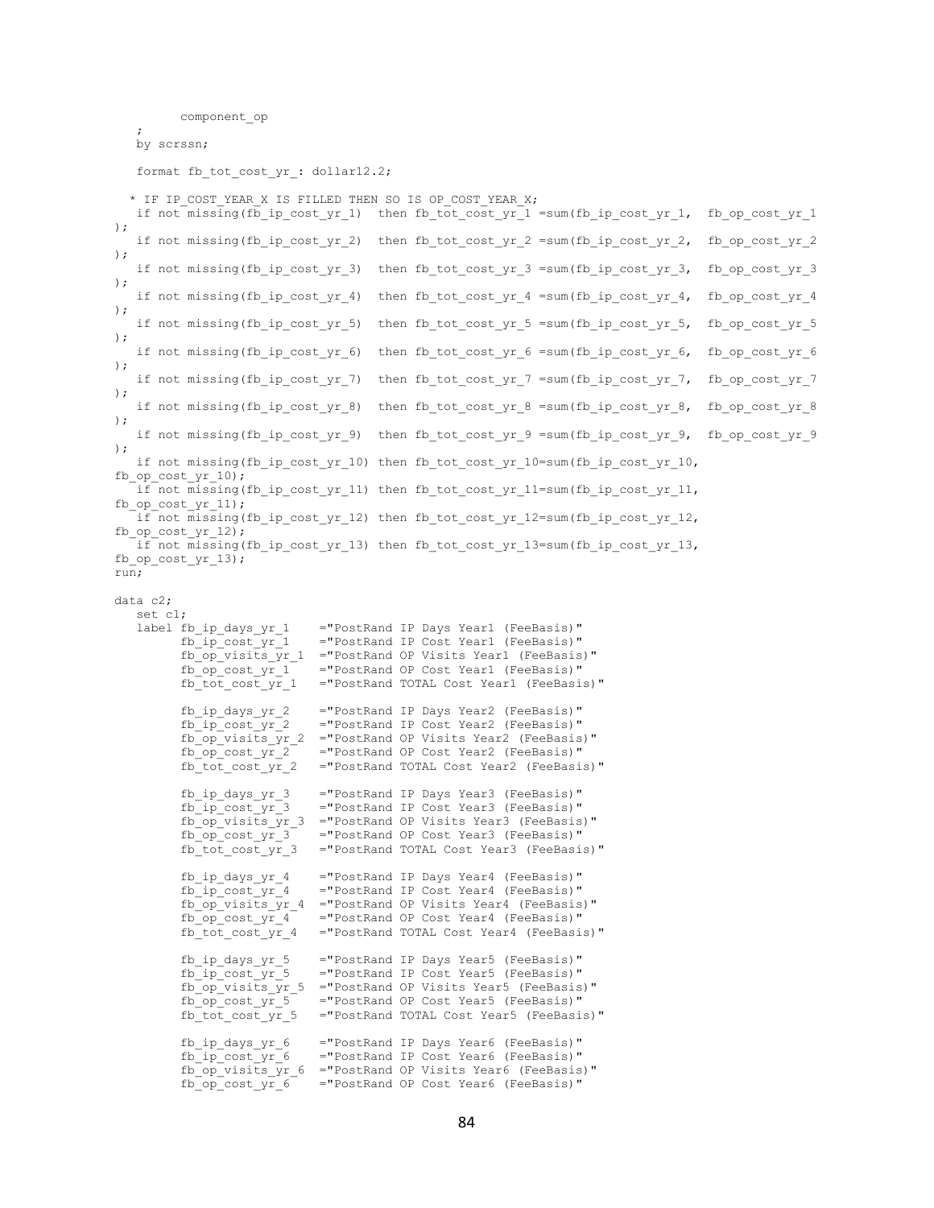```
         component_op
   ;
   by scrssn;

   format fb_tot_cost_yr_: dollar12.2;

  * IF IP_COST_YEAR_X IS FILLED THEN SO IS OP_COST_YEAR_X;
   if not missing(fb_ip_cost_yr_1)  then fb_tot_cost_yr_1 =sum(fb_ip_cost_yr_1,  fb_op_cost_yr_1
);
   if not missing(fb_ip_cost_yr_2)  then fb_tot_cost_yr_2 =sum(fb_ip_cost_yr_2,  fb_op_cost_yr_2
);
   if not missing(fb_ip_cost_yr_3)  then fb_tot_cost_yr_3 =sum(fb_ip_cost_yr_3,  fb_op_cost_yr_3
);
   if not missing(fb_ip_cost_yr_4)  then fb_tot_cost_yr_4 =sum(fb_ip_cost_yr_4,  fb_op_cost_yr_4
);
   if not missing(fb_ip_cost_yr_5)  then fb_tot_cost_yr_5 =sum(fb_ip_cost_yr_5,  fb_op_cost_yr_5
);
   if not missing(fb_ip_cost_yr_6)  then fb_tot_cost_yr_6 =sum(fb_ip_cost_yr_6,  fb_op_cost_yr_6
);
   if not missing(fb_ip_cost_yr_7)  then fb_tot_cost_yr_7 =sum(fb_ip_cost_yr_7,  fb_op_cost_yr_7
);
   if not missing(fb_ip_cost_yr_8)  then fb_tot_cost_yr_8 =sum(fb_ip_cost_yr_8,  fb_op_cost_yr_8
);
   if not missing(fb_ip_cost_yr_9)  then fb_tot_cost_yr_9 =sum(fb_ip_cost_yr_9,  fb_op_cost_yr_9
);
   if not missing(fb_ip_cost_yr_10) then fb_tot_cost_yr_10=sum(fb_ip_cost_yr_10,
fb_op_cost_yr_10);
   if not missing(fb_ip_cost_yr_11) then fb_tot_cost_yr_11=sum(fb_ip_cost_yr_11,
fb_op_cost_yr_11);
   if not missing(fb_ip_cost_yr_12) then fb_tot_cost_yr_12=sum(fb_ip_cost_yr_12,
fb_op_cost_yr_12);
   if not missing(fb_ip_cost_yr_13) then fb_tot_cost_yr_13=sum(fb_ip_cost_yr_13,
fb_op_cost_yr_13);
run;

data c2;
   set c1;
   label fb_ip_days_yr_1    ="PostRand IP Days Year1 (FeeBasis)"
         fb_ip_cost_yr_1    ="PostRand IP Cost Year1 (FeeBasis)"
         fb_op_visits_yr_1  ="PostRand OP Visits Year1 (FeeBasis)"
         fb_op_cost_yr_1    ="PostRand OP Cost Year1 (FeeBasis)"
         fb_tot_cost_yr_1   ="PostRand TOTAL Cost Year1 (FeeBasis)"

         fb_ip_days_yr_2    ="PostRand IP Days Year2 (FeeBasis)"
         fb_ip_cost_yr_2    ="PostRand IP Cost Year2 (FeeBasis)"
         fb_op_visits_yr_2  ="PostRand OP Visits Year2 (FeeBasis)"
         fb_op_cost_yr_2    ="PostRand OP Cost Year2 (FeeBasis)"
         fb_tot_cost_yr_2   ="PostRand TOTAL Cost Year2 (FeeBasis)"

         fb_ip_days_yr_3    ="PostRand IP Days Year3 (FeeBasis)"
         fb_ip_cost_yr_3    ="PostRand IP Cost Year3 (FeeBasis)"
         fb_op_visits_yr_3  ="PostRand OP Visits Year3 (FeeBasis)"
         fb_op_cost_yr_3    ="PostRand OP Cost Year3 (FeeBasis)"
         fb_tot_cost_yr_3   ="PostRand TOTAL Cost Year3 (FeeBasis)"

         fb_ip_days_yr_4    ="PostRand IP Days Year4 (FeeBasis)"
         fb_ip_cost_yr_4    ="PostRand IP Cost Year4 (FeeBasis)"
         fb_op_visits_yr_4  ="PostRand OP Visits Year4 (FeeBasis)"
         fb_op_cost_yr_4    ="PostRand OP Cost Year4 (FeeBasis)"
         fb_tot_cost_yr_4   ="PostRand TOTAL Cost Year4 (FeeBasis)"

         fb_ip_days_yr_5    ="PostRand IP Days Year5 (FeeBasis)"
         fb_ip_cost_yr_5    ="PostRand IP Cost Year5 (FeeBasis)"
         fb_op_visits_yr_5  ="PostRand OP Visits Year5 (FeeBasis)"
         fb_op_cost_yr_5    ="PostRand OP Cost Year5 (FeeBasis)"
         fb_tot_cost_yr_5   ="PostRand TOTAL Cost Year5 (FeeBasis)"

         fb_ip_days_yr_6    ="PostRand IP Days Year6 (FeeBasis)"
         fb_ip_cost_yr_6    ="PostRand IP Cost Year6 (FeeBasis)"
         fb_op_visits_yr_6  ="PostRand OP Visits Year6 (FeeBasis)"
         fb_op_cost_yr_6    ="PostRand OP Cost Year6 (FeeBasis)"
```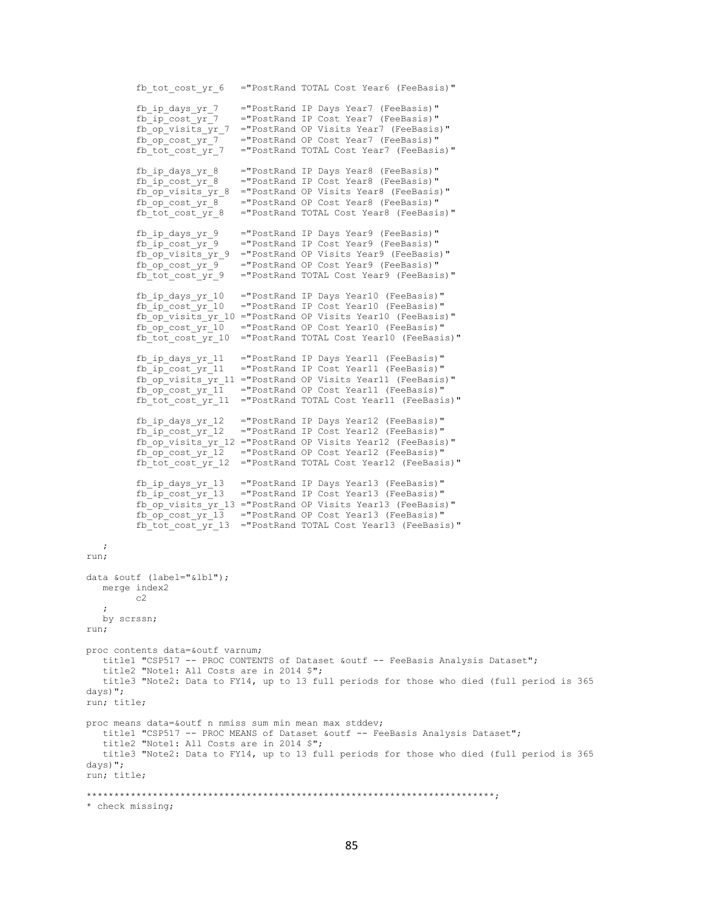```
         fb_tot_cost_yr_6   ="PostRand TOTAL Cost Year6 (FeeBasis)"

         fb_ip_days_yr_7    ="PostRand IP Days Year7 (FeeBasis)"
         fb_ip_cost_yr_7    ="PostRand IP Cost Year7 (FeeBasis)"
         fb_op_visits_yr_7  ="PostRand OP Visits Year7 (FeeBasis)"
         fb_op_cost_yr_7    ="PostRand OP Cost Year7 (FeeBasis)"
         fb_tot_cost_yr_7   ="PostRand TOTAL Cost Year7 (FeeBasis)"

         fb_ip_days_yr_8    ="PostRand IP Days Year8 (FeeBasis)"
         fb_ip_cost_yr_8    ="PostRand IP Cost Year8 (FeeBasis)"
         fb_op_visits_yr_8  ="PostRand OP Visits Year8 (FeeBasis)"
         fb_op_cost_yr_8    ="PostRand OP Cost Year8 (FeeBasis)"
         fb_tot_cost_yr_8   ="PostRand TOTAL Cost Year8 (FeeBasis)"

         fb_ip_days_yr_9    ="PostRand IP Days Year9 (FeeBasis)"
         fb_ip_cost_yr_9    ="PostRand IP Cost Year9 (FeeBasis)"
         fb_op_visits_yr_9  ="PostRand OP Visits Year9 (FeeBasis)"
         fb_op_cost_yr_9    ="PostRand OP Cost Year9 (FeeBasis)"
         fb_tot_cost_yr_9   ="PostRand TOTAL Cost Year9 (FeeBasis)"

         fb_ip_days_yr_10   ="PostRand IP Days Year10 (FeeBasis)"
         fb_ip_cost_yr_10   ="PostRand IP Cost Year10 (FeeBasis)"
         fb_op_visits_yr_10 ="PostRand OP Visits Year10 (FeeBasis)"
         fb_op_cost_yr_10   ="PostRand OP Cost Year10 (FeeBasis)"
         fb_tot_cost_yr_10  ="PostRand TOTAL Cost Year10 (FeeBasis)"

         fb_ip_days_yr_11   ="PostRand IP Days Year11 (FeeBasis)"
         fb_ip_cost_yr_11   ="PostRand IP Cost Year11 (FeeBasis)"
         fb_op_visits_yr_11 ="PostRand OP Visits Year11 (FeeBasis)"
         fb_op_cost_yr_11   ="PostRand OP Cost Year11 (FeeBasis)"
         fb_tot_cost_yr_11  ="PostRand TOTAL Cost Year11 (FeeBasis)"

         fb_ip_days_yr_12   ="PostRand IP Days Year12 (FeeBasis)"
         fb_ip_cost_yr_12   ="PostRand IP Cost Year12 (FeeBasis)"
         fb_op_visits_yr_12 ="PostRand OP Visits Year12 (FeeBasis)"
         fb_op_cost_yr_12   ="PostRand OP Cost Year12 (FeeBasis)"
         fb_tot_cost_yr_12  ="PostRand TOTAL Cost Year12 (FeeBasis)"

         fb_ip_days_yr_13   ="PostRand IP Days Year13 (FeeBasis)"
         fb_ip_cost_yr_13   ="PostRand IP Cost Year13 (FeeBasis)"
         fb_op_visits_yr_13 ="PostRand OP Visits Year13 (FeeBasis)"
         fb_op_cost_yr_13   ="PostRand OP Cost Year13 (FeeBasis)"
         fb_tot_cost_yr_13  ="PostRand TOTAL Cost Year13 (FeeBasis)"

   ;
run;

data &outf (label="&lbl");
   merge index2
         c2
   ;
   by scrssn;
run;

proc contents data=&outf varnum;
   title1 "CSP517 -- PROC CONTENTS of Dataset &outf -- FeeBasis Analysis Dataset";
   title2 "Note1: All Costs are in 2014 $";
   title3 "Note2: Data to FY14, up to 13 full periods for those who died (full period is 365 
days)";
run; title;

proc means data=&outf n nmiss sum min mean max stddev;
   title1 "CSP517 -- PROC MEANS of Dataset &outf -- FeeBasis Analysis Dataset";
   title2 "Note1: All Costs are in 2014 $";
   title3 "Note2: Data to FY14, up to 13 full periods for those who died (full period is 365 
days)";
run; title;

*************************************************************************;
* check missing;
```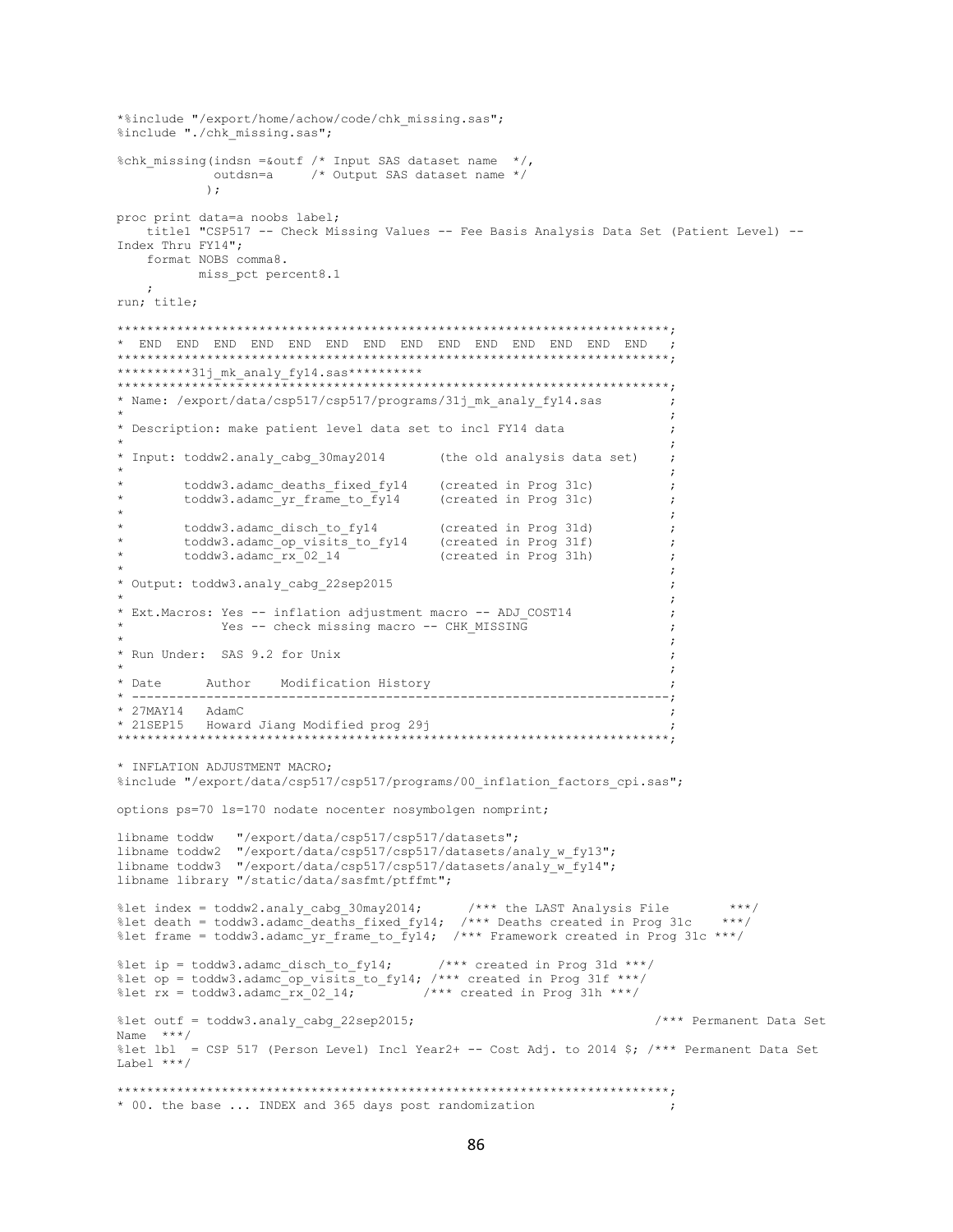```
*%include "/export/home/achow/code/chk_missing.sas";
%include "./chk_missing.sas";

%chk_missing(indsn =&outf /* Input SAS dataset name  */,
            outdsn=a     /* Output SAS dataset name */
           );

proc print data=a noobs label;
    title1 "CSP517 -- Check Missing Values -- Fee Basis Analysis Data Set (Patient Level) --
Index Thru FY14";
    format NOBS comma8.
           miss_pct percent8.1
    ;
run; title;

*************************************************************************;
*  END  END  END  END  END  END  END  END  END  END  END  END  END  END   ;
*************************************************************************;
**********31j_mk_analy_fy14.sas**********
*************************************************************************;
* Name: /export/data/csp517/csp517/programs/31j_mk_analy_fy14.sas        ;
*                                                                        ;
* Description: make patient level data set to incl FY14 data             ;
*                                                                        ;
* Input: toddw2.analy_cabg_30may2014       (the old analysis data set)   ;
*                                                                        ;
*        toddw3.adamc_deaths_fixed_fy14    (created in Prog 31c)         ;
*        toddw3.adamc_yr_frame_to_fy14     (created in Prog 31c)         ;
*                                                                        ;
*        toddw3.adamc_disch_to_fy14        (created in Prog 31d)         ;
*        toddw3.adamc_op_visits_to_fy14    (created in Prog 31f)         ;
*        toddw3.adamc_rx_02_14             (created in Prog 31h)         ;
*                                                                        ;
* Output: toddw3.analy_cabg_22sep2015                                    ;
*                                                                        ;
* Ext.Macros: Yes -- inflation adjustment macro -- ADJ_COST14            ;
*             Yes -- check missing macro -- CHK_MISSING                  ;
*                                                                        ;
* Run Under:  SAS 9.2 for Unix                                           ;
*                                                                        ;
* Date      Author    Modification History                               ;
* -----------------------------------------------------------------------;
* 27MAY14   AdamC                                                        ;
* 21SEP15   Howard Jiang Modified prog 29j                               ;
*************************************************************************;

* INFLATION ADJUSTMENT MACRO;
%include "/export/data/csp517/csp517/programs/00_inflation_factors_cpi.sas";

options ps=70 ls=170 nodate nocenter nosymbolgen nomprint;

libname toddw   "/export/data/csp517/csp517/datasets";
libname toddw2  "/export/data/csp517/csp517/datasets/analy_w_fy13";
libname toddw3  "/export/data/csp517/csp517/datasets/analy_w_fy14";
libname library "/static/data/sasfmt/ptffmt";

%let index = toddw2.analy_cabg_30may2014;      /*** the LAST Analysis File        ***/
%let death = toddw3.adamc_deaths_fixed_fy14;  /*** Deaths created in Prog 31c    ***/
%let frame = toddw3.adamc_yr_frame_to_fy14;  /*** Framework created in Prog 31c ***/

%let ip = toddw3.adamc_disch_to_fy14;      /*** created in Prog 31d ***/
%let op = toddw3.adamc_op_visits_to_fy14; /*** created in Prog 31f ***/
%let rx = toddw3.adamc_rx_02_14;          /*** created in Prog 31h ***/

%let outf = toddw3.analy_cabg_22sep2015;                              /*** Permanent Data Set
Name  ***/
%let lbl  = CSP 517 (Person Level) Incl Year2+ -- Cost Adj. to 2014 $; /*** Permanent Data Set
Label ***/

*************************************************************************;
* 00. the base ... INDEX and 365 days post randomization                 ;
```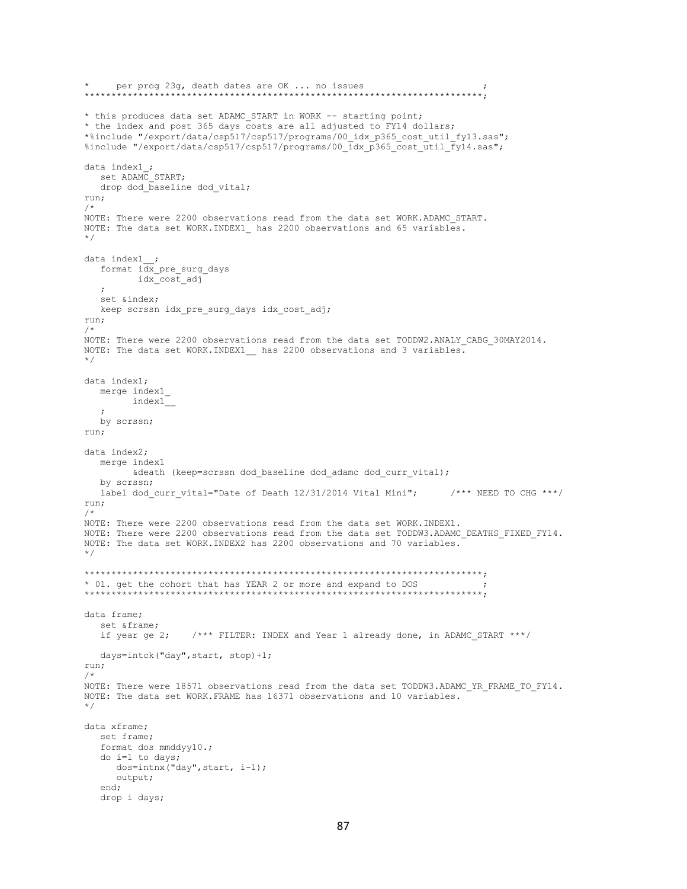```
*     per prog 23g, death dates are OK ... no issues                        ;
***************************************************************************;

* this produces data set ADAMC_START in WORK -- starting point;
* the index and post 365 days costs are all adjusted to FY14 dollars;
*%include "/export/data/csp517/csp517/programs/00_idx_p365_cost_util_fy13.sas";
%include "/export/data/csp517/csp517/programs/00_idx_p365_cost_util_fy14.sas";

data index1_;
   set ADAMC_START;
   drop dod_baseline dod_vital;
run;
/*
NOTE: There were 2200 observations read from the data set WORK.ADAMC_START.
NOTE: The data set WORK.INDEX1_ has 2200 observations and 65 variables.
*/

data index1__;
   format idx_pre_surg_days
          idx_cost_adj
   ;
   set &index;
   keep scrssn idx_pre_surg_days idx_cost_adj;
run;
/*
NOTE: There were 2200 observations read from the data set TODDW2.ANALY_CABG_30MAY2014.
NOTE: The data set WORK.INDEX1__ has 2200 observations and 3 variables.
*/

data index1;
   merge index1_
         index1__
   ;
   by scrssn;
run;

data index2;
   merge index1
         &death (keep=scrssn dod_baseline dod_adamc dod_curr_vital);
   by scrssn;
   label dod_curr_vital="Date of Death 12/31/2014 Vital Mini";      /*** NEED TO CHG ***/
run;
/*
NOTE: There were 2200 observations read from the data set WORK.INDEX1.
NOTE: There were 2200 observations read from the data set TODDW3.ADAMC_DEATHS_FIXED_FY14.
NOTE: The data set WORK.INDEX2 has 2200 observations and 70 variables.
*/

***************************************************************************;
* 01. get the cohort that has YEAR 2 or more and expand to DOS            ;
***************************************************************************;

data frame;
   set &frame;
   if year ge 2;    /*** FILTER: INDEX and Year 1 already done, in ADAMC_START ***/

   days=intck("day",start, stop)+1;
run;
/*
NOTE: There were 18571 observations read from the data set TODDW3.ADAMC_YR_FRAME_TO_FY14.
NOTE: The data set WORK.FRAME has 16371 observations and 10 variables.
*/

data xframe;
   set frame;
   format dos mmddyy10.;
   do i=1 to days;
      dos=intnx("day",start, i-1);
      output;
   end;
   drop i days;
```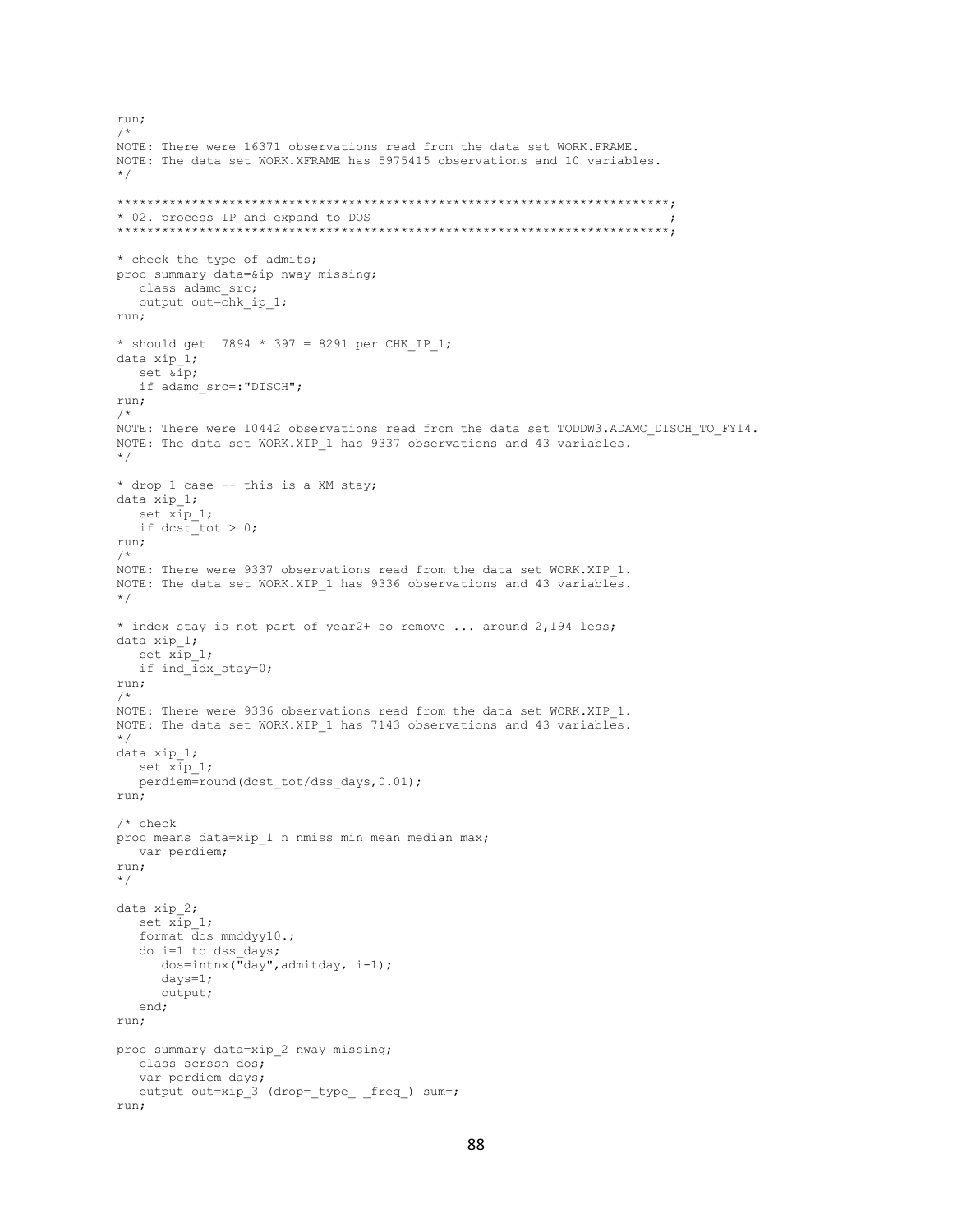```
run;
/*
NOTE: There were 16371 observations read from the data set WORK.FRAME.
NOTE: The data set WORK.XFRAME has 5975415 observations and 10 variables.
*/

*************************************************************************;
* 02. process IP and expand to DOS                                      ;
*************************************************************************;

* check the type of admits;
proc summary data=&ip nway missing;
   class adamc_src;
   output out=chk_ip_1;
run;

* should get  7894 * 397 = 8291 per CHK_IP_1;
data xip_1;
   set &ip;
   if adamc_src=:"DISCH";
run;
/*
NOTE: There were 10442 observations read from the data set TODDW3.ADAMC_DISCH_TO_FY14.
NOTE: The data set WORK.XIP_1 has 9337 observations and 43 variables.
*/

* drop 1 case -- this is a XM stay;
data xip_1;
   set xip_1;
   if dcst_tot > 0;
run;
/*
NOTE: There were 9337 observations read from the data set WORK.XIP_1.
NOTE: The data set WORK.XIP_1 has 9336 observations and 43 variables.
*/

* index stay is not part of year2+ so remove ... around 2,194 less;
data xip_1;
   set xip_1;
   if ind_idx_stay=0;
run;
/*
NOTE: There were 9336 observations read from the data set WORK.XIP_1.
NOTE: The data set WORK.XIP_1 has 7143 observations and 43 variables.
*/
data xip_1;
   set xip_1;
   perdiem=round(dcst_tot/dss_days,0.01);
run;

/* check
proc means data=xip_1 n nmiss min mean median max;
   var perdiem;
run;
*/

data xip_2;
   set xip_1;
   format dos mmddyy10.;
   do i=1 to dss_days;
      dos=intnx("day",admitday, i-1);
      days=1;
      output;
   end;
run;

proc summary data=xip_2 nway missing;
   class scrssn dos;
   var perdiem days;
   output out=xip_3 (drop=_type_ _freq_) sum=;
run;
```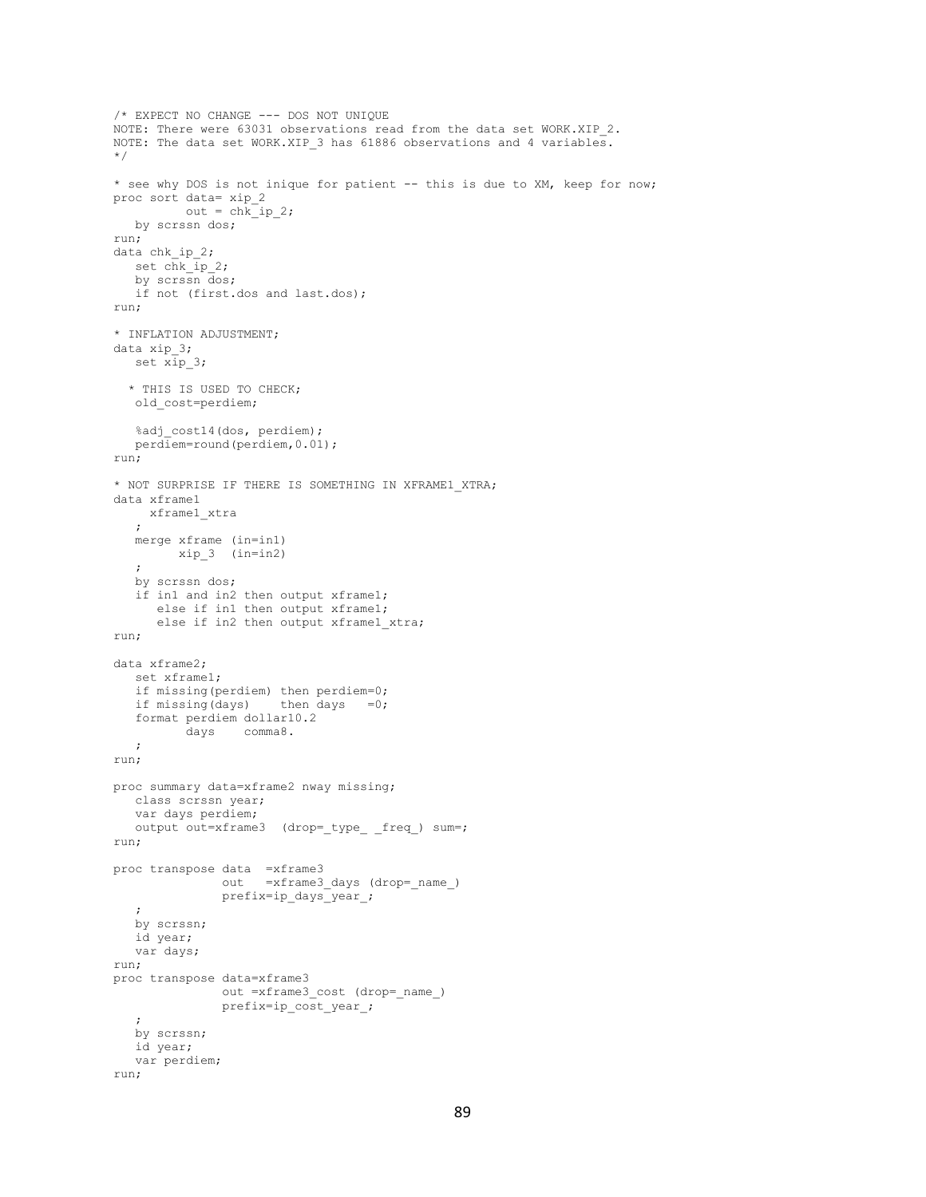```
/* EXPECT NO CHANGE --- DOS NOT UNIQUE
NOTE: There were 63031 observations read from the data set WORK.XIP_2.
NOTE: The data set WORK.XIP_3 has 61886 observations and 4 variables.
*/

* see why DOS is not inique for patient -- this is due to XM, keep for now;
proc sort data= xip_2
          out = chk_ip_2;
   by scrssn dos;
run;
data chk_ip_2;
   set chk_ip_2;
   by scrssn dos;
   if not (first.dos and last.dos);
run;

* INFLATION ADJUSTMENT;
data xip_3;
   set xip_3;

  * THIS IS USED TO CHECK;
   old_cost=perdiem;

   %adj_cost14(dos, perdiem);
   perdiem=round(perdiem,0.01);
run;

* NOT SURPRISE IF THERE IS SOMETHING IN XFRAME1_XTRA;
data xframe1
     xframe1_xtra
   ;
   merge xframe (in=in1)
         xip_3  (in=in2)
   ;
   by scrssn dos;
   if in1 and in2 then output xframe1;
      else if in1 then output xframe1;
      else if in2 then output xframe1_xtra;
run;

data xframe2;
   set xframe1;
   if missing(perdiem) then perdiem=0;
   if missing(days)    then days   =0;
   format perdiem dollar10.2
          days    comma8.
   ;
run;

proc summary data=xframe2 nway missing;
   class scrssn year;
   var days perdiem;
   output out=xframe3  (drop=_type_ _freq_) sum=;
run;

proc transpose data  =xframe3
               out   =xframe3_days (drop=_name_)
               prefix=ip_days_year_;
   ;
   by scrssn;
   id year;
   var days;
run;
proc transpose data=xframe3
               out =xframe3_cost (drop=_name_)
               prefix=ip_cost_year_;
   ;
   by scrssn;
   id year;
   var perdiem;
run;
```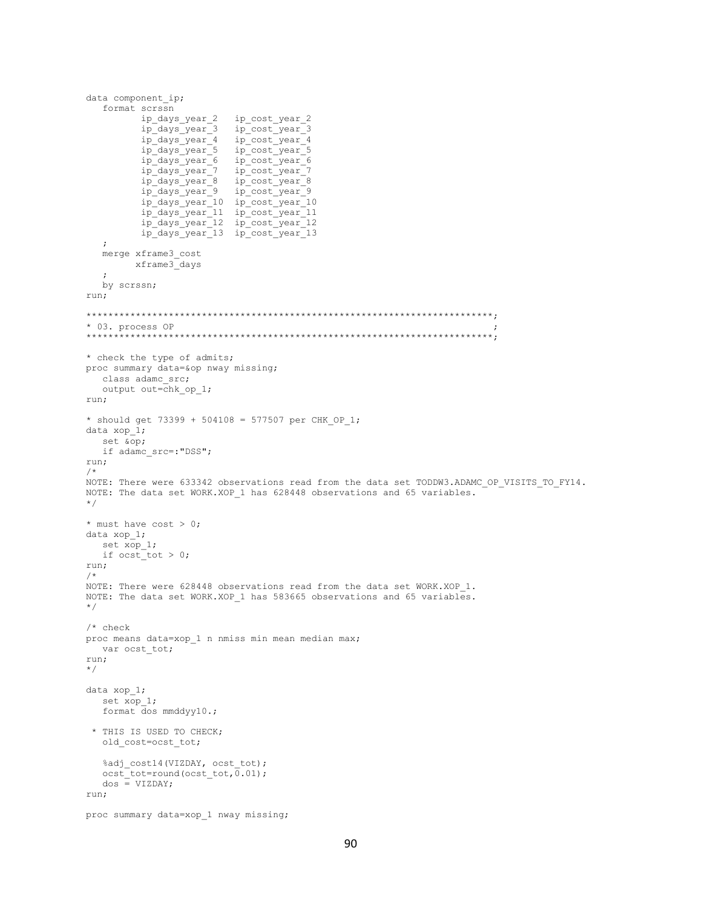```
data component_ip;
   format scrssn
          ip_days_year_2   ip_cost_year_2
          ip_days_year_3   ip_cost_year_3
          ip_days_year_4   ip_cost_year_4
          ip_days_year_5   ip_cost_year_5
          ip_days_year_6   ip_cost_year_6
          ip_days_year_7   ip_cost_year_7
          ip_days_year_8   ip_cost_year_8
          ip_days_year_9   ip_cost_year_9
          ip_days_year_10  ip_cost_year_10
          ip_days_year_11  ip_cost_year_11
          ip_days_year_12  ip_cost_year_12
          ip_days_year_13  ip_cost_year_13
   ;
   merge xframe3_cost
         xframe3_days
   ;
   by scrssn;
run;

*************************************************************************;
* 03. process OP                                                        ;
*************************************************************************;

* check the type of admits;
proc summary data=&op nway missing;
   class adamc_src;
   output out=chk_op_1;
run;

* should get 73399 + 504108 = 577507 per CHK_OP_1;
data xop_1;
   set &op;
   if adamc_src=:"DSS";
run;
/*
NOTE: There were 633342 observations read from the data set TODDW3.ADAMC_OP_VISITS_TO_FY14.
NOTE: The data set WORK.XOP_1 has 628448 observations and 65 variables.
*/

* must have cost > 0;
data xop_1;
   set xop_1;
   if ocst_tot > 0;
run;
/*
NOTE: There were 628448 observations read from the data set WORK.XOP_1.
NOTE: The data set WORK.XOP_1 has 583665 observations and 65 variables.
*/

/* check
proc means data=xop_1 n nmiss min mean median max;
   var ocst_tot;
run;
*/

data xop_1;
   set xop_1;
   format dos mmddyy10.;

 * THIS IS USED TO CHECK;
   old_cost=ocst_tot;

   %adj_cost14(VIZDAY, ocst_tot);
   ocst_tot=round(ocst_tot,0.01);
   dos = VIZDAY;
run;

proc summary data=xop_1 nway missing;
```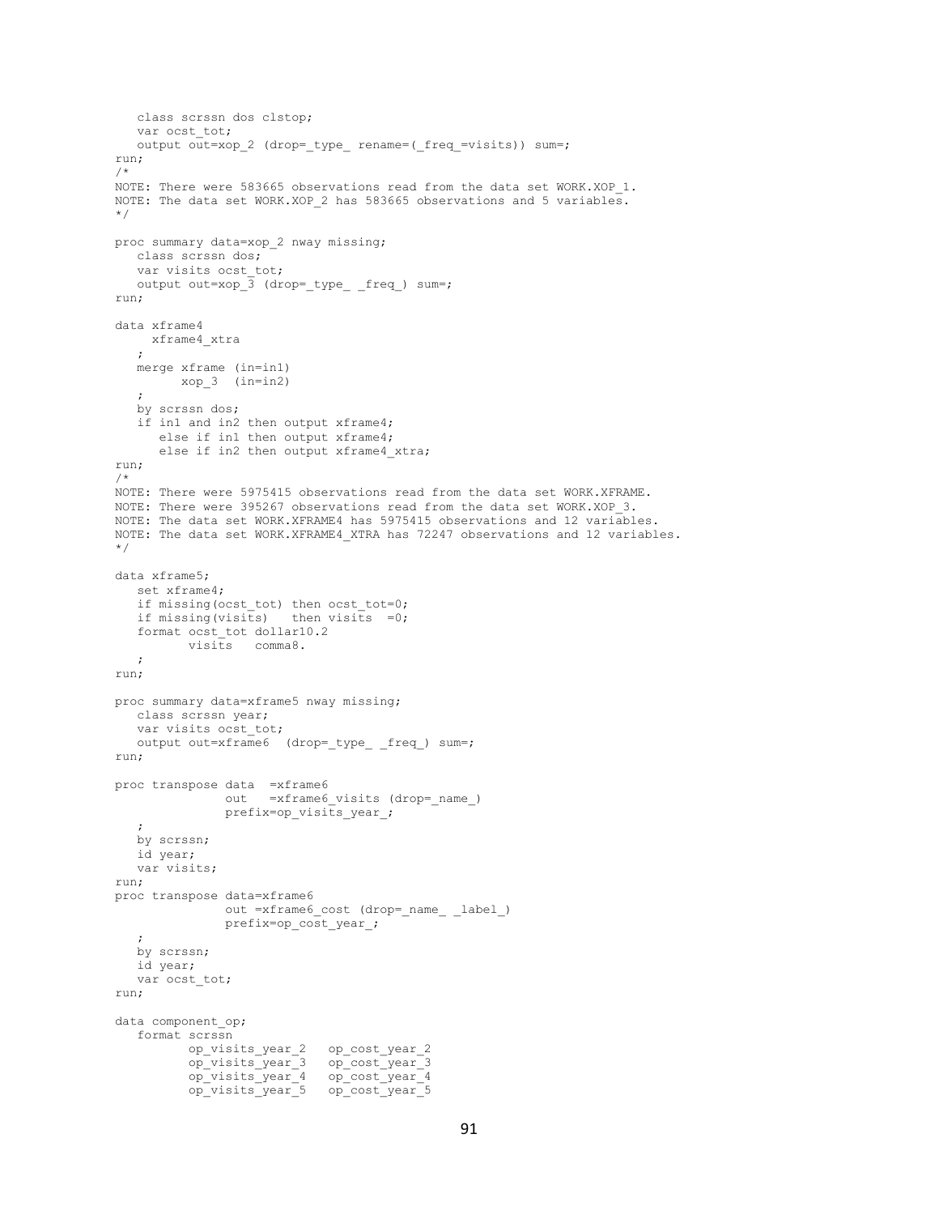```
   class scrssn dos clstop;
   var ocst_tot;
   output out=xop_2 (drop=_type_ rename=(_freq_=visits)) sum=;
run;
/*
NOTE: There were 583665 observations read from the data set WORK.XOP_1.
NOTE: The data set WORK.XOP_2 has 583665 observations and 5 variables.
*/

proc summary data=xop_2 nway missing;
   class scrssn dos;
   var visits ocst_tot;
   output out=xop_3 (drop=_type_ _freq_) sum=;
run;

data xframe4
     xframe4_xtra
   ;
   merge xframe (in=in1)
         xop_3  (in=in2)
   ;
   by scrssn dos;
   if in1 and in2 then output xframe4;
      else if in1 then output xframe4;
      else if in2 then output xframe4_xtra;
run;
/*
NOTE: There were 5975415 observations read from the data set WORK.XFRAME.
NOTE: There were 395267 observations read from the data set WORK.XOP_3.
NOTE: The data set WORK.XFRAME4 has 5975415 observations and 12 variables.
NOTE: The data set WORK.XFRAME4_XTRA has 72247 observations and 12 variables.
*/

data xframe5;
   set xframe4;
   if missing(ocst_tot) then ocst_tot=0;
   if missing(visits)   then visits  =0;
   format ocst_tot dollar10.2
          visits   comma8.
   ;
run;

proc summary data=xframe5 nway missing;
   class scrssn year;
   var visits ocst_tot;
   output out=xframe6  (drop=_type_ _freq_) sum=;
run;

proc transpose data  =xframe6
               out   =xframe6_visits (drop=_name_)
               prefix=op_visits_year_;
   ;
   by scrssn;
   id year;
   var visits;
run;
proc transpose data=xframe6
               out =xframe6_cost (drop=_name_ _label_)
               prefix=op_cost_year_;
   ;
   by scrssn;
   id year;
   var ocst_tot;
run;

data component_op;
   format scrssn
          op_visits_year_2   op_cost_year_2
          op_visits_year_3   op_cost_year_3
          op_visits_year_4   op_cost_year_4
          op_visits_year_5   op_cost_year_5
```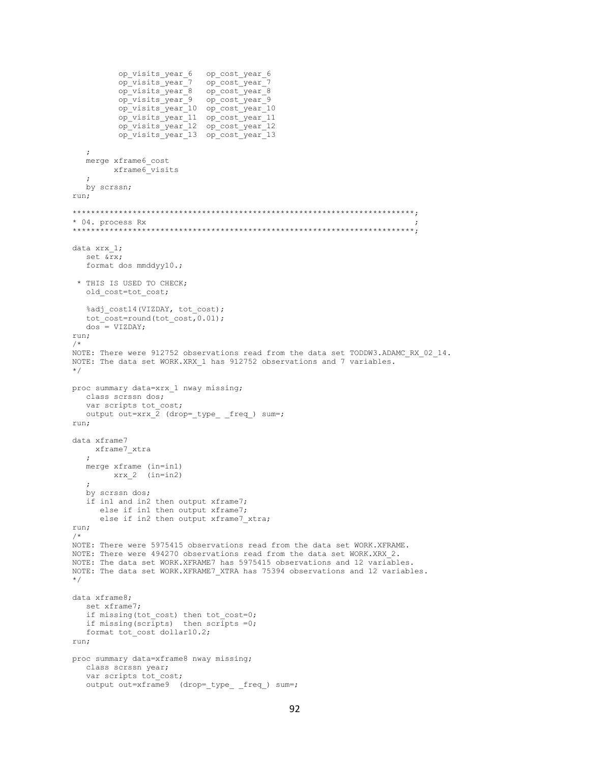```
          op_visits_year_6   op_cost_year_6
          op_visits_year_7   op_cost_year_7
          op_visits_year_8   op_cost_year_8
          op_visits_year_9   op_cost_year_9
          op_visits_year_10  op_cost_year_10
          op_visits_year_11  op_cost_year_11
          op_visits_year_12  op_cost_year_12
          op_visits_year_13  op_cost_year_13

   ;
   merge xframe6_cost
         xframe6_visits
   ;
   by scrssn;
run;

************************************************************************;
* 04. process Rx                                                       ;
************************************************************************;

data xrx_1;
   set &rx;
   format dos mmddyy10.;

 * THIS IS USED TO CHECK;
   old_cost=tot_cost;

   %adj_cost14(VIZDAY, tot_cost);
   tot_cost=round(tot_cost,0.01);
   dos = VIZDAY;
run;
/*
NOTE: There were 912752 observations read from the data set TODDW3.ADAMC_RX_02_14.
NOTE: The data set WORK.XRX_1 has 912752 observations and 7 variables.
*/

proc summary data=xrx_1 nway missing;
   class scrssn dos;
   var scripts tot_cost;
   output out=xrx_2 (drop=_type_ _freq_) sum=;
run;

data xframe7
     xframe7_xtra
   ;
   merge xframe (in=in1)
         xrx_2  (in=in2)
   ;
   by scrssn dos;
   if in1 and in2 then output xframe7;
      else if in1 then output xframe7;
      else if in2 then output xframe7_xtra;
run;
/*
NOTE: There were 5975415 observations read from the data set WORK.XFRAME.
NOTE: There were 494270 observations read from the data set WORK.XRX_2.
NOTE: The data set WORK.XFRAME7 has 5975415 observations and 12 variables.
NOTE: The data set WORK.XFRAME7_XTRA has 75394 observations and 12 variables.
*/

data xframe8;
   set xframe7;
   if missing(tot_cost) then tot_cost=0;
   if missing(scripts)  then scripts =0;
   format tot_cost dollar10.2;
run;

proc summary data=xframe8 nway missing;
   class scrssn year;
   var scripts tot_cost;
   output out=xframe9  (drop=_type_ _freq_) sum=;
```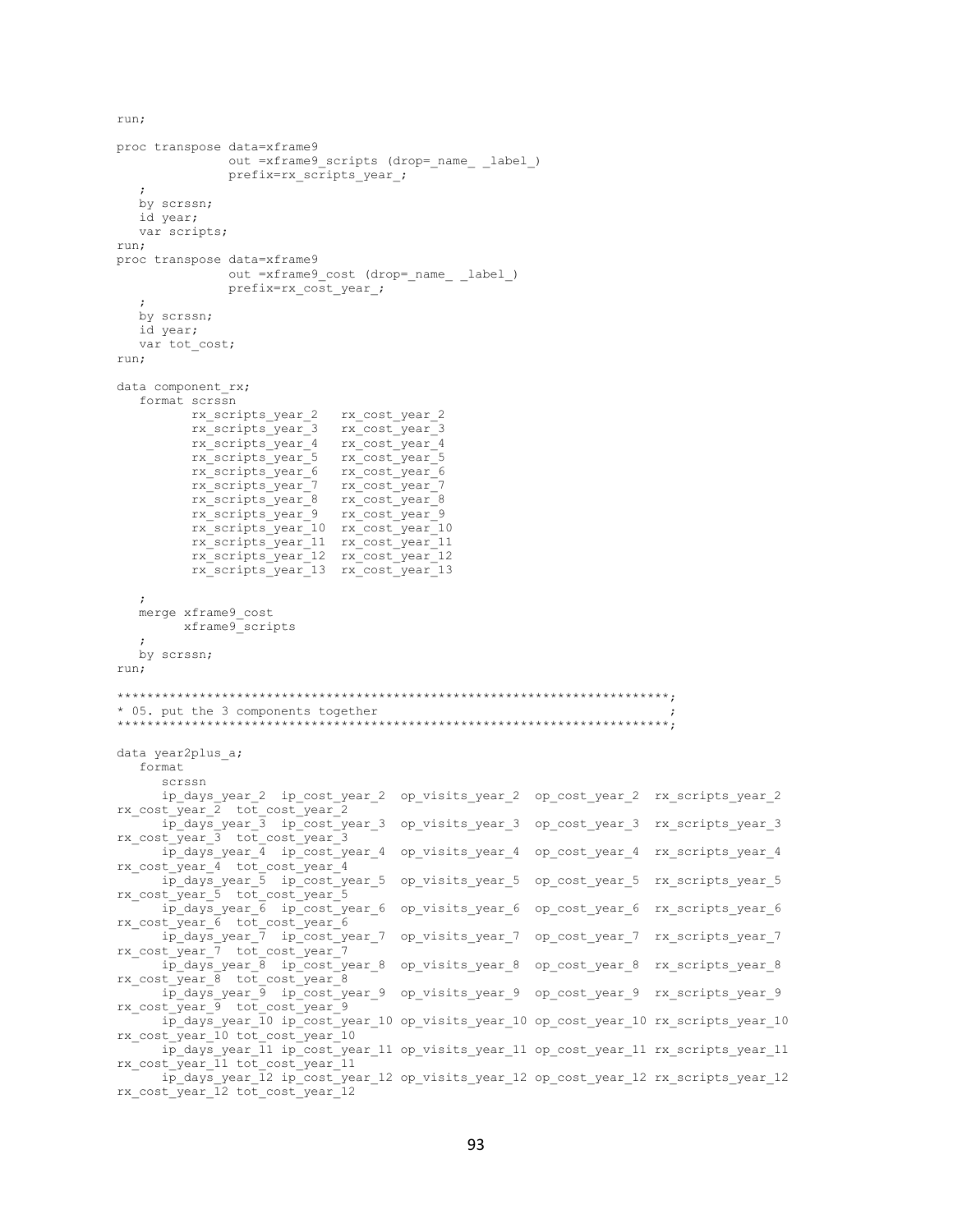```
run;

proc transpose data=xframe9
              out =xframe9_scripts (drop=_name_ _label_)
              prefix=rx_scripts_year_;
   ;
   by scrssn;
   id year;
   var scripts;
run;
proc transpose data=xframe9
              out =xframe9_cost (drop=_name_ _label_)
              prefix=rx_cost_year_;
   ;
   by scrssn;
   id year;
   var tot_cost;
run;

data component_rx;
   format scrssn
          rx_scripts_year_2   rx_cost_year_2
          rx_scripts_year_3   rx_cost_year_3
          rx_scripts_year_4   rx_cost_year_4
          rx_scripts_year_5   rx_cost_year_5
          rx_scripts_year_6   rx_cost_year_6
          rx_scripts_year_7   rx_cost_year_7
          rx_scripts_year_8   rx_cost_year_8
          rx_scripts_year_9   rx_cost_year_9
          rx_scripts_year_10  rx_cost_year_10
          rx_scripts_year_11  rx_cost_year_11
          rx_scripts_year_12  rx_cost_year_12
          rx_scripts_year_13  rx_cost_year_13

   ;
   merge xframe9_cost
         xframe9_scripts
   ;
   by scrssn;
run;

*************************************************************************;
* 05. put the 3 components together                                     ;
*************************************************************************;

data year2plus_a;
   format
      scrssn
      ip_days_year_2  ip_cost_year_2  op_visits_year_2  op_cost_year_2  rx_scripts_year_2
rx_cost_year_2  tot_cost_year_2
      ip_days_year_3  ip_cost_year_3  op_visits_year_3  op_cost_year_3  rx_scripts_year_3
rx_cost_year_3  tot_cost_year_3
      ip_days_year_4  ip_cost_year_4  op_visits_year_4  op_cost_year_4  rx_scripts_year_4
rx_cost_year_4  tot_cost_year_4
      ip_days_year_5  ip_cost_year_5  op_visits_year_5  op_cost_year_5  rx_scripts_year_5
rx_cost_year_5  tot_cost_year_5
      ip_days_year_6  ip_cost_year_6  op_visits_year_6  op_cost_year_6  rx_scripts_year_6
rx_cost_year_6  tot_cost_year_6
      ip_days_year_7  ip_cost_year_7  op_visits_year_7  op_cost_year_7  rx_scripts_year_7
rx_cost_year_7  tot_cost_year_7
      ip_days_year_8  ip_cost_year_8  op_visits_year_8  op_cost_year_8  rx_scripts_year_8
rx_cost_year_8  tot_cost_year_8
      ip_days_year_9  ip_cost_year_9  op_visits_year_9  op_cost_year_9  rx_scripts_year_9
rx_cost_year_9  tot_cost_year_9
      ip_days_year_10 ip_cost_year_10 op_visits_year_10 op_cost_year_10 rx_scripts_year_10
rx_cost_year_10 tot_cost_year_10
      ip_days_year_11 ip_cost_year_11 op_visits_year_11 op_cost_year_11 rx_scripts_year_11
rx_cost_year_11 tot_cost_year_11
      ip_days_year_12 ip_cost_year_12 op_visits_year_12 op_cost_year_12 rx_scripts_year_12
rx_cost_year_12 tot_cost_year_12
```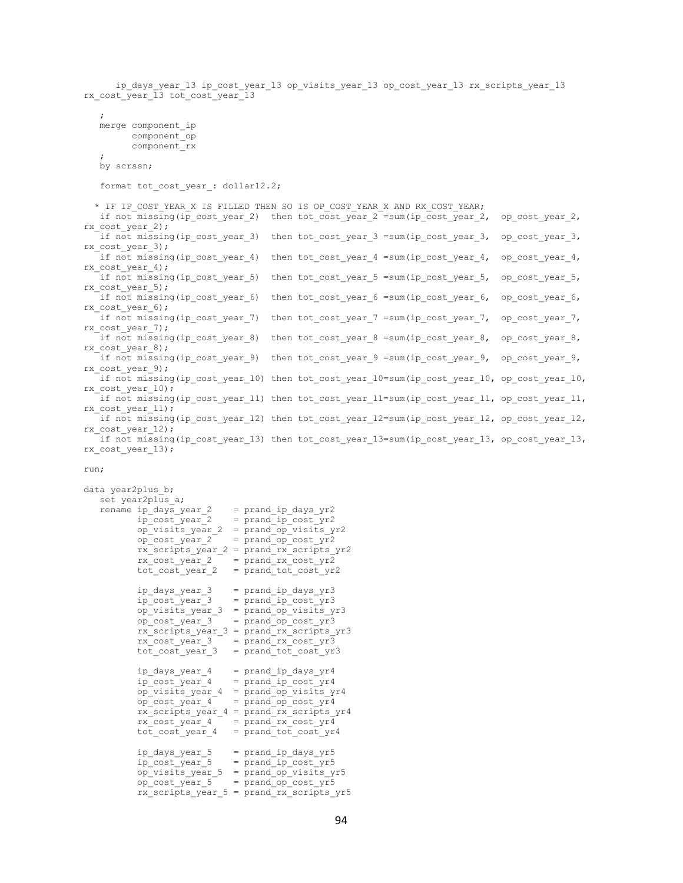```
      ip_days_year_13 ip_cost_year_13 op_visits_year_13 op_cost_year_13 rx_scripts_year_13
rx_cost_year_13 tot_cost_year_13

   ;
   merge component_ip
         component_op
         component_rx
   ;
   by scrssn;

   format tot_cost_year_: dollar12.2;

  * IF IP_COST_YEAR_X IS FILLED THEN SO IS OP_COST_YEAR_X AND RX_COST_YEAR;
   if not missing(ip_cost_year_2)  then tot_cost_year_2 =sum(ip_cost_year_2,  op_cost_year_2,
rx_cost_year_2);
   if not missing(ip_cost_year_3)  then tot_cost_year_3 =sum(ip_cost_year_3,  op_cost_year_3,
rx_cost_year_3);
   if not missing(ip_cost_year_4)  then tot_cost_year_4 =sum(ip_cost_year_4,  op_cost_year_4,
rx_cost_year_4);
   if not missing(ip_cost_year_5)  then tot_cost_year_5 =sum(ip_cost_year_5,  op_cost_year_5,
rx_cost_year_5);
   if not missing(ip_cost_year_6)  then tot_cost_year_6 =sum(ip_cost_year_6,  op_cost_year_6,
rx_cost_year_6);
   if not missing(ip_cost_year_7)  then tot_cost_year_7 =sum(ip_cost_year_7,  op_cost_year_7,
rx_cost_year_7);
   if not missing(ip_cost_year_8)  then tot_cost_year_8 =sum(ip_cost_year_8,  op_cost_year_8,
rx_cost_year_8);
   if not missing(ip_cost_year_9)  then tot_cost_year_9 =sum(ip_cost_year_9,  op_cost_year_9,
rx_cost_year_9);
   if not missing(ip_cost_year_10) then tot_cost_year_10=sum(ip_cost_year_10, op_cost_year_10,
rx_cost_year_10);
   if not missing(ip_cost_year_11) then tot_cost_year_11=sum(ip_cost_year_11, op_cost_year_11,
rx_cost_year_11);
   if not missing(ip_cost_year_12) then tot_cost_year_12=sum(ip_cost_year_12, op_cost_year_12,
rx_cost_year_12);
   if not missing(ip_cost_year_13) then tot_cost_year_13=sum(ip_cost_year_13, op_cost_year_13,
rx_cost_year_13);

run;

data year2plus_b;
   set year2plus_a;
   rename ip_days_year_2    = prand_ip_days_yr2
          ip_cost_year_2    = prand_ip_cost_yr2
          op_visits_year_2  = prand_op_visits_yr2
          op_cost_year_2    = prand_op_cost_yr2
          rx_scripts_year_2 = prand_rx_scripts_yr2
          rx_cost_year_2    = prand_rx_cost_yr2
          tot_cost_year_2   = prand_tot_cost_yr2

          ip_days_year_3    = prand_ip_days_yr3
          ip_cost_year_3    = prand_ip_cost_yr3
          op_visits_year_3  = prand_op_visits_yr3
          op_cost_year_3    = prand_op_cost_yr3
          rx_scripts_year_3 = prand_rx_scripts_yr3
          rx_cost_year_3    = prand_rx_cost_yr3
          tot_cost_year_3   = prand_tot_cost_yr3

          ip_days_year_4    = prand_ip_days_yr4
          ip_cost_year_4    = prand_ip_cost_yr4
          op_visits_year_4  = prand_op_visits_yr4
          op_cost_year_4    = prand_op_cost_yr4
          rx_scripts_year_4 = prand_rx_scripts_yr4
          rx_cost_year_4    = prand_rx_cost_yr4
          tot_cost_year_4   = prand_tot_cost_yr4

          ip_days_year_5    = prand_ip_days_yr5
          ip_cost_year_5    = prand_ip_cost_yr5
          op_visits_year_5  = prand_op_visits_yr5
          op_cost_year_5    = prand_op_cost_yr5
          rx_scripts_year_5 = prand_rx_scripts_yr5
```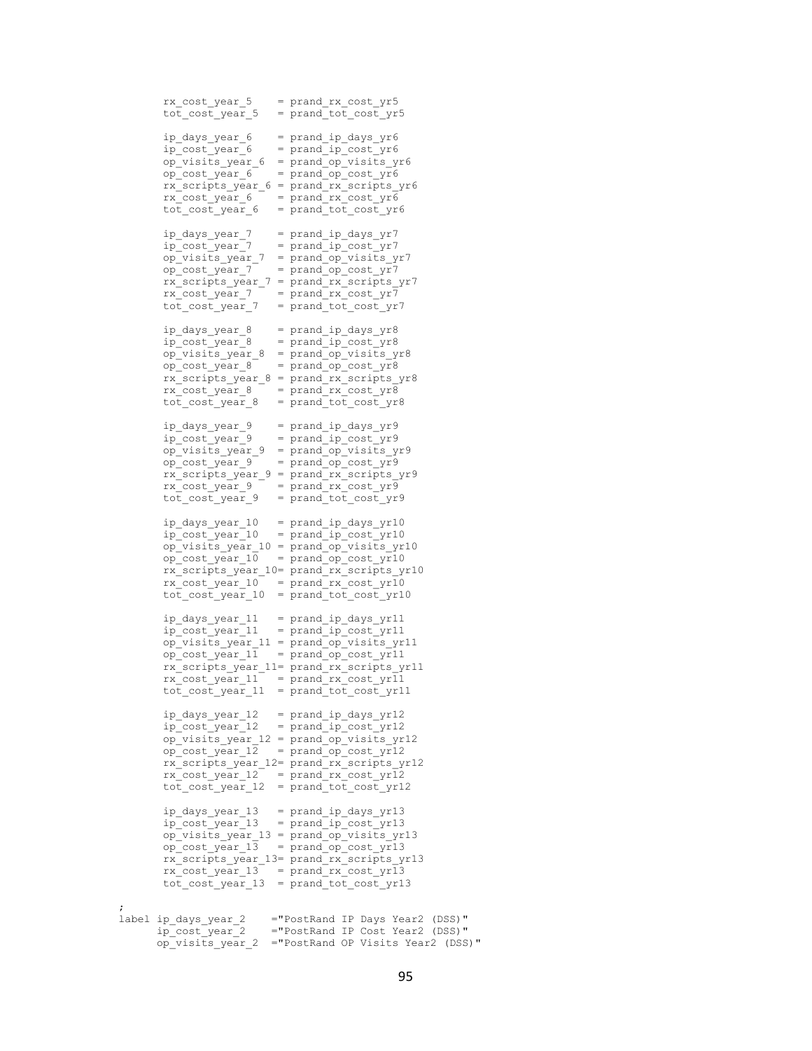```
       rx_cost_year_5    = prand_rx_cost_yr5
       tot_cost_year_5   = prand_tot_cost_yr5

       ip_days_year_6    = prand_ip_days_yr6
       ip_cost_year_6    = prand_ip_cost_yr6
       op_visits_year_6  = prand_op_visits_yr6
       op_cost_year_6    = prand_op_cost_yr6
       rx_scripts_year_6 = prand_rx_scripts_yr6
       rx_cost_year_6    = prand_rx_cost_yr6
       tot_cost_year_6   = prand_tot_cost_yr6

       ip_days_year_7    = prand_ip_days_yr7
       ip_cost_year_7    = prand_ip_cost_yr7
       op_visits_year_7  = prand_op_visits_yr7
       op_cost_year_7    = prand_op_cost_yr7
       rx_scripts_year_7 = prand_rx_scripts_yr7
       rx_cost_year_7    = prand_rx_cost_yr7
       tot_cost_year_7   = prand_tot_cost_yr7

       ip_days_year_8    = prand_ip_days_yr8
       ip_cost_year_8    = prand_ip_cost_yr8
       op_visits_year_8  = prand_op_visits_yr8
       op_cost_year_8    = prand_op_cost_yr8
       rx_scripts_year_8 = prand_rx_scripts_yr8
       rx_cost_year_8    = prand_rx_cost_yr8
       tot_cost_year_8   = prand_tot_cost_yr8

       ip_days_year_9    = prand_ip_days_yr9
       ip_cost_year_9    = prand_ip_cost_yr9
       op_visits_year_9  = prand_op_visits_yr9
       op_cost_year_9    = prand_op_cost_yr9
       rx_scripts_year_9 = prand_rx_scripts_yr9
       rx_cost_year_9    = prand_rx_cost_yr9
       tot_cost_year_9   = prand_tot_cost_yr9

       ip_days_year_10   = prand_ip_days_yr10
       ip_cost_year_10   = prand_ip_cost_yr10
       op_visits_year_10 = prand_op_visits_yr10
       op_cost_year_10   = prand_op_cost_yr10
       rx_scripts_year_10= prand_rx_scripts_yr10
       rx_cost_year_10   = prand_rx_cost_yr10
       tot_cost_year_10  = prand_tot_cost_yr10

       ip_days_year_11   = prand_ip_days_yr11
       ip_cost_year_11   = prand_ip_cost_yr11
       op_visits_year_11 = prand_op_visits_yr11
       op_cost_year_11   = prand_op_cost_yr11
       rx_scripts_year_11= prand_rx_scripts_yr11
       rx_cost_year_11   = prand_rx_cost_yr11
       tot_cost_year_11  = prand_tot_cost_yr11

       ip_days_year_12   = prand_ip_days_yr12
       ip_cost_year_12   = prand_ip_cost_yr12
       op_visits_year_12 = prand_op_visits_yr12
       op_cost_year_12   = prand_op_cost_yr12
       rx_scripts_year_12= prand_rx_scripts_yr12
       rx_cost_year_12   = prand_rx_cost_yr12
       tot_cost_year_12  = prand_tot_cost_yr12

       ip_days_year_13   = prand_ip_days_yr13
       ip_cost_year_13   = prand_ip_cost_yr13
       op_visits_year_13 = prand_op_visits_yr13
       op_cost_year_13   = prand_op_cost_yr13
       rx_scripts_year_13= prand_rx_scripts_yr13
       rx_cost_year_13   = prand_rx_cost_yr13
       tot_cost_year_13  = prand_tot_cost_yr13

;
label ip_days_year_2    ="PostRand IP Days Year2 (DSS)"
      ip_cost_year_2    ="PostRand IP Cost Year2 (DSS)"
      op_visits_year_2  ="PostRand OP Visits Year2 (DSS)"
```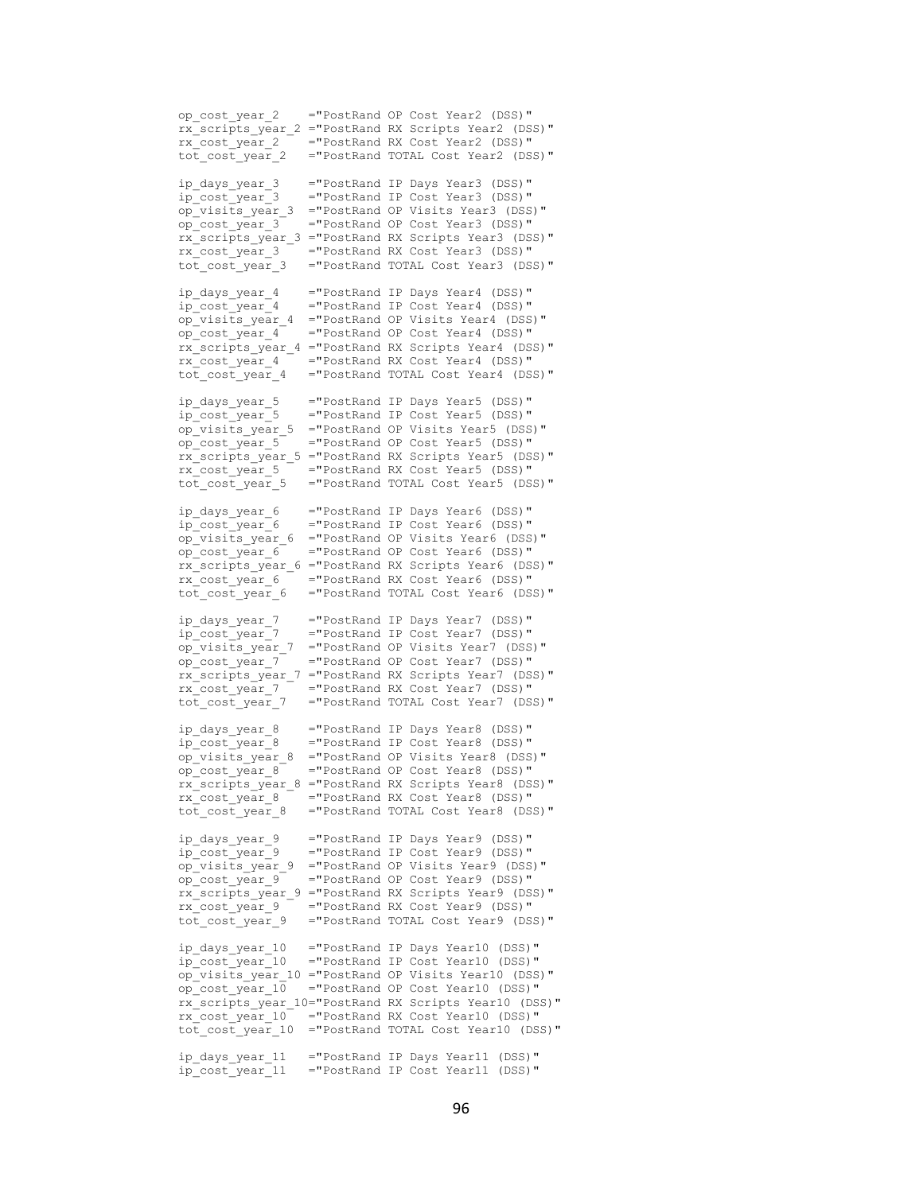```
op_cost_year_2    ="PostRand OP Cost Year2 (DSS)"
rx_scripts_year_2 ="PostRand RX Scripts Year2 (DSS)"
rx_cost_year_2    ="PostRand RX Cost Year2 (DSS)"
tot_cost_year_2   ="PostRand TOTAL Cost Year2 (DSS)"

ip_days_year_3    ="PostRand IP Days Year3 (DSS)"
ip_cost_year_3    ="PostRand IP Cost Year3 (DSS)"
op_visits_year_3  ="PostRand OP Visits Year3 (DSS)"
op_cost_year_3    ="PostRand OP Cost Year3 (DSS)"
rx_scripts_year_3 ="PostRand RX Scripts Year3 (DSS)"
rx_cost_year_3    ="PostRand RX Cost Year3 (DSS)"
tot_cost_year_3   ="PostRand TOTAL Cost Year3 (DSS)"

ip_days_year_4    ="PostRand IP Days Year4 (DSS)"
ip_cost_year_4    ="PostRand IP Cost Year4 (DSS)"
op_visits_year_4  ="PostRand OP Visits Year4 (DSS)"
op_cost_year_4    ="PostRand OP Cost Year4 (DSS)"
rx_scripts_year_4 ="PostRand RX Scripts Year4 (DSS)"
rx_cost_year_4    ="PostRand RX Cost Year4 (DSS)"
tot_cost_year_4   ="PostRand TOTAL Cost Year4 (DSS)"

ip_days_year_5    ="PostRand IP Days Year5 (DSS)"
ip_cost_year_5    ="PostRand IP Cost Year5 (DSS)"
op_visits_year_5  ="PostRand OP Visits Year5 (DSS)"
op_cost_year_5    ="PostRand OP Cost Year5 (DSS)"
rx_scripts_year_5 ="PostRand RX Scripts Year5 (DSS)"
rx_cost_year_5    ="PostRand RX Cost Year5 (DSS)"
tot_cost_year_5   ="PostRand TOTAL Cost Year5 (DSS)"

ip_days_year_6    ="PostRand IP Days Year6 (DSS)"
ip_cost_year_6    ="PostRand IP Cost Year6 (DSS)"
op_visits_year_6  ="PostRand OP Visits Year6 (DSS)"
op_cost_year_6    ="PostRand OP Cost Year6 (DSS)"
rx_scripts_year_6 ="PostRand RX Scripts Year6 (DSS)"
rx_cost_year_6    ="PostRand RX Cost Year6 (DSS)"
tot_cost_year_6   ="PostRand TOTAL Cost Year6 (DSS)"

ip_days_year_7    ="PostRand IP Days Year7 (DSS)"
ip_cost_year_7    ="PostRand IP Cost Year7 (DSS)"
op_visits_year_7  ="PostRand OP Visits Year7 (DSS)"
op_cost_year_7    ="PostRand OP Cost Year7 (DSS)"
rx_scripts_year_7 ="PostRand RX Scripts Year7 (DSS)"
rx_cost_year_7    ="PostRand RX Cost Year7 (DSS)"
tot_cost_year_7   ="PostRand TOTAL Cost Year7 (DSS)"

ip_days_year_8    ="PostRand IP Days Year8 (DSS)"
ip_cost_year_8    ="PostRand IP Cost Year8 (DSS)"
op_visits_year_8  ="PostRand OP Visits Year8 (DSS)"
op_cost_year_8    ="PostRand OP Cost Year8 (DSS)"
rx_scripts_year_8 ="PostRand RX Scripts Year8 (DSS)"
rx_cost_year_8    ="PostRand RX Cost Year8 (DSS)"
tot_cost_year_8   ="PostRand TOTAL Cost Year8 (DSS)"

ip_days_year_9    ="PostRand IP Days Year9 (DSS)"
ip_cost_year_9    ="PostRand IP Cost Year9 (DSS)"
op_visits_year_9  ="PostRand OP Visits Year9 (DSS)"
op_cost_year_9    ="PostRand OP Cost Year9 (DSS)"
rx_scripts_year_9 ="PostRand RX Scripts Year9 (DSS)"
rx_cost_year_9    ="PostRand RX Cost Year9 (DSS)"
tot_cost_year_9   ="PostRand TOTAL Cost Year9 (DSS)"

ip_days_year_10   ="PostRand IP Days Year10 (DSS)"
ip_cost_year_10   ="PostRand IP Cost Year10 (DSS)"
op_visits_year_10 ="PostRand OP Visits Year10 (DSS)"
op_cost_year_10   ="PostRand OP Cost Year10 (DSS)"
rx_scripts_year_10="PostRand RX Scripts Year10 (DSS)"
rx_cost_year_10   ="PostRand RX Cost Year10 (DSS)"
tot_cost_year_10  ="PostRand TOTAL Cost Year10 (DSS)"

ip_days_year_11   ="PostRand IP Days Year11 (DSS)"
ip_cost_year_11   ="PostRand IP Cost Year11 (DSS)"
```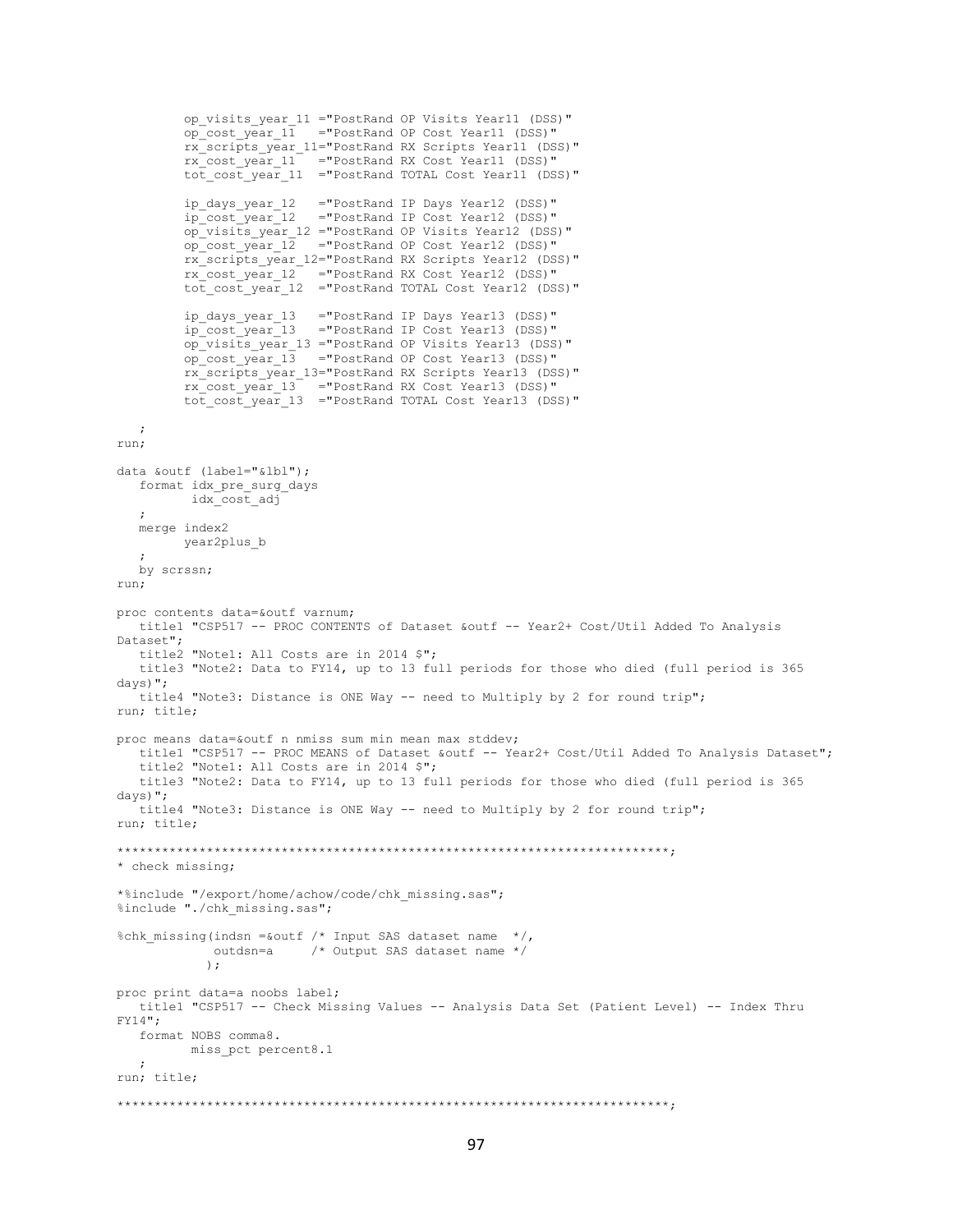```
         op_visits_year_11 ="PostRand OP Visits Year11 (DSS)"
         op_cost_year_11   ="PostRand OP Cost Year11 (DSS)"
         rx_scripts_year_11="PostRand RX Scripts Year11 (DSS)"
         rx_cost_year_11   ="PostRand RX Cost Year11 (DSS)"
         tot_cost_year_11  ="PostRand TOTAL Cost Year11 (DSS)"

         ip_days_year_12   ="PostRand IP Days Year12 (DSS)"
         ip_cost_year_12   ="PostRand IP Cost Year12 (DSS)"
         op_visits_year_12 ="PostRand OP Visits Year12 (DSS)"
         op_cost_year_12   ="PostRand OP Cost Year12 (DSS)"
         rx_scripts_year_12="PostRand RX Scripts Year12 (DSS)"
         rx_cost_year_12   ="PostRand RX Cost Year12 (DSS)"
         tot_cost_year_12  ="PostRand TOTAL Cost Year12 (DSS)"

         ip_days_year_13   ="PostRand IP Days Year13 (DSS)"
         ip_cost_year_13   ="PostRand IP Cost Year13 (DSS)"
         op_visits_year_13 ="PostRand OP Visits Year13 (DSS)"
         op_cost_year_13   ="PostRand OP Cost Year13 (DSS)"
         rx_scripts_year_13="PostRand RX Scripts Year13 (DSS)"
         rx_cost_year_13   ="PostRand RX Cost Year13 (DSS)"
         tot_cost_year_13  ="PostRand TOTAL Cost Year13 (DSS)"

   ;
run;

data &outf (label="&lbl");
   format idx_pre_surg_days
          idx_cost_adj
   ;
   merge index2
         year2plus_b
   ;
   by scrssn;
run;

proc contents data=&outf varnum;
   title1 "CSP517 -- PROC CONTENTS of Dataset &outf -- Year2+ Cost/Util Added To Analysis 
Dataset";
   title2 "Note1: All Costs are in 2014 $";
   title3 "Note2: Data to FY14, up to 13 full periods for those who died (full period is 365 
days)";
   title4 "Note3: Distance is ONE Way -- need to Multiply by 2 for round trip";
run; title;

proc means data=&outf n nmiss sum min mean max stddev;
   title1 "CSP517 -- PROC MEANS of Dataset &outf -- Year2+ Cost/Util Added To Analysis Dataset";
   title2 "Note1: All Costs are in 2014 $";
   title3 "Note2: Data to FY14, up to 13 full periods for those who died (full period is 365 
days)";
   title4 "Note3: Distance is ONE Way -- need to Multiply by 2 for round trip";
run; title;

*************************************************************************;
* check missing;

*%include "/export/home/achow/code/chk_missing.sas";
%include "./chk_missing.sas";

%chk_missing(indsn =&outf /* Input SAS dataset name  */,
             outdsn=a     /* Output SAS dataset name */
            );

proc print data=a noobs label;
   title1 "CSP517 -- Check Missing Values -- Analysis Data Set (Patient Level) -- Index Thru 
FY14";
   format NOBS comma8.
          miss_pct percent8.1
   ;
run; title;

*************************************************************************;
```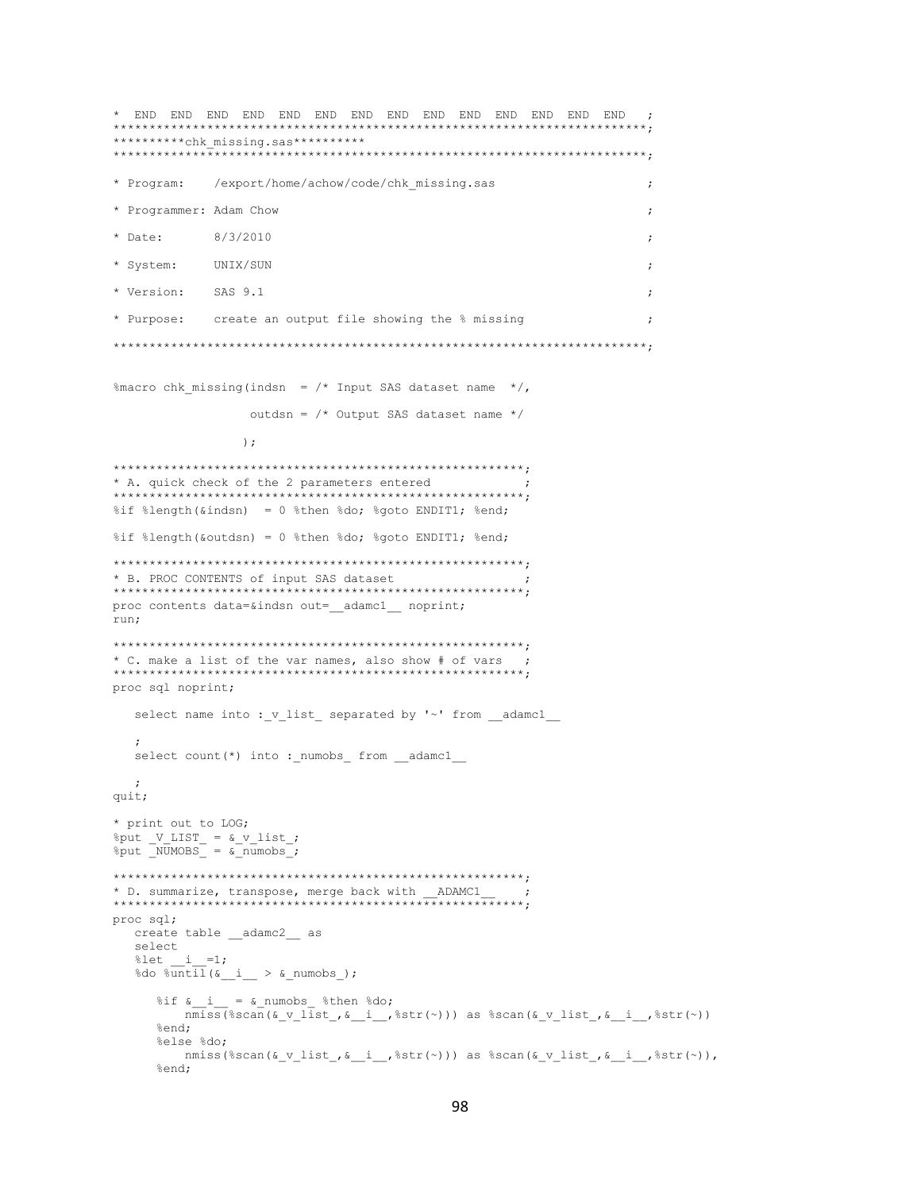```
*  END  END  END  END  END  END  END  END  END  END  END  END  END  END   ;
*************************************************************************;
**********chk_missing.sas**********
*************************************************************************;

* Program:    /export/home/achow/code/chk_missing.sas                   ;

* Programmer: Adam Chow                                                 ;

* Date:       8/3/2010                                                  ;

* System:     UNIX/SUN                                                  ;

* Version:    SAS 9.1                                                   ;

* Purpose:    create an output file showing the % missing               ;

*************************************************************************;


%macro chk_missing(indsn  = /* Input SAS dataset name  */,

                   outdsn = /* Output SAS dataset name */

                  );

*********************************************************;
* A. quick check of the 2 parameters entered            ;
*********************************************************;
%if %length(&indsn)  = 0 %then %do; %goto ENDIT1; %end;

%if %length(&outdsn) = 0 %then %do; %goto ENDIT1; %end;

*********************************************************;
* B. PROC CONTENTS of input SAS dataset                 ;
*********************************************************;
proc contents data=&indsn out=__adamc1__ noprint;
run;

*********************************************************;
* C. make a list of the var names, also show # of vars   ;
*********************************************************;
proc sql noprint;

   select name into :_v_list_ separated by '~' from __adamc1__

   ;
   select count(*) into :_numobs_ from __adamc1__

   ;
quit;

* print out to LOG;
%put _V_LIST_ = &_v_list_;
%put _NUMOBS_ = &_numobs_;

*********************************************************;
* D. summarize, transpose, merge back with __ADAMC1__    ;
*********************************************************;
proc sql;
   create table __adamc2__ as
   select
   %let __i__=1;
   %do %until(&__i__ > &_numobs_);

      %if &__i__ = &_numobs_ %then %do;
         nmiss(%scan(&_v_list_,&__i__,%str(~))) as %scan(&_v_list_,&__i__,%str(~))
      %end;
      %else %do;
         nmiss(%scan(&_v_list_,&__i__,%str(~))) as %scan(&_v_list_,&__i__,%str(~)),
      %end;
```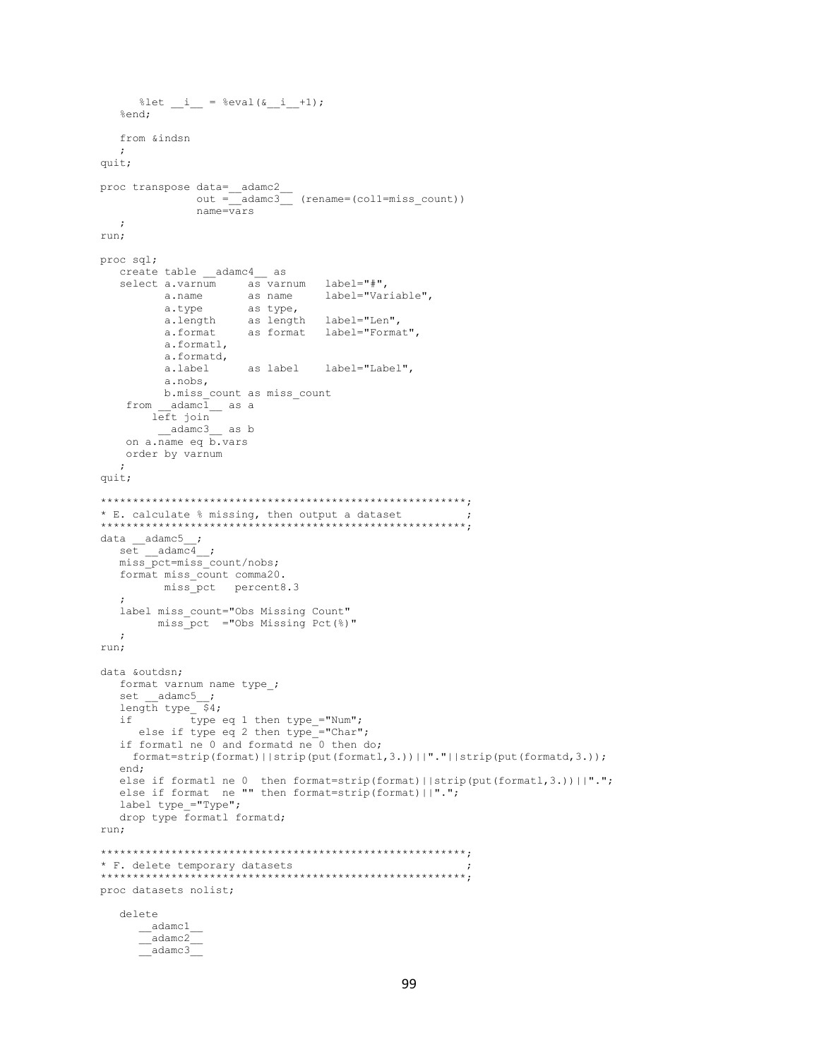```
      %let __i__ = %eval(&__i__+1);
   %end;

   from &indsn
   ;
quit;

proc transpose data=__adamc2__
               out =__adamc3__ (rename=(col1=miss_count))
               name=vars
   ;
run;

proc sql;
   create table __adamc4__ as
   select a.varnum     as varnum   label="#",
          a.name       as name     label="Variable",
          a.type       as type,
          a.length     as length   label="Len",
          a.format     as format   label="Format",
          a.formatl,
          a.formatd,
          a.label      as label    label="Label",
          a.nobs,
          b.miss_count as miss_count
    from __adamc1__ as a
        left join
         __adamc3__ as b
    on a.name eq b.vars
    order by varnum
   ;
quit;

*********************************************************;
* E. calculate % missing, then output a dataset          ;
*********************************************************;
data __adamc5__;
   set __adamc4__;
   miss_pct=miss_count/nobs;
   format miss_count comma20.
          miss_pct   percent8.3
   ;
   label miss_count="Obs Missing Count"
         miss_pct  ="Obs Missing Pct(%)"
   ;
run;

data &outdsn;
   format varnum name type_;
   set __adamc5__;
   length type_ $4;
   if         type eq 1 then type_="Num";
      else if type eq 2 then type_="Char";
   if formatl ne 0 and formatd ne 0 then do;
     format=strip(format)||strip(put(formatl,3.))||"."||strip(put(formatd,3.));
   end;
   else if formatl ne 0  then format=strip(format)||strip(put(formatl,3.))||".";
   else if format  ne "" then format=strip(format)||".";
   label type_="Type";
   drop type formatl formatd;
run;

*********************************************************;
* F. delete temporary datasets                           ;
*********************************************************;
proc datasets nolist;

   delete
      __adamc1__
      __adamc2__
      __adamc3__
```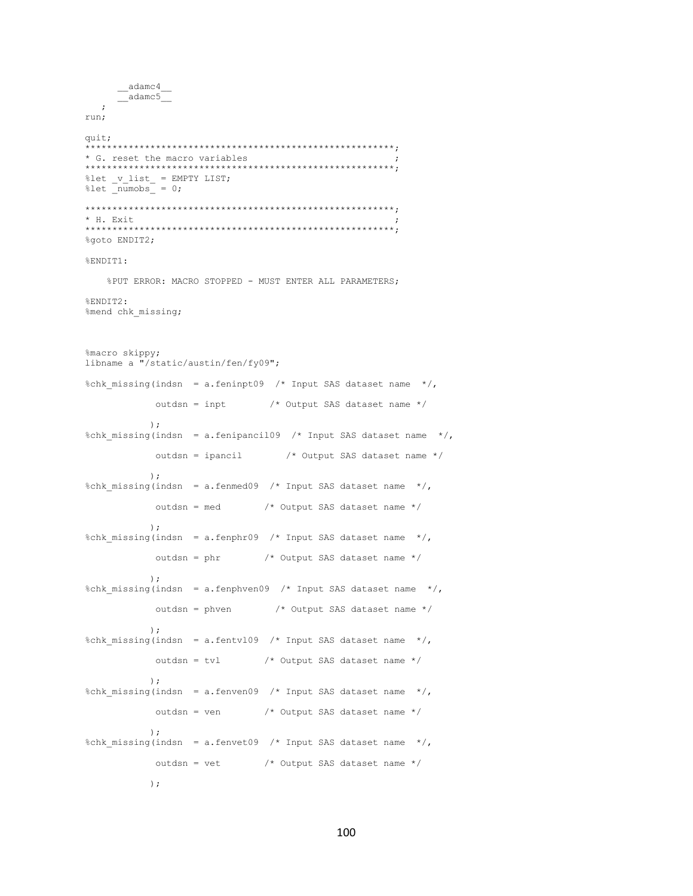```
      __adamc4__
      __adamc5__
   ;
run;

quit;
*********************************************************;
* G. reset the macro variables                          ;
*********************************************************;
%let _v_list_ = EMPTY LIST;
%let _numobs_ = 0;

*********************************************************;
* H. Exit                                               ;
*********************************************************;
%goto ENDIT2;

%ENDIT1:

    %PUT ERROR: MACRO STOPPED - MUST ENTER ALL PARAMETERS;

%ENDIT2:
%mend chk_missing;



%macro skippy;
libname a "/static/austin/fen/fy09";

%chk_missing(indsn  = a.feninpt09  /* Input SAS dataset name  */,

             outdsn = inpt        /* Output SAS dataset name */

            );
%chk_missing(indsn  = a.fenipancil09  /* Input SAS dataset name  */,

             outdsn = ipancil        /* Output SAS dataset name */

            );
%chk_missing(indsn  = a.fenmed09  /* Input SAS dataset name  */,

             outdsn = med        /* Output SAS dataset name */

            );
%chk_missing(indsn  = a.fenphr09  /* Input SAS dataset name  */,

             outdsn = phr        /* Output SAS dataset name */

            );
%chk_missing(indsn  = a.fenphven09  /* Input SAS dataset name  */,

             outdsn = phven        /* Output SAS dataset name */

            );
%chk_missing(indsn  = a.fentvl09  /* Input SAS dataset name  */,

             outdsn = tvl        /* Output SAS dataset name */

            );
%chk_missing(indsn  = a.fenven09  /* Input SAS dataset name  */,

             outdsn = ven        /* Output SAS dataset name */

            );
%chk_missing(indsn  = a.fenvet09  /* Input SAS dataset name  */,

             outdsn = vet        /* Output SAS dataset name */

            );
```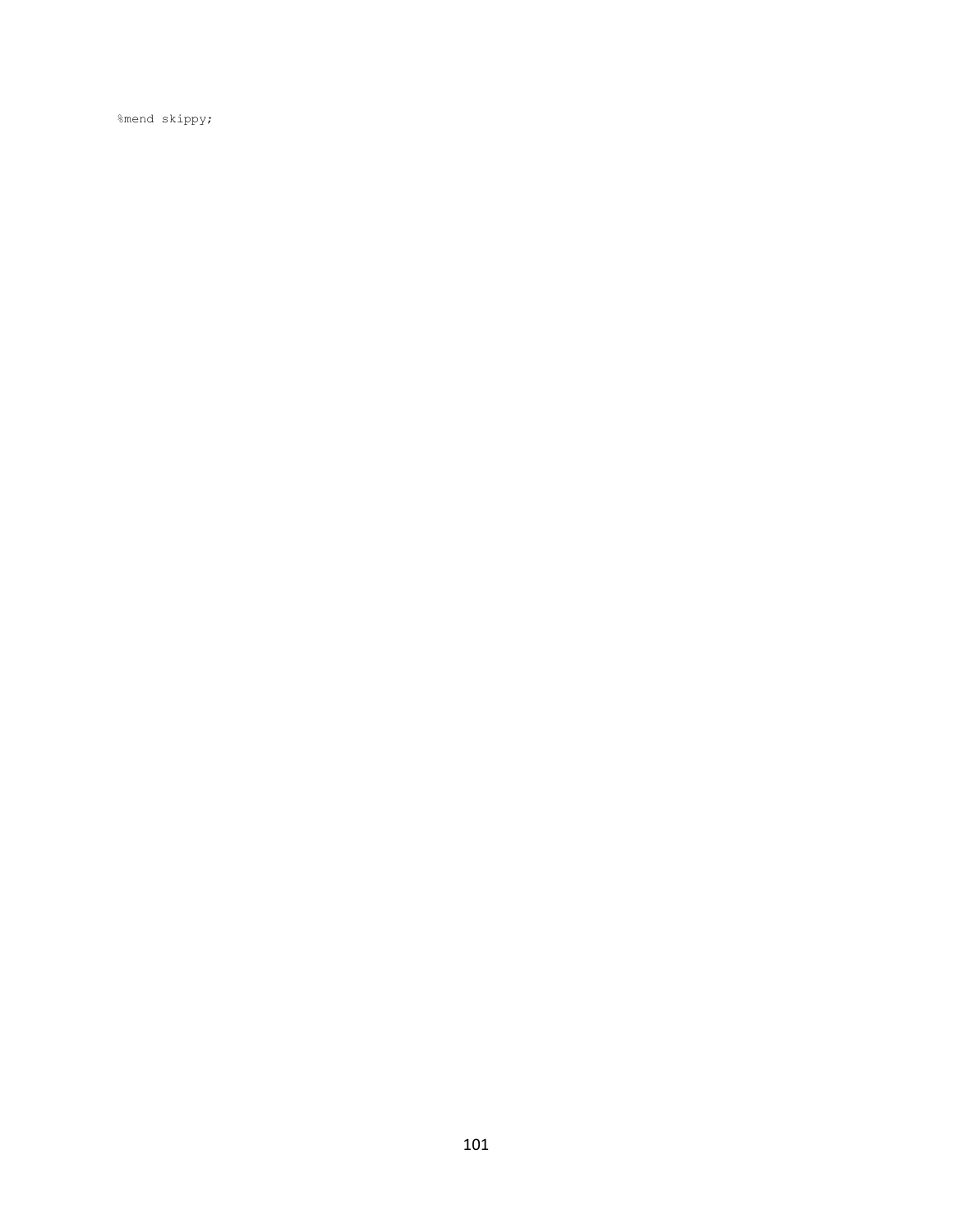```
%mend skippy;
```